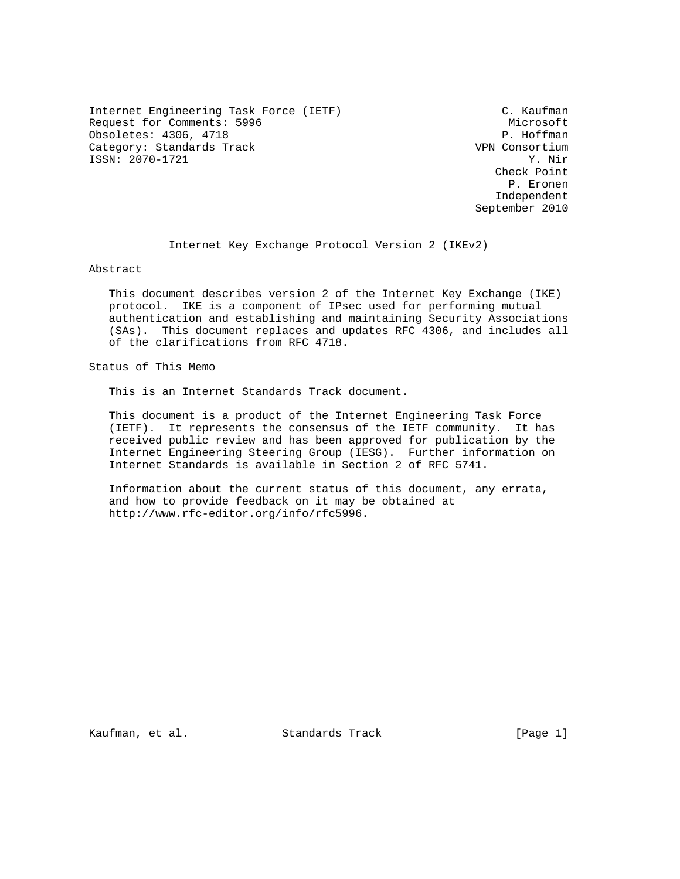Internet Engineering Task Force (IETF) C. Kaufman
Request for Comments: 5996 Microsoft
Obsoletes: 4306, 4718 P. Hoffman
Category: Standards Track VPN Consortium
ISSN: 2070-1721 Y. Nir
Check Point
P. Eronen
Independent
September 2010

# Internet Key Exchange Protocol Version 2 (IKEv2)

## Abstract

This document describes version 2 of the Internet Key Exchange (IKE) protocol. IKE is a component of IPsec used for performing mutual authentication and establishing and maintaining Security Associations (SAs). This document replaces and updates RFC 4306, and includes all of the clarifications from RFC 4718.

## Status of This Memo

This is an Internet Standards Track document.

This document is a product of the Internet Engineering Task Force (IETF). It represents the consensus of the IETF community. It has received public review and has been approved for publication by the Internet Engineering Steering Group (IESG). Further information on Internet Standards is available in Section 2 of RFC 5741.

Information about the current status of this document, any errata, and how to provide feedback on it may be obtained at http://www.rfc-editor.org/info/rfc5996.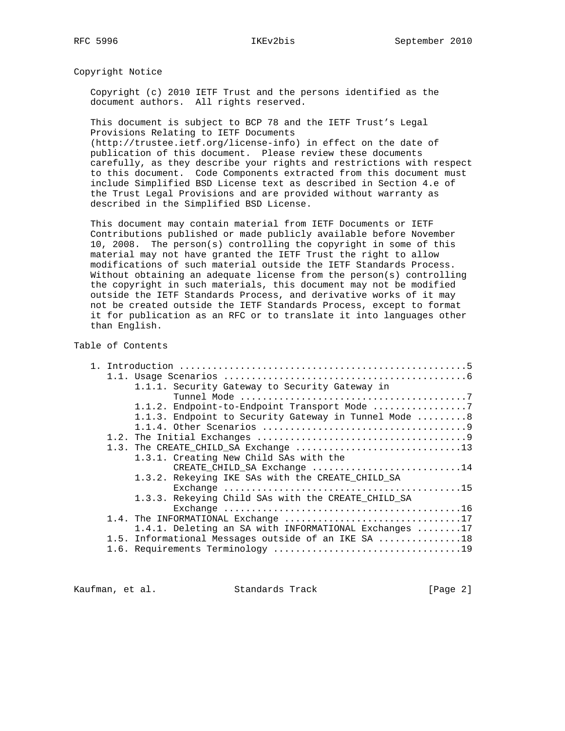## Copyright Notice

Copyright (c) 2010 IETF Trust and the persons identified as the document authors. All rights reserved.

This document is subject to BCP 78 and the IETF Trust's Legal Provisions Relating to IETF Documents (http://trustee.ietf.org/license-info) in effect on the date of publication of this document. Please review these documents carefully, as they describe your rights and restrictions with respect to this document. Code Components extracted from this document must include Simplified BSD License text as described in Section 4.e of the Trust Legal Provisions and are provided without warranty as described in the Simplified BSD License.

This document may contain material from IETF Documents or IETF Contributions published or made publicly available before November 10, 2008. The person(s) controlling the copyright in some of this material may not have granted the IETF Trust the right to allow modifications of such material outside the IETF Standards Process. Without obtaining an adequate license from the person(s) controlling the copyright in such materials, this document may not be modified outside the IETF Standards Process, and derivative works of it may not be created outside the IETF Standards Process, except to format it for publication as an RFC or to translate it into languages other than English.

## Table of Contents

```
   1. Introduction ....................................................5
      1.1. Usage Scenarios ............................................6
           1.1.1. Security Gateway to Security Gateway in
                  Tunnel Mode .........................................7
           1.1.2. Endpoint-to-Endpoint Transport Mode .................7
           1.1.3. Endpoint to Security Gateway in Tunnel Mode .........8
           1.1.4. Other Scenarios .....................................9
      1.2. The Initial Exchanges ......................................9
      1.3. The CREATE_CHILD_SA Exchange ..............................13
           1.3.1. Creating New Child SAs with the
                  CREATE_CHILD_SA Exchange ...........................14
           1.3.2. Rekeying IKE SAs with the CREATE_CHILD_SA
                  Exchange ...........................................15
           1.3.3. Rekeying Child SAs with the CREATE_CHILD_SA
                  Exchange ...........................................16
      1.4. The INFORMATIONAL Exchange ................................17
           1.4.1. Deleting an SA with INFORMATIONAL Exchanges ........17
      1.5. Informational Messages outside of an IKE SA ...............18
      1.6. Requirements Terminology ..................................19
```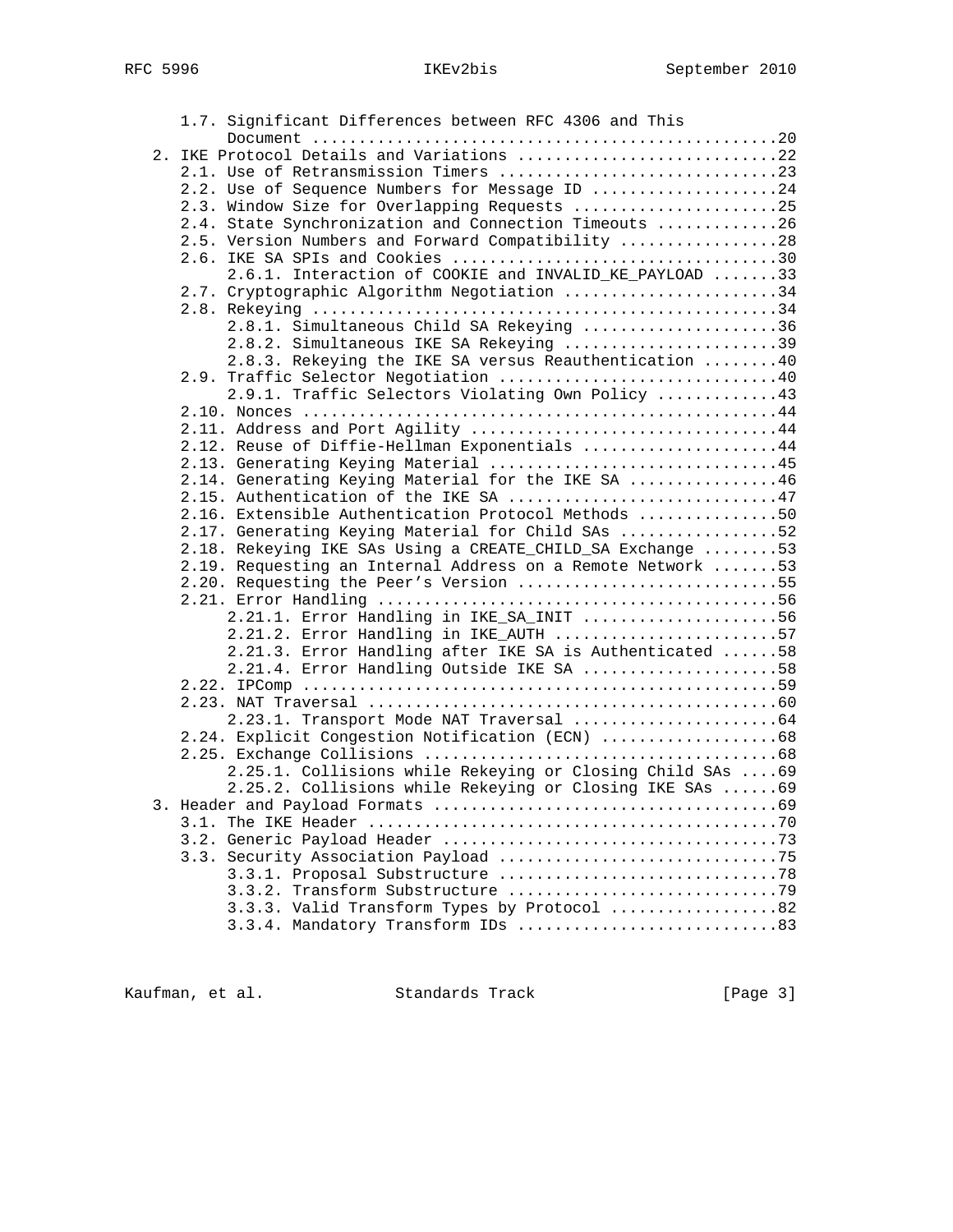```
      1.7. Significant Differences between RFC 4306 and This
           Document ..................................................20
   2. IKE Protocol Details and Variations ............................22
      2.1. Use of Retransmission Timers ..............................23
      2.2. Use of Sequence Numbers for Message ID ....................24
      2.3. Window Size for Overlapping Requests ......................25
      2.4. State Synchronization and Connection Timeouts .............26
      2.5. Version Numbers and Forward Compatibility .................28
      2.6. IKE SA SPIs and Cookies ...................................30
           2.6.1. Interaction of COOKIE and INVALID_KE_PAYLOAD .......33
      2.7. Cryptographic Algorithm Negotiation .......................34
      2.8. Rekeying ..................................................34
           2.8.1. Simultaneous Child SA Rekeying .....................36
           2.8.2. Simultaneous IKE SA Rekeying .......................39
           2.8.3. Rekeying the IKE SA versus Reauthentication ........40
      2.9. Traffic Selector Negotiation ..............................40
           2.9.1. Traffic Selectors Violating Own Policy .............43
      2.10. Nonces ...................................................44
      2.11. Address and Port Agility .................................44
      2.12. Reuse of Diffie-Hellman Exponentials .....................44
      2.13. Generating Keying Material ...............................45
      2.14. Generating Keying Material for the IKE SA ................46
      2.15. Authentication of the IKE SA .............................47
      2.16. Extensible Authentication Protocol Methods ...............50
      2.17. Generating Keying Material for Child SAs .................52
      2.18. Rekeying IKE SAs Using a CREATE_CHILD_SA Exchange ........53
      2.19. Requesting an Internal Address on a Remote Network .......53
      2.20. Requesting the Peer's Version ............................55
      2.21. Error Handling ...........................................56
           2.21.1. Error Handling in IKE_SA_INIT .....................56
           2.21.2. Error Handling in IKE_AUTH ........................57
           2.21.3. Error Handling after IKE SA is Authenticated ......58
           2.21.4. Error Handling Outside IKE SA .....................58
      2.22. IPComp ...................................................59
      2.23. NAT Traversal ............................................60
           2.23.1. Transport Mode NAT Traversal ......................64
      2.24. Explicit Congestion Notification (ECN) ...................68
      2.25. Exchange Collisions ......................................68
           2.25.1. Collisions while Rekeying or Closing Child SAs ....69
           2.25.2. Collisions while Rekeying or Closing IKE SAs ......69
   3. Header and Payload Formats .....................................69
      3.1. The IKE Header ............................................70
      3.2. Generic Payload Header ....................................73
      3.3. Security Association Payload ..............................75
           3.3.1. Proposal Substructure ..............................78
           3.3.2. Transform Substructure .............................79
           3.3.3. Valid Transform Types by Protocol ..................82
           3.3.4. Mandatory Transform IDs ............................83
```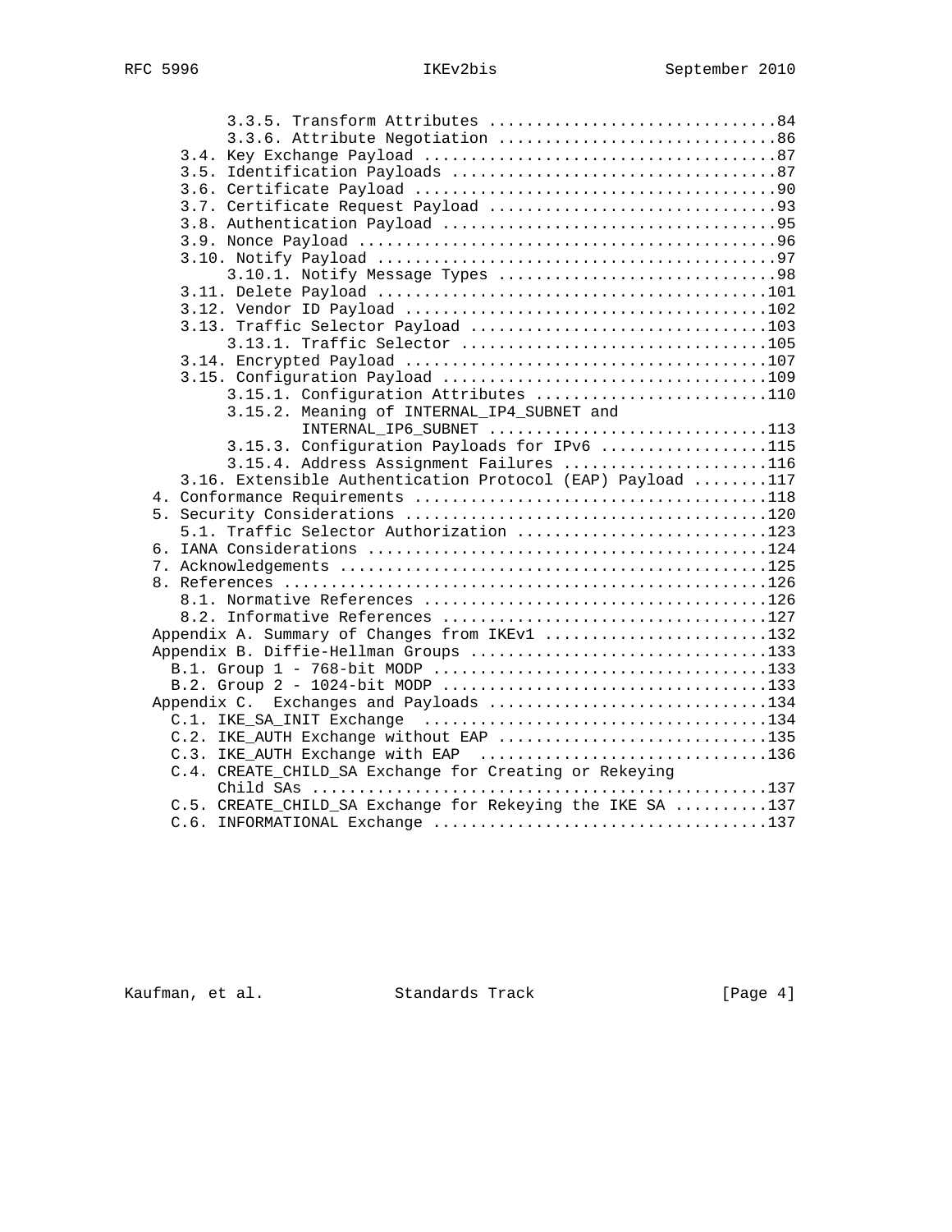```
         3.3.5. Transform Attributes ...............................84
         3.3.6. Attribute Negotiation ..............................86
    3.4. Key Exchange Payload ......................................87
    3.5. Identification Payloads ...................................87
    3.6. Certificate Payload .......................................90
    3.7. Certificate Request Payload ...............................93
    3.8. Authentication Payload ....................................95
    3.9. Nonce Payload .............................................96
    3.10. Notify Payload ...........................................97
         3.10.1. Notify Message Types ..............................98
    3.11. Delete Payload ..........................................101
    3.12. Vendor ID Payload .......................................102
    3.13. Traffic Selector Payload ................................103
         3.13.1. Traffic Selector .................................105
    3.14. Encrypted Payload .......................................107
    3.15. Configuration Payload ...................................109
         3.15.1. Configuration Attributes .........................110
         3.15.2. Meaning of INTERNAL_IP4_SUBNET and
                 INTERNAL_IP6_SUBNET ..............................113
         3.15.3. Configuration Payloads for IPv6 ..................115
         3.15.4. Address Assignment Failures ......................116
    3.16. Extensible Authentication Protocol (EAP) Payload ........117
 4. Conformance Requirements ......................................118
 5. Security Considerations .......................................120
    5.1. Traffic Selector Authorization ...........................123
 6. IANA Considerations ...........................................124
 7. Acknowledgements ..............................................125
 8. References ....................................................126
    8.1. Normative References .....................................126
    8.2. Informative References ...................................127
 Appendix A. Summary of Changes from IKEv1 ........................132
 Appendix B. Diffie-Hellman Groups ................................133
   B.1. Group 1 - 768-bit MODP ....................................133
   B.2. Group 2 - 1024-bit MODP ...................................133
 Appendix C.  Exchanges and Payloads ..............................134
   C.1. IKE_SA_INIT Exchange  .....................................134
   C.2. IKE_AUTH Exchange without EAP .............................135
   C.3. IKE_AUTH Exchange with EAP  ...............................136
   C.4. CREATE_CHILD_SA Exchange for Creating or Rekeying
        Child SAs .................................................137
   C.5. CREATE_CHILD_SA Exchange for Rekeying the IKE SA ..........137
   C.6. INFORMATIONAL Exchange ....................................137
```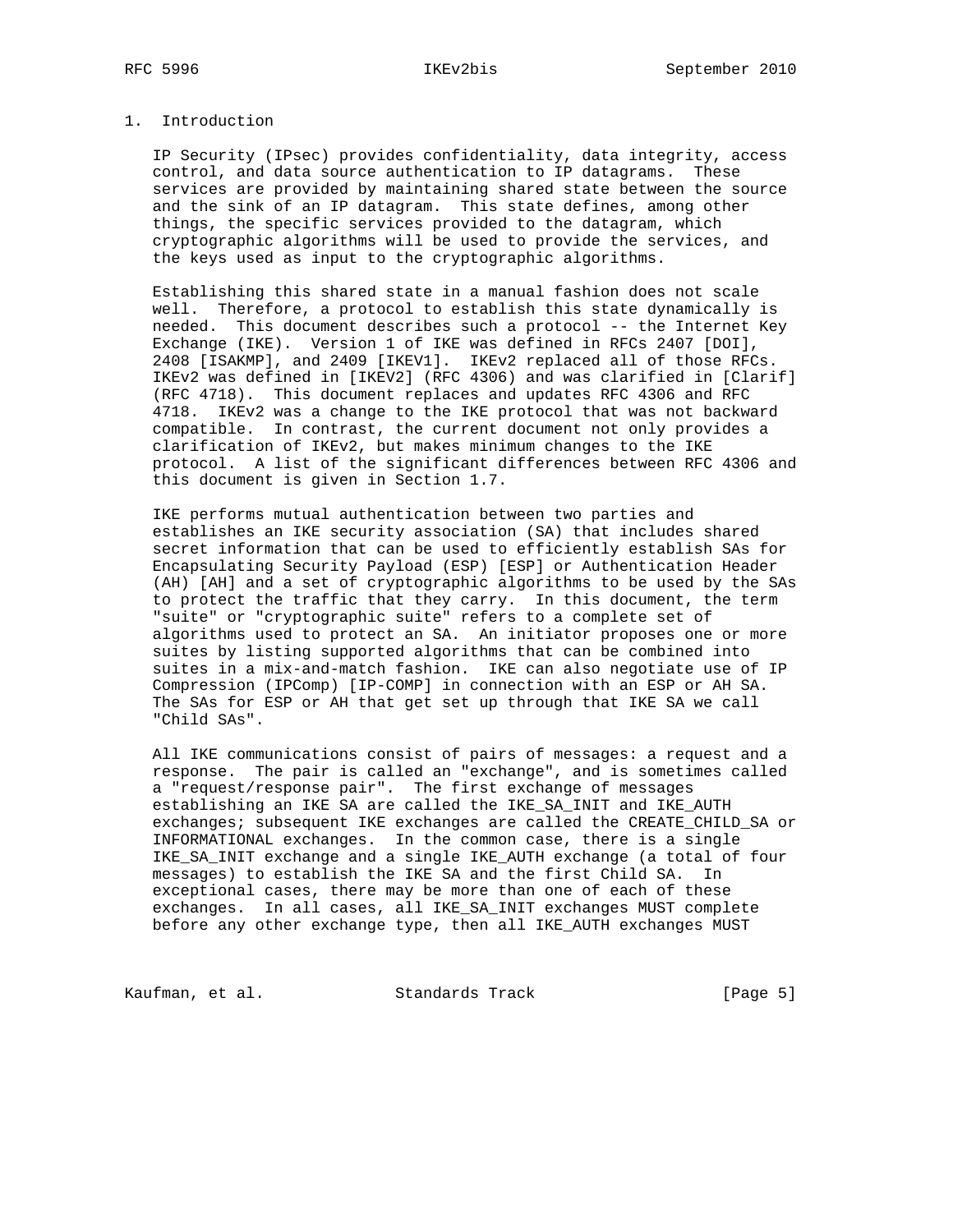# 1. Introduction

IP Security (IPsec) provides confidentiality, data integrity, access control, and data source authentication to IP datagrams. These services are provided by maintaining shared state between the source and the sink of an IP datagram. This state defines, among other things, the specific services provided to the datagram, which cryptographic algorithms will be used to provide the services, and the keys used as input to the cryptographic algorithms.

Establishing this shared state in a manual fashion does not scale well. Therefore, a protocol to establish this state dynamically is needed. This document describes such a protocol -- the Internet Key Exchange (IKE). Version 1 of IKE was defined in RFCs 2407 [DOI], 2408 [ISAKMP], and 2409 [IKEV1]. IKEv2 replaced all of those RFCs. IKEv2 was defined in [IKEV2] (RFC 4306) and was clarified in [Clarif] (RFC 4718). This document replaces and updates RFC 4306 and RFC 4718. IKEv2 was a change to the IKE protocol that was not backward compatible. In contrast, the current document not only provides a clarification of IKEv2, but makes minimum changes to the IKE protocol. A list of the significant differences between RFC 4306 and this document is given in Section 1.7.

IKE performs mutual authentication between two parties and establishes an IKE security association (SA) that includes shared secret information that can be used to efficiently establish SAs for Encapsulating Security Payload (ESP) [ESP] or Authentication Header (AH) [AH] and a set of cryptographic algorithms to be used by the SAs to protect the traffic that they carry. In this document, the term "suite" or "cryptographic suite" refers to a complete set of algorithms used to protect an SA. An initiator proposes one or more suites by listing supported algorithms that can be combined into suites in a mix-and-match fashion. IKE can also negotiate use of IP Compression (IPComp) [IP-COMP] in connection with an ESP or AH SA. The SAs for ESP or AH that get set up through that IKE SA we call "Child SAs".

All IKE communications consist of pairs of messages: a request and a response. The pair is called an "exchange", and is sometimes called a "request/response pair". The first exchange of messages establishing an IKE SA are called the IKE_SA_INIT and IKE_AUTH exchanges; subsequent IKE exchanges are called the CREATE_CHILD_SA or INFORMATIONAL exchanges. In the common case, there is a single IKE_SA_INIT exchange and a single IKE_AUTH exchange (a total of four messages) to establish the IKE SA and the first Child SA. In exceptional cases, there may be more than one of each of these exchanges. In all cases, all IKE_SA_INIT exchanges MUST complete before any other exchange type, then all IKE_AUTH exchanges MUST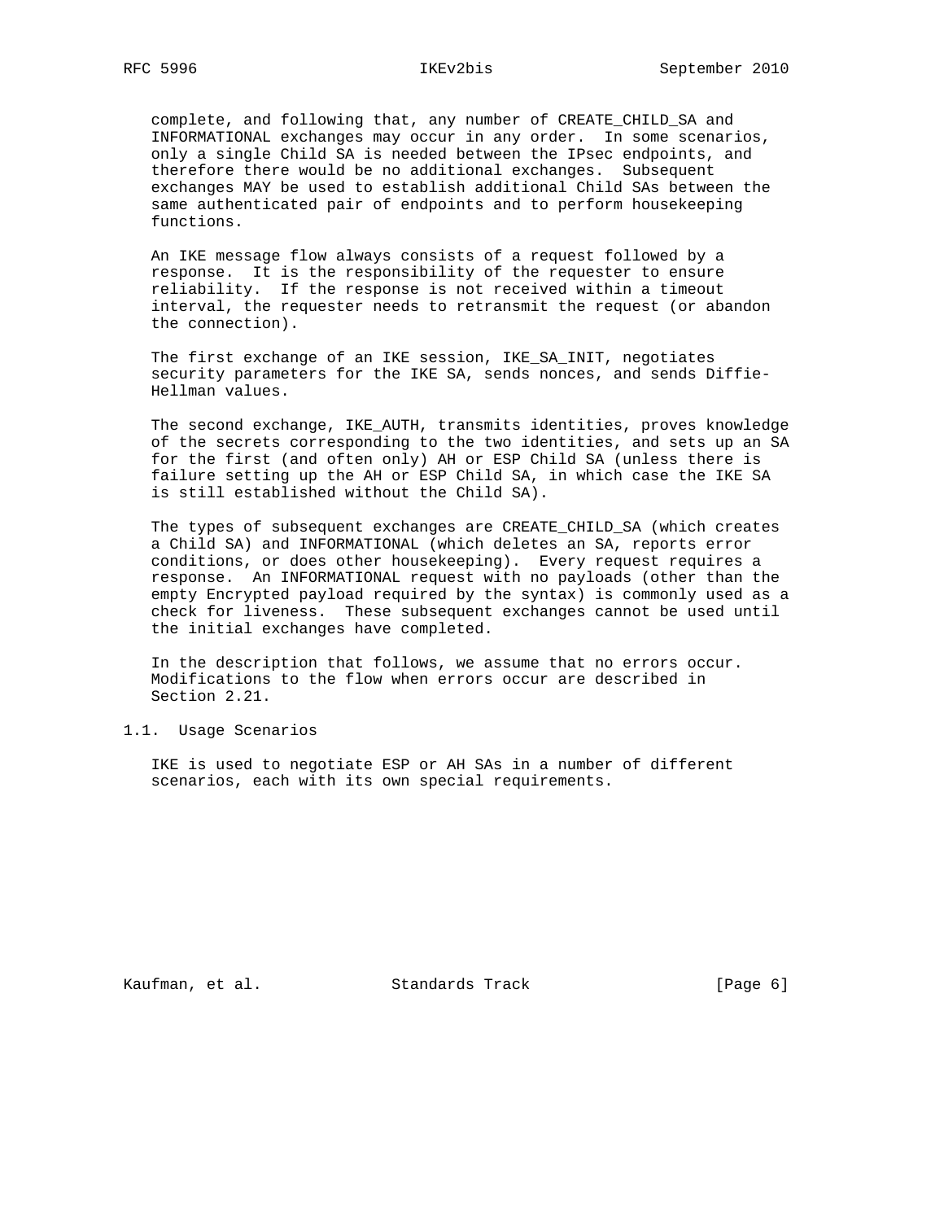complete, and following that, any number of CREATE_CHILD_SA and INFORMATIONAL exchanges may occur in any order. In some scenarios, only a single Child SA is needed between the IPsec endpoints, and therefore there would be no additional exchanges. Subsequent exchanges MAY be used to establish additional Child SAs between the same authenticated pair of endpoints and to perform housekeeping functions.

An IKE message flow always consists of a request followed by a response. It is the responsibility of the requester to ensure reliability. If the response is not received within a timeout interval, the requester needs to retransmit the request (or abandon the connection).

The first exchange of an IKE session, IKE_SA_INIT, negotiates security parameters for the IKE SA, sends nonces, and sends Diffie-Hellman values.

The second exchange, IKE_AUTH, transmits identities, proves knowledge of the secrets corresponding to the two identities, and sets up an SA for the first (and often only) AH or ESP Child SA (unless there is failure setting up the AH or ESP Child SA, in which case the IKE SA is still established without the Child SA).

The types of subsequent exchanges are CREATE_CHILD_SA (which creates a Child SA) and INFORMATIONAL (which deletes an SA, reports error conditions, or does other housekeeping). Every request requires a response. An INFORMATIONAL request with no payloads (other than the empty Encrypted payload required by the syntax) is commonly used as a check for liveness. These subsequent exchanges cannot be used until the initial exchanges have completed.

In the description that follows, we assume that no errors occur. Modifications to the flow when errors occur are described in Section 2.21.

## 1.1. Usage Scenarios

IKE is used to negotiate ESP or AH SAs in a number of different scenarios, each with its own special requirements.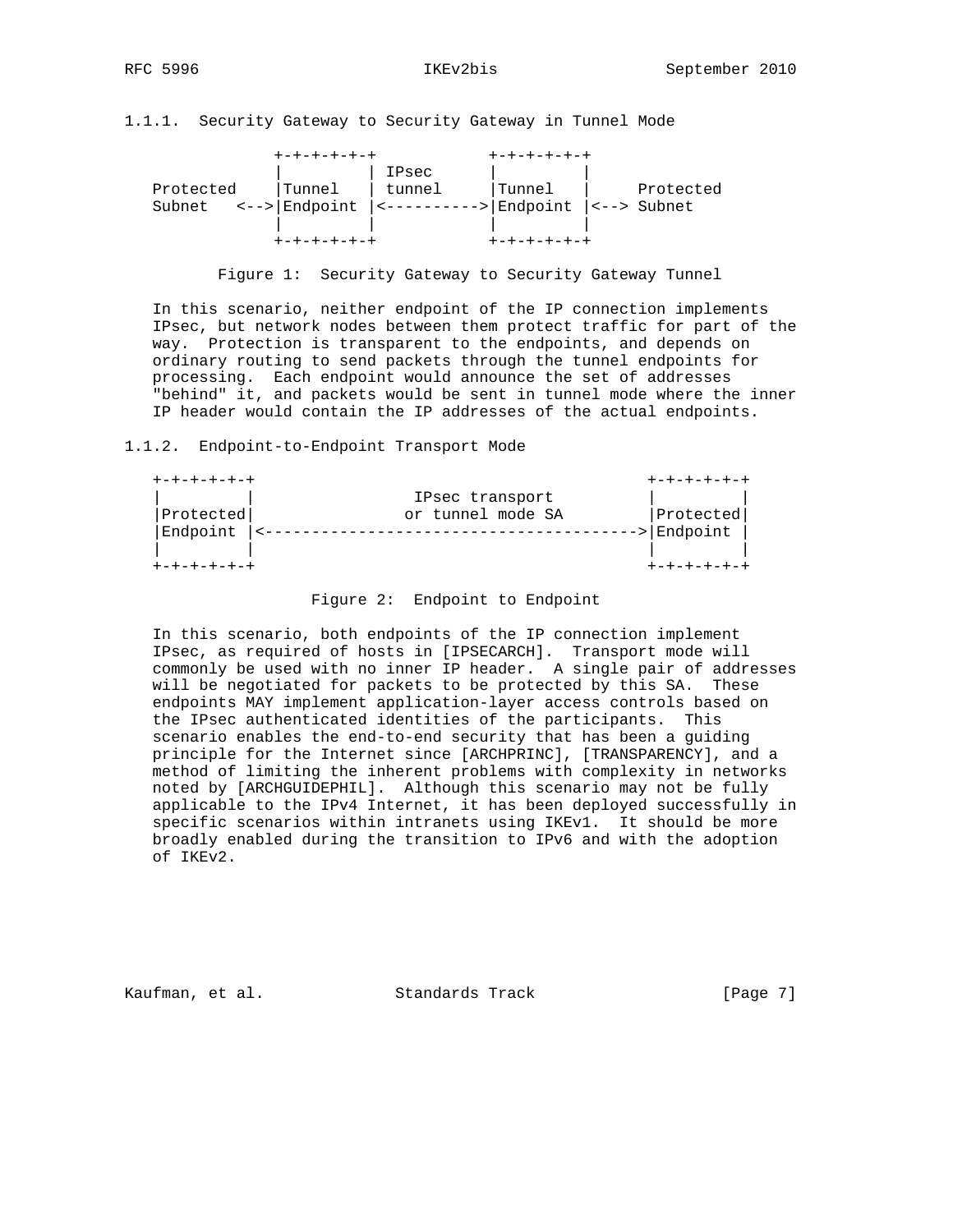### 1.1.1. Security Gateway to Security Gateway in Tunnel Mode

```
               +-+-+-+-+-+            +-+-+-+-+-+
               |         | IPsec      |         |
  Protected    |Tunnel   | tunnel     |Tunnel   |     Protected
  Subnet   <-->|Endpoint |<---------->|Endpoint |<--> Subnet
               |         |            |         |
               +-+-+-+-+-+            +-+-+-+-+-+
```

Figure 1: Security Gateway to Security Gateway Tunnel

In this scenario, neither endpoint of the IP connection implements IPsec, but network nodes between them protect traffic for part of the way. Protection is transparent to the endpoints, and depends on ordinary routing to send packets through the tunnel endpoints for processing. Each endpoint would announce the set of addresses "behind" it, and packets would be sent in tunnel mode where the inner IP header would contain the IP addresses of the actual endpoints.

### 1.1.2. Endpoint-to-Endpoint Transport Mode

```
  +-+-+-+-+-+                                         +-+-+-+-+-+
  |         |                 IPsec transport         |         |
  |Protected|                or tunnel mode SA        |Protected|
  |Endpoint |<--------------------------------------->|Endpoint |
  |         |                                         |         |
  +-+-+-+-+-+                                         +-+-+-+-+-+
```

Figure 2: Endpoint to Endpoint

In this scenario, both endpoints of the IP connection implement IPsec, as required of hosts in [IPSECARCH]. Transport mode will commonly be used with no inner IP header. A single pair of addresses will be negotiated for packets to be protected by this SA. These endpoints MAY implement application-layer access controls based on the IPsec authenticated identities of the participants. This scenario enables the end-to-end security that has been a guiding principle for the Internet since [ARCHPRINC], [TRANSPARENCY], and a method of limiting the inherent problems with complexity in networks noted by [ARCHGUIDEPHIL]. Although this scenario may not be fully applicable to the IPv4 Internet, it has been deployed successfully in specific scenarios within intranets using IKEv1. It should be more broadly enabled during the transition to IPv6 and with the adoption of IKEv2.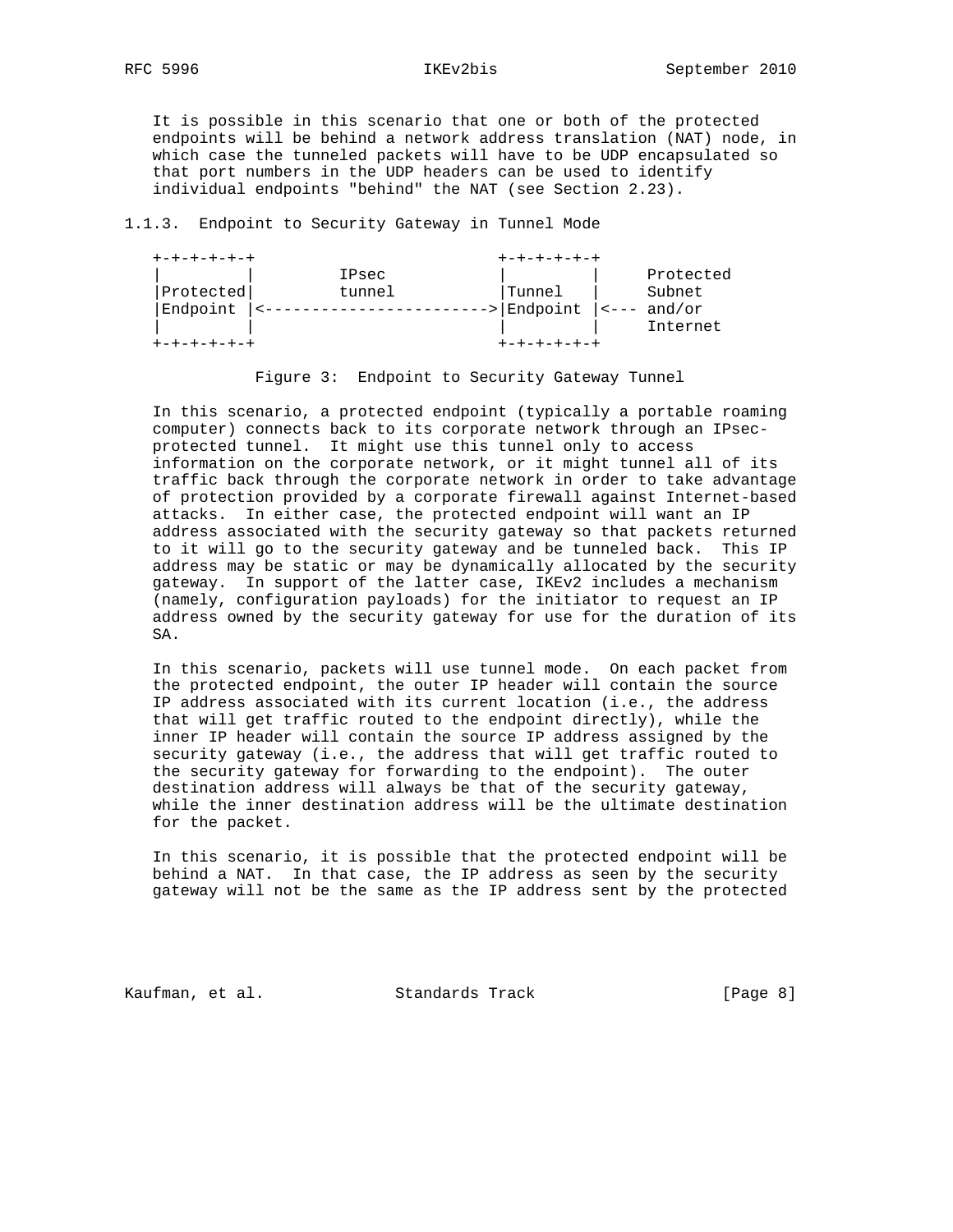It is possible in this scenario that one or both of the protected endpoints will be behind a network address translation (NAT) node, in which case the tunneled packets will have to be UDP encapsulated so that port numbers in the UDP headers can be used to identify individual endpoints "behind" the NAT (see Section 2.23).

### 1.1.3. Endpoint to Security Gateway in Tunnel Mode

```
+-+-+-+-+-+                          +-+-+-+-+-+
|         |          IPsec           |         |     Protected
|Protected|          tunnel          |Tunnel   |     Subnet
|Endpoint |<------------------------>|Endpoint |<--- and/or
|         |                          |         |     Internet
+-+-+-+-+-+                          +-+-+-+-+-+
```

Figure 3: Endpoint to Security Gateway Tunnel

In this scenario, a protected endpoint (typically a portable roaming computer) connects back to its corporate network through an IPsec-protected tunnel. It might use this tunnel only to access information on the corporate network, or it might tunnel all of its traffic back through the corporate network in order to take advantage of protection provided by a corporate firewall against Internet-based attacks. In either case, the protected endpoint will want an IP address associated with the security gateway so that packets returned to it will go to the security gateway and be tunneled back. This IP address may be static or may be dynamically allocated by the security gateway. In support of the latter case, IKEv2 includes a mechanism (namely, configuration payloads) for the initiator to request an IP address owned by the security gateway for use for the duration of its SA.

In this scenario, packets will use tunnel mode. On each packet from the protected endpoint, the outer IP header will contain the source IP address associated with its current location (i.e., the address that will get traffic routed to the endpoint directly), while the inner IP header will contain the source IP address assigned by the security gateway (i.e., the address that will get traffic routed to the security gateway for forwarding to the endpoint). The outer destination address will always be that of the security gateway, while the inner destination address will be the ultimate destination for the packet.

In this scenario, it is possible that the protected endpoint will be behind a NAT. In that case, the IP address as seen by the security gateway will not be the same as the IP address sent by the protected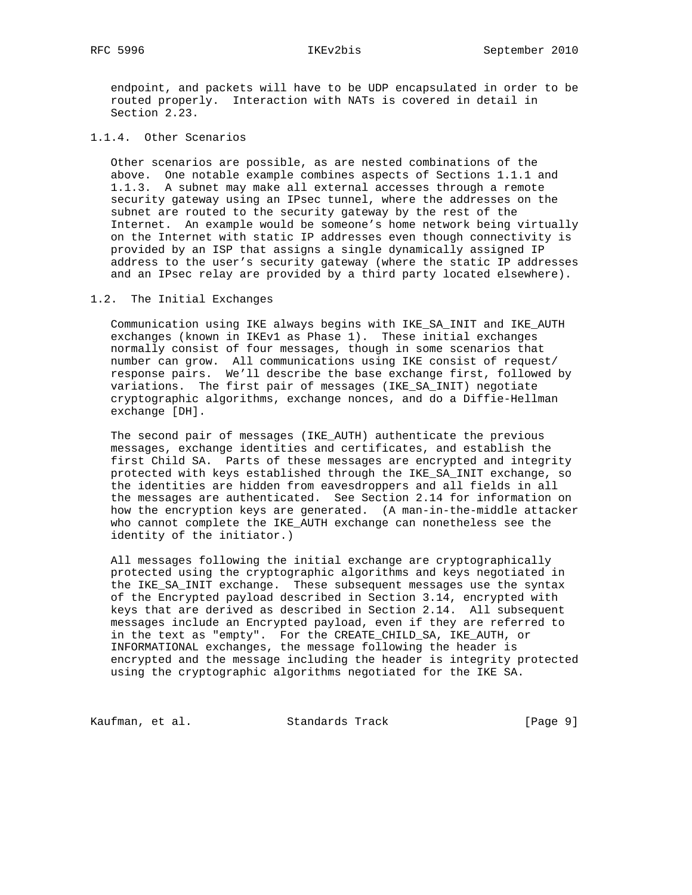endpoint, and packets will have to be UDP encapsulated in order to be routed properly. Interaction with NATs is covered in detail in Section 2.23.

### 1.1.4. Other Scenarios

Other scenarios are possible, as are nested combinations of the above. One notable example combines aspects of Sections 1.1.1 and 1.1.3. A subnet may make all external accesses through a remote security gateway using an IPsec tunnel, where the addresses on the subnet are routed to the security gateway by the rest of the Internet. An example would be someone's home network being virtually on the Internet with static IP addresses even though connectivity is provided by an ISP that assigns a single dynamically assigned IP address to the user's security gateway (where the static IP addresses and an IPsec relay are provided by a third party located elsewhere).

## 1.2. The Initial Exchanges

Communication using IKE always begins with IKE_SA_INIT and IKE_AUTH exchanges (known in IKEv1 as Phase 1). These initial exchanges normally consist of four messages, though in some scenarios that number can grow. All communications using IKE consist of request/response pairs. We'll describe the base exchange first, followed by variations. The first pair of messages (IKE_SA_INIT) negotiate cryptographic algorithms, exchange nonces, and do a Diffie-Hellman exchange [DH].

The second pair of messages (IKE_AUTH) authenticate the previous messages, exchange identities and certificates, and establish the first Child SA. Parts of these messages are encrypted and integrity protected with keys established through the IKE_SA_INIT exchange, so the identities are hidden from eavesdroppers and all fields in all the messages are authenticated. See Section 2.14 for information on how the encryption keys are generated. (A man-in-the-middle attacker who cannot complete the IKE_AUTH exchange can nonetheless see the identity of the initiator.)

All messages following the initial exchange are cryptographically protected using the cryptographic algorithms and keys negotiated in the IKE_SA_INIT exchange. These subsequent messages use the syntax of the Encrypted payload described in Section 3.14, encrypted with keys that are derived as described in Section 2.14. All subsequent messages include an Encrypted payload, even if they are referred to in the text as "empty". For the CREATE_CHILD_SA, IKE_AUTH, or INFORMATIONAL exchanges, the message following the header is encrypted and the message including the header is integrity protected using the cryptographic algorithms negotiated for the IKE SA.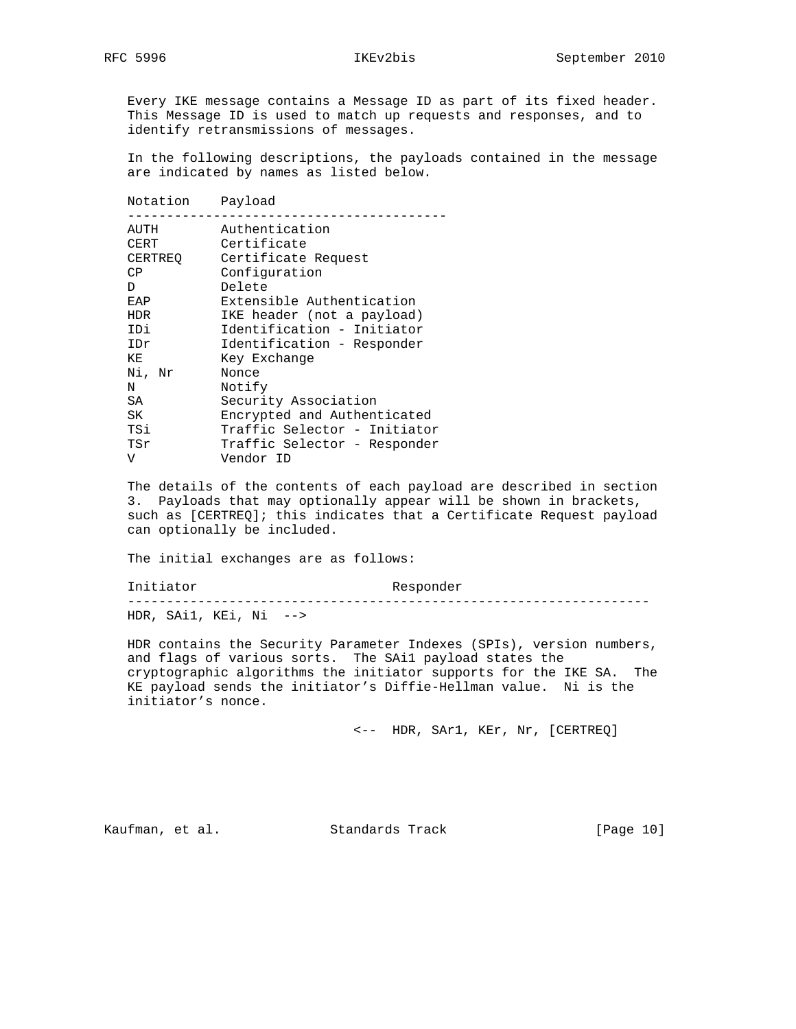Every IKE message contains a Message ID as part of its fixed header. This Message ID is used to match up requests and responses, and to identify retransmissions of messages.

In the following descriptions, the payloads contained in the message are indicated by names as listed below.

| Notation | Payload |
|---|---|
| AUTH | Authentication |
| CERT | Certificate |
| CERTREQ | Certificate Request |
| CP | Configuration |
| D | Delete |
| EAP | Extensible Authentication |
| HDR | IKE header (not a payload) |
| IDi | Identification - Initiator |
| IDr | Identification - Responder |
| KE | Key Exchange |
| Ni, Nr | Nonce |
| N | Notify |
| SA | Security Association |
| SK | Encrypted and Authenticated |
| TSi | Traffic Selector - Initiator |
| TSr | Traffic Selector - Responder |
| V | Vendor ID |

The details of the contents of each payload are described in section 3. Payloads that may optionally appear will be shown in brackets, such as [CERTREQ]; this indicates that a Certificate Request payload can optionally be included.

The initial exchanges are as follows:

```
Initiator                         Responder
-------------------------------------------------------------------
HDR, SAi1, KEi, Ni  -->
```

HDR contains the Security Parameter Indexes (SPIs), version numbers, and flags of various sorts. The SAi1 payload states the cryptographic algorithms the initiator supports for the IKE SA. The KE payload sends the initiator's Diffie-Hellman value. Ni is the initiator's nonce.

```
                             <--  HDR, SAr1, KEr, Nr, [CERTREQ]
```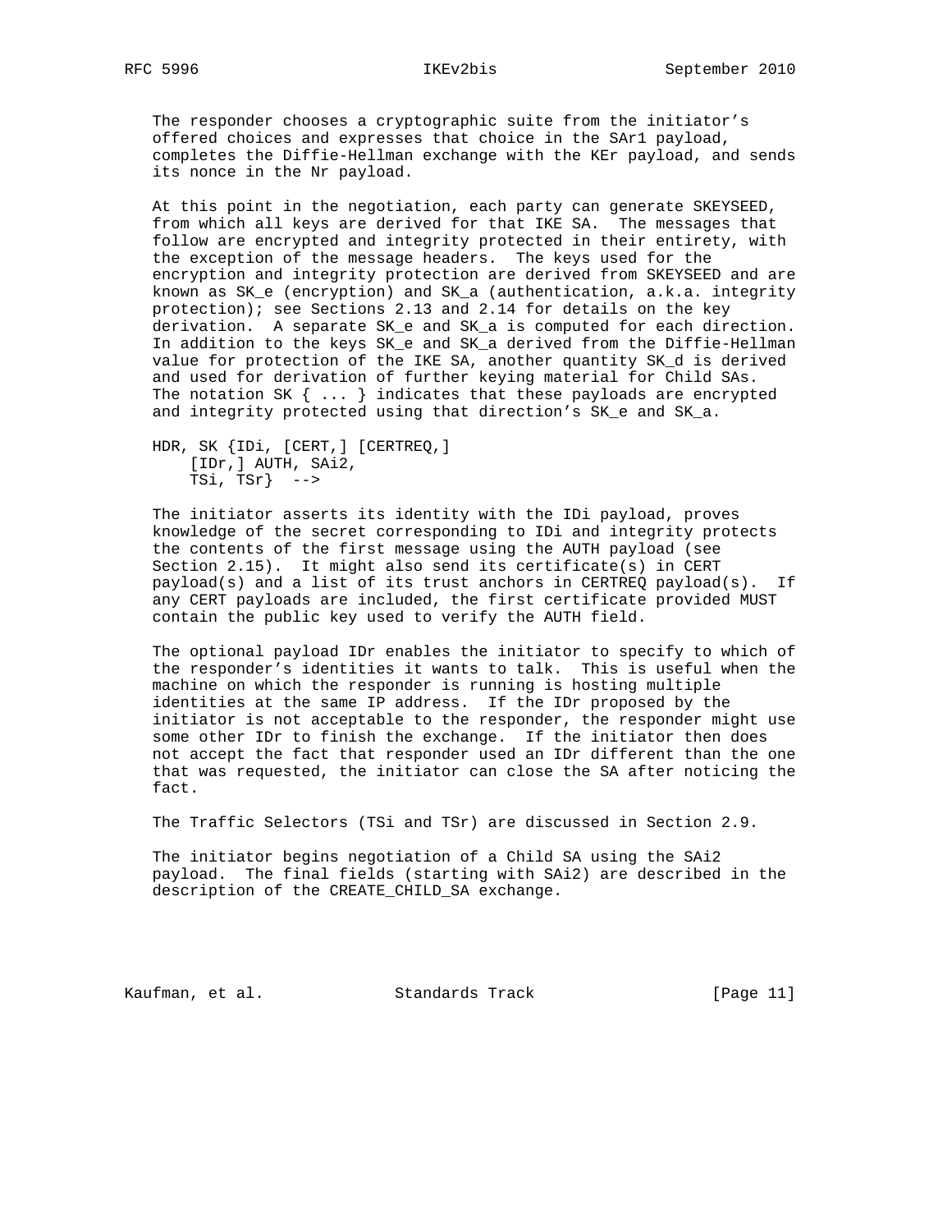The responder chooses a cryptographic suite from the initiator's offered choices and expresses that choice in the SAr1 payload, completes the Diffie-Hellman exchange with the KEr payload, and sends its nonce in the Nr payload.

At this point in the negotiation, each party can generate SKEYSEED, from which all keys are derived for that IKE SA. The messages that follow are encrypted and integrity protected in their entirety, with the exception of the message headers. The keys used for the encryption and integrity protection are derived from SKEYSEED and are known as SK_e (encryption) and SK_a (authentication, a.k.a. integrity protection); see Sections 2.13 and 2.14 for details on the key derivation. A separate SK_e and SK_a is computed for each direction. In addition to the keys SK_e and SK_a derived from the Diffie-Hellman value for protection of the IKE SA, another quantity SK_d is derived and used for derivation of further keying material for Child SAs. The notation SK { ... } indicates that these payloads are encrypted and integrity protected using that direction's SK_e and SK_a.

```
HDR, SK {IDi, [CERT,] [CERTREQ,]
    [IDr,] AUTH, SAi2,
    TSi, TSr}  -->
```

The initiator asserts its identity with the IDi payload, proves knowledge of the secret corresponding to IDi and integrity protects the contents of the first message using the AUTH payload (see Section 2.15). It might also send its certificate(s) in CERT payload(s) and a list of its trust anchors in CERTREQ payload(s). If any CERT payloads are included, the first certificate provided MUST contain the public key used to verify the AUTH field.

The optional payload IDr enables the initiator to specify to which of the responder's identities it wants to talk. This is useful when the machine on which the responder is running is hosting multiple identities at the same IP address. If the IDr proposed by the initiator is not acceptable to the responder, the responder might use some other IDr to finish the exchange. If the initiator then does not accept the fact that responder used an IDr different than the one that was requested, the initiator can close the SA after noticing the fact.

The Traffic Selectors (TSi and TSr) are discussed in Section 2.9.

The initiator begins negotiation of a Child SA using the SAi2 payload. The final fields (starting with SAi2) are described in the description of the CREATE_CHILD_SA exchange.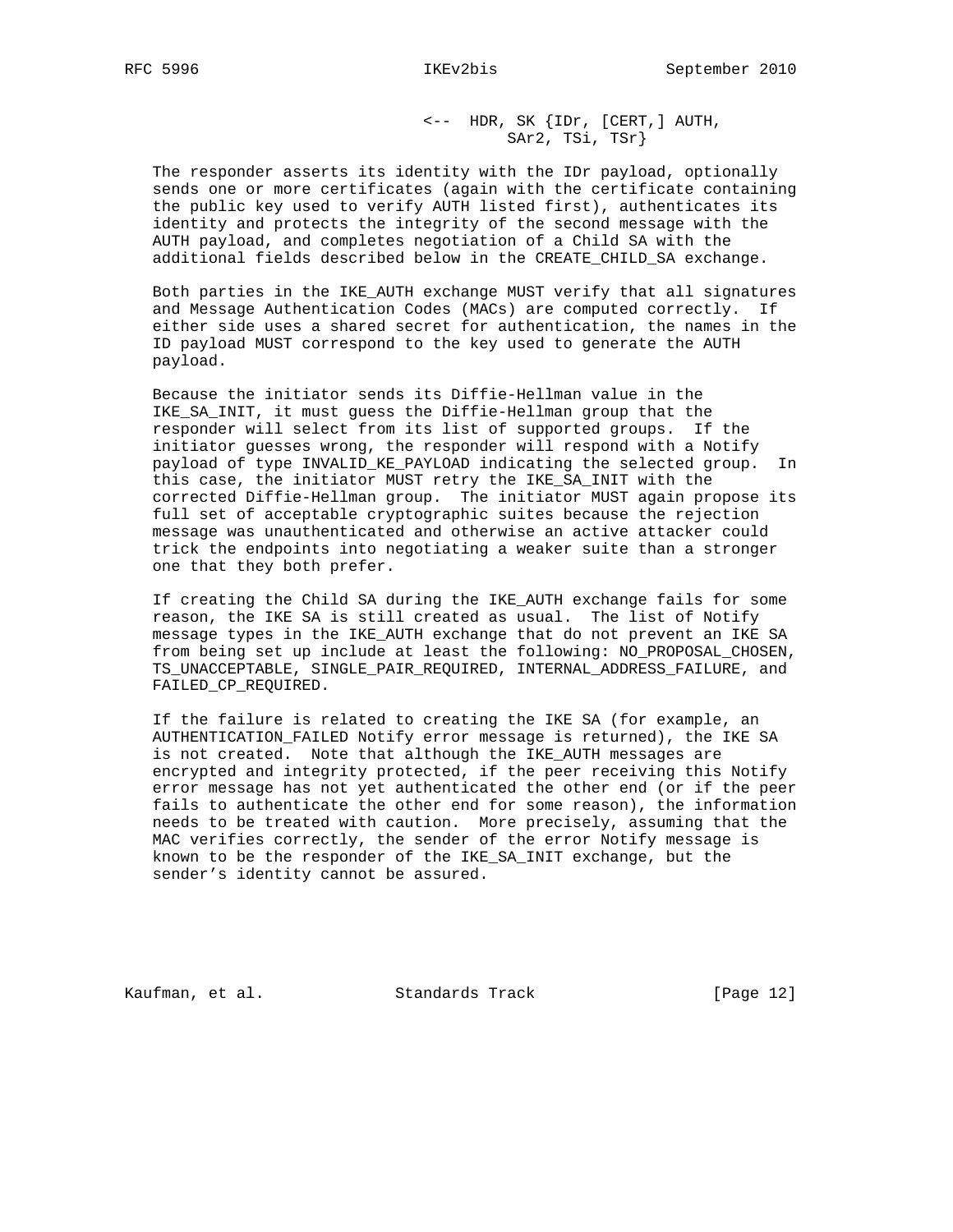```
                            <--  HDR, SK {IDr, [CERT,] AUTH,
                                     SAr2, TSi, TSr}
```

The responder asserts its identity with the IDr payload, optionally sends one or more certificates (again with the certificate containing the public key used to verify AUTH listed first), authenticates its identity and protects the integrity of the second message with the AUTH payload, and completes negotiation of a Child SA with the additional fields described below in the CREATE_CHILD_SA exchange.

Both parties in the IKE_AUTH exchange MUST verify that all signatures and Message Authentication Codes (MACs) are computed correctly. If either side uses a shared secret for authentication, the names in the ID payload MUST correspond to the key used to generate the AUTH payload.

Because the initiator sends its Diffie-Hellman value in the IKE_SA_INIT, it must guess the Diffie-Hellman group that the responder will select from its list of supported groups. If the initiator guesses wrong, the responder will respond with a Notify payload of type INVALID_KE_PAYLOAD indicating the selected group. In this case, the initiator MUST retry the IKE_SA_INIT with the corrected Diffie-Hellman group. The initiator MUST again propose its full set of acceptable cryptographic suites because the rejection message was unauthenticated and otherwise an active attacker could trick the endpoints into negotiating a weaker suite than a stronger one that they both prefer.

If creating the Child SA during the IKE_AUTH exchange fails for some reason, the IKE SA is still created as usual. The list of Notify message types in the IKE_AUTH exchange that do not prevent an IKE SA from being set up include at least the following: NO_PROPOSAL_CHOSEN, TS_UNACCEPTABLE, SINGLE_PAIR_REQUIRED, INTERNAL_ADDRESS_FAILURE, and FAILED_CP_REQUIRED.

If the failure is related to creating the IKE SA (for example, an AUTHENTICATION_FAILED Notify error message is returned), the IKE SA is not created. Note that although the IKE_AUTH messages are encrypted and integrity protected, if the peer receiving this Notify error message has not yet authenticated the other end (or if the peer fails to authenticate the other end for some reason), the information needs to be treated with caution. More precisely, assuming that the MAC verifies correctly, the sender of the error Notify message is known to be the responder of the IKE_SA_INIT exchange, but the sender's identity cannot be assured.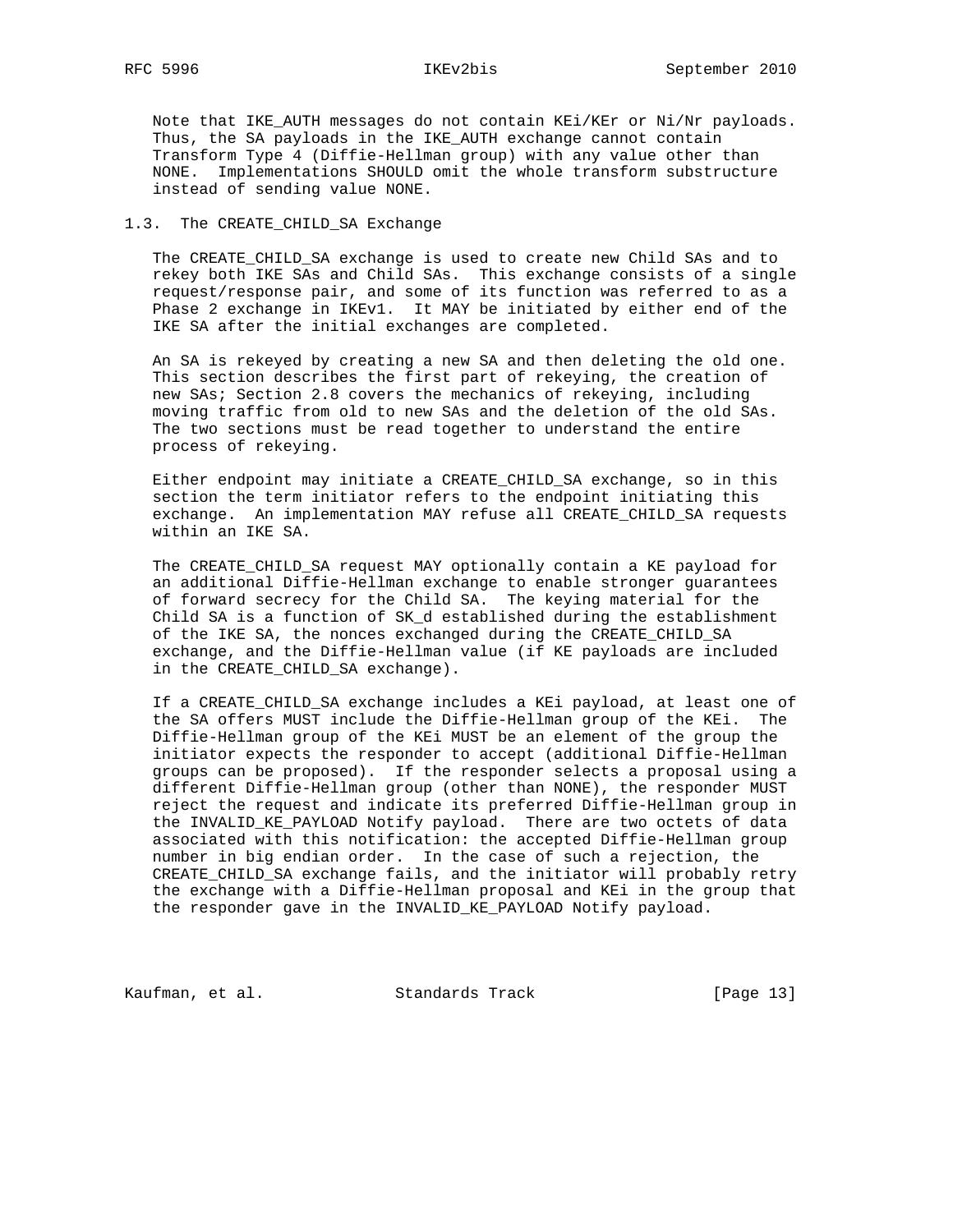Note that IKE_AUTH messages do not contain KEi/KEr or Ni/Nr payloads. Thus, the SA payloads in the IKE_AUTH exchange cannot contain Transform Type 4 (Diffie-Hellman group) with any value other than NONE. Implementations SHOULD omit the whole transform substructure instead of sending value NONE.

## 1.3. The CREATE_CHILD_SA Exchange

The CREATE_CHILD_SA exchange is used to create new Child SAs and to rekey both IKE SAs and Child SAs. This exchange consists of a single request/response pair, and some of its function was referred to as a Phase 2 exchange in IKEv1. It MAY be initiated by either end of the IKE SA after the initial exchanges are completed.

An SA is rekeyed by creating a new SA and then deleting the old one. This section describes the first part of rekeying, the creation of new SAs; Section 2.8 covers the mechanics of rekeying, including moving traffic from old to new SAs and the deletion of the old SAs. The two sections must be read together to understand the entire process of rekeying.

Either endpoint may initiate a CREATE_CHILD_SA exchange, so in this section the term initiator refers to the endpoint initiating this exchange. An implementation MAY refuse all CREATE_CHILD_SA requests within an IKE SA.

The CREATE_CHILD_SA request MAY optionally contain a KE payload for an additional Diffie-Hellman exchange to enable stronger guarantees of forward secrecy for the Child SA. The keying material for the Child SA is a function of SK_d established during the establishment of the IKE SA, the nonces exchanged during the CREATE_CHILD_SA exchange, and the Diffie-Hellman value (if KE payloads are included in the CREATE_CHILD_SA exchange).

If a CREATE_CHILD_SA exchange includes a KEi payload, at least one of the SA offers MUST include the Diffie-Hellman group of the KEi. The Diffie-Hellman group of the KEi MUST be an element of the group the initiator expects the responder to accept (additional Diffie-Hellman groups can be proposed). If the responder selects a proposal using a different Diffie-Hellman group (other than NONE), the responder MUST reject the request and indicate its preferred Diffie-Hellman group in the INVALID_KE_PAYLOAD Notify payload. There are two octets of data associated with this notification: the accepted Diffie-Hellman group number in big endian order. In the case of such a rejection, the CREATE_CHILD_SA exchange fails, and the initiator will probably retry the exchange with a Diffie-Hellman proposal and KEi in the group that the responder gave in the INVALID_KE_PAYLOAD Notify payload.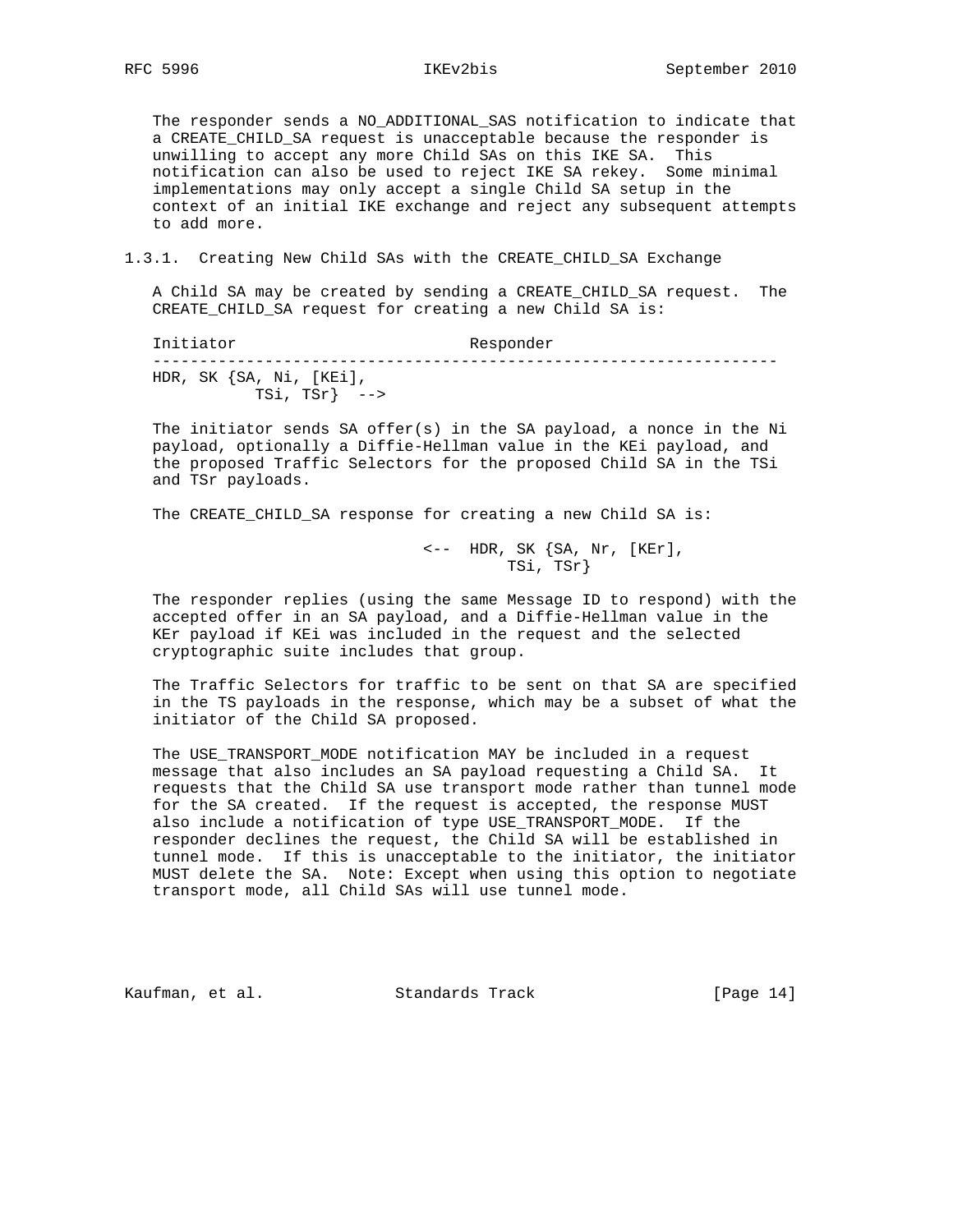The responder sends a NO_ADDITIONAL_SAS notification to indicate that a CREATE_CHILD_SA request is unacceptable because the responder is unwilling to accept any more Child SAs on this IKE SA. This notification can also be used to reject IKE SA rekey. Some minimal implementations may only accept a single Child SA setup in the context of an initial IKE exchange and reject any subsequent attempts to add more.

### 1.3.1. Creating New Child SAs with the CREATE_CHILD_SA Exchange

A Child SA may be created by sending a CREATE_CHILD_SA request. The CREATE_CHILD_SA request for creating a new Child SA is:

```
Initiator                         Responder
-------------------------------------------------------------------
HDR, SK {SA, Ni, [KEi],
           TSi, TSr}  -->
```

The initiator sends SA offer(s) in the SA payload, a nonce in the Ni payload, optionally a Diffie-Hellman value in the KEi payload, and the proposed Traffic Selectors for the proposed Child SA in the TSi and TSr payloads.

The CREATE_CHILD_SA response for creating a new Child SA is:

```
                              <--  HDR, SK {SA, Nr, [KEr],
                                        TSi, TSr}
```

The responder replies (using the same Message ID to respond) with the accepted offer in an SA payload, and a Diffie-Hellman value in the KEr payload if KEi was included in the request and the selected cryptographic suite includes that group.

The Traffic Selectors for traffic to be sent on that SA are specified in the TS payloads in the response, which may be a subset of what the initiator of the Child SA proposed.

The USE_TRANSPORT_MODE notification MAY be included in a request message that also includes an SA payload requesting a Child SA. It requests that the Child SA use transport mode rather than tunnel mode for the SA created. If the request is accepted, the response MUST also include a notification of type USE_TRANSPORT_MODE. If the responder declines the request, the Child SA will be established in tunnel mode. If this is unacceptable to the initiator, the initiator MUST delete the SA. Note: Except when using this option to negotiate transport mode, all Child SAs will use tunnel mode.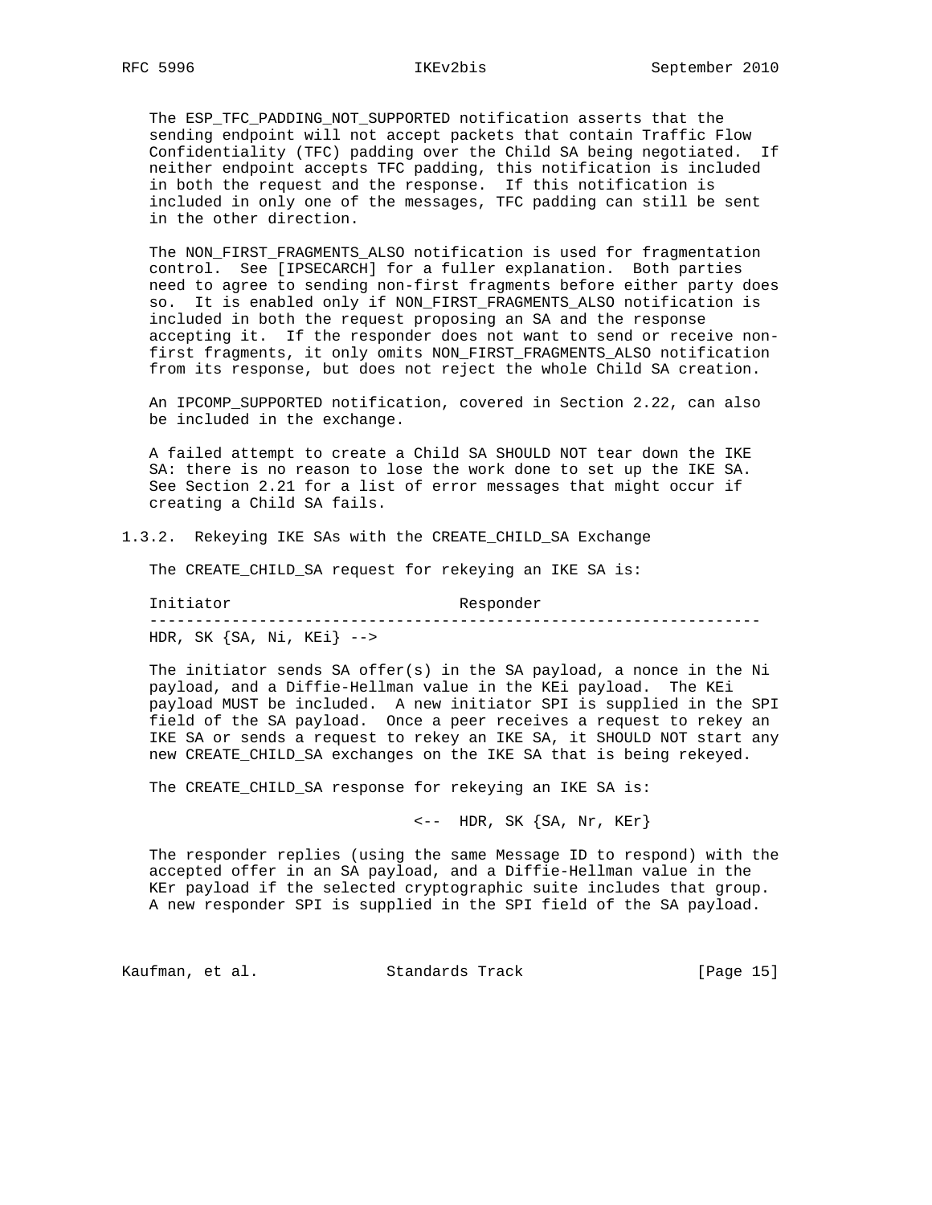The ESP_TFC_PADDING_NOT_SUPPORTED notification asserts that the sending endpoint will not accept packets that contain Traffic Flow Confidentiality (TFC) padding over the Child SA being negotiated. If neither endpoint accepts TFC padding, this notification is included in both the request and the response. If this notification is included in only one of the messages, TFC padding can still be sent in the other direction.

The NON_FIRST_FRAGMENTS_ALSO notification is used for fragmentation control. See [IPSECARCH] for a fuller explanation. Both parties need to agree to sending non-first fragments before either party does so. It is enabled only if NON_FIRST_FRAGMENTS_ALSO notification is included in both the request proposing an SA and the response accepting it. If the responder does not want to send or receive non-first fragments, it only omits NON_FIRST_FRAGMENTS_ALSO notification from its response, but does not reject the whole Child SA creation.

An IPCOMP_SUPPORTED notification, covered in Section 2.22, can also be included in the exchange.

A failed attempt to create a Child SA SHOULD NOT tear down the IKE SA: there is no reason to lose the work done to set up the IKE SA. See Section 2.21 for a list of error messages that might occur if creating a Child SA fails.

### 1.3.2. Rekeying IKE SAs with the CREATE_CHILD_SA Exchange

The CREATE_CHILD_SA request for rekeying an IKE SA is:

```
Initiator                         Responder
-------------------------------------------------------------------
HDR, SK {SA, Ni, KEi} -->
```

The initiator sends SA offer(s) in the SA payload, a nonce in the Ni payload, and a Diffie-Hellman value in the KEi payload. The KEi payload MUST be included. A new initiator SPI is supplied in the SPI field of the SA payload. Once a peer receives a request to rekey an IKE SA or sends a request to rekey an IKE SA, it SHOULD NOT start any new CREATE_CHILD_SA exchanges on the IKE SA that is being rekeyed.

The CREATE_CHILD_SA response for rekeying an IKE SA is:

```
                             <--  HDR, SK {SA, Nr, KEr}
```

The responder replies (using the same Message ID to respond) with the accepted offer in an SA payload, and a Diffie-Hellman value in the KEr payload if the selected cryptographic suite includes that group. A new responder SPI is supplied in the SPI field of the SA payload.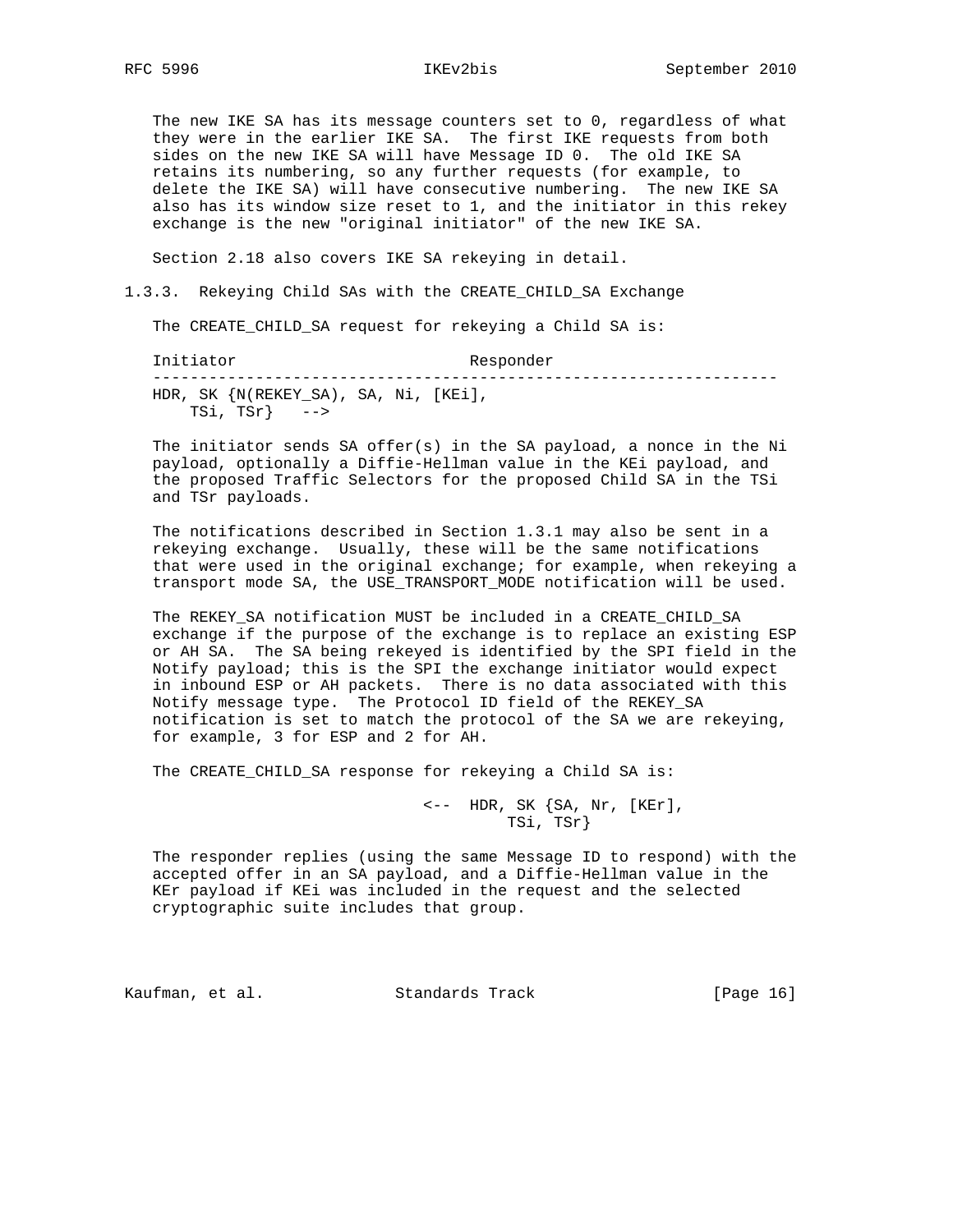The new IKE SA has its message counters set to 0, regardless of what they were in the earlier IKE SA. The first IKE requests from both sides on the new IKE SA will have Message ID 0. The old IKE SA retains its numbering, so any further requests (for example, to delete the IKE SA) will have consecutive numbering. The new IKE SA also has its window size reset to 1, and the initiator in this rekey exchange is the new "original initiator" of the new IKE SA.

Section 2.18 also covers IKE SA rekeying in detail.

### 1.3.3. Rekeying Child SAs with the CREATE_CHILD_SA Exchange

The CREATE_CHILD_SA request for rekeying a Child SA is:

```
Initiator                         Responder
-------------------------------------------------------------------
HDR, SK {N(REKEY_SA), SA, Ni, [KEi],
    TSi, TSr}   -->
```

The initiator sends SA offer(s) in the SA payload, a nonce in the Ni payload, optionally a Diffie-Hellman value in the KEi payload, and the proposed Traffic Selectors for the proposed Child SA in the TSi and TSr payloads.

The notifications described in Section 1.3.1 may also be sent in a rekeying exchange. Usually, these will be the same notifications that were used in the original exchange; for example, when rekeying a transport mode SA, the USE_TRANSPORT_MODE notification will be used.

The REKEY_SA notification MUST be included in a CREATE_CHILD_SA exchange if the purpose of the exchange is to replace an existing ESP or AH SA. The SA being rekeyed is identified by the SPI field in the Notify payload; this is the SPI the exchange initiator would expect in inbound ESP or AH packets. There is no data associated with this Notify message type. The Protocol ID field of the REKEY_SA notification is set to match the protocol of the SA we are rekeying, for example, 3 for ESP and 2 for AH.

The CREATE_CHILD_SA response for rekeying a Child SA is:

```
                             <--  HDR, SK {SA, Nr, [KEr],
                                      TSi, TSr}
```

The responder replies (using the same Message ID to respond) with the accepted offer in an SA payload, and a Diffie-Hellman value in the KEr payload if KEi was included in the request and the selected cryptographic suite includes that group.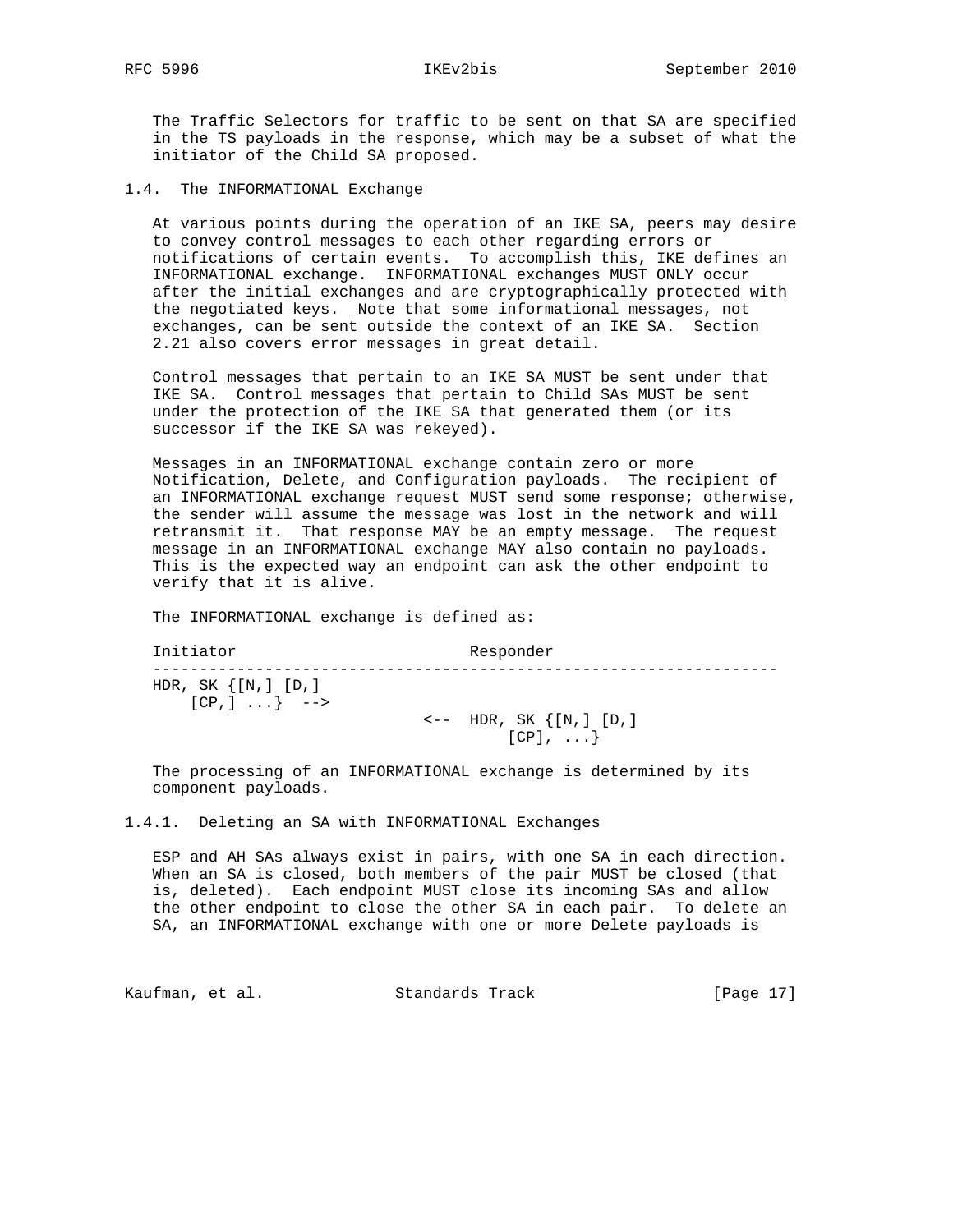The Traffic Selectors for traffic to be sent on that SA are specified in the TS payloads in the response, which may be a subset of what the initiator of the Child SA proposed.

### 1.4. The INFORMATIONAL Exchange

At various points during the operation of an IKE SA, peers may desire to convey control messages to each other regarding errors or notifications of certain events. To accomplish this, IKE defines an INFORMATIONAL exchange. INFORMATIONAL exchanges MUST ONLY occur after the initial exchanges and are cryptographically protected with the negotiated keys. Note that some informational messages, not exchanges, can be sent outside the context of an IKE SA. Section 2.21 also covers error messages in great detail.

Control messages that pertain to an IKE SA MUST be sent under that IKE SA. Control messages that pertain to Child SAs MUST be sent under the protection of the IKE SA that generated them (or its successor if the IKE SA was rekeyed).

Messages in an INFORMATIONAL exchange contain zero or more Notification, Delete, and Configuration payloads. The recipient of an INFORMATIONAL exchange request MUST send some response; otherwise, the sender will assume the message was lost in the network and will retransmit it. That response MAY be an empty message. The request message in an INFORMATIONAL exchange MAY also contain no payloads. This is the expected way an endpoint can ask the other endpoint to verify that it is alive.

The INFORMATIONAL exchange is defined as:

```
Initiator                         Responder
-------------------------------------------------------------------
HDR, SK {[N,] [D,]
    [CP,] ...}  -->
                             <--  HDR, SK {[N,] [D,]
                                      [CP], ...}
```

The processing of an INFORMATIONAL exchange is determined by its component payloads.

#### 1.4.1. Deleting an SA with INFORMATIONAL Exchanges

ESP and AH SAs always exist in pairs, with one SA in each direction. When an SA is closed, both members of the pair MUST be closed (that is, deleted). Each endpoint MUST close its incoming SAs and allow the other endpoint to close the other SA in each pair. To delete an SA, an INFORMATIONAL exchange with one or more Delete payloads is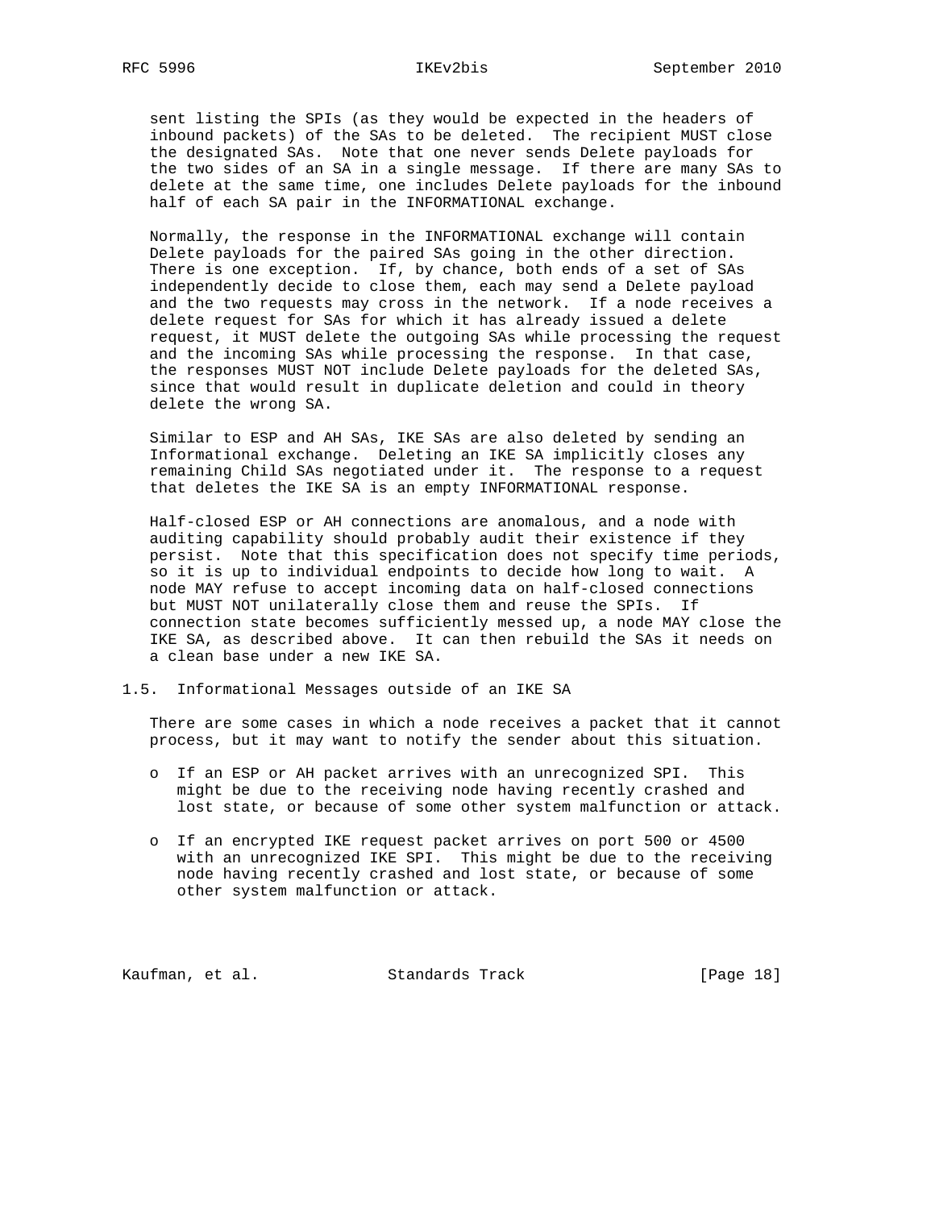sent listing the SPIs (as they would be expected in the headers of inbound packets) of the SAs to be deleted. The recipient MUST close the designated SAs. Note that one never sends Delete payloads for the two sides of an SA in a single message. If there are many SAs to delete at the same time, one includes Delete payloads for the inbound half of each SA pair in the INFORMATIONAL exchange.

Normally, the response in the INFORMATIONAL exchange will contain Delete payloads for the paired SAs going in the other direction. There is one exception. If, by chance, both ends of a set of SAs independently decide to close them, each may send a Delete payload and the two requests may cross in the network. If a node receives a delete request for SAs for which it has already issued a delete request, it MUST delete the outgoing SAs while processing the request and the incoming SAs while processing the response. In that case, the responses MUST NOT include Delete payloads for the deleted SAs, since that would result in duplicate deletion and could in theory delete the wrong SA.

Similar to ESP and AH SAs, IKE SAs are also deleted by sending an Informational exchange. Deleting an IKE SA implicitly closes any remaining Child SAs negotiated under it. The response to a request that deletes the IKE SA is an empty INFORMATIONAL response.

Half-closed ESP or AH connections are anomalous, and a node with auditing capability should probably audit their existence if they persist. Note that this specification does not specify time periods, so it is up to individual endpoints to decide how long to wait. A node MAY refuse to accept incoming data on half-closed connections but MUST NOT unilaterally close them and reuse the SPIs. If connection state becomes sufficiently messed up, a node MAY close the IKE SA, as described above. It can then rebuild the SAs it needs on a clean base under a new IKE SA.

## 1.5. Informational Messages outside of an IKE SA

There are some cases in which a node receives a packet that it cannot process, but it may want to notify the sender about this situation.

- If an ESP or AH packet arrives with an unrecognized SPI. This might be due to the receiving node having recently crashed and lost state, or because of some other system malfunction or attack.

- If an encrypted IKE request packet arrives on port 500 or 4500 with an unrecognized IKE SPI. This might be due to the receiving node having recently crashed and lost state, or because of some other system malfunction or attack.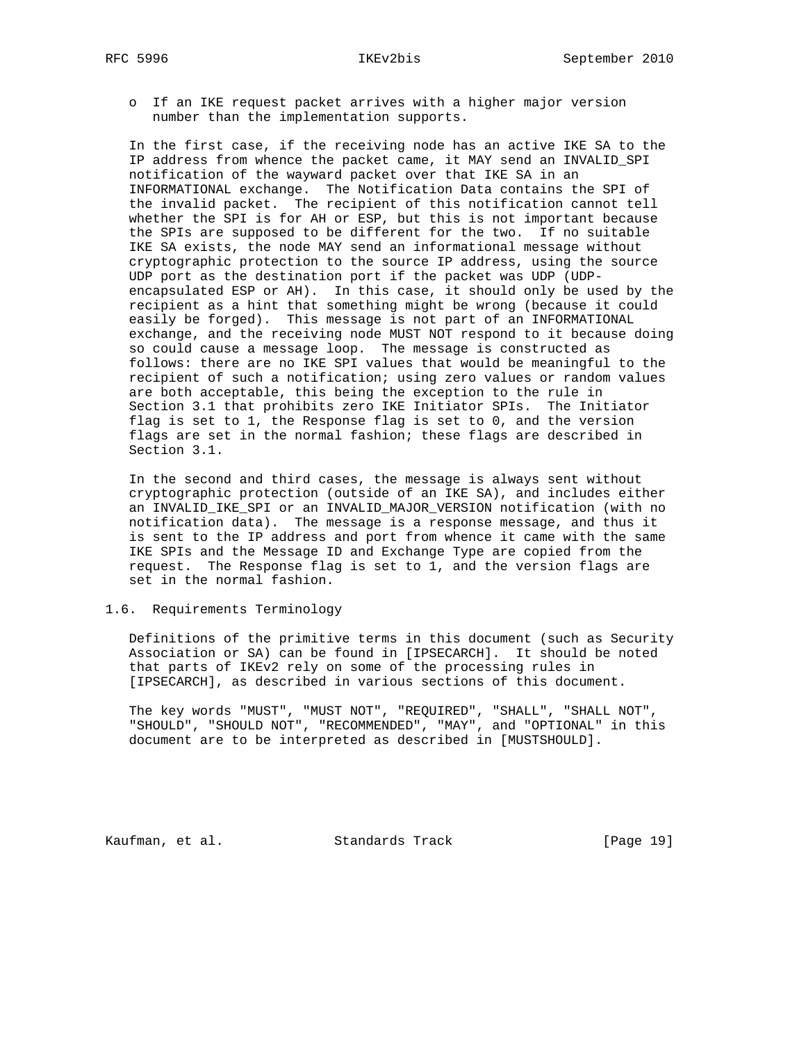- If an IKE request packet arrives with a higher major version number than the implementation supports.

In the first case, if the receiving node has an active IKE SA to the IP address from whence the packet came, it MAY send an INVALID_SPI notification of the wayward packet over that IKE SA in an INFORMATIONAL exchange. The Notification Data contains the SPI of the invalid packet. The recipient of this notification cannot tell whether the SPI is for AH or ESP, but this is not important because the SPIs are supposed to be different for the two. If no suitable IKE SA exists, the node MAY send an informational message without cryptographic protection to the source IP address, using the source UDP port as the destination port if the packet was UDP (UDP-encapsulated ESP or AH). In this case, it should only be used by the recipient as a hint that something might be wrong (because it could easily be forged). This message is not part of an INFORMATIONAL exchange, and the receiving node MUST NOT respond to it because doing so could cause a message loop. The message is constructed as follows: there are no IKE SPI values that would be meaningful to the recipient of such a notification; using zero values or random values are both acceptable, this being the exception to the rule in Section 3.1 that prohibits zero IKE Initiator SPIs. The Initiator flag is set to 1, the Response flag is set to 0, and the version flags are set in the normal fashion; these flags are described in Section 3.1.

In the second and third cases, the message is always sent without cryptographic protection (outside of an IKE SA), and includes either an INVALID_IKE_SPI or an INVALID_MAJOR_VERSION notification (with no notification data). The message is a response message, and thus it is sent to the IP address and port from whence it came with the same IKE SPIs and the Message ID and Exchange Type are copied from the request. The Response flag is set to 1, and the version flags are set in the normal fashion.

## 1.6. Requirements Terminology

Definitions of the primitive terms in this document (such as Security Association or SA) can be found in [IPSECARCH]. It should be noted that parts of IKEv2 rely on some of the processing rules in [IPSECARCH], as described in various sections of this document.

The key words "MUST", "MUST NOT", "REQUIRED", "SHALL", "SHALL NOT", "SHOULD", "SHOULD NOT", "RECOMMENDED", "MAY", and "OPTIONAL" in this document are to be interpreted as described in [MUSTSHOULD].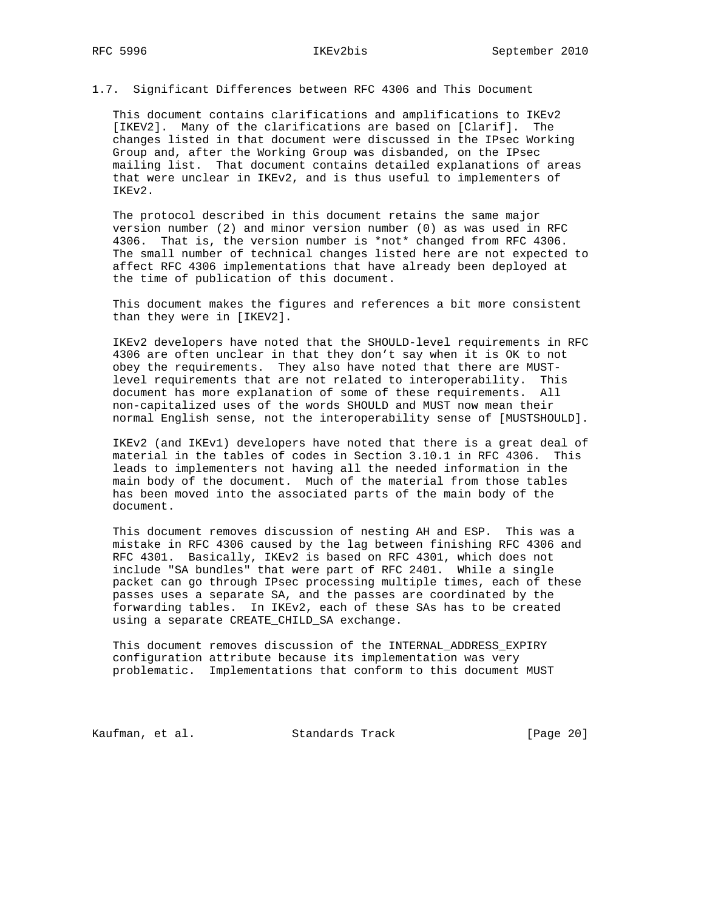## 1.7. Significant Differences between RFC 4306 and This Document

This document contains clarifications and amplifications to IKEv2 [IKEV2]. Many of the clarifications are based on [Clarif]. The changes listed in that document were discussed in the IPsec Working Group and, after the Working Group was disbanded, on the IPsec mailing list. That document contains detailed explanations of areas that were unclear in IKEv2, and is thus useful to implementers of IKEv2.

The protocol described in this document retains the same major version number (2) and minor version number (0) as was used in RFC 4306. That is, the version number is *not* changed from RFC 4306. The small number of technical changes listed here are not expected to affect RFC 4306 implementations that have already been deployed at the time of publication of this document.

This document makes the figures and references a bit more consistent than they were in [IKEV2].

IKEv2 developers have noted that the SHOULD-level requirements in RFC 4306 are often unclear in that they don't say when it is OK to not obey the requirements. They also have noted that there are MUST-level requirements that are not related to interoperability. This document has more explanation of some of these requirements. All non-capitalized uses of the words SHOULD and MUST now mean their normal English sense, not the interoperability sense of [MUSTSHOULD].

IKEv2 (and IKEv1) developers have noted that there is a great deal of material in the tables of codes in Section 3.10.1 in RFC 4306. This leads to implementers not having all the needed information in the main body of the document. Much of the material from those tables has been moved into the associated parts of the main body of the document.

This document removes discussion of nesting AH and ESP. This was a mistake in RFC 4306 caused by the lag between finishing RFC 4306 and RFC 4301. Basically, IKEv2 is based on RFC 4301, which does not include "SA bundles" that were part of RFC 2401. While a single packet can go through IPsec processing multiple times, each of these passes uses a separate SA, and the passes are coordinated by the forwarding tables. In IKEv2, each of these SAs has to be created using a separate CREATE_CHILD_SA exchange.

This document removes discussion of the INTERNAL_ADDRESS_EXPIRY configuration attribute because its implementation was very problematic. Implementations that conform to this document MUST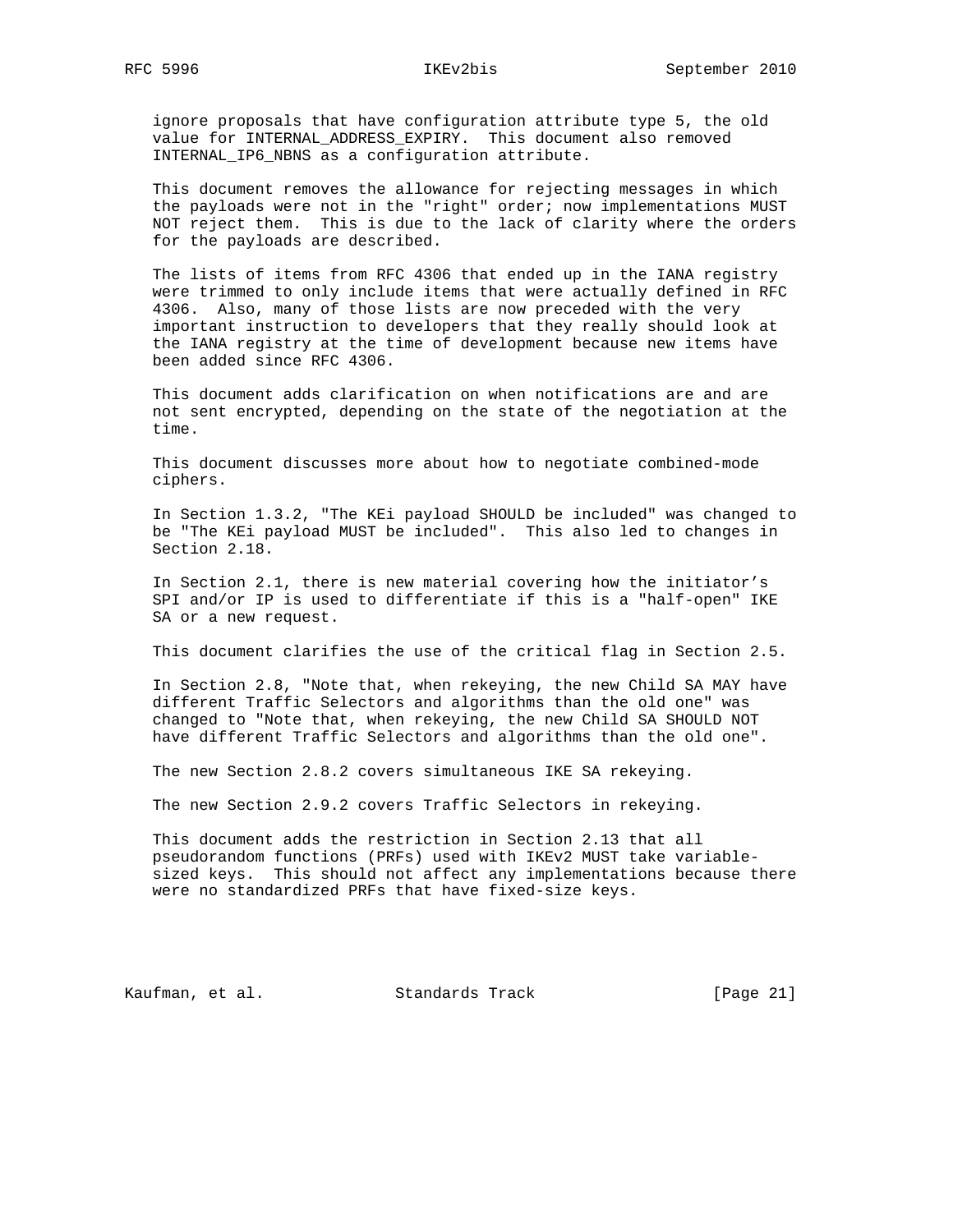ignore proposals that have configuration attribute type 5, the old value for INTERNAL_ADDRESS_EXPIRY. This document also removed INTERNAL_IP6_NBNS as a configuration attribute.

This document removes the allowance for rejecting messages in which the payloads were not in the "right" order; now implementations MUST NOT reject them. This is due to the lack of clarity where the orders for the payloads are described.

The lists of items from RFC 4306 that ended up in the IANA registry were trimmed to only include items that were actually defined in RFC 4306. Also, many of those lists are now preceded with the very important instruction to developers that they really should look at the IANA registry at the time of development because new items have been added since RFC 4306.

This document adds clarification on when notifications are and are not sent encrypted, depending on the state of the negotiation at the time.

This document discusses more about how to negotiate combined-mode ciphers.

In Section 1.3.2, "The KEi payload SHOULD be included" was changed to be "The KEi payload MUST be included". This also led to changes in Section 2.18.

In Section 2.1, there is new material covering how the initiator's SPI and/or IP is used to differentiate if this is a "half-open" IKE SA or a new request.

This document clarifies the use of the critical flag in Section 2.5.

In Section 2.8, "Note that, when rekeying, the new Child SA MAY have different Traffic Selectors and algorithms than the old one" was changed to "Note that, when rekeying, the new Child SA SHOULD NOT have different Traffic Selectors and algorithms than the old one".

The new Section 2.8.2 covers simultaneous IKE SA rekeying.

The new Section 2.9.2 covers Traffic Selectors in rekeying.

This document adds the restriction in Section 2.13 that all pseudorandom functions (PRFs) used with IKEv2 MUST take variable-sized keys. This should not affect any implementations because there were no standardized PRFs that have fixed-size keys.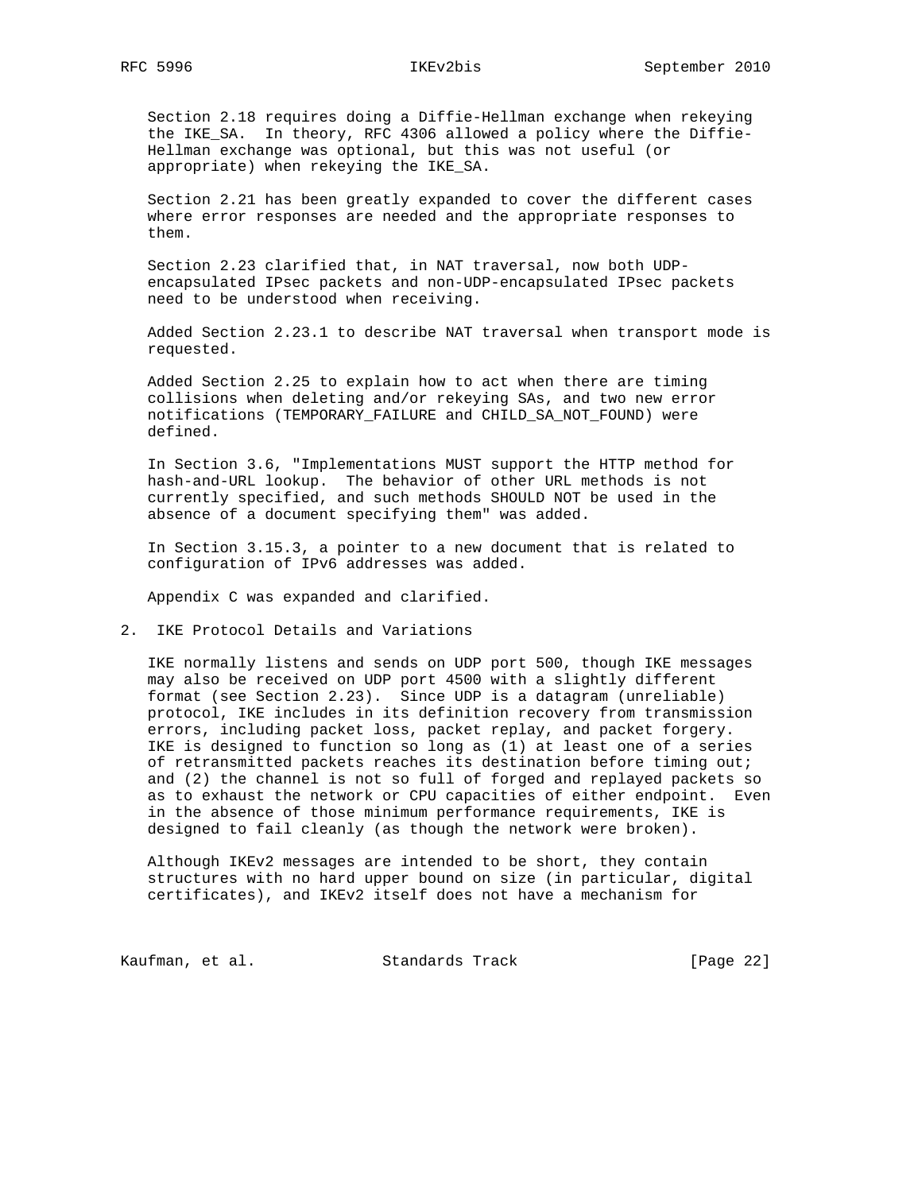Section 2.18 requires doing a Diffie-Hellman exchange when rekeying the IKE_SA. In theory, RFC 4306 allowed a policy where the Diffie-Hellman exchange was optional, but this was not useful (or appropriate) when rekeying the IKE_SA.

Section 2.21 has been greatly expanded to cover the different cases where error responses are needed and the appropriate responses to them.

Section 2.23 clarified that, in NAT traversal, now both UDP-encapsulated IPsec packets and non-UDP-encapsulated IPsec packets need to be understood when receiving.

Added Section 2.23.1 to describe NAT traversal when transport mode is requested.

Added Section 2.25 to explain how to act when there are timing collisions when deleting and/or rekeying SAs, and two new error notifications (TEMPORARY_FAILURE and CHILD_SA_NOT_FOUND) were defined.

In Section 3.6, "Implementations MUST support the HTTP method for hash-and-URL lookup. The behavior of other URL methods is not currently specified, and such methods SHOULD NOT be used in the absence of a document specifying them" was added.

In Section 3.15.3, a pointer to a new document that is related to configuration of IPv6 addresses was added.

Appendix C was expanded and clarified.

## 2. IKE Protocol Details and Variations

IKE normally listens and sends on UDP port 500, though IKE messages may also be received on UDP port 4500 with a slightly different format (see Section 2.23). Since UDP is a datagram (unreliable) protocol, IKE includes in its definition recovery from transmission errors, including packet loss, packet replay, and packet forgery. IKE is designed to function so long as (1) at least one of a series of retransmitted packets reaches its destination before timing out; and (2) the channel is not so full of forged and replayed packets so as to exhaust the network or CPU capacities of either endpoint. Even in the absence of those minimum performance requirements, IKE is designed to fail cleanly (as though the network were broken).

Although IKEv2 messages are intended to be short, they contain structures with no hard upper bound on size (in particular, digital certificates), and IKEv2 itself does not have a mechanism for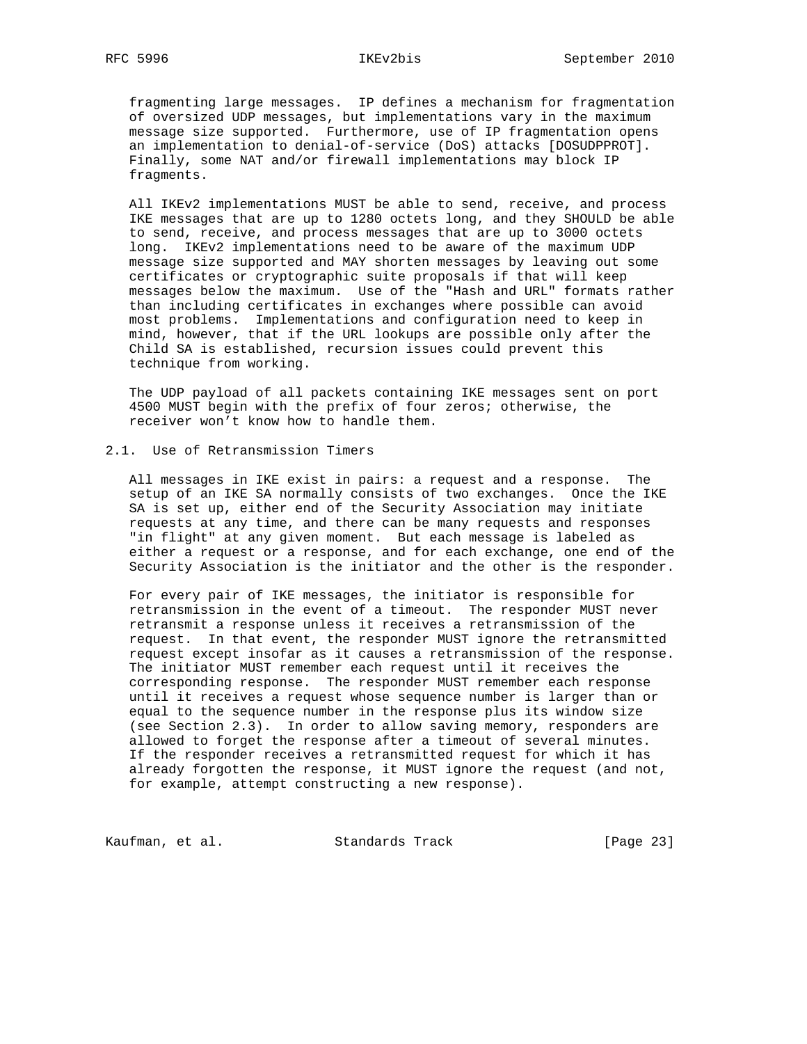fragmenting large messages. IP defines a mechanism for fragmentation of oversized UDP messages, but implementations vary in the maximum message size supported. Furthermore, use of IP fragmentation opens an implementation to denial-of-service (DoS) attacks [DOSUDPPROT]. Finally, some NAT and/or firewall implementations may block IP fragments.

All IKEv2 implementations MUST be able to send, receive, and process IKE messages that are up to 1280 octets long, and they SHOULD be able to send, receive, and process messages that are up to 3000 octets long. IKEv2 implementations need to be aware of the maximum UDP message size supported and MAY shorten messages by leaving out some certificates or cryptographic suite proposals if that will keep messages below the maximum. Use of the "Hash and URL" formats rather than including certificates in exchanges where possible can avoid most problems. Implementations and configuration need to keep in mind, however, that if the URL lookups are possible only after the Child SA is established, recursion issues could prevent this technique from working.

The UDP payload of all packets containing IKE messages sent on port 4500 MUST begin with the prefix of four zeros; otherwise, the receiver won't know how to handle them.

## 2.1. Use of Retransmission Timers

All messages in IKE exist in pairs: a request and a response. The setup of an IKE SA normally consists of two exchanges. Once the IKE SA is set up, either end of the Security Association may initiate requests at any time, and there can be many requests and responses "in flight" at any given moment. But each message is labeled as either a request or a response, and for each exchange, one end of the Security Association is the initiator and the other is the responder.

For every pair of IKE messages, the initiator is responsible for retransmission in the event of a timeout. The responder MUST never retransmit a response unless it receives a retransmission of the request. In that event, the responder MUST ignore the retransmitted request except insofar as it causes a retransmission of the response. The initiator MUST remember each request until it receives the corresponding response. The responder MUST remember each response until it receives a request whose sequence number is larger than or equal to the sequence number in the response plus its window size (see Section 2.3). In order to allow saving memory, responders are allowed to forget the response after a timeout of several minutes. If the responder receives a retransmitted request for which it has already forgotten the response, it MUST ignore the request (and not, for example, attempt constructing a new response).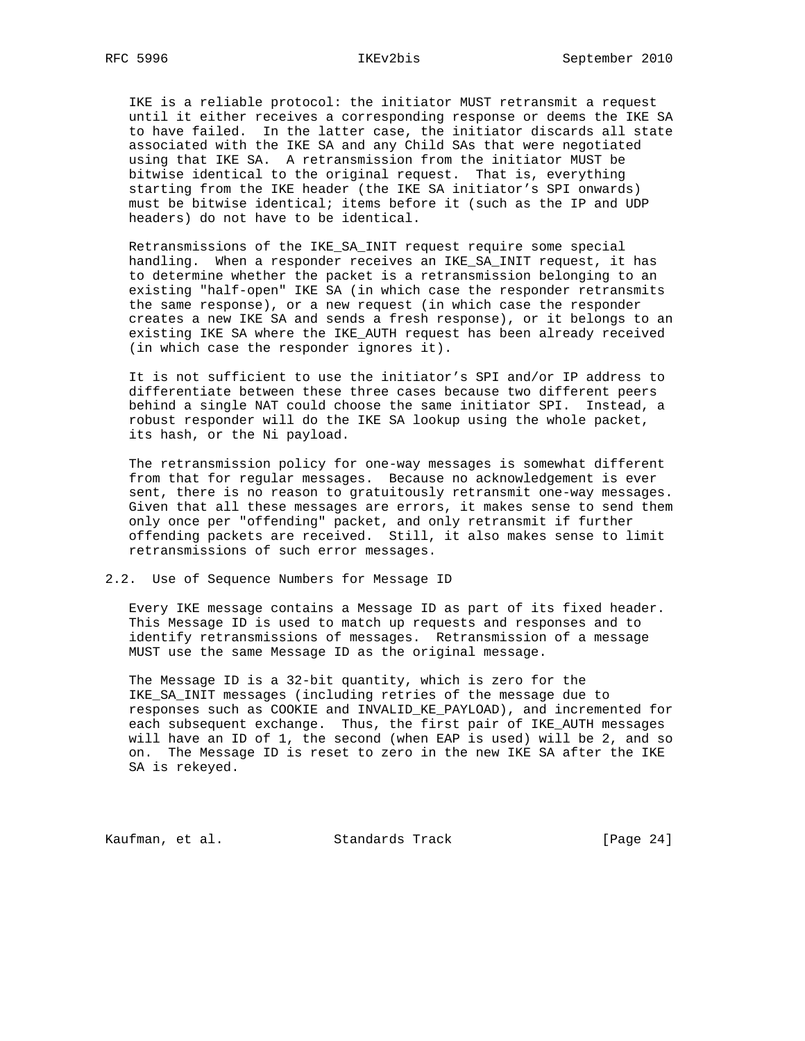IKE is a reliable protocol: the initiator MUST retransmit a request until it either receives a corresponding response or deems the IKE SA to have failed. In the latter case, the initiator discards all state associated with the IKE SA and any Child SAs that were negotiated using that IKE SA. A retransmission from the initiator MUST be bitwise identical to the original request. That is, everything starting from the IKE header (the IKE SA initiator's SPI onwards) must be bitwise identical; items before it (such as the IP and UDP headers) do not have to be identical.

Retransmissions of the IKE_SA_INIT request require some special handling. When a responder receives an IKE_SA_INIT request, it has to determine whether the packet is a retransmission belonging to an existing "half-open" IKE SA (in which case the responder retransmits the same response), or a new request (in which case the responder creates a new IKE SA and sends a fresh response), or it belongs to an existing IKE SA where the IKE_AUTH request has been already received (in which case the responder ignores it).

It is not sufficient to use the initiator's SPI and/or IP address to differentiate between these three cases because two different peers behind a single NAT could choose the same initiator SPI. Instead, a robust responder will do the IKE SA lookup using the whole packet, its hash, or the Ni payload.

The retransmission policy for one-way messages is somewhat different from that for regular messages. Because no acknowledgement is ever sent, there is no reason to gratuitously retransmit one-way messages. Given that all these messages are errors, it makes sense to send them only once per "offending" packet, and only retransmit if further offending packets are received. Still, it also makes sense to limit retransmissions of such error messages.

## 2.2. Use of Sequence Numbers for Message ID

Every IKE message contains a Message ID as part of its fixed header. This Message ID is used to match up requests and responses and to identify retransmissions of messages. Retransmission of a message MUST use the same Message ID as the original message.

The Message ID is a 32-bit quantity, which is zero for the IKE_SA_INIT messages (including retries of the message due to responses such as COOKIE and INVALID_KE_PAYLOAD), and incremented for each subsequent exchange. Thus, the first pair of IKE_AUTH messages will have an ID of 1, the second (when EAP is used) will be 2, and so on. The Message ID is reset to zero in the new IKE SA after the IKE SA is rekeyed.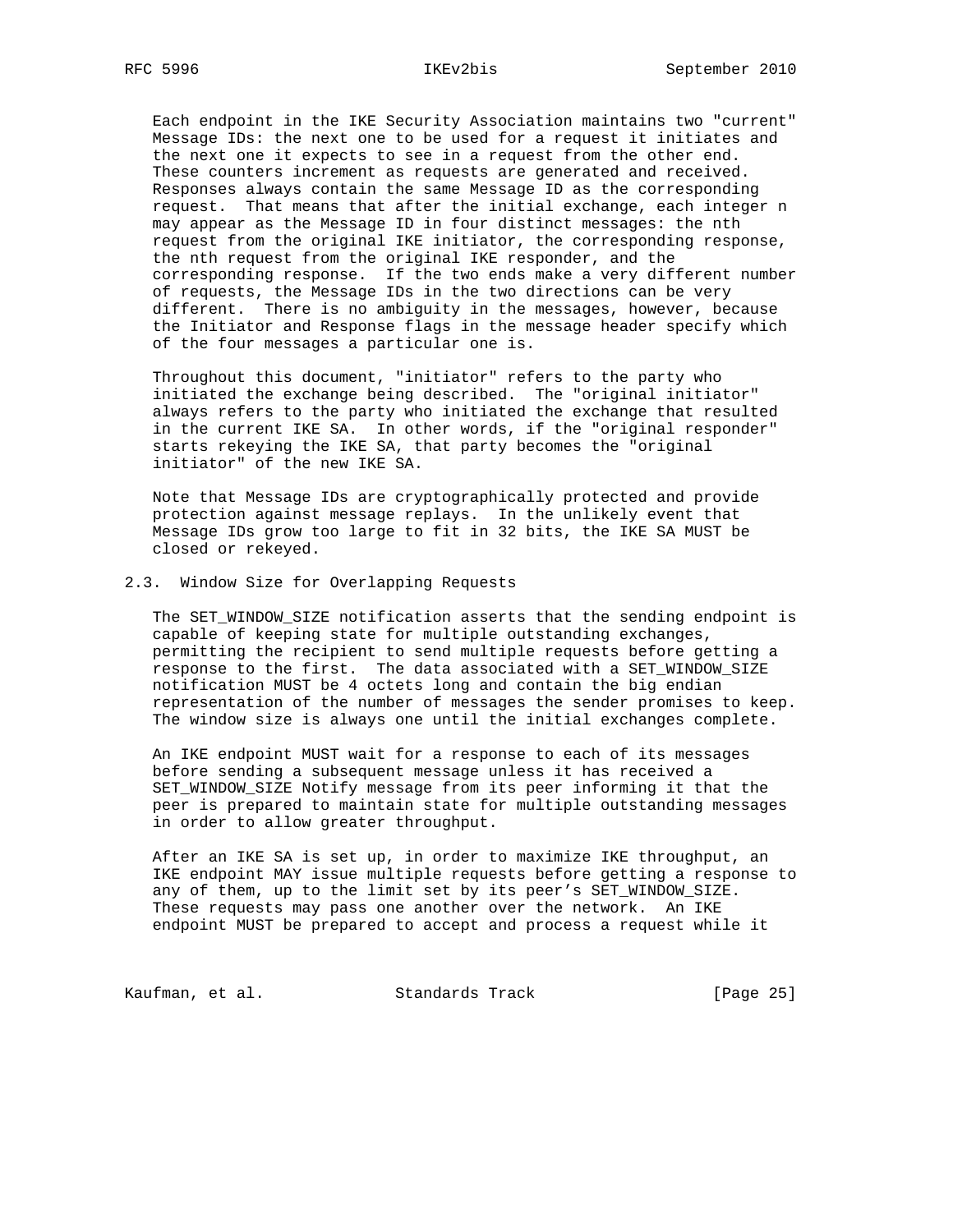Each endpoint in the IKE Security Association maintains two "current" Message IDs: the next one to be used for a request it initiates and the next one it expects to see in a request from the other end. These counters increment as requests are generated and received. Responses always contain the same Message ID as the corresponding request. That means that after the initial exchange, each integer n may appear as the Message ID in four distinct messages: the nth request from the original IKE initiator, the corresponding response, the nth request from the original IKE responder, and the corresponding response. If the two ends make a very different number of requests, the Message IDs in the two directions can be very different. There is no ambiguity in the messages, however, because the Initiator and Response flags in the message header specify which of the four messages a particular one is.

Throughout this document, "initiator" refers to the party who initiated the exchange being described. The "original initiator" always refers to the party who initiated the exchange that resulted in the current IKE SA. In other words, if the "original responder" starts rekeying the IKE SA, that party becomes the "original initiator" of the new IKE SA.

Note that Message IDs are cryptographically protected and provide protection against message replays. In the unlikely event that Message IDs grow too large to fit in 32 bits, the IKE SA MUST be closed or rekeyed.

## 2.3. Window Size for Overlapping Requests

The SET_WINDOW_SIZE notification asserts that the sending endpoint is capable of keeping state for multiple outstanding exchanges, permitting the recipient to send multiple requests before getting a response to the first. The data associated with a SET_WINDOW_SIZE notification MUST be 4 octets long and contain the big endian representation of the number of messages the sender promises to keep. The window size is always one until the initial exchanges complete.

An IKE endpoint MUST wait for a response to each of its messages before sending a subsequent message unless it has received a SET_WINDOW_SIZE Notify message from its peer informing it that the peer is prepared to maintain state for multiple outstanding messages in order to allow greater throughput.

After an IKE SA is set up, in order to maximize IKE throughput, an IKE endpoint MAY issue multiple requests before getting a response to any of them, up to the limit set by its peer's SET_WINDOW_SIZE. These requests may pass one another over the network. An IKE endpoint MUST be prepared to accept and process a request while it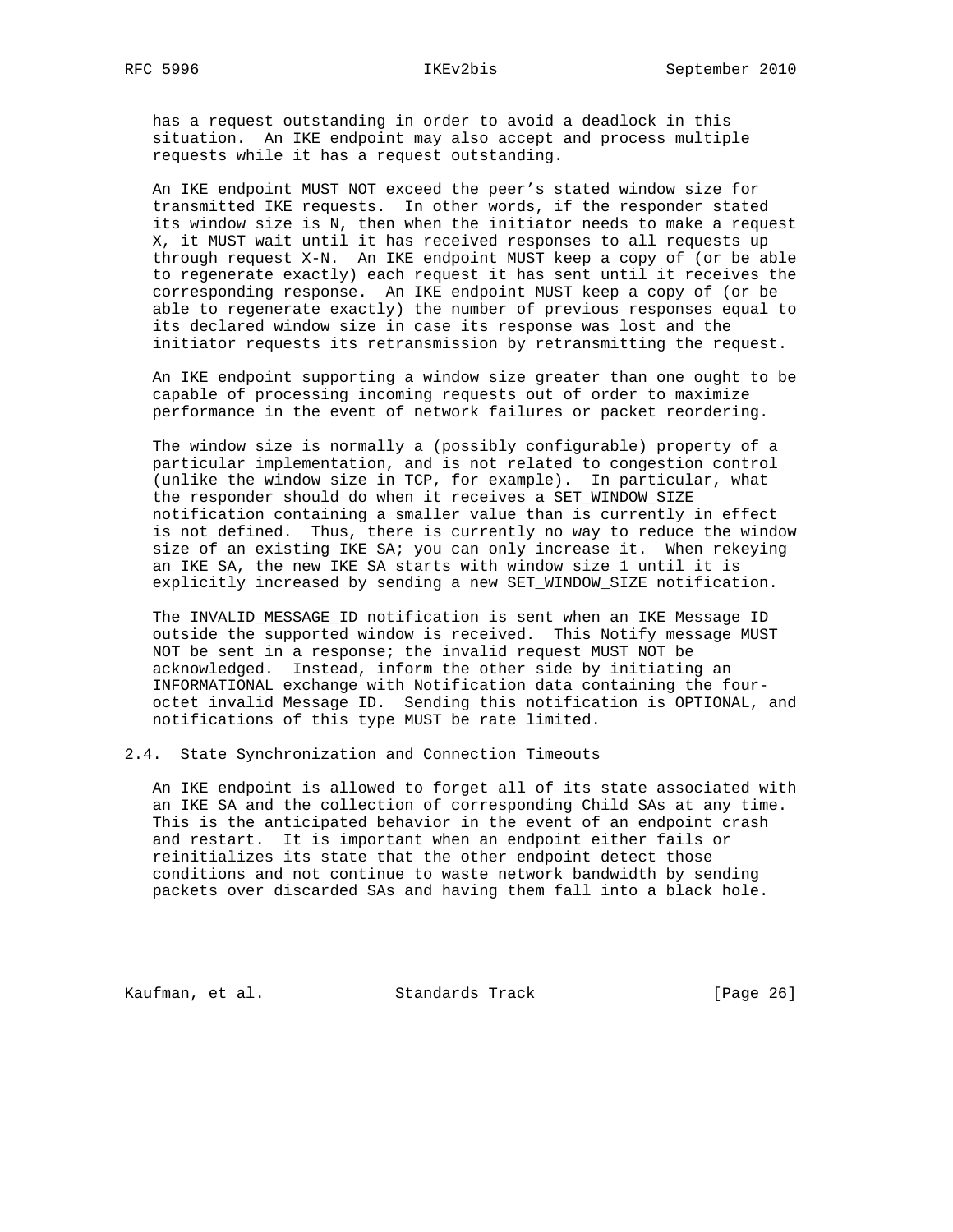has a request outstanding in order to avoid a deadlock in this situation. An IKE endpoint may also accept and process multiple requests while it has a request outstanding.

An IKE endpoint MUST NOT exceed the peer's stated window size for transmitted IKE requests. In other words, if the responder stated its window size is N, then when the initiator needs to make a request X, it MUST wait until it has received responses to all requests up through request X-N. An IKE endpoint MUST keep a copy of (or be able to regenerate exactly) each request it has sent until it receives the corresponding response. An IKE endpoint MUST keep a copy of (or be able to regenerate exactly) the number of previous responses equal to its declared window size in case its response was lost and the initiator requests its retransmission by retransmitting the request.

An IKE endpoint supporting a window size greater than one ought to be capable of processing incoming requests out of order to maximize performance in the event of network failures or packet reordering.

The window size is normally a (possibly configurable) property of a particular implementation, and is not related to congestion control (unlike the window size in TCP, for example). In particular, what the responder should do when it receives a SET_WINDOW_SIZE notification containing a smaller value than is currently in effect is not defined. Thus, there is currently no way to reduce the window size of an existing IKE SA; you can only increase it. When rekeying an IKE SA, the new IKE SA starts with window size 1 until it is explicitly increased by sending a new SET_WINDOW_SIZE notification.

The INVALID_MESSAGE_ID notification is sent when an IKE Message ID outside the supported window is received. This Notify message MUST NOT be sent in a response; the invalid request MUST NOT be acknowledged. Instead, inform the other side by initiating an INFORMATIONAL exchange with Notification data containing the four-octet invalid Message ID. Sending this notification is OPTIONAL, and notifications of this type MUST be rate limited.

## 2.4. State Synchronization and Connection Timeouts

An IKE endpoint is allowed to forget all of its state associated with an IKE SA and the collection of corresponding Child SAs at any time. This is the anticipated behavior in the event of an endpoint crash and restart. It is important when an endpoint either fails or reinitializes its state that the other endpoint detect those conditions and not continue to waste network bandwidth by sending packets over discarded SAs and having them fall into a black hole.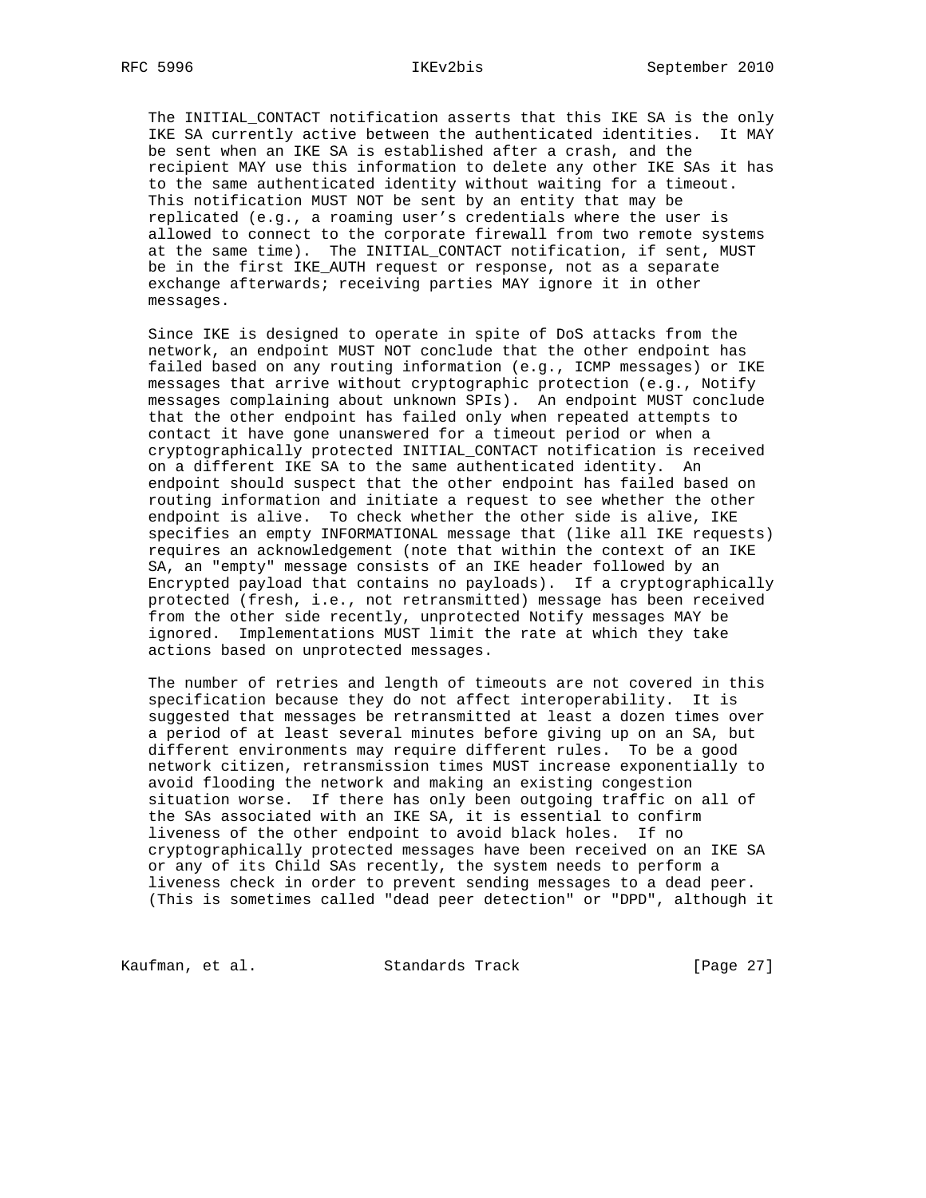The INITIAL_CONTACT notification asserts that this IKE SA is the only IKE SA currently active between the authenticated identities. It MAY be sent when an IKE SA is established after a crash, and the recipient MAY use this information to delete any other IKE SAs it has to the same authenticated identity without waiting for a timeout. This notification MUST NOT be sent by an entity that may be replicated (e.g., a roaming user's credentials where the user is allowed to connect to the corporate firewall from two remote systems at the same time). The INITIAL_CONTACT notification, if sent, MUST be in the first IKE_AUTH request or response, not as a separate exchange afterwards; receiving parties MAY ignore it in other messages.

Since IKE is designed to operate in spite of DoS attacks from the network, an endpoint MUST NOT conclude that the other endpoint has failed based on any routing information (e.g., ICMP messages) or IKE messages that arrive without cryptographic protection (e.g., Notify messages complaining about unknown SPIs). An endpoint MUST conclude that the other endpoint has failed only when repeated attempts to contact it have gone unanswered for a timeout period or when a cryptographically protected INITIAL_CONTACT notification is received on a different IKE SA to the same authenticated identity. An endpoint should suspect that the other endpoint has failed based on routing information and initiate a request to see whether the other endpoint is alive. To check whether the other side is alive, IKE specifies an empty INFORMATIONAL message that (like all IKE requests) requires an acknowledgement (note that within the context of an IKE SA, an "empty" message consists of an IKE header followed by an Encrypted payload that contains no payloads). If a cryptographically protected (fresh, i.e., not retransmitted) message has been received from the other side recently, unprotected Notify messages MAY be ignored. Implementations MUST limit the rate at which they take actions based on unprotected messages.

The number of retries and length of timeouts are not covered in this specification because they do not affect interoperability. It is suggested that messages be retransmitted at least a dozen times over a period of at least several minutes before giving up on an SA, but different environments may require different rules. To be a good network citizen, retransmission times MUST increase exponentially to avoid flooding the network and making an existing congestion situation worse. If there has only been outgoing traffic on all of the SAs associated with an IKE SA, it is essential to confirm liveness of the other endpoint to avoid black holes. If no cryptographically protected messages have been received on an IKE SA or any of its Child SAs recently, the system needs to perform a liveness check in order to prevent sending messages to a dead peer. (This is sometimes called "dead peer detection" or "DPD", although it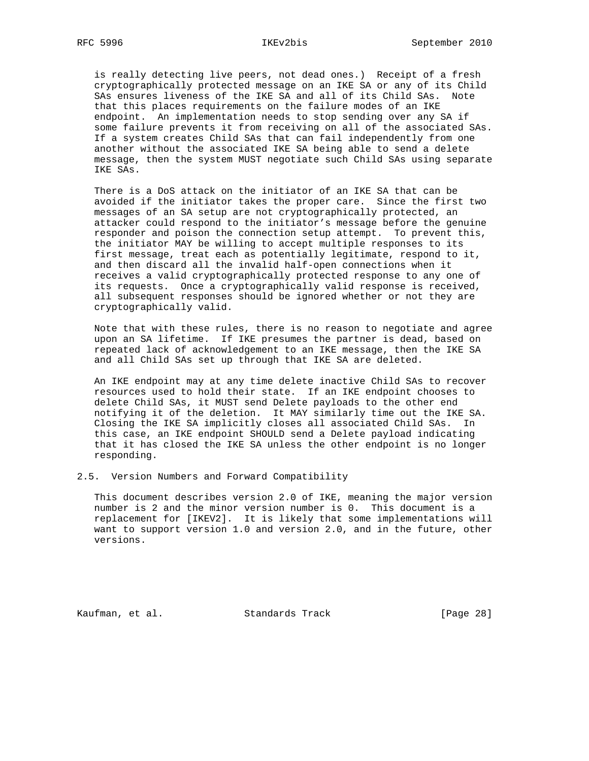is really detecting live peers, not dead ones.) Receipt of a fresh cryptographically protected message on an IKE SA or any of its Child SAs ensures liveness of the IKE SA and all of its Child SAs. Note that this places requirements on the failure modes of an IKE endpoint. An implementation needs to stop sending over any SA if some failure prevents it from receiving on all of the associated SAs. If a system creates Child SAs that can fail independently from one another without the associated IKE SA being able to send a delete message, then the system MUST negotiate such Child SAs using separate IKE SAs.

There is a DoS attack on the initiator of an IKE SA that can be avoided if the initiator takes the proper care. Since the first two messages of an SA setup are not cryptographically protected, an attacker could respond to the initiator's message before the genuine responder and poison the connection setup attempt. To prevent this, the initiator MAY be willing to accept multiple responses to its first message, treat each as potentially legitimate, respond to it, and then discard all the invalid half-open connections when it receives a valid cryptographically protected response to any one of its requests. Once a cryptographically valid response is received, all subsequent responses should be ignored whether or not they are cryptographically valid.

Note that with these rules, there is no reason to negotiate and agree upon an SA lifetime. If IKE presumes the partner is dead, based on repeated lack of acknowledgement to an IKE message, then the IKE SA and all Child SAs set up through that IKE SA are deleted.

An IKE endpoint may at any time delete inactive Child SAs to recover resources used to hold their state. If an IKE endpoint chooses to delete Child SAs, it MUST send Delete payloads to the other end notifying it of the deletion. It MAY similarly time out the IKE SA. Closing the IKE SA implicitly closes all associated Child SAs. In this case, an IKE endpoint SHOULD send a Delete payload indicating that it has closed the IKE SA unless the other endpoint is no longer responding.

## 2.5. Version Numbers and Forward Compatibility

This document describes version 2.0 of IKE, meaning the major version number is 2 and the minor version number is 0. This document is a replacement for [IKEV2]. It is likely that some implementations will want to support version 1.0 and version 2.0, and in the future, other versions.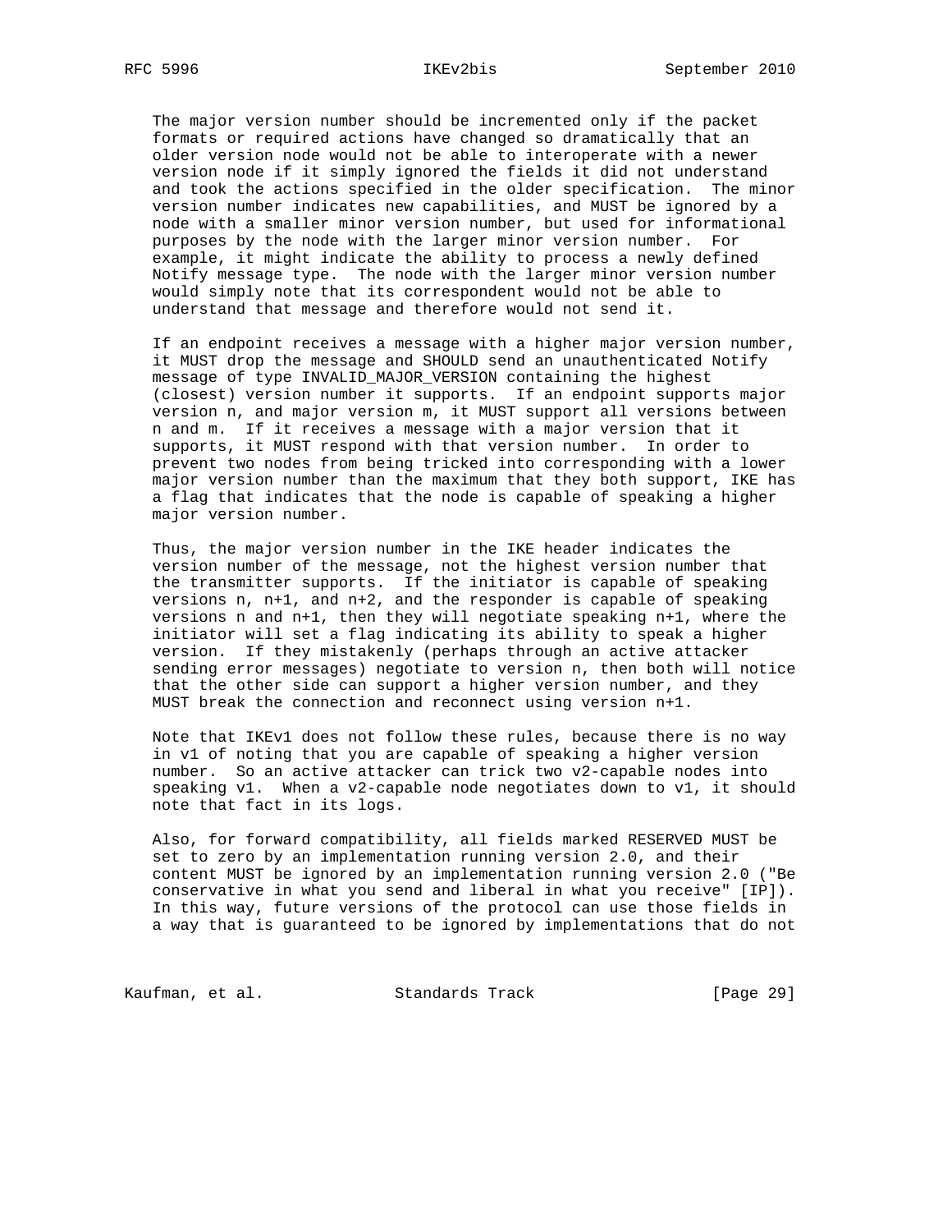The major version number should be incremented only if the packet formats or required actions have changed so dramatically that an older version node would not be able to interoperate with a newer version node if it simply ignored the fields it did not understand and took the actions specified in the older specification. The minor version number indicates new capabilities, and MUST be ignored by a node with a smaller minor version number, but used for informational purposes by the node with the larger minor version number. For example, it might indicate the ability to process a newly defined Notify message type. The node with the larger minor version number would simply note that its correspondent would not be able to understand that message and therefore would not send it.

If an endpoint receives a message with a higher major version number, it MUST drop the message and SHOULD send an unauthenticated Notify message of type INVALID_MAJOR_VERSION containing the highest (closest) version number it supports. If an endpoint supports major version n, and major version m, it MUST support all versions between n and m. If it receives a message with a major version that it supports, it MUST respond with that version number. In order to prevent two nodes from being tricked into corresponding with a lower major version number than the maximum that they both support, IKE has a flag that indicates that the node is capable of speaking a higher major version number.

Thus, the major version number in the IKE header indicates the version number of the message, not the highest version number that the transmitter supports. If the initiator is capable of speaking versions n, n+1, and n+2, and the responder is capable of speaking versions n and n+1, then they will negotiate speaking n+1, where the initiator will set a flag indicating its ability to speak a higher version. If they mistakenly (perhaps through an active attacker sending error messages) negotiate to version n, then both will notice that the other side can support a higher version number, and they MUST break the connection and reconnect using version n+1.

Note that IKEv1 does not follow these rules, because there is no way in v1 of noting that you are capable of speaking a higher version number. So an active attacker can trick two v2-capable nodes into speaking v1. When a v2-capable node negotiates down to v1, it should note that fact in its logs.

Also, for forward compatibility, all fields marked RESERVED MUST be set to zero by an implementation running version 2.0, and their content MUST be ignored by an implementation running version 2.0 ("Be conservative in what you send and liberal in what you receive" [IP]). In this way, future versions of the protocol can use those fields in a way that is guaranteed to be ignored by implementations that do not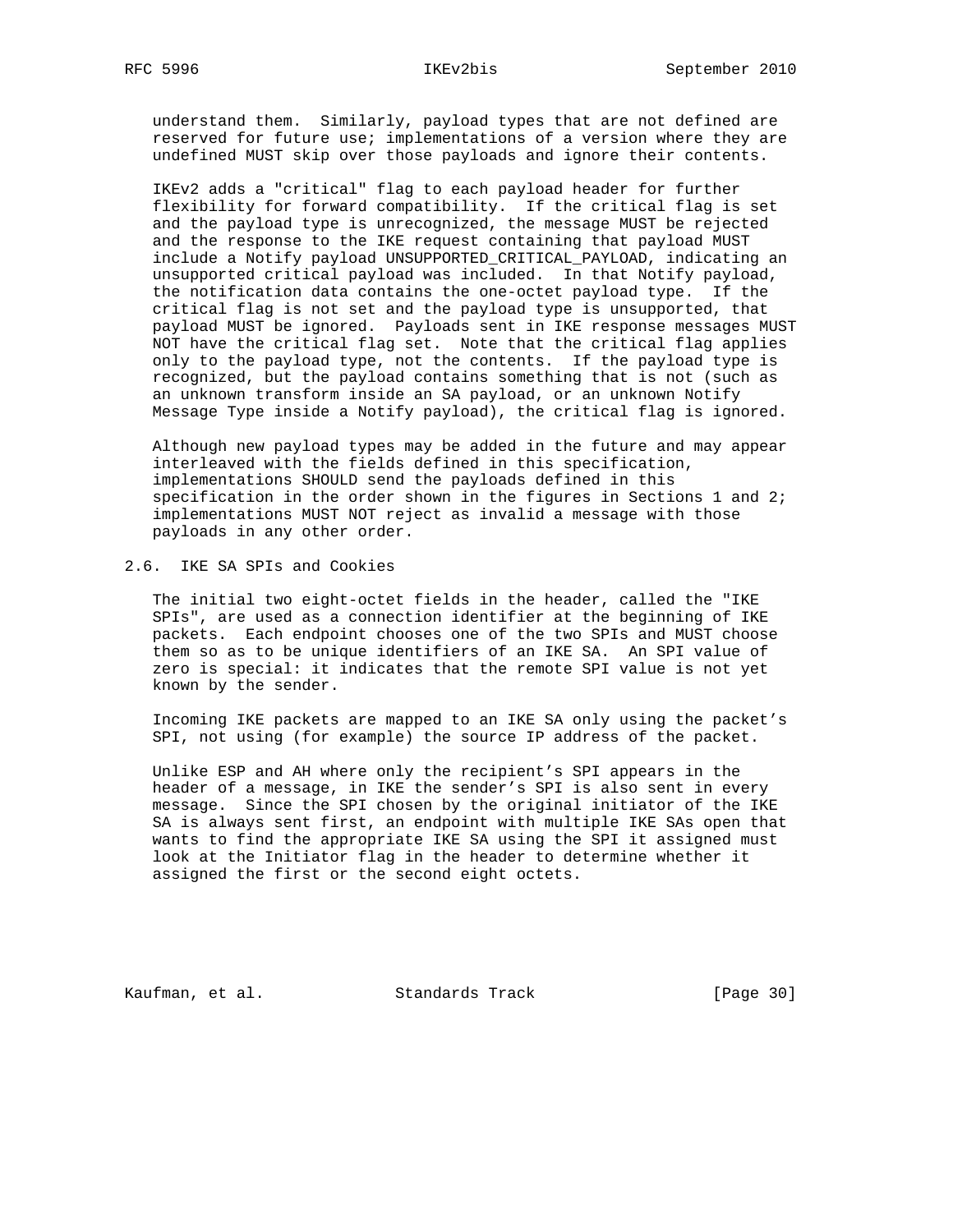understand them. Similarly, payload types that are not defined are reserved for future use; implementations of a version where they are undefined MUST skip over those payloads and ignore their contents.

IKEv2 adds a "critical" flag to each payload header for further flexibility for forward compatibility. If the critical flag is set and the payload type is unrecognized, the message MUST be rejected and the response to the IKE request containing that payload MUST include a Notify payload UNSUPPORTED_CRITICAL_PAYLOAD, indicating an unsupported critical payload was included. In that Notify payload, the notification data contains the one-octet payload type. If the critical flag is not set and the payload type is unsupported, that payload MUST be ignored. Payloads sent in IKE response messages MUST NOT have the critical flag set. Note that the critical flag applies only to the payload type, not the contents. If the payload type is recognized, but the payload contains something that is not (such as an unknown transform inside an SA payload, or an unknown Notify Message Type inside a Notify payload), the critical flag is ignored.

Although new payload types may be added in the future and may appear interleaved with the fields defined in this specification, implementations SHOULD send the payloads defined in this specification in the order shown in the figures in Sections 1 and 2; implementations MUST NOT reject as invalid a message with those payloads in any other order.

## 2.6. IKE SA SPIs and Cookies

The initial two eight-octet fields in the header, called the "IKE SPIs", are used as a connection identifier at the beginning of IKE packets. Each endpoint chooses one of the two SPIs and MUST choose them so as to be unique identifiers of an IKE SA. An SPI value of zero is special: it indicates that the remote SPI value is not yet known by the sender.

Incoming IKE packets are mapped to an IKE SA only using the packet's SPI, not using (for example) the source IP address of the packet.

Unlike ESP and AH where only the recipient's SPI appears in the header of a message, in IKE the sender's SPI is also sent in every message. Since the SPI chosen by the original initiator of the IKE SA is always sent first, an endpoint with multiple IKE SAs open that wants to find the appropriate IKE SA using the SPI it assigned must look at the Initiator flag in the header to determine whether it assigned the first or the second eight octets.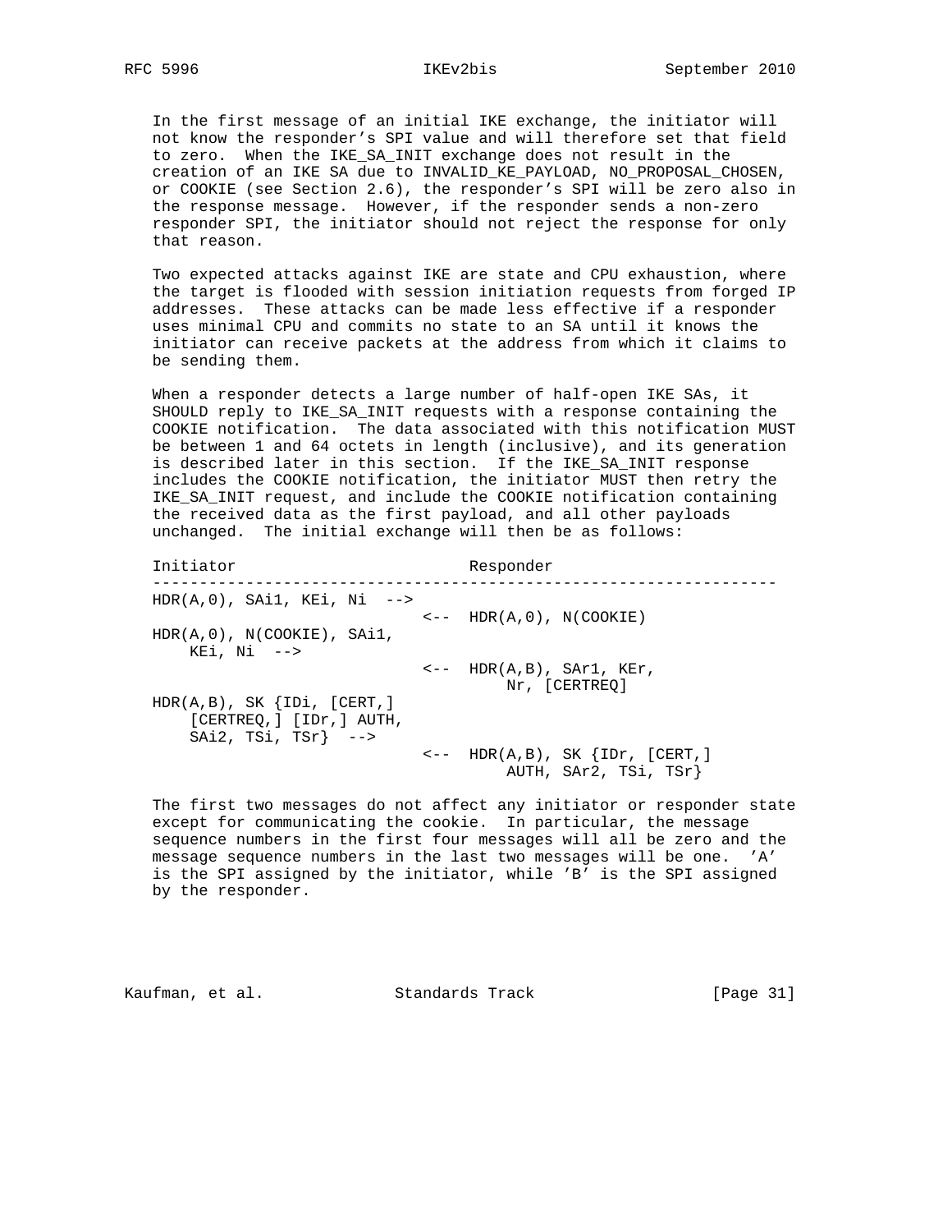In the first message of an initial IKE exchange, the initiator will not know the responder's SPI value and will therefore set that field to zero. When the IKE_SA_INIT exchange does not result in the creation of an IKE SA due to INVALID_KE_PAYLOAD, NO_PROPOSAL_CHOSEN, or COOKIE (see Section 2.6), the responder's SPI will be zero also in the response message. However, if the responder sends a non-zero responder SPI, the initiator should not reject the response for only that reason.

Two expected attacks against IKE are state and CPU exhaustion, where the target is flooded with session initiation requests from forged IP addresses. These attacks can be made less effective if a responder uses minimal CPU and commits no state to an SA until it knows the initiator can receive packets at the address from which it claims to be sending them.

When a responder detects a large number of half-open IKE SAs, it SHOULD reply to IKE_SA_INIT requests with a response containing the COOKIE notification. The data associated with this notification MUST be between 1 and 64 octets in length (inclusive), and its generation is described later in this section. If the IKE_SA_INIT response includes the COOKIE notification, the initiator MUST then retry the IKE_SA_INIT request, and include the COOKIE notification containing the received data as the first payload, and all other payloads unchanged. The initial exchange will then be as follows:

```
Initiator                         Responder
-------------------------------------------------------------------
HDR(A,0), SAi1, KEi, Ni  -->
                              <--  HDR(A,0), N(COOKIE)
HDR(A,0), N(COOKIE), SAi1,
    KEi, Ni  -->
                              <--  HDR(A,B), SAr1, KEr,
                                       Nr, [CERTREQ]
HDR(A,B), SK {IDi, [CERT,]
    [CERTREQ,] [IDr,] AUTH,
    SAi2, TSi, TSr}  -->
                              <--  HDR(A,B), SK {IDr, [CERT,]
                                       AUTH, SAr2, TSi, TSr}
```

The first two messages do not affect any initiator or responder state except for communicating the cookie. In particular, the message sequence numbers in the first four messages will all be zero and the message sequence numbers in the last two messages will be one. 'A' is the SPI assigned by the initiator, while 'B' is the SPI assigned by the responder.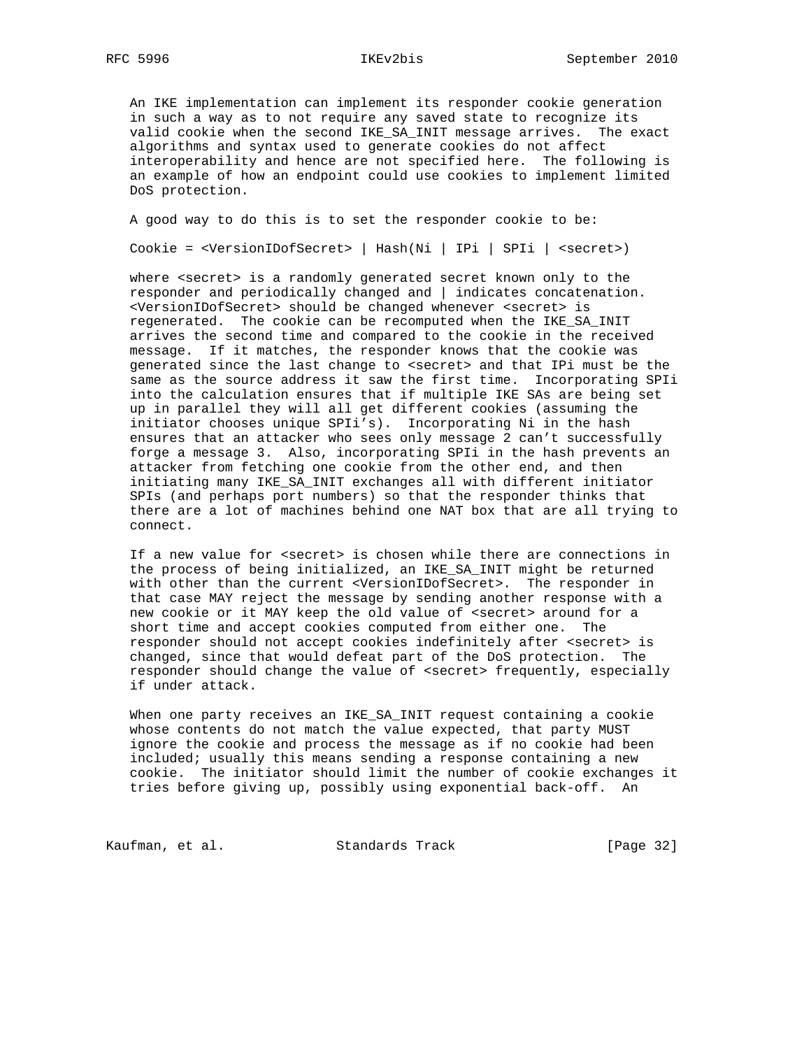An IKE implementation can implement its responder cookie generation in such a way as to not require any saved state to recognize its valid cookie when the second IKE_SA_INIT message arrives. The exact algorithms and syntax used to generate cookies do not affect interoperability and hence are not specified here. The following is an example of how an endpoint could use cookies to implement limited DoS protection.

A good way to do this is to set the responder cookie to be:

```
Cookie = <VersionIDofSecret> | Hash(Ni | IPi | SPIi | <secret>)
```

where <secret> is a randomly generated secret known only to the responder and periodically changed and | indicates concatenation. <VersionIDofSecret> should be changed whenever <secret> is regenerated. The cookie can be recomputed when the IKE_SA_INIT arrives the second time and compared to the cookie in the received message. If it matches, the responder knows that the cookie was generated since the last change to <secret> and that IPi must be the same as the source address it saw the first time. Incorporating SPIi into the calculation ensures that if multiple IKE SAs are being set up in parallel they will all get different cookies (assuming the initiator chooses unique SPIi's). Incorporating Ni in the hash ensures that an attacker who sees only message 2 can't successfully forge a message 3. Also, incorporating SPIi in the hash prevents an attacker from fetching one cookie from the other end, and then initiating many IKE_SA_INIT exchanges all with different initiator SPIs (and perhaps port numbers) so that the responder thinks that there are a lot of machines behind one NAT box that are all trying to connect.

If a new value for <secret> is chosen while there are connections in the process of being initialized, an IKE_SA_INIT might be returned with other than the current <VersionIDofSecret>. The responder in that case MAY reject the message by sending another response with a new cookie or it MAY keep the old value of <secret> around for a short time and accept cookies computed from either one. The responder should not accept cookies indefinitely after <secret> is changed, since that would defeat part of the DoS protection. The responder should change the value of <secret> frequently, especially if under attack.

When one party receives an IKE_SA_INIT request containing a cookie whose contents do not match the value expected, that party MUST ignore the cookie and process the message as if no cookie had been included; usually this means sending a response containing a new cookie. The initiator should limit the number of cookie exchanges it tries before giving up, possibly using exponential back-off. An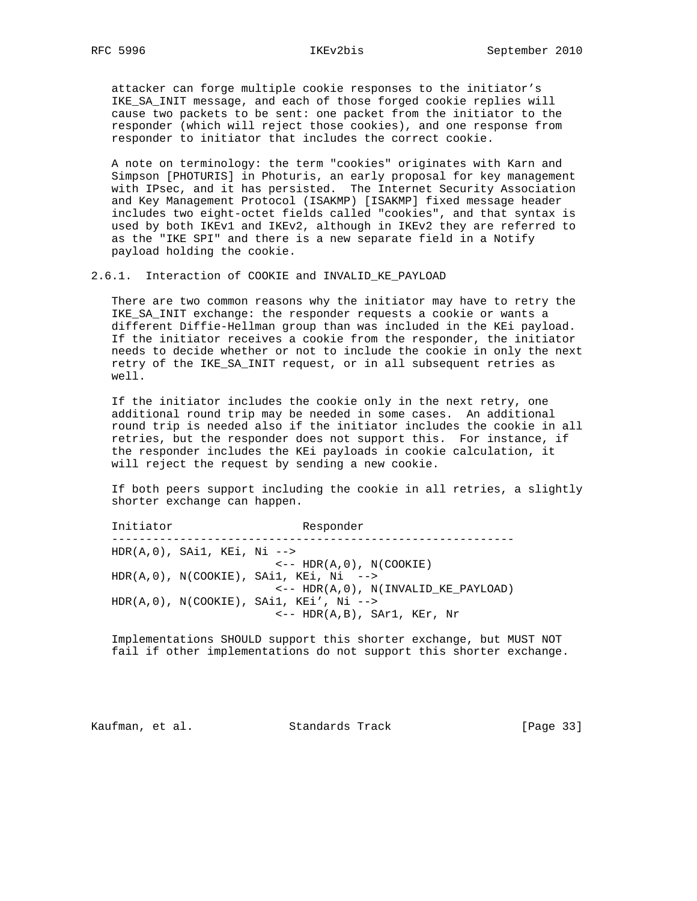attacker can forge multiple cookie responses to the initiator's IKE_SA_INIT message, and each of those forged cookie replies will cause two packets to be sent: one packet from the initiator to the responder (which will reject those cookies), and one response from responder to initiator that includes the correct cookie.

A note on terminology: the term "cookies" originates with Karn and Simpson [PHOTURIS] in Photuris, an early proposal for key management with IPsec, and it has persisted. The Internet Security Association and Key Management Protocol (ISAKMP) [ISAKMP] fixed message header includes two eight-octet fields called "cookies", and that syntax is used by both IKEv1 and IKEv2, although in IKEv2 they are referred to as the "IKE SPI" and there is a new separate field in a Notify payload holding the cookie.

### 2.6.1. Interaction of COOKIE and INVALID_KE_PAYLOAD

There are two common reasons why the initiator may have to retry the IKE_SA_INIT exchange: the responder requests a cookie or wants a different Diffie-Hellman group than was included in the KEi payload. If the initiator receives a cookie from the responder, the initiator needs to decide whether or not to include the cookie in only the next retry of the IKE_SA_INIT request, or in all subsequent retries as well.

If the initiator includes the cookie only in the next retry, one additional round trip may be needed in some cases. An additional round trip is needed also if the initiator includes the cookie in all retries, but the responder does not support this. For instance, if the responder includes the KEi payloads in cookie calculation, it will reject the request by sending a new cookie.

If both peers support including the cookie in all retries, a slightly shorter exchange can happen.

```
Initiator                    Responder
-----------------------------------------------------------
HDR(A,0), SAi1, KEi, Ni -->
                          <-- HDR(A,0), N(COOKIE)
HDR(A,0), N(COOKIE), SAi1, KEi, Ni  -->
                          <-- HDR(A,0), N(INVALID_KE_PAYLOAD)
HDR(A,0), N(COOKIE), SAi1, KEi', Ni -->
                          <-- HDR(A,B), SAr1, KEr, Nr
```

Implementations SHOULD support this shorter exchange, but MUST NOT fail if other implementations do not support this shorter exchange.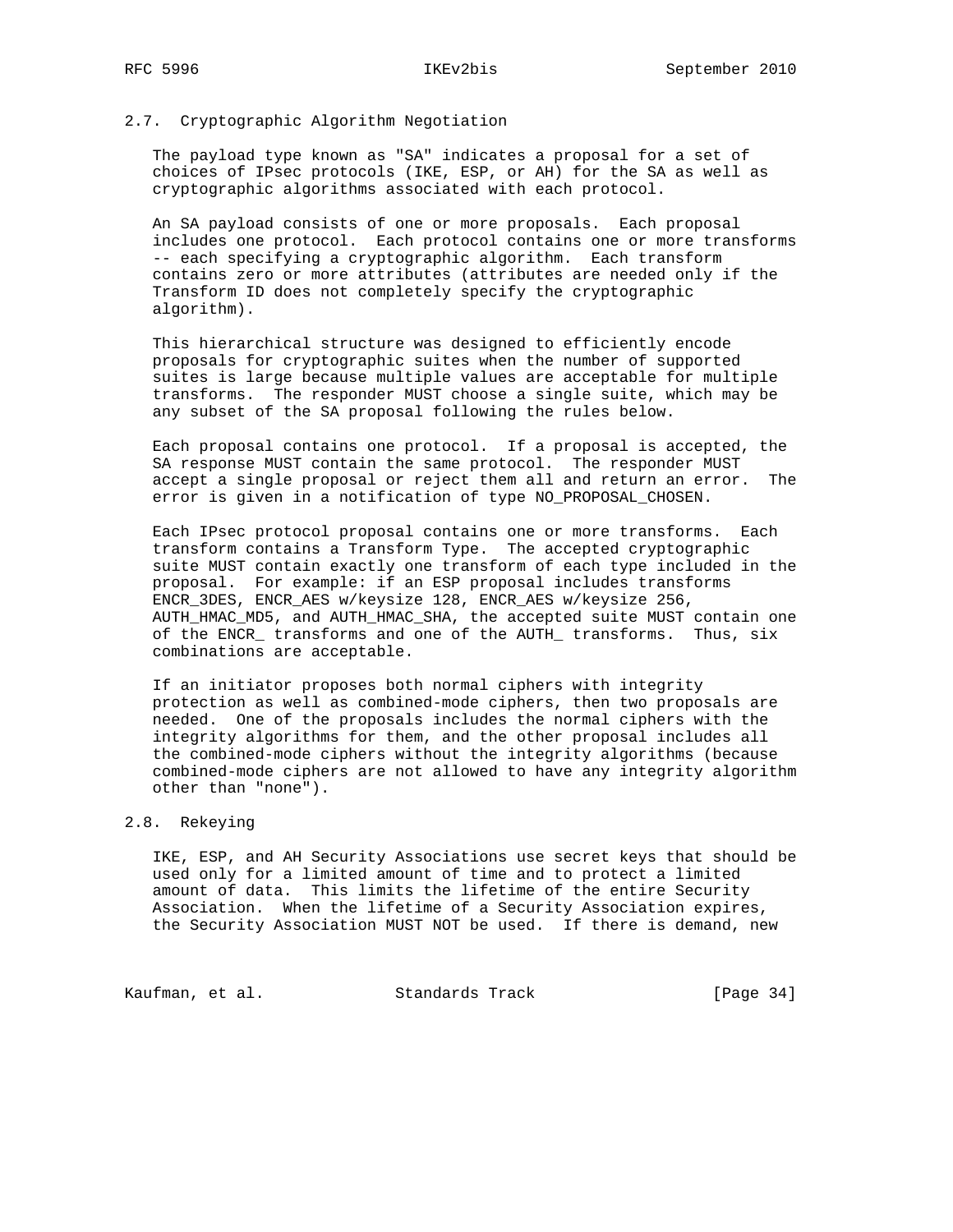## 2.7. Cryptographic Algorithm Negotiation

The payload type known as "SA" indicates a proposal for a set of choices of IPsec protocols (IKE, ESP, or AH) for the SA as well as cryptographic algorithms associated with each protocol.

An SA payload consists of one or more proposals. Each proposal includes one protocol. Each protocol contains one or more transforms -- each specifying a cryptographic algorithm. Each transform contains zero or more attributes (attributes are needed only if the Transform ID does not completely specify the cryptographic algorithm).

This hierarchical structure was designed to efficiently encode proposals for cryptographic suites when the number of supported suites is large because multiple values are acceptable for multiple transforms. The responder MUST choose a single suite, which may be any subset of the SA proposal following the rules below.

Each proposal contains one protocol. If a proposal is accepted, the SA response MUST contain the same protocol. The responder MUST accept a single proposal or reject them all and return an error. The error is given in a notification of type NO_PROPOSAL_CHOSEN.

Each IPsec protocol proposal contains one or more transforms. Each transform contains a Transform Type. The accepted cryptographic suite MUST contain exactly one transform of each type included in the proposal. For example: if an ESP proposal includes transforms ENCR_3DES, ENCR_AES w/keysize 128, ENCR_AES w/keysize 256, AUTH_HMAC_MD5, and AUTH_HMAC_SHA, the accepted suite MUST contain one of the ENCR_ transforms and one of the AUTH_ transforms. Thus, six combinations are acceptable.

If an initiator proposes both normal ciphers with integrity protection as well as combined-mode ciphers, then two proposals are needed. One of the proposals includes the normal ciphers with the integrity algorithms for them, and the other proposal includes all the combined-mode ciphers without the integrity algorithms (because combined-mode ciphers are not allowed to have any integrity algorithm other than "none").

## 2.8. Rekeying

IKE, ESP, and AH Security Associations use secret keys that should be used only for a limited amount of time and to protect a limited amount of data. This limits the lifetime of the entire Security Association. When the lifetime of a Security Association expires, the Security Association MUST NOT be used. If there is demand, new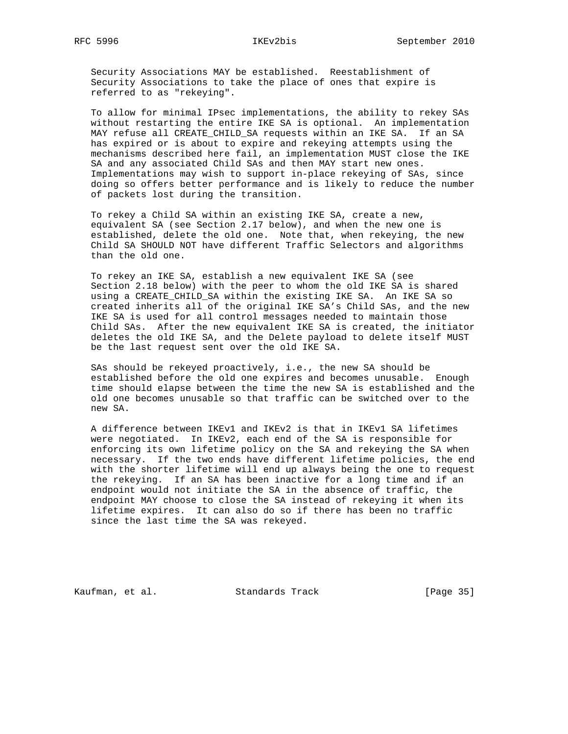Security Associations MAY be established. Reestablishment of Security Associations to take the place of ones that expire is referred to as "rekeying".

To allow for minimal IPsec implementations, the ability to rekey SAs without restarting the entire IKE SA is optional. An implementation MAY refuse all CREATE_CHILD_SA requests within an IKE SA. If an SA has expired or is about to expire and rekeying attempts using the mechanisms described here fail, an implementation MUST close the IKE SA and any associated Child SAs and then MAY start new ones. Implementations may wish to support in-place rekeying of SAs, since doing so offers better performance and is likely to reduce the number of packets lost during the transition.

To rekey a Child SA within an existing IKE SA, create a new, equivalent SA (see Section 2.17 below), and when the new one is established, delete the old one. Note that, when rekeying, the new Child SA SHOULD NOT have different Traffic Selectors and algorithms than the old one.

To rekey an IKE SA, establish a new equivalent IKE SA (see Section 2.18 below) with the peer to whom the old IKE SA is shared using a CREATE_CHILD_SA within the existing IKE SA. An IKE SA so created inherits all of the original IKE SA's Child SAs, and the new IKE SA is used for all control messages needed to maintain those Child SAs. After the new equivalent IKE SA is created, the initiator deletes the old IKE SA, and the Delete payload to delete itself MUST be the last request sent over the old IKE SA.

SAs should be rekeyed proactively, i.e., the new SA should be established before the old one expires and becomes unusable. Enough time should elapse between the time the new SA is established and the old one becomes unusable so that traffic can be switched over to the new SA.

A difference between IKEv1 and IKEv2 is that in IKEv1 SA lifetimes were negotiated. In IKEv2, each end of the SA is responsible for enforcing its own lifetime policy on the SA and rekeying the SA when necessary. If the two ends have different lifetime policies, the end with the shorter lifetime will end up always being the one to request the rekeying. If an SA has been inactive for a long time and if an endpoint would not initiate the SA in the absence of traffic, the endpoint MAY choose to close the SA instead of rekeying it when its lifetime expires. It can also do so if there has been no traffic since the last time the SA was rekeyed.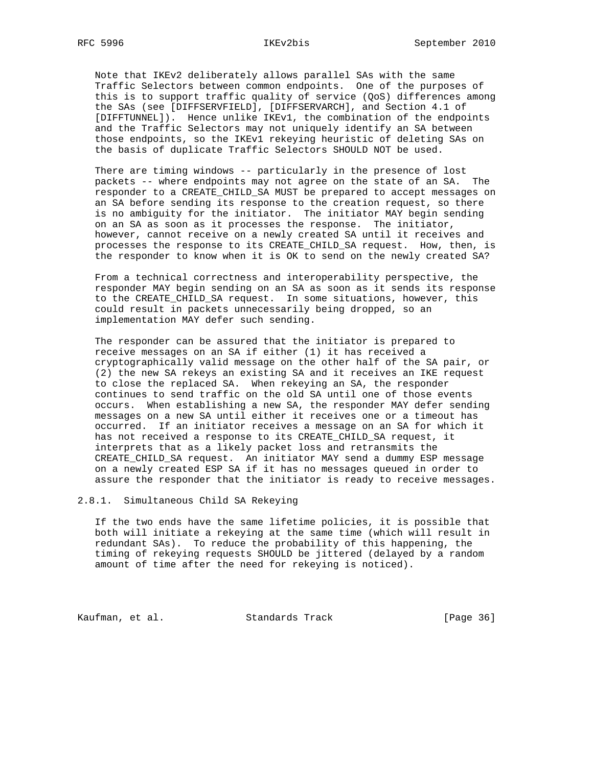Note that IKEv2 deliberately allows parallel SAs with the same Traffic Selectors between common endpoints. One of the purposes of this is to support traffic quality of service (QoS) differences among the SAs (see [DIFFSERVFIELD], [DIFFSERVARCH], and Section 4.1 of [DIFFTUNNEL]). Hence unlike IKEv1, the combination of the endpoints and the Traffic Selectors may not uniquely identify an SA between those endpoints, so the IKEv1 rekeying heuristic of deleting SAs on the basis of duplicate Traffic Selectors SHOULD NOT be used.

There are timing windows -- particularly in the presence of lost packets -- where endpoints may not agree on the state of an SA. The responder to a CREATE_CHILD_SA MUST be prepared to accept messages on an SA before sending its response to the creation request, so there is no ambiguity for the initiator. The initiator MAY begin sending on an SA as soon as it processes the response. The initiator, however, cannot receive on a newly created SA until it receives and processes the response to its CREATE_CHILD_SA request. How, then, is the responder to know when it is OK to send on the newly created SA?

From a technical correctness and interoperability perspective, the responder MAY begin sending on an SA as soon as it sends its response to the CREATE_CHILD_SA request. In some situations, however, this could result in packets unnecessarily being dropped, so an implementation MAY defer such sending.

The responder can be assured that the initiator is prepared to receive messages on an SA if either (1) it has received a cryptographically valid message on the other half of the SA pair, or (2) the new SA rekeys an existing SA and it receives an IKE request to close the replaced SA. When rekeying an SA, the responder continues to send traffic on the old SA until one of those events occurs. When establishing a new SA, the responder MAY defer sending messages on a new SA until either it receives one or a timeout has occurred. If an initiator receives a message on an SA for which it has not received a response to its CREATE_CHILD_SA request, it interprets that as a likely packet loss and retransmits the CREATE_CHILD_SA request. An initiator MAY send a dummy ESP message on a newly created ESP SA if it has no messages queued in order to assure the responder that the initiator is ready to receive messages.

### 2.8.1. Simultaneous Child SA Rekeying

If the two ends have the same lifetime policies, it is possible that both will initiate a rekeying at the same time (which will result in redundant SAs). To reduce the probability of this happening, the timing of rekeying requests SHOULD be jittered (delayed by a random amount of time after the need for rekeying is noticed).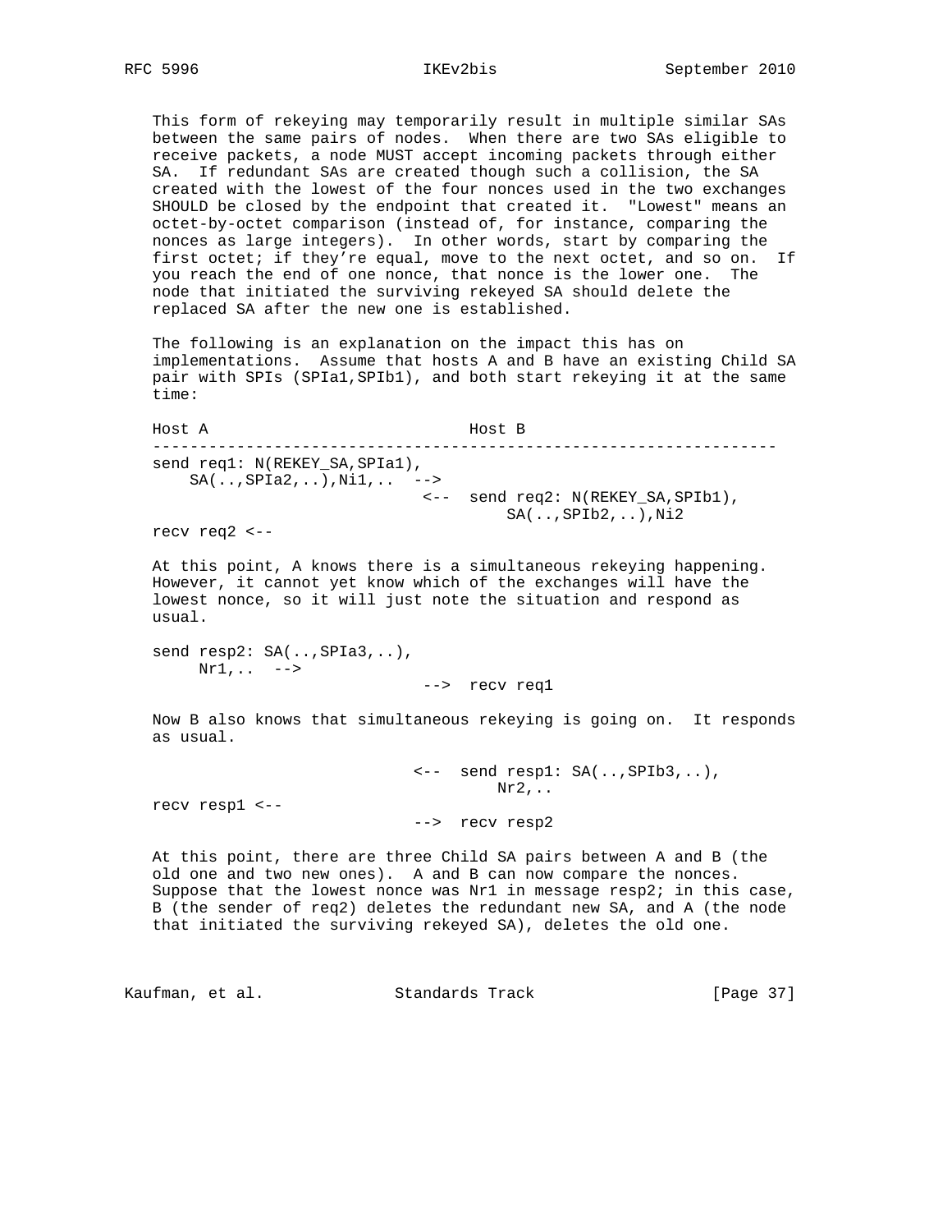This form of rekeying may temporarily result in multiple similar SAs between the same pairs of nodes. When there are two SAs eligible to receive packets, a node MUST accept incoming packets through either SA. If redundant SAs are created though such a collision, the SA created with the lowest of the four nonces used in the two exchanges SHOULD be closed by the endpoint that created it. "Lowest" means an octet-by-octet comparison (instead of, for instance, comparing the nonces as large integers). In other words, start by comparing the first octet; if they're equal, move to the next octet, and so on. If you reach the end of one nonce, that nonce is the lower one. The node that initiated the surviving rekeyed SA should delete the replaced SA after the new one is established.

The following is an explanation on the impact this has on implementations. Assume that hosts A and B have an existing Child SA pair with SPIs (SPIa1,SPIb1), and both start rekeying it at the same time:

```
Host A                            Host B
-------------------------------------------------------------------
send req1: N(REKEY_SA,SPIa1),
    SA(..,SPIa2,..),Ni1,..  -->
                             <--  send req2: N(REKEY_SA,SPIb1),
                                      SA(..,SPIb2,..),Ni2
recv req2 <--
```

At this point, A knows there is a simultaneous rekeying happening. However, it cannot yet know which of the exchanges will have the lowest nonce, so it will just note the situation and respond as usual.

```
send resp2: SA(..,SPIa3,..),
     Nr1,..  -->
                             -->  recv req1
```

Now B also knows that simultaneous rekeying is going on. It responds as usual.

```
                            <--  send resp1: SA(..,SPIb3,..),
                                     Nr2,..
recv resp1 <--
                            -->  recv resp2
```

At this point, there are three Child SA pairs between A and B (the old one and two new ones). A and B can now compare the nonces. Suppose that the lowest nonce was Nr1 in message resp2; in this case, B (the sender of req2) deletes the redundant new SA, and A (the node that initiated the surviving rekeyed SA), deletes the old one.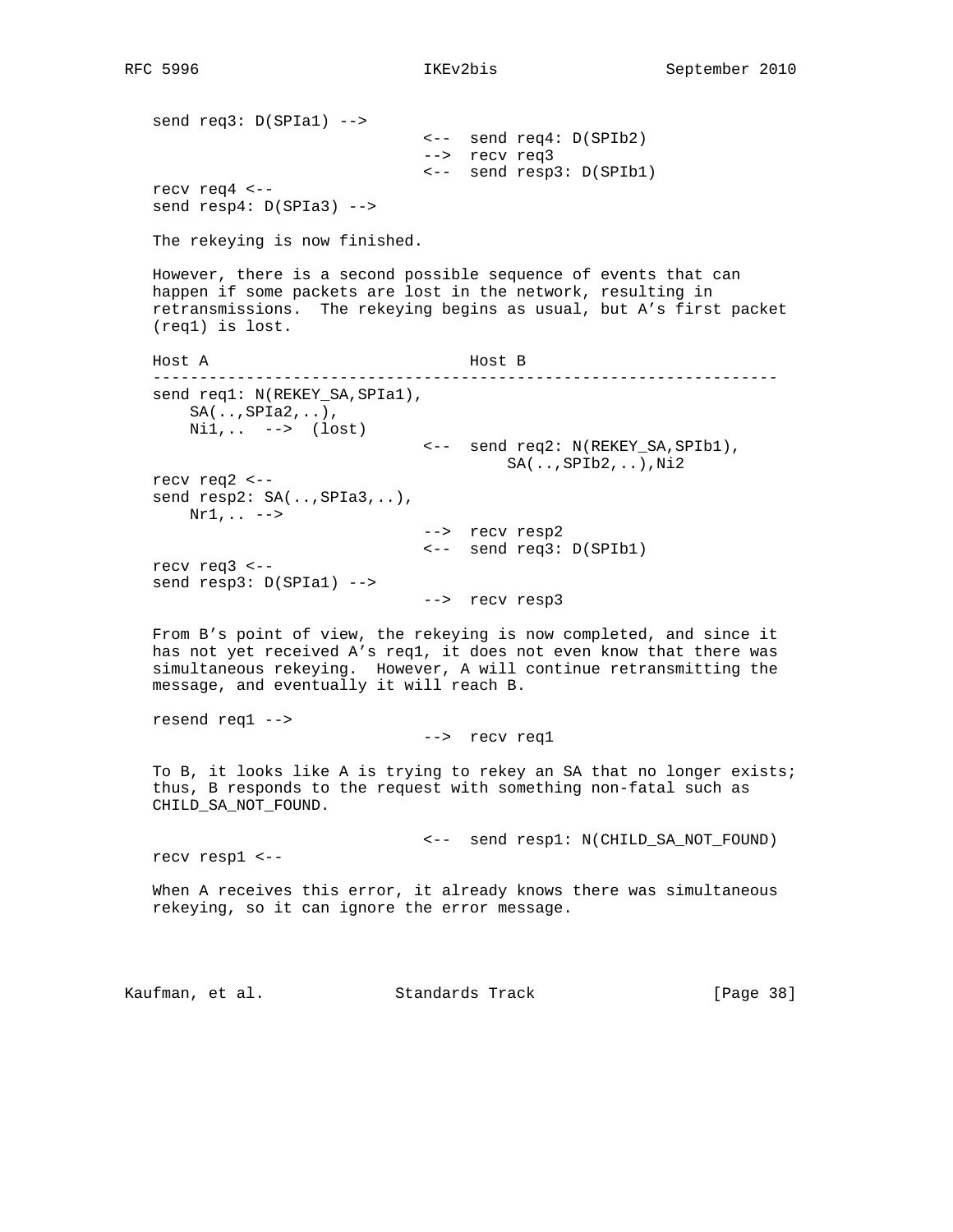```
send req3: D(SPIa1) -->
                              <--  send req4: D(SPIb2)
                              -->  recv req3
                              <--  send resp3: D(SPIb1)
recv req4 <--
send resp4: D(SPIa3) -->
```

The rekeying is now finished.

However, there is a second possible sequence of events that can happen if some packets are lost in the network, resulting in retransmissions. The rekeying begins as usual, but A's first packet (req1) is lost.

```
Host A                            Host B
-------------------------------------------------------------------
send req1: N(REKEY_SA,SPIa1),
    SA(..,SPIa2,..),
    Ni1,..  -->  (lost)
                              <--  send req2: N(REKEY_SA,SPIb1),
                                      SA(..,SPIb2,..),Ni2
recv req2 <--
send resp2: SA(..,SPIa3,..),
    Nr1,.. -->
                              -->  recv resp2
                              <--  send req3: D(SPIb1)
recv req3 <--
send resp3: D(SPIa1) -->
                              -->  recv resp3
```

From B's point of view, the rekeying is now completed, and since it has not yet received A's req1, it does not even know that there was simultaneous rekeying. However, A will continue retransmitting the message, and eventually it will reach B.

```
resend req1 -->
                              -->  recv req1
```

To B, it looks like A is trying to rekey an SA that no longer exists; thus, B responds to the request with something non-fatal such as CHILD_SA_NOT_FOUND.

```
                              <--  send resp1: N(CHILD_SA_NOT_FOUND)
recv resp1 <--
```

When A receives this error, it already knows there was simultaneous rekeying, so it can ignore the error message.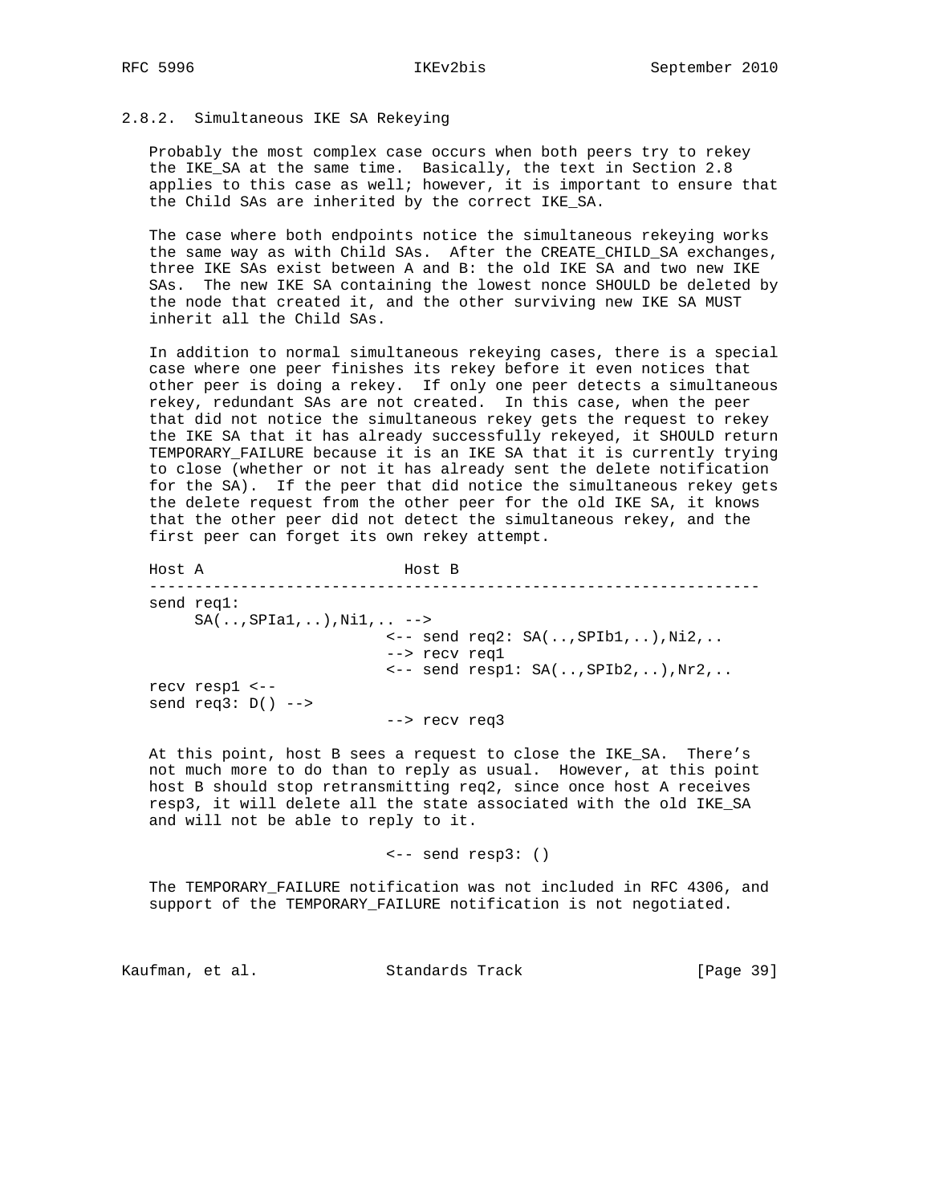### 2.8.2. Simultaneous IKE SA Rekeying

Probably the most complex case occurs when both peers try to rekey the IKE_SA at the same time. Basically, the text in Section 2.8 applies to this case as well; however, it is important to ensure that the Child SAs are inherited by the correct IKE_SA.

The case where both endpoints notice the simultaneous rekeying works the same way as with Child SAs. After the CREATE_CHILD_SA exchanges, three IKE SAs exist between A and B: the old IKE SA and two new IKE SAs. The new IKE SA containing the lowest nonce SHOULD be deleted by the node that created it, and the other surviving new IKE SA MUST inherit all the Child SAs.

In addition to normal simultaneous rekeying cases, there is a special case where one peer finishes its rekey before it even notices that other peer is doing a rekey. If only one peer detects a simultaneous rekey, redundant SAs are not created. In this case, when the peer that did not notice the simultaneous rekey gets the request to rekey the IKE SA that it has already successfully rekeyed, it SHOULD return TEMPORARY_FAILURE because it is an IKE SA that it is currently trying to close (whether or not it has already sent the delete notification for the SA). If the peer that did notice the simultaneous rekey gets the delete request from the other peer for the old IKE SA, it knows that the other peer did not detect the simultaneous rekey, and the first peer can forget its own rekey attempt.

```
Host A                      Host B
-------------------------------------------------------------------
send req1:
     SA(..,SPIa1,..),Ni1,.. -->
                            <-- send req2: SA(..,SPIb1,..),Ni2,..
                            --> recv req1
                            <-- send resp1: SA(..,SPIb2,..),Nr2,..
recv resp1 <--
send req3: D() -->
                            --> recv req3
```

At this point, host B sees a request to close the IKE_SA. There's not much more to do than to reply as usual. However, at this point host B should stop retransmitting req2, since once host A receives resp3, it will delete all the state associated with the old IKE_SA and will not be able to reply to it.

```
                            <-- send resp3: ()
```

The TEMPORARY_FAILURE notification was not included in RFC 4306, and support of the TEMPORARY_FAILURE notification is not negotiated.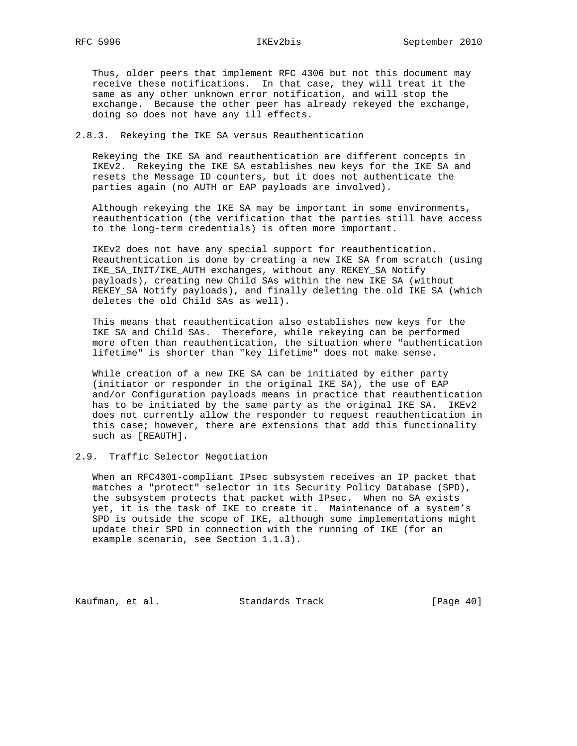Thus, older peers that implement RFC 4306 but not this document may receive these notifications. In that case, they will treat it the same as any other unknown error notification, and will stop the exchange. Because the other peer has already rekeyed the exchange, doing so does not have any ill effects.

### 2.8.3. Rekeying the IKE SA versus Reauthentication

Rekeying the IKE SA and reauthentication are different concepts in IKEv2. Rekeying the IKE SA establishes new keys for the IKE SA and resets the Message ID counters, but it does not authenticate the parties again (no AUTH or EAP payloads are involved).

Although rekeying the IKE SA may be important in some environments, reauthentication (the verification that the parties still have access to the long-term credentials) is often more important.

IKEv2 does not have any special support for reauthentication. Reauthentication is done by creating a new IKE SA from scratch (using IKE_SA_INIT/IKE_AUTH exchanges, without any REKEY_SA Notify payloads), creating new Child SAs within the new IKE SA (without REKEY_SA Notify payloads), and finally deleting the old IKE SA (which deletes the old Child SAs as well).

This means that reauthentication also establishes new keys for the IKE SA and Child SAs. Therefore, while rekeying can be performed more often than reauthentication, the situation where "authentication lifetime" is shorter than "key lifetime" does not make sense.

While creation of a new IKE SA can be initiated by either party (initiator or responder in the original IKE SA), the use of EAP and/or Configuration payloads means in practice that reauthentication has to be initiated by the same party as the original IKE SA. IKEv2 does not currently allow the responder to request reauthentication in this case; however, there are extensions that add this functionality such as [REAUTH].

## 2.9. Traffic Selector Negotiation

When an RFC4301-compliant IPsec subsystem receives an IP packet that matches a "protect" selector in its Security Policy Database (SPD), the subsystem protects that packet with IPsec. When no SA exists yet, it is the task of IKE to create it. Maintenance of a system's SPD is outside the scope of IKE, although some implementations might update their SPD in connection with the running of IKE (for an example scenario, see Section 1.1.3).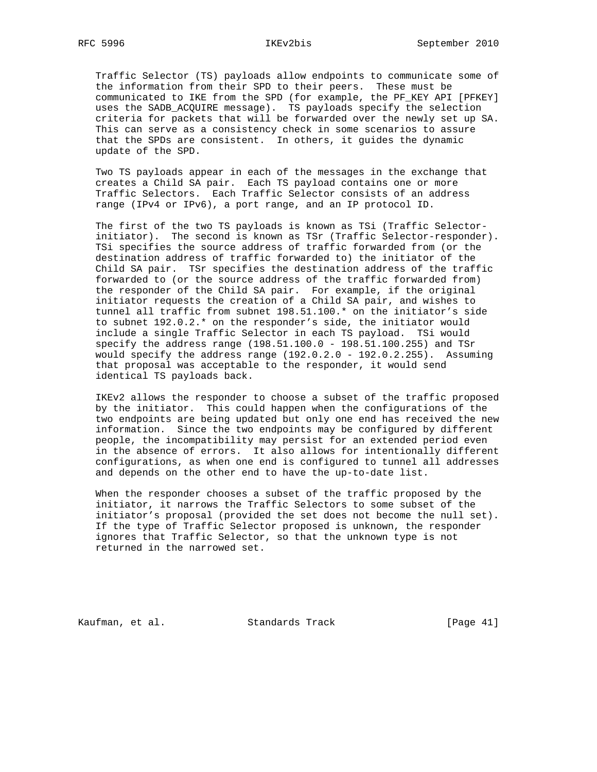Traffic Selector (TS) payloads allow endpoints to communicate some of the information from their SPD to their peers. These must be communicated to IKE from the SPD (for example, the PF_KEY API [PFKEY] uses the SADB_ACQUIRE message). TS payloads specify the selection criteria for packets that will be forwarded over the newly set up SA. This can serve as a consistency check in some scenarios to assure that the SPDs are consistent. In others, it guides the dynamic update of the SPD.

Two TS payloads appear in each of the messages in the exchange that creates a Child SA pair. Each TS payload contains one or more Traffic Selectors. Each Traffic Selector consists of an address range (IPv4 or IPv6), a port range, and an IP protocol ID.

The first of the two TS payloads is known as TSi (Traffic Selector-initiator). The second is known as TSr (Traffic Selector-responder). TSi specifies the source address of traffic forwarded from (or the destination address of traffic forwarded to) the initiator of the Child SA pair. TSr specifies the destination address of the traffic forwarded to (or the source address of the traffic forwarded from) the responder of the Child SA pair. For example, if the original initiator requests the creation of a Child SA pair, and wishes to tunnel all traffic from subnet 198.51.100.* on the initiator's side to subnet 192.0.2.* on the responder's side, the initiator would include a single Traffic Selector in each TS payload. TSi would specify the address range (198.51.100.0 - 198.51.100.255) and TSr would specify the address range (192.0.2.0 - 192.0.2.255). Assuming that proposal was acceptable to the responder, it would send identical TS payloads back.

IKEv2 allows the responder to choose a subset of the traffic proposed by the initiator. This could happen when the configurations of the two endpoints are being updated but only one end has received the new information. Since the two endpoints may be configured by different people, the incompatibility may persist for an extended period even in the absence of errors. It also allows for intentionally different configurations, as when one end is configured to tunnel all addresses and depends on the other end to have the up-to-date list.

When the responder chooses a subset of the traffic proposed by the initiator, it narrows the Traffic Selectors to some subset of the initiator's proposal (provided the set does not become the null set). If the type of Traffic Selector proposed is unknown, the responder ignores that Traffic Selector, so that the unknown type is not returned in the narrowed set.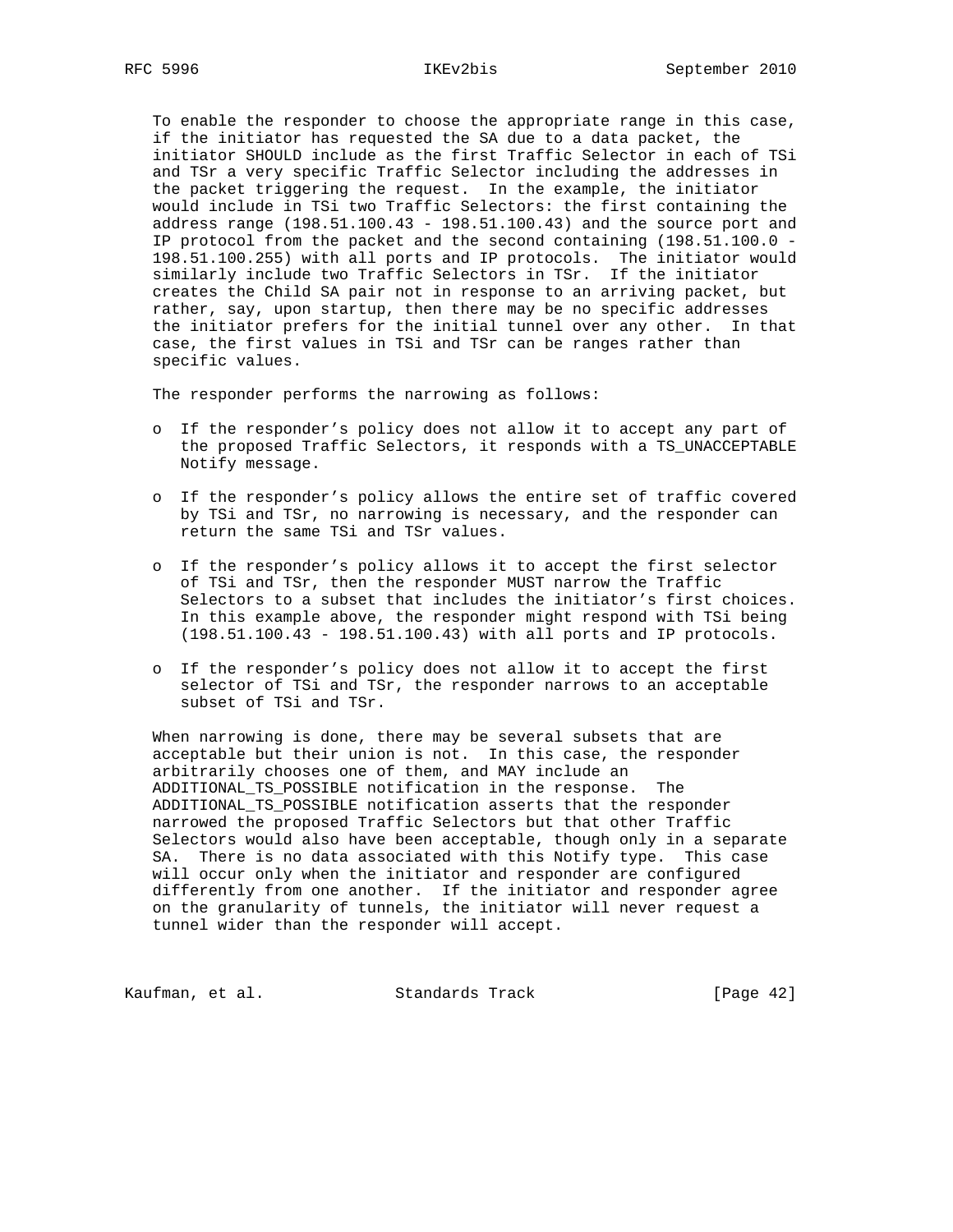To enable the responder to choose the appropriate range in this case, if the initiator has requested the SA due to a data packet, the initiator SHOULD include as the first Traffic Selector in each of TSi and TSr a very specific Traffic Selector including the addresses in the packet triggering the request. In the example, the initiator would include in TSi two Traffic Selectors: the first containing the address range (198.51.100.43 - 198.51.100.43) and the source port and IP protocol from the packet and the second containing (198.51.100.0 - 198.51.100.255) with all ports and IP protocols. The initiator would similarly include two Traffic Selectors in TSr. If the initiator creates the Child SA pair not in response to an arriving packet, but rather, say, upon startup, then there may be no specific addresses the initiator prefers for the initial tunnel over any other. In that case, the first values in TSi and TSr can be ranges rather than specific values.

The responder performs the narrowing as follows:

- If the responder's policy does not allow it to accept any part of the proposed Traffic Selectors, it responds with a TS_UNACCEPTABLE Notify message.

- If the responder's policy allows the entire set of traffic covered by TSi and TSr, no narrowing is necessary, and the responder can return the same TSi and TSr values.

- If the responder's policy allows it to accept the first selector of TSi and TSr, then the responder MUST narrow the Traffic Selectors to a subset that includes the initiator's first choices. In this example above, the responder might respond with TSi being (198.51.100.43 - 198.51.100.43) with all ports and IP protocols.

- If the responder's policy does not allow it to accept the first selector of TSi and TSr, the responder narrows to an acceptable subset of TSi and TSr.

When narrowing is done, there may be several subsets that are acceptable but their union is not. In this case, the responder arbitrarily chooses one of them, and MAY include an ADDITIONAL_TS_POSSIBLE notification in the response. The ADDITIONAL_TS_POSSIBLE notification asserts that the responder narrowed the proposed Traffic Selectors but that other Traffic Selectors would also have been acceptable, though only in a separate SA. There is no data associated with this Notify type. This case will occur only when the initiator and responder are configured differently from one another. If the initiator and responder agree on the granularity of tunnels, the initiator will never request a tunnel wider than the responder will accept.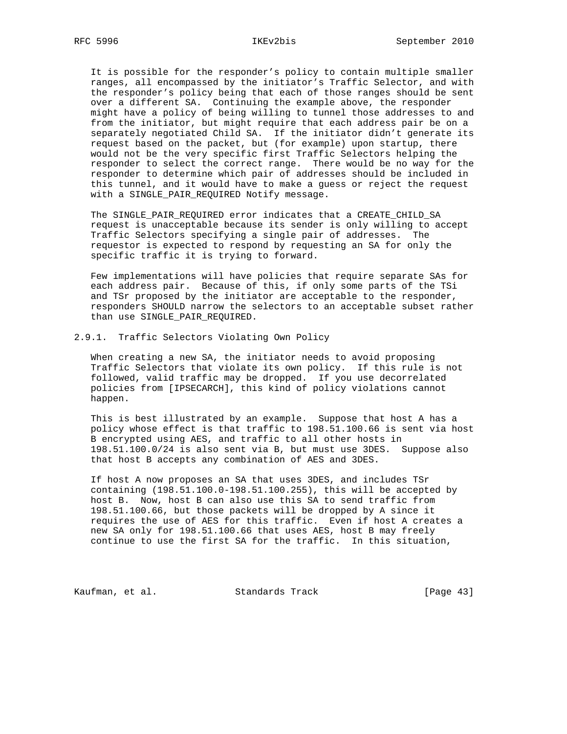It is possible for the responder's policy to contain multiple smaller ranges, all encompassed by the initiator's Traffic Selector, and with the responder's policy being that each of those ranges should be sent over a different SA. Continuing the example above, the responder might have a policy of being willing to tunnel those addresses to and from the initiator, but might require that each address pair be on a separately negotiated Child SA. If the initiator didn't generate its request based on the packet, but (for example) upon startup, there would not be the very specific first Traffic Selectors helping the responder to select the correct range. There would be no way for the responder to determine which pair of addresses should be included in this tunnel, and it would have to make a guess or reject the request with a SINGLE_PAIR_REQUIRED Notify message.

The SINGLE_PAIR_REQUIRED error indicates that a CREATE_CHILD_SA request is unacceptable because its sender is only willing to accept Traffic Selectors specifying a single pair of addresses. The requestor is expected to respond by requesting an SA for only the specific traffic it is trying to forward.

Few implementations will have policies that require separate SAs for each address pair. Because of this, if only some parts of the TSi and TSr proposed by the initiator are acceptable to the responder, responders SHOULD narrow the selectors to an acceptable subset rather than use SINGLE_PAIR_REQUIRED.

### 2.9.1. Traffic Selectors Violating Own Policy

When creating a new SA, the initiator needs to avoid proposing Traffic Selectors that violate its own policy. If this rule is not followed, valid traffic may be dropped. If you use decorrelated policies from [IPSECARCH], this kind of policy violations cannot happen.

This is best illustrated by an example. Suppose that host A has a policy whose effect is that traffic to 198.51.100.66 is sent via host B encrypted using AES, and traffic to all other hosts in 198.51.100.0/24 is also sent via B, but must use 3DES. Suppose also that host B accepts any combination of AES and 3DES.

If host A now proposes an SA that uses 3DES, and includes TSr containing (198.51.100.0-198.51.100.255), this will be accepted by host B. Now, host B can also use this SA to send traffic from 198.51.100.66, but those packets will be dropped by A since it requires the use of AES for this traffic. Even if host A creates a new SA only for 198.51.100.66 that uses AES, host B may freely continue to use the first SA for the traffic. In this situation,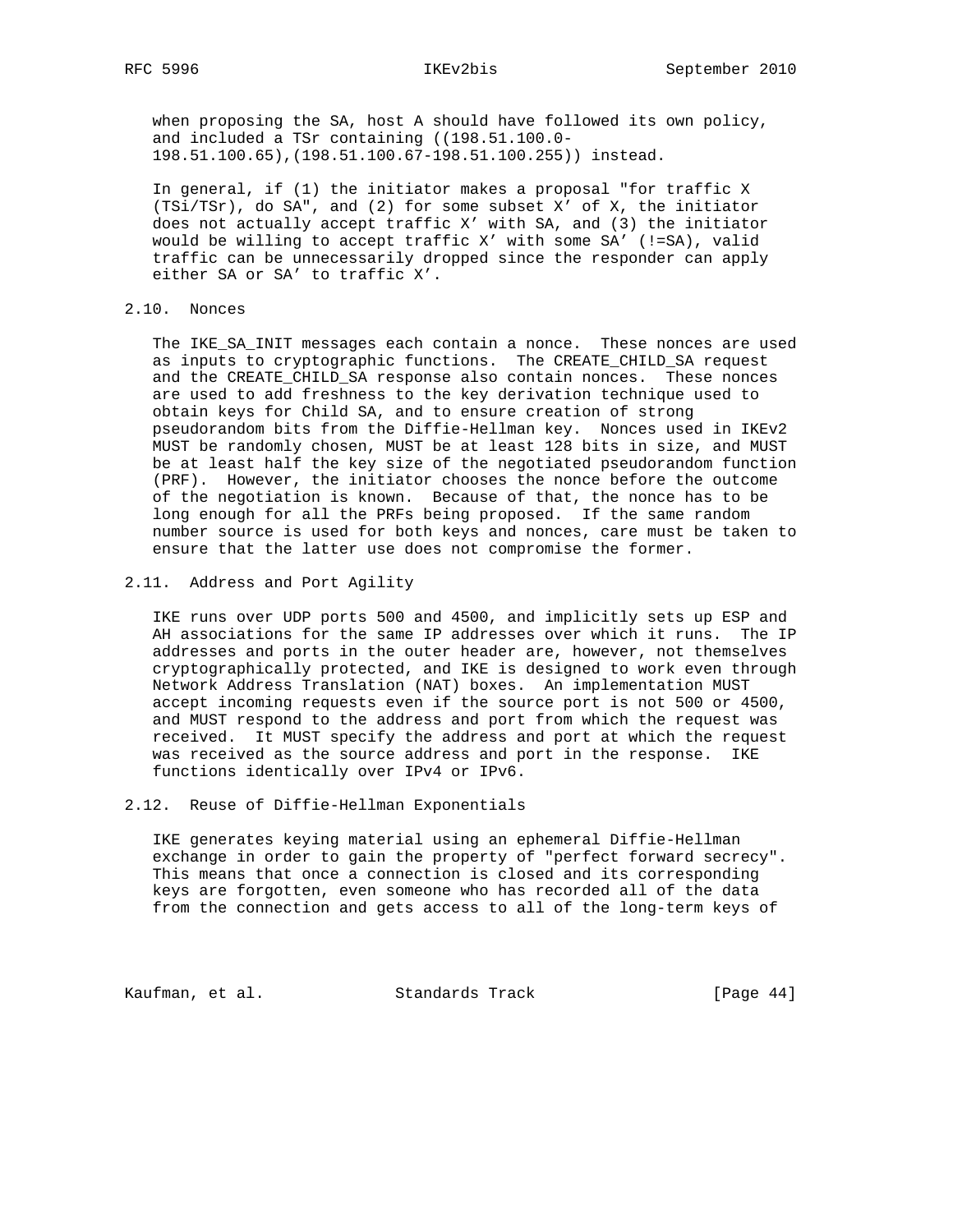when proposing the SA, host A should have followed its own policy, and included a TSr containing ((198.51.100.0-198.51.100.65),(198.51.100.67-198.51.100.255)) instead.

In general, if (1) the initiator makes a proposal "for traffic X (TSi/TSr), do SA", and (2) for some subset X' of X, the initiator does not actually accept traffic X' with SA, and (3) the initiator would be willing to accept traffic X' with some SA' (!=SA), valid traffic can be unnecessarily dropped since the responder can apply either SA or SA' to traffic X'.

## 2.10. Nonces

The IKE_SA_INIT messages each contain a nonce. These nonces are used as inputs to cryptographic functions. The CREATE_CHILD_SA request and the CREATE_CHILD_SA response also contain nonces. These nonces are used to add freshness to the key derivation technique used to obtain keys for Child SA, and to ensure creation of strong pseudorandom bits from the Diffie-Hellman key. Nonces used in IKEv2 MUST be randomly chosen, MUST be at least 128 bits in size, and MUST be at least half the key size of the negotiated pseudorandom function (PRF). However, the initiator chooses the nonce before the outcome of the negotiation is known. Because of that, the nonce has to be long enough for all the PRFs being proposed. If the same random number source is used for both keys and nonces, care must be taken to ensure that the latter use does not compromise the former.

## 2.11. Address and Port Agility

IKE runs over UDP ports 500 and 4500, and implicitly sets up ESP and AH associations for the same IP addresses over which it runs. The IP addresses and ports in the outer header are, however, not themselves cryptographically protected, and IKE is designed to work even through Network Address Translation (NAT) boxes. An implementation MUST accept incoming requests even if the source port is not 500 or 4500, and MUST respond to the address and port from which the request was received. It MUST specify the address and port at which the request was received as the source address and port in the response. IKE functions identically over IPv4 or IPv6.

## 2.12. Reuse of Diffie-Hellman Exponentials

IKE generates keying material using an ephemeral Diffie-Hellman exchange in order to gain the property of "perfect forward secrecy". This means that once a connection is closed and its corresponding keys are forgotten, even someone who has recorded all of the data from the connection and gets access to all of the long-term keys of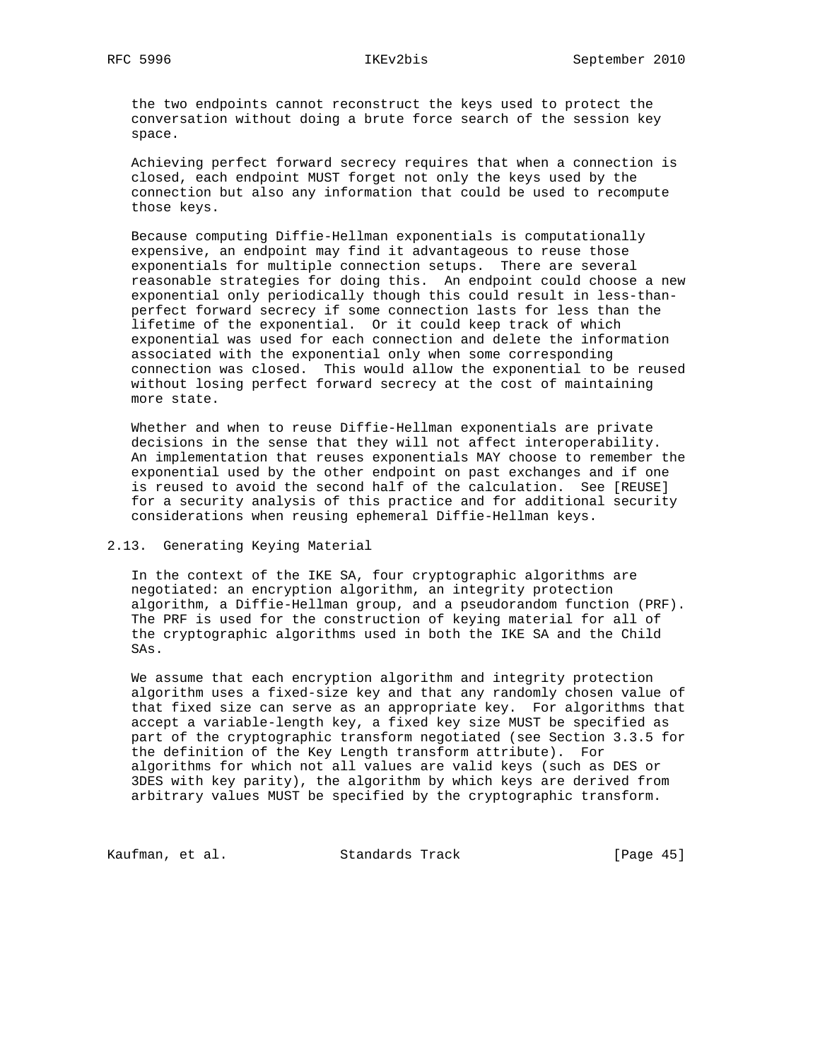the two endpoints cannot reconstruct the keys used to protect the conversation without doing a brute force search of the session key space.

Achieving perfect forward secrecy requires that when a connection is closed, each endpoint MUST forget not only the keys used by the connection but also any information that could be used to recompute those keys.

Because computing Diffie-Hellman exponentials is computationally expensive, an endpoint may find it advantageous to reuse those exponentials for multiple connection setups. There are several reasonable strategies for doing this. An endpoint could choose a new exponential only periodically though this could result in less-than-perfect forward secrecy if some connection lasts for less than the lifetime of the exponential. Or it could keep track of which exponential was used for each connection and delete the information associated with the exponential only when some corresponding connection was closed. This would allow the exponential to be reused without losing perfect forward secrecy at the cost of maintaining more state.

Whether and when to reuse Diffie-Hellman exponentials are private decisions in the sense that they will not affect interoperability. An implementation that reuses exponentials MAY choose to remember the exponential used by the other endpoint on past exchanges and if one is reused to avoid the second half of the calculation. See [REUSE] for a security analysis of this practice and for additional security considerations when reusing ephemeral Diffie-Hellman keys.

## 2.13. Generating Keying Material

In the context of the IKE SA, four cryptographic algorithms are negotiated: an encryption algorithm, an integrity protection algorithm, a Diffie-Hellman group, and a pseudorandom function (PRF). The PRF is used for the construction of keying material for all of the cryptographic algorithms used in both the IKE SA and the Child SAs.

We assume that each encryption algorithm and integrity protection algorithm uses a fixed-size key and that any randomly chosen value of that fixed size can serve as an appropriate key. For algorithms that accept a variable-length key, a fixed key size MUST be specified as part of the cryptographic transform negotiated (see Section 3.3.5 for the definition of the Key Length transform attribute). For algorithms for which not all values are valid keys (such as DES or 3DES with key parity), the algorithm by which keys are derived from arbitrary values MUST be specified by the cryptographic transform.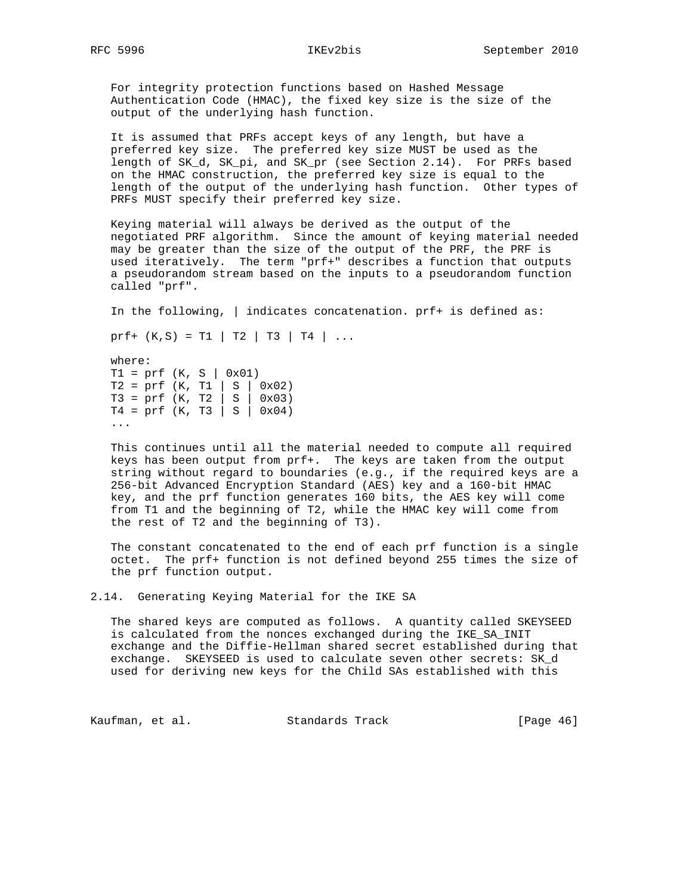For integrity protection functions based on Hashed Message Authentication Code (HMAC), the fixed key size is the size of the output of the underlying hash function.

It is assumed that PRFs accept keys of any length, but have a preferred key size. The preferred key size MUST be used as the length of SK_d, SK_pi, and SK_pr (see Section 2.14). For PRFs based on the HMAC construction, the preferred key size is equal to the length of the output of the underlying hash function. Other types of PRFs MUST specify their preferred key size.

Keying material will always be derived as the output of the negotiated PRF algorithm. Since the amount of keying material needed may be greater than the size of the output of the PRF, the PRF is used iteratively. The term "prf+" describes a function that outputs a pseudorandom stream based on the inputs to a pseudorandom function called "prf".

In the following, | indicates concatenation. prf+ is defined as:

```
prf+ (K,S) = T1 | T2 | T3 | T4 | ...

where:
T1 = prf (K, S | 0x01)
T2 = prf (K, T1 | S | 0x02)
T3 = prf (K, T2 | S | 0x03)
T4 = prf (K, T3 | S | 0x04)
...
```

This continues until all the material needed to compute all required keys has been output from prf+. The keys are taken from the output string without regard to boundaries (e.g., if the required keys are a 256-bit Advanced Encryption Standard (AES) key and a 160-bit HMAC key, and the prf function generates 160 bits, the AES key will come from T1 and the beginning of T2, while the HMAC key will come from the rest of T2 and the beginning of T3).

The constant concatenated to the end of each prf function is a single octet. The prf+ function is not defined beyond 255 times the size of the prf function output.

## 2.14. Generating Keying Material for the IKE SA

The shared keys are computed as follows. A quantity called SKEYSEED is calculated from the nonces exchanged during the IKE_SA_INIT exchange and the Diffie-Hellman shared secret established during that exchange. SKEYSEED is used to calculate seven other secrets: SK_d used for deriving new keys for the Child SAs established with this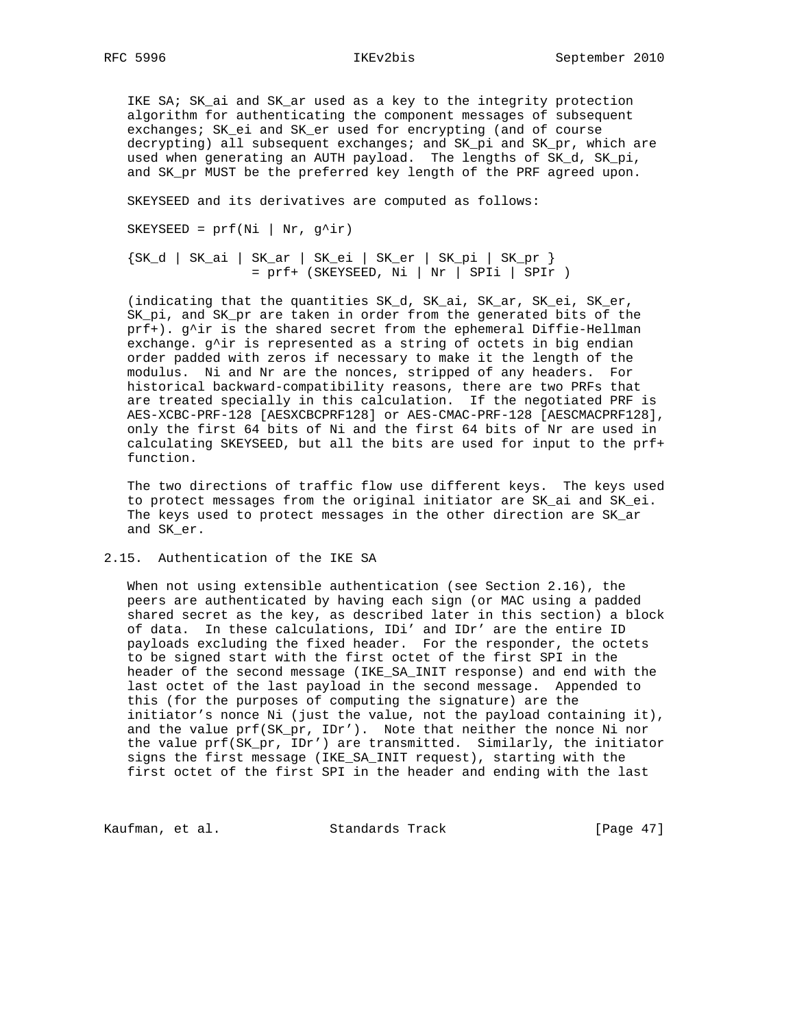IKE SA; SK_ai and SK_ar used as a key to the integrity protection algorithm for authenticating the component messages of subsequent exchanges; SK_ei and SK_er used for encrypting (and of course decrypting) all subsequent exchanges; and SK_pi and SK_pr, which are used when generating an AUTH payload. The lengths of SK_d, SK_pi, and SK_pr MUST be the preferred key length of the PRF agreed upon.

SKEYSEED and its derivatives are computed as follows:

```
SKEYSEED = prf(Ni | Nr, g^ir)

{SK_d | SK_ai | SK_ar | SK_ei | SK_er | SK_pi | SK_pr }
                = prf+ (SKEYSEED, Ni | Nr | SPIi | SPIr )
```

(indicating that the quantities SK_d, SK_ai, SK_ar, SK_ei, SK_er, SK_pi, and SK_pr are taken in order from the generated bits of the prf+). g^ir is the shared secret from the ephemeral Diffie-Hellman exchange. g^ir is represented as a string of octets in big endian order padded with zeros if necessary to make it the length of the modulus. Ni and Nr are the nonces, stripped of any headers. For historical backward-compatibility reasons, there are two PRFs that are treated specially in this calculation. If the negotiated PRF is AES-XCBC-PRF-128 [AESXCBCPRF128] or AES-CMAC-PRF-128 [AESCMACPRF128], only the first 64 bits of Ni and the first 64 bits of Nr are used in calculating SKEYSEED, but all the bits are used for input to the prf+ function.

The two directions of traffic flow use different keys. The keys used to protect messages from the original initiator are SK_ai and SK_ei. The keys used to protect messages in the other direction are SK_ar and SK_er.

## 2.15. Authentication of the IKE SA

When not using extensible authentication (see Section 2.16), the peers are authenticated by having each sign (or MAC using a padded shared secret as the key, as described later in this section) a block of data. In these calculations, IDi' and IDr' are the entire ID payloads excluding the fixed header. For the responder, the octets to be signed start with the first octet of the first SPI in the header of the second message (IKE_SA_INIT response) and end with the last octet of the last payload in the second message. Appended to this (for the purposes of computing the signature) are the initiator's nonce Ni (just the value, not the payload containing it), and the value prf(SK_pr, IDr'). Note that neither the nonce Ni nor the value prf(SK_pr, IDr') are transmitted. Similarly, the initiator signs the first message (IKE_SA_INIT request), starting with the first octet of the first SPI in the header and ending with the last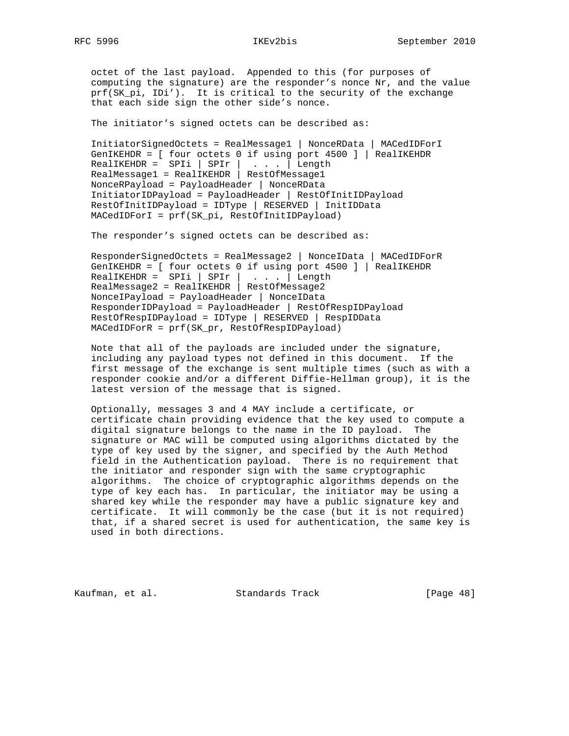octet of the last payload. Appended to this (for purposes of computing the signature) are the responder's nonce Nr, and the value prf(SK_pi, IDi'). It is critical to the security of the exchange that each side sign the other side's nonce.

The initiator's signed octets can be described as:

```
InitiatorSignedOctets = RealMessage1 | NonceRData | MACedIDForI
GenIKEHDR = [ four octets 0 if using port 4500 ] | RealIKEHDR
RealIKEHDR =  SPIi | SPIr |  . . . | Length
RealMessage1 = RealIKEHDR | RestOfMessage1
NonceRPayload = PayloadHeader | NonceRData
InitiatorIDPayload = PayloadHeader | RestOfInitIDPayload
RestOfInitIDPayload = IDType | RESERVED | InitIDData
MACedIDForI = prf(SK_pi, RestOfInitIDPayload)
```

The responder's signed octets can be described as:

```
ResponderSignedOctets = RealMessage2 | NonceIData | MACedIDForR
GenIKEHDR = [ four octets 0 if using port 4500 ] | RealIKEHDR
RealIKEHDR =  SPIi | SPIr |  . . . | Length
RealMessage2 = RealIKEHDR | RestOfMessage2
NonceIPayload = PayloadHeader | NonceIData
ResponderIDPayload = PayloadHeader | RestOfRespIDPayload
RestOfRespIDPayload = IDType | RESERVED | RespIDData
MACedIDForR = prf(SK_pr, RestOfRespIDPayload)
```

Note that all of the payloads are included under the signature, including any payload types not defined in this document. If the first message of the exchange is sent multiple times (such as with a responder cookie and/or a different Diffie-Hellman group), it is the latest version of the message that is signed.

Optionally, messages 3 and 4 MAY include a certificate, or certificate chain providing evidence that the key used to compute a digital signature belongs to the name in the ID payload. The signature or MAC will be computed using algorithms dictated by the type of key used by the signer, and specified by the Auth Method field in the Authentication payload. There is no requirement that the initiator and responder sign with the same cryptographic algorithms. The choice of cryptographic algorithms depends on the type of key each has. In particular, the initiator may be using a shared key while the responder may have a public signature key and certificate. It will commonly be the case (but it is not required) that, if a shared secret is used for authentication, the same key is used in both directions.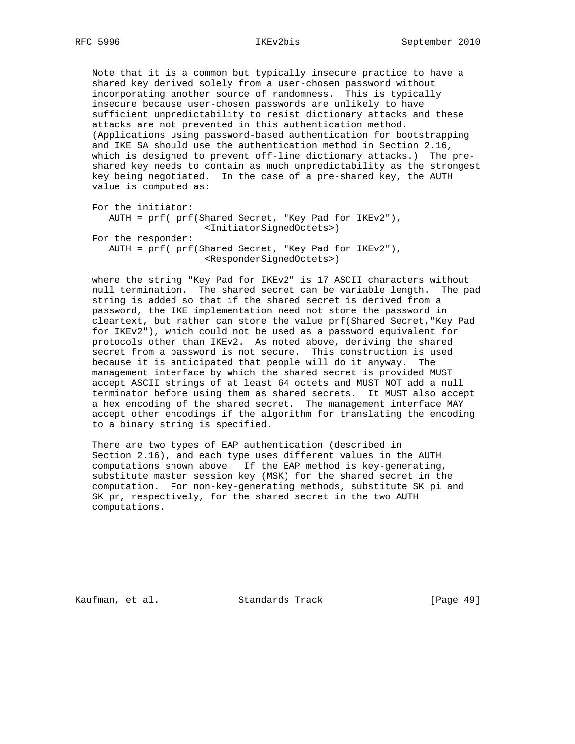Note that it is a common but typically insecure practice to have a shared key derived solely from a user-chosen password without incorporating another source of randomness. This is typically insecure because user-chosen passwords are unlikely to have sufficient unpredictability to resist dictionary attacks and these attacks are not prevented in this authentication method. (Applications using password-based authentication for bootstrapping and IKE SA should use the authentication method in Section 2.16, which is designed to prevent off-line dictionary attacks.) The pre-shared key needs to contain as much unpredictability as the strongest key being negotiated. In the case of a pre-shared key, the AUTH value is computed as:

```
For the initiator:
   AUTH = prf( prf(Shared Secret, "Key Pad for IKEv2"),
                    <InitiatorSignedOctets>)
For the responder:
   AUTH = prf( prf(Shared Secret, "Key Pad for IKEv2"),
                    <ResponderSignedOctets>)
```

where the string "Key Pad for IKEv2" is 17 ASCII characters without null termination. The shared secret can be variable length. The pad string is added so that if the shared secret is derived from a password, the IKE implementation need not store the password in cleartext, but rather can store the value prf(Shared Secret,"Key Pad for IKEv2"), which could not be used as a password equivalent for protocols other than IKEv2. As noted above, deriving the shared secret from a password is not secure. This construction is used because it is anticipated that people will do it anyway. The management interface by which the shared secret is provided MUST accept ASCII strings of at least 64 octets and MUST NOT add a null terminator before using them as shared secrets. It MUST also accept a hex encoding of the shared secret. The management interface MAY accept other encodings if the algorithm for translating the encoding to a binary string is specified.

There are two types of EAP authentication (described in Section 2.16), and each type uses different values in the AUTH computations shown above. If the EAP method is key-generating, substitute master session key (MSK) for the shared secret in the computation. For non-key-generating methods, substitute SK_pi and SK_pr, respectively, for the shared secret in the two AUTH computations.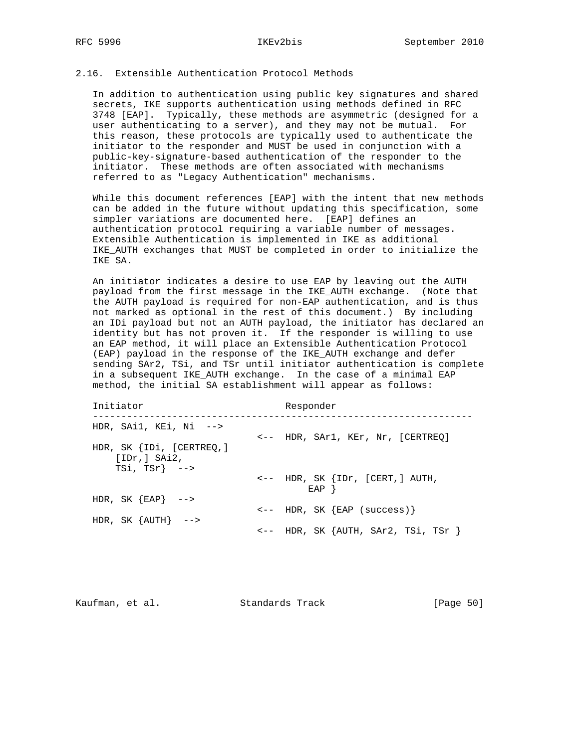## 2.16. Extensible Authentication Protocol Methods

In addition to authentication using public key signatures and shared secrets, IKE supports authentication using methods defined in RFC 3748 [EAP]. Typically, these methods are asymmetric (designed for a user authenticating to a server), and they may not be mutual. For this reason, these protocols are typically used to authenticate the initiator to the responder and MUST be used in conjunction with a public-key-signature-based authentication of the responder to the initiator. These methods are often associated with mechanisms referred to as "Legacy Authentication" mechanisms.

While this document references [EAP] with the intent that new methods can be added in the future without updating this specification, some simpler variations are documented here. [EAP] defines an authentication protocol requiring a variable number of messages. Extensible Authentication is implemented in IKE as additional IKE_AUTH exchanges that MUST be completed in order to initialize the IKE SA.

An initiator indicates a desire to use EAP by leaving out the AUTH payload from the first message in the IKE_AUTH exchange. (Note that the AUTH payload is required for non-EAP authentication, and is thus not marked as optional in the rest of this document.) By including an IDi payload but not an AUTH payload, the initiator has declared an identity but has not proven it. If the responder is willing to use an EAP method, it will place an Extensible Authentication Protocol (EAP) payload in the response of the IKE_AUTH exchange and defer sending SAr2, TSi, and TSr until initiator authentication is complete in a subsequent IKE_AUTH exchange. In the case of a minimal EAP method, the initial SA establishment will appear as follows:

```
Initiator                         Responder
-------------------------------------------------------------------
HDR, SAi1, KEi, Ni  -->
                             <--  HDR, SAr1, KEr, Nr, [CERTREQ]
HDR, SK {IDi, [CERTREQ,]
    [IDr,] SAi2,
    TSi, TSr}  -->
                             <--  HDR, SK {IDr, [CERT,] AUTH,
                                      EAP }
HDR, SK {EAP}  -->
                             <--  HDR, SK {EAP (success)}
HDR, SK {AUTH}  -->
                             <--  HDR, SK {AUTH, SAr2, TSi, TSr }
```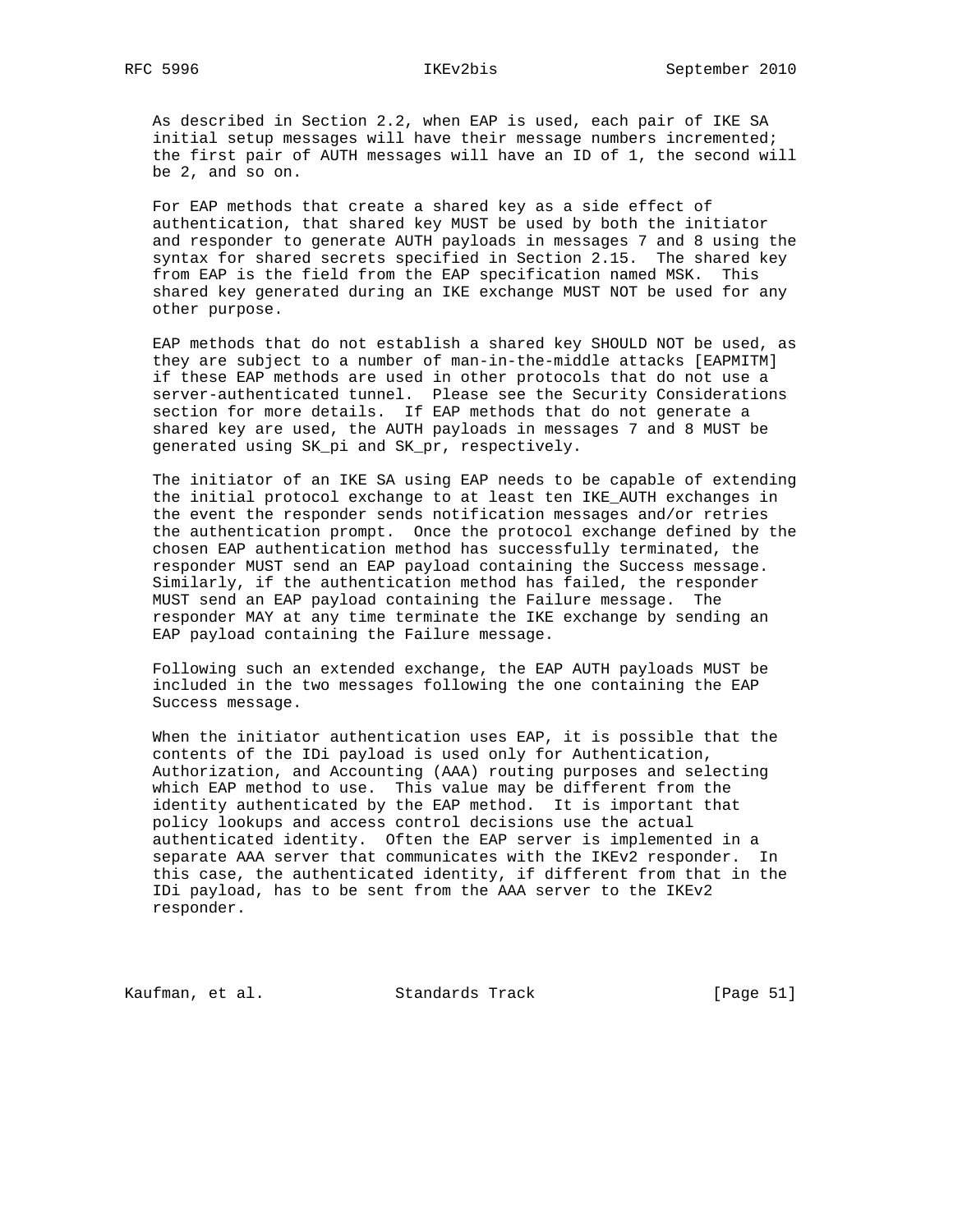As described in Section 2.2, when EAP is used, each pair of IKE SA initial setup messages will have their message numbers incremented; the first pair of AUTH messages will have an ID of 1, the second will be 2, and so on.

For EAP methods that create a shared key as a side effect of authentication, that shared key MUST be used by both the initiator and responder to generate AUTH payloads in messages 7 and 8 using the syntax for shared secrets specified in Section 2.15. The shared key from EAP is the field from the EAP specification named MSK. This shared key generated during an IKE exchange MUST NOT be used for any other purpose.

EAP methods that do not establish a shared key SHOULD NOT be used, as they are subject to a number of man-in-the-middle attacks [EAPMITM] if these EAP methods are used in other protocols that do not use a server-authenticated tunnel. Please see the Security Considerations section for more details. If EAP methods that do not generate a shared key are used, the AUTH payloads in messages 7 and 8 MUST be generated using SK_pi and SK_pr, respectively.

The initiator of an IKE SA using EAP needs to be capable of extending the initial protocol exchange to at least ten IKE_AUTH exchanges in the event the responder sends notification messages and/or retries the authentication prompt. Once the protocol exchange defined by the chosen EAP authentication method has successfully terminated, the responder MUST send an EAP payload containing the Success message. Similarly, if the authentication method has failed, the responder MUST send an EAP payload containing the Failure message. The responder MAY at any time terminate the IKE exchange by sending an EAP payload containing the Failure message.

Following such an extended exchange, the EAP AUTH payloads MUST be included in the two messages following the one containing the EAP Success message.

When the initiator authentication uses EAP, it is possible that the contents of the IDi payload is used only for Authentication, Authorization, and Accounting (AAA) routing purposes and selecting which EAP method to use. This value may be different from the identity authenticated by the EAP method. It is important that policy lookups and access control decisions use the actual authenticated identity. Often the EAP server is implemented in a separate AAA server that communicates with the IKEv2 responder. In this case, the authenticated identity, if different from that in the IDi payload, has to be sent from the AAA server to the IKEv2 responder.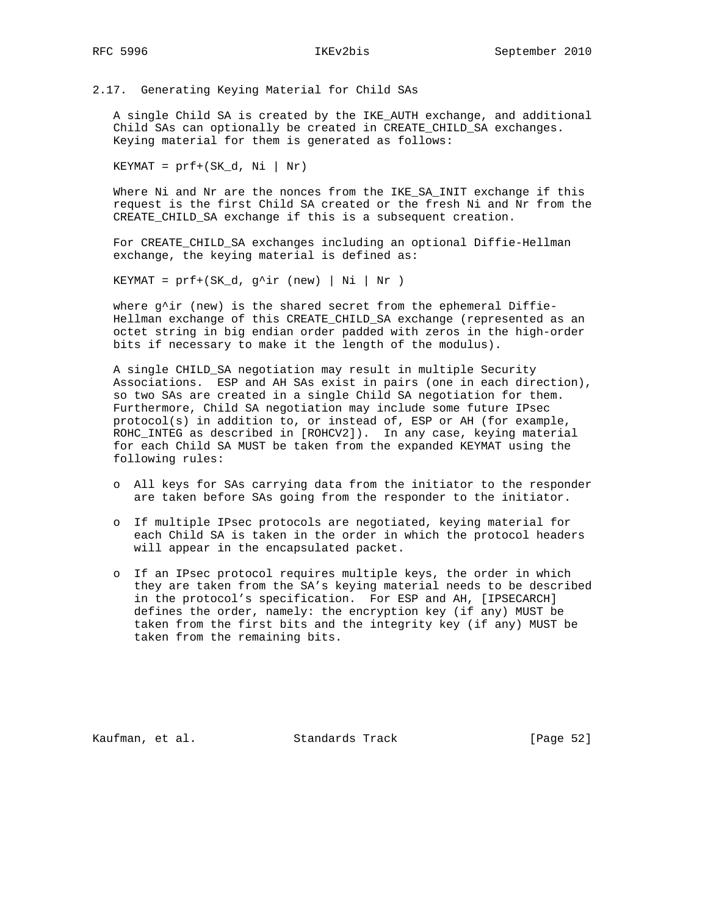## 2.17. Generating Keying Material for Child SAs

A single Child SA is created by the IKE_AUTH exchange, and additional Child SAs can optionally be created in CREATE_CHILD_SA exchanges. Keying material for them is generated as follows:

```
KEYMAT = prf+(SK_d, Ni | Nr)
```

Where Ni and Nr are the nonces from the IKE_SA_INIT exchange if this request is the first Child SA created or the fresh Ni and Nr from the CREATE_CHILD_SA exchange if this is a subsequent creation.

For CREATE_CHILD_SA exchanges including an optional Diffie-Hellman exchange, the keying material is defined as:

```
KEYMAT = prf+(SK_d, g^ir (new) | Ni | Nr )
```

where g^ir (new) is the shared secret from the ephemeral Diffie-Hellman exchange of this CREATE_CHILD_SA exchange (represented as an octet string in big endian order padded with zeros in the high-order bits if necessary to make it the length of the modulus).

A single CHILD_SA negotiation may result in multiple Security Associations. ESP and AH SAs exist in pairs (one in each direction), so two SAs are created in a single Child SA negotiation for them. Furthermore, Child SA negotiation may include some future IPsec protocol(s) in addition to, or instead of, ESP or AH (for example, ROHC_INTEG as described in [ROHCV2]). In any case, keying material for each Child SA MUST be taken from the expanded KEYMAT using the following rules:

- All keys for SAs carrying data from the initiator to the responder are taken before SAs going from the responder to the initiator.

- If multiple IPsec protocols are negotiated, keying material for each Child SA is taken in the order in which the protocol headers will appear in the encapsulated packet.

- If an IPsec protocol requires multiple keys, the order in which they are taken from the SA's keying material needs to be described in the protocol's specification. For ESP and AH, [IPSECARCH] defines the order, namely: the encryption key (if any) MUST be taken from the first bits and the integrity key (if any) MUST be taken from the remaining bits.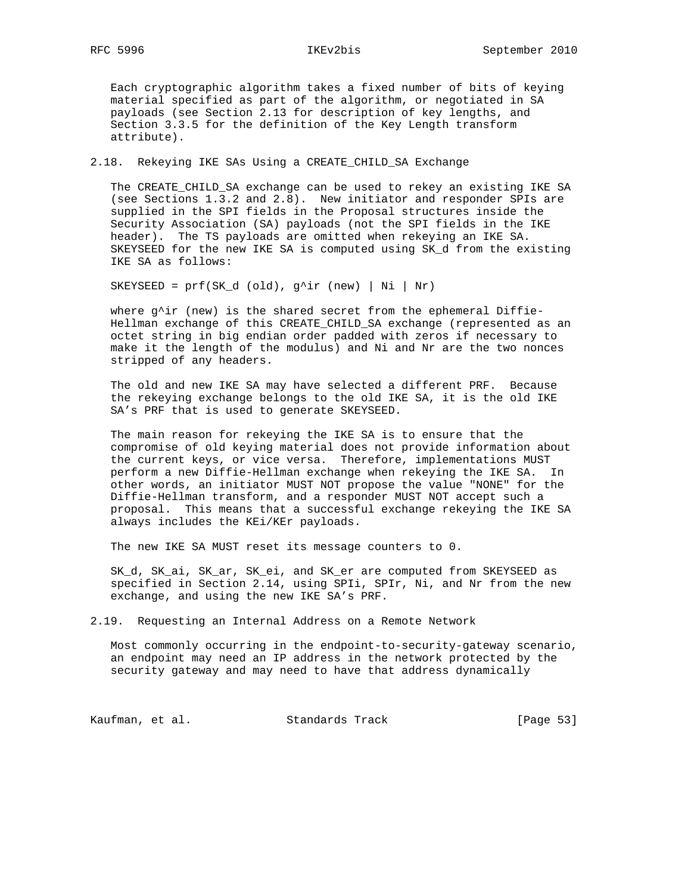Each cryptographic algorithm takes a fixed number of bits of keying material specified as part of the algorithm, or negotiated in SA payloads (see Section 2.13 for description of key lengths, and Section 3.3.5 for the definition of the Key Length transform attribute).

## 2.18. Rekeying IKE SAs Using a CREATE_CHILD_SA Exchange

The CREATE_CHILD_SA exchange can be used to rekey an existing IKE SA (see Sections 1.3.2 and 2.8). New initiator and responder SPIs are supplied in the SPI fields in the Proposal structures inside the Security Association (SA) payloads (not the SPI fields in the IKE header). The TS payloads are omitted when rekeying an IKE SA. SKEYSEED for the new IKE SA is computed using SK_d from the existing IKE SA as follows:

```
SKEYSEED = prf(SK_d (old), g^ir (new) | Ni | Nr)
```

where g^ir (new) is the shared secret from the ephemeral Diffie-Hellman exchange of this CREATE_CHILD_SA exchange (represented as an octet string in big endian order padded with zeros if necessary to make it the length of the modulus) and Ni and Nr are the two nonces stripped of any headers.

The old and new IKE SA may have selected a different PRF. Because the rekeying exchange belongs to the old IKE SA, it is the old IKE SA's PRF that is used to generate SKEYSEED.

The main reason for rekeying the IKE SA is to ensure that the compromise of old keying material does not provide information about the current keys, or vice versa. Therefore, implementations MUST perform a new Diffie-Hellman exchange when rekeying the IKE SA. In other words, an initiator MUST NOT propose the value "NONE" for the Diffie-Hellman transform, and a responder MUST NOT accept such a proposal. This means that a successful exchange rekeying the IKE SA always includes the KEi/KEr payloads.

The new IKE SA MUST reset its message counters to 0.

SK_d, SK_ai, SK_ar, SK_ei, and SK_er are computed from SKEYSEED as specified in Section 2.14, using SPIi, SPIr, Ni, and Nr from the new exchange, and using the new IKE SA's PRF.

## 2.19. Requesting an Internal Address on a Remote Network

Most commonly occurring in the endpoint-to-security-gateway scenario, an endpoint may need an IP address in the network protected by the security gateway and may need to have that address dynamically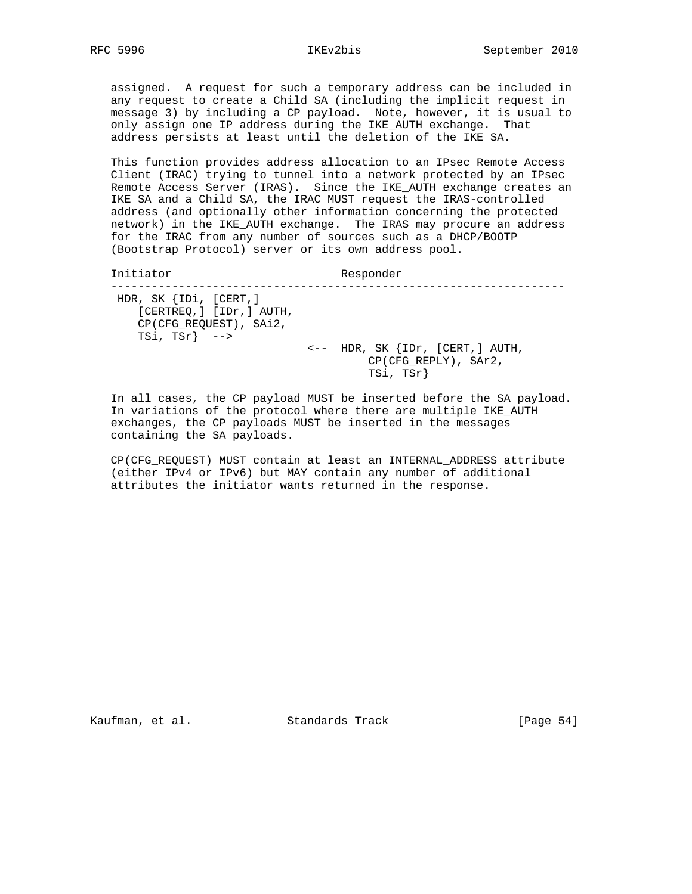assigned. A request for such a temporary address can be included in any request to create a Child SA (including the implicit request in message 3) by including a CP payload. Note, however, it is usual to only assign one IP address during the IKE_AUTH exchange. That address persists at least until the deletion of the IKE SA.

This function provides address allocation to an IPsec Remote Access Client (IRAC) trying to tunnel into a network protected by an IPsec Remote Access Server (IRAS). Since the IKE_AUTH exchange creates an IKE SA and a Child SA, the IRAC MUST request the IRAS-controlled address (and optionally other information concerning the protected network) in the IKE_AUTH exchange. The IRAS may procure an address for the IRAC from any number of sources such as a DHCP/BOOTP (Bootstrap Protocol) server or its own address pool.

```
Initiator                         Responder
-------------------------------------------------------------------
 HDR, SK {IDi, [CERT,]
    [CERTREQ,] [IDr,] AUTH,
    CP(CFG_REQUEST), SAi2,
    TSi, TSr}  -->
                             <--  HDR, SK {IDr, [CERT,] AUTH,
                                      CP(CFG_REPLY), SAr2,
                                      TSi, TSr}
```

In all cases, the CP payload MUST be inserted before the SA payload. In variations of the protocol where there are multiple IKE_AUTH exchanges, the CP payloads MUST be inserted in the messages containing the SA payloads.

CP(CFG_REQUEST) MUST contain at least an INTERNAL_ADDRESS attribute (either IPv4 or IPv6) but MAY contain any number of additional attributes the initiator wants returned in the response.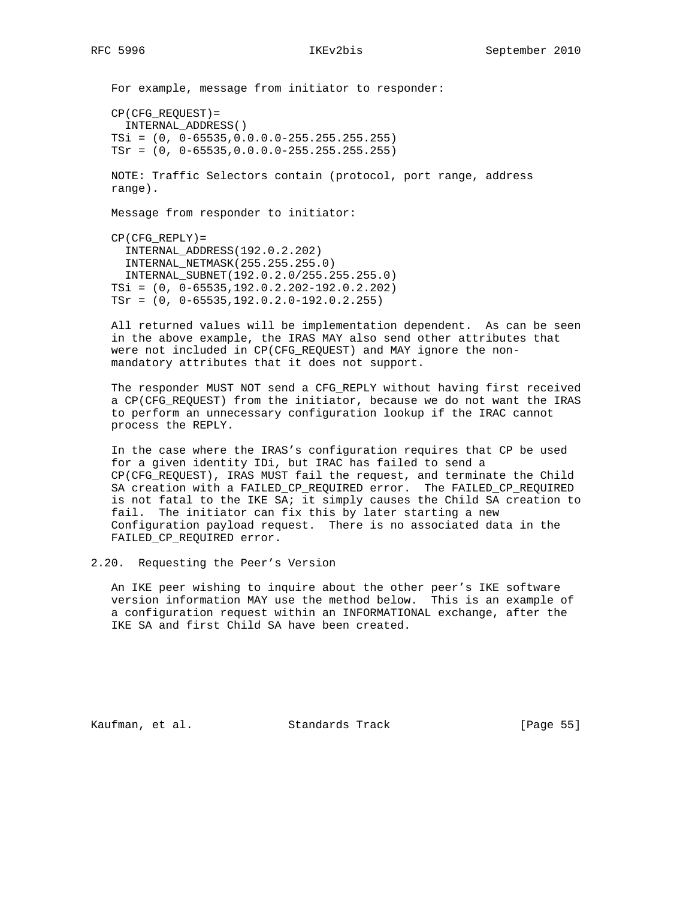For example, message from initiator to responder:

```
CP(CFG_REQUEST)=
  INTERNAL_ADDRESS()
TSi = (0, 0-65535,0.0.0.0-255.255.255.255)
TSr = (0, 0-65535,0.0.0.0-255.255.255.255)
```

NOTE: Traffic Selectors contain (protocol, port range, address range).

Message from responder to initiator:

```
CP(CFG_REPLY)=
  INTERNAL_ADDRESS(192.0.2.202)
  INTERNAL_NETMASK(255.255.255.0)
  INTERNAL_SUBNET(192.0.2.0/255.255.255.0)
TSi = (0, 0-65535,192.0.2.202-192.0.2.202)
TSr = (0, 0-65535,192.0.2.0-192.0.2.255)
```

All returned values will be implementation dependent. As can be seen in the above example, the IRAS MAY also send other attributes that were not included in CP(CFG_REQUEST) and MAY ignore the non-mandatory attributes that it does not support.

The responder MUST NOT send a CFG_REPLY without having first received a CP(CFG_REQUEST) from the initiator, because we do not want the IRAS to perform an unnecessary configuration lookup if the IRAC cannot process the REPLY.

In the case where the IRAS's configuration requires that CP be used for a given identity IDi, but IRAC has failed to send a CP(CFG_REQUEST), IRAS MUST fail the request, and terminate the Child SA creation with a FAILED_CP_REQUIRED error. The FAILED_CP_REQUIRED is not fatal to the IKE SA; it simply causes the Child SA creation to fail. The initiator can fix this by later starting a new Configuration payload request. There is no associated data in the FAILED_CP_REQUIRED error.

### 2.20. Requesting the Peer's Version

An IKE peer wishing to inquire about the other peer's IKE software version information MAY use the method below. This is an example of a configuration request within an INFORMATIONAL exchange, after the IKE SA and first Child SA have been created.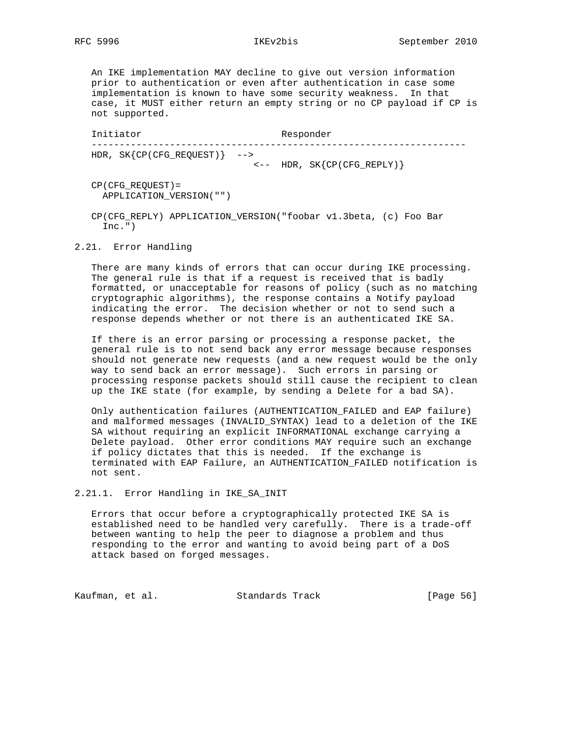An IKE implementation MAY decline to give out version information prior to authentication or even after authentication in case some implementation is known to have some security weakness. In that case, it MUST either return an empty string or no CP payload if CP is not supported.

```
Initiator                         Responder
-------------------------------------------------------------------
HDR, SK{CP(CFG_REQUEST)}  -->
                             <--  HDR, SK{CP(CFG_REPLY)}

CP(CFG_REQUEST)=
  APPLICATION_VERSION("")

CP(CFG_REPLY) APPLICATION_VERSION("foobar v1.3beta, (c) Foo Bar
  Inc.")
```

## 2.21. Error Handling

There are many kinds of errors that can occur during IKE processing. The general rule is that if a request is received that is badly formatted, or unacceptable for reasons of policy (such as no matching cryptographic algorithms), the response contains a Notify payload indicating the error. The decision whether or not to send such a response depends whether or not there is an authenticated IKE SA.

If there is an error parsing or processing a response packet, the general rule is to not send back any error message because responses should not generate new requests (and a new request would be the only way to send back an error message). Such errors in parsing or processing response packets should still cause the recipient to clean up the IKE state (for example, by sending a Delete for a bad SA).

Only authentication failures (AUTHENTICATION_FAILED and EAP failure) and malformed messages (INVALID_SYNTAX) lead to a deletion of the IKE SA without requiring an explicit INFORMATIONAL exchange carrying a Delete payload. Other error conditions MAY require such an exchange if policy dictates that this is needed. If the exchange is terminated with EAP Failure, an AUTHENTICATION_FAILED notification is not sent.

### 2.21.1. Error Handling in IKE_SA_INIT

Errors that occur before a cryptographically protected IKE SA is established need to be handled very carefully. There is a trade-off between wanting to help the peer to diagnose a problem and thus responding to the error and wanting to avoid being part of a DoS attack based on forged messages.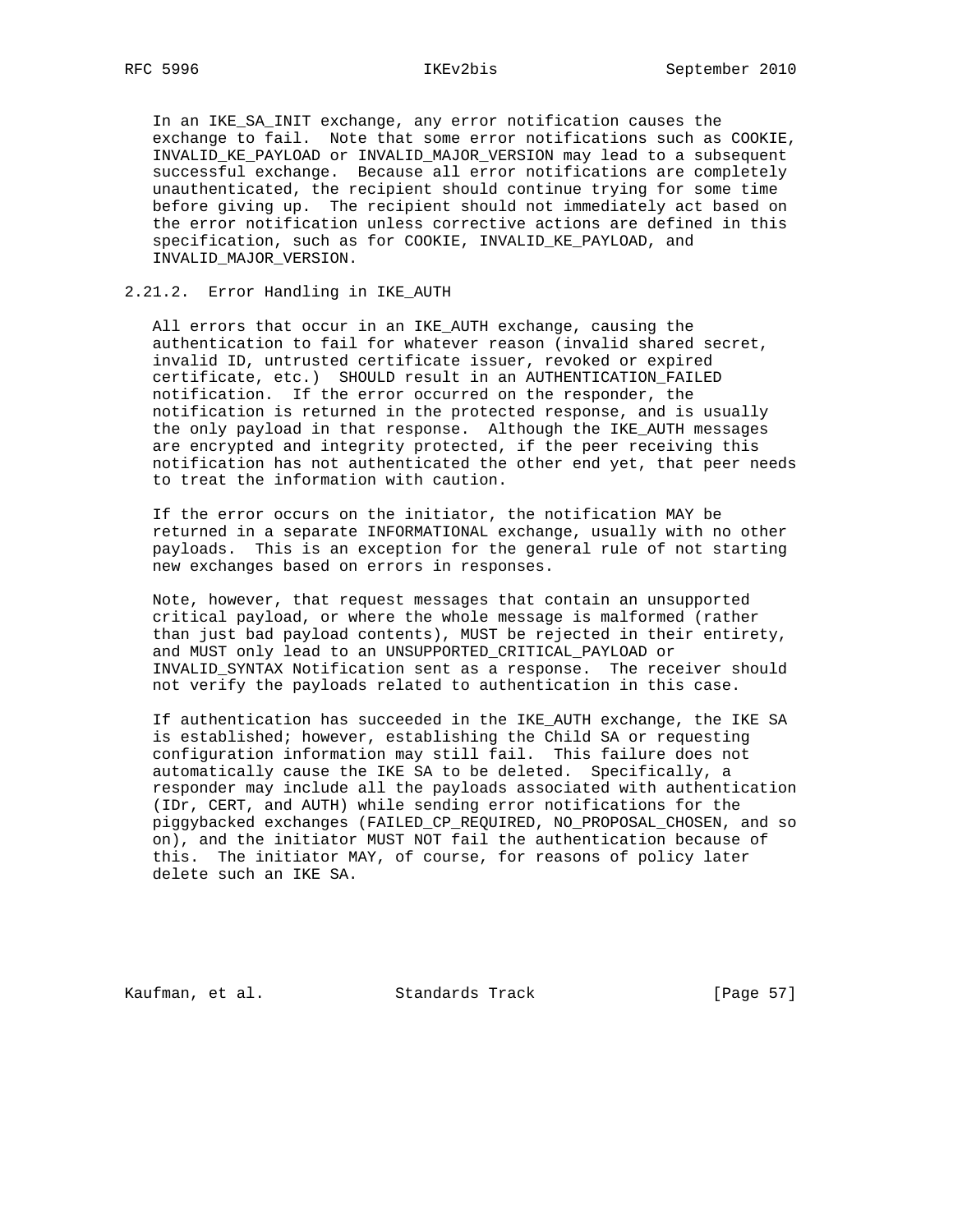In an IKE_SA_INIT exchange, any error notification causes the exchange to fail. Note that some error notifications such as COOKIE, INVALID_KE_PAYLOAD or INVALID_MAJOR_VERSION may lead to a subsequent successful exchange. Because all error notifications are completely unauthenticated, the recipient should continue trying for some time before giving up. The recipient should not immediately act based on the error notification unless corrective actions are defined in this specification, such as for COOKIE, INVALID_KE_PAYLOAD, and INVALID_MAJOR_VERSION.

### 2.21.2. Error Handling in IKE_AUTH

All errors that occur in an IKE_AUTH exchange, causing the authentication to fail for whatever reason (invalid shared secret, invalid ID, untrusted certificate issuer, revoked or expired certificate, etc.) SHOULD result in an AUTHENTICATION_FAILED notification. If the error occurred on the responder, the notification is returned in the protected response, and is usually the only payload in that response. Although the IKE_AUTH messages are encrypted and integrity protected, if the peer receiving this notification has not authenticated the other end yet, that peer needs to treat the information with caution.

If the error occurs on the initiator, the notification MAY be returned in a separate INFORMATIONAL exchange, usually with no other payloads. This is an exception for the general rule of not starting new exchanges based on errors in responses.

Note, however, that request messages that contain an unsupported critical payload, or where the whole message is malformed (rather than just bad payload contents), MUST be rejected in their entirety, and MUST only lead to an UNSUPPORTED_CRITICAL_PAYLOAD or INVALID_SYNTAX Notification sent as a response. The receiver should not verify the payloads related to authentication in this case.

If authentication has succeeded in the IKE_AUTH exchange, the IKE SA is established; however, establishing the Child SA or requesting configuration information may still fail. This failure does not automatically cause the IKE SA to be deleted. Specifically, a responder may include all the payloads associated with authentication (IDr, CERT, and AUTH) while sending error notifications for the piggybacked exchanges (FAILED_CP_REQUIRED, NO_PROPOSAL_CHOSEN, and so on), and the initiator MUST NOT fail the authentication because of this. The initiator MAY, of course, for reasons of policy later delete such an IKE SA.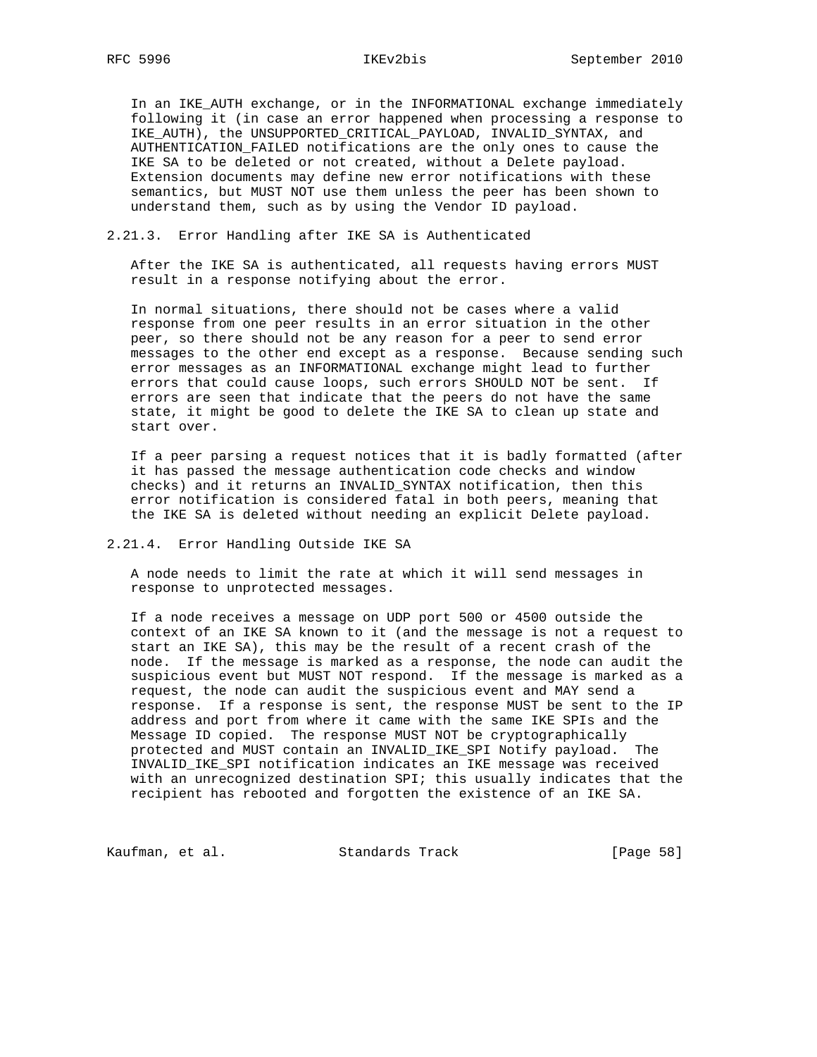In an IKE_AUTH exchange, or in the INFORMATIONAL exchange immediately following it (in case an error happened when processing a response to IKE_AUTH), the UNSUPPORTED_CRITICAL_PAYLOAD, INVALID_SYNTAX, and AUTHENTICATION_FAILED notifications are the only ones to cause the IKE SA to be deleted or not created, without a Delete payload. Extension documents may define new error notifications with these semantics, but MUST NOT use them unless the peer has been shown to understand them, such as by using the Vendor ID payload.

### 2.21.3. Error Handling after IKE SA is Authenticated

After the IKE SA is authenticated, all requests having errors MUST result in a response notifying about the error.

In normal situations, there should not be cases where a valid response from one peer results in an error situation in the other peer, so there should not be any reason for a peer to send error messages to the other end except as a response. Because sending such error messages as an INFORMATIONAL exchange might lead to further errors that could cause loops, such errors SHOULD NOT be sent. If errors are seen that indicate that the peers do not have the same state, it might be good to delete the IKE SA to clean up state and start over.

If a peer parsing a request notices that it is badly formatted (after it has passed the message authentication code checks and window checks) and it returns an INVALID_SYNTAX notification, then this error notification is considered fatal in both peers, meaning that the IKE SA is deleted without needing an explicit Delete payload.

### 2.21.4. Error Handling Outside IKE SA

A node needs to limit the rate at which it will send messages in response to unprotected messages.

If a node receives a message on UDP port 500 or 4500 outside the context of an IKE SA known to it (and the message is not a request to start an IKE SA), this may be the result of a recent crash of the node. If the message is marked as a response, the node can audit the suspicious event but MUST NOT respond. If the message is marked as a request, the node can audit the suspicious event and MAY send a response. If a response is sent, the response MUST be sent to the IP address and port from where it came with the same IKE SPIs and the Message ID copied. The response MUST NOT be cryptographically protected and MUST contain an INVALID_IKE_SPI Notify payload. The INVALID_IKE_SPI notification indicates an IKE message was received with an unrecognized destination SPI; this usually indicates that the recipient has rebooted and forgotten the existence of an IKE SA.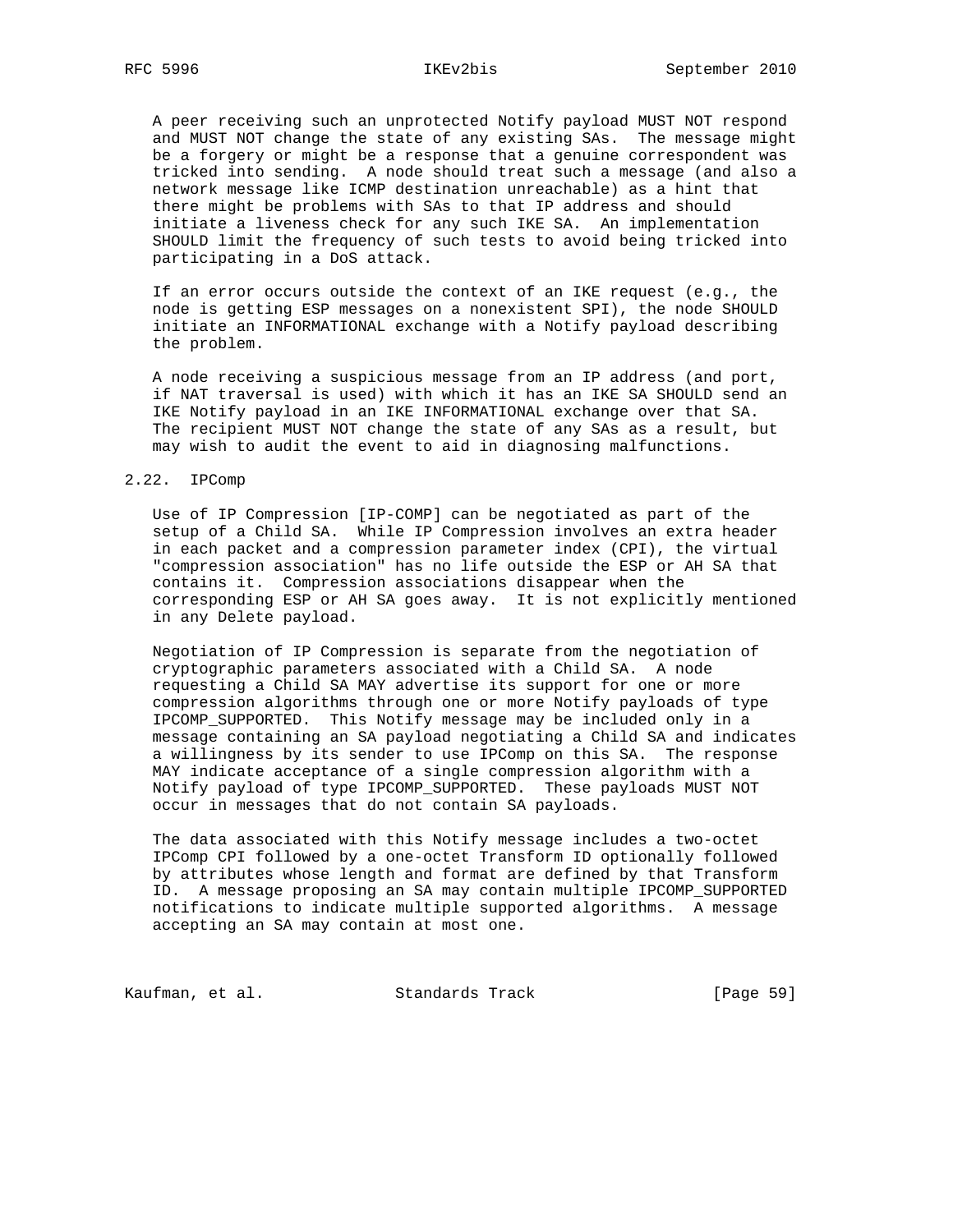A peer receiving such an unprotected Notify payload MUST NOT respond and MUST NOT change the state of any existing SAs. The message might be a forgery or might be a response that a genuine correspondent was tricked into sending. A node should treat such a message (and also a network message like ICMP destination unreachable) as a hint that there might be problems with SAs to that IP address and should initiate a liveness check for any such IKE SA. An implementation SHOULD limit the frequency of such tests to avoid being tricked into participating in a DoS attack.

If an error occurs outside the context of an IKE request (e.g., the node is getting ESP messages on a nonexistent SPI), the node SHOULD initiate an INFORMATIONAL exchange with a Notify payload describing the problem.

A node receiving a suspicious message from an IP address (and port, if NAT traversal is used) with which it has an IKE SA SHOULD send an IKE Notify payload in an IKE INFORMATIONAL exchange over that SA. The recipient MUST NOT change the state of any SAs as a result, but may wish to audit the event to aid in diagnosing malfunctions.

## 2.22. IPComp

Use of IP Compression [IP-COMP] can be negotiated as part of the setup of a Child SA. While IP Compression involves an extra header in each packet and a compression parameter index (CPI), the virtual "compression association" has no life outside the ESP or AH SA that contains it. Compression associations disappear when the corresponding ESP or AH SA goes away. It is not explicitly mentioned in any Delete payload.

Negotiation of IP Compression is separate from the negotiation of cryptographic parameters associated with a Child SA. A node requesting a Child SA MAY advertise its support for one or more compression algorithms through one or more Notify payloads of type IPCOMP_SUPPORTED. This Notify message may be included only in a message containing an SA payload negotiating a Child SA and indicates a willingness by its sender to use IPComp on this SA. The response MAY indicate acceptance of a single compression algorithm with a Notify payload of type IPCOMP_SUPPORTED. These payloads MUST NOT occur in messages that do not contain SA payloads.

The data associated with this Notify message includes a two-octet IPComp CPI followed by a one-octet Transform ID optionally followed by attributes whose length and format are defined by that Transform ID. A message proposing an SA may contain multiple IPCOMP_SUPPORTED notifications to indicate multiple supported algorithms. A message accepting an SA may contain at most one.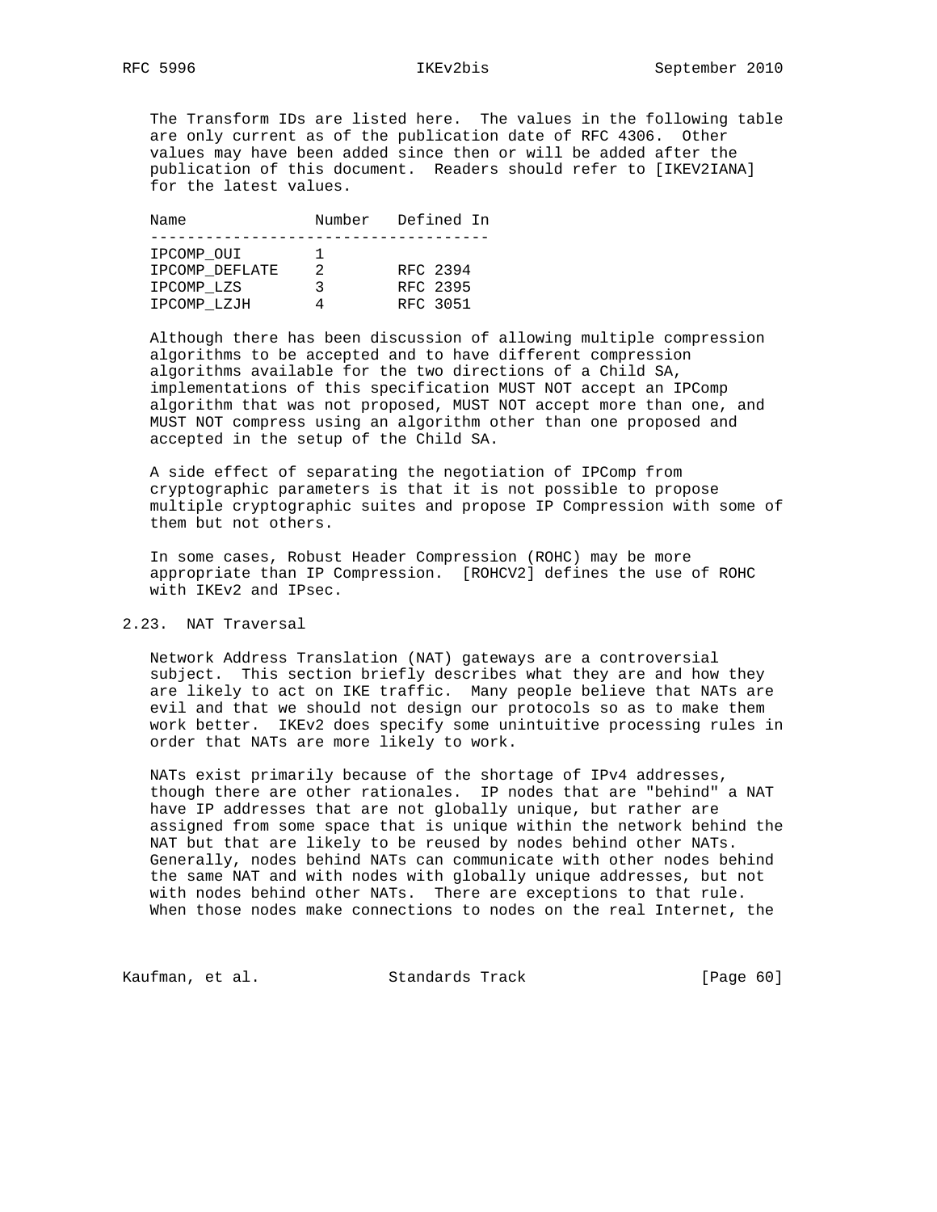The Transform IDs are listed here. The values in the following table are only current as of the publication date of RFC 4306. Other values may have been added since then or will be added after the publication of this document. Readers should refer to [IKEV2IANA] for the latest values.

| Name | Number | Defined In |
|---|---|---|
| IPCOMP_OUI | 1 | |
| IPCOMP_DEFLATE | 2 | RFC 2394 |
| IPCOMP_LZS | 3 | RFC 2395 |
| IPCOMP_LZJH | 4 | RFC 3051 |

Although there has been discussion of allowing multiple compression algorithms to be accepted and to have different compression algorithms available for the two directions of a Child SA, implementations of this specification MUST NOT accept an IPComp algorithm that was not proposed, MUST NOT accept more than one, and MUST NOT compress using an algorithm other than one proposed and accepted in the setup of the Child SA.

A side effect of separating the negotiation of IPComp from cryptographic parameters is that it is not possible to propose multiple cryptographic suites and propose IP Compression with some of them but not others.

In some cases, Robust Header Compression (ROHC) may be more appropriate than IP Compression. [ROHCV2] defines the use of ROHC with IKEv2 and IPsec.

## 2.23. NAT Traversal

Network Address Translation (NAT) gateways are a controversial subject. This section briefly describes what they are and how they are likely to act on IKE traffic. Many people believe that NATs are evil and that we should not design our protocols so as to make them work better. IKEv2 does specify some unintuitive processing rules in order that NATs are more likely to work.

NATs exist primarily because of the shortage of IPv4 addresses, though there are other rationales. IP nodes that are "behind" a NAT have IP addresses that are not globally unique, but rather are assigned from some space that is unique within the network behind the NAT but that are likely to be reused by nodes behind other NATs. Generally, nodes behind NATs can communicate with other nodes behind the same NAT and with nodes with globally unique addresses, but not with nodes behind other NATs. There are exceptions to that rule. When those nodes make connections to nodes on the real Internet, the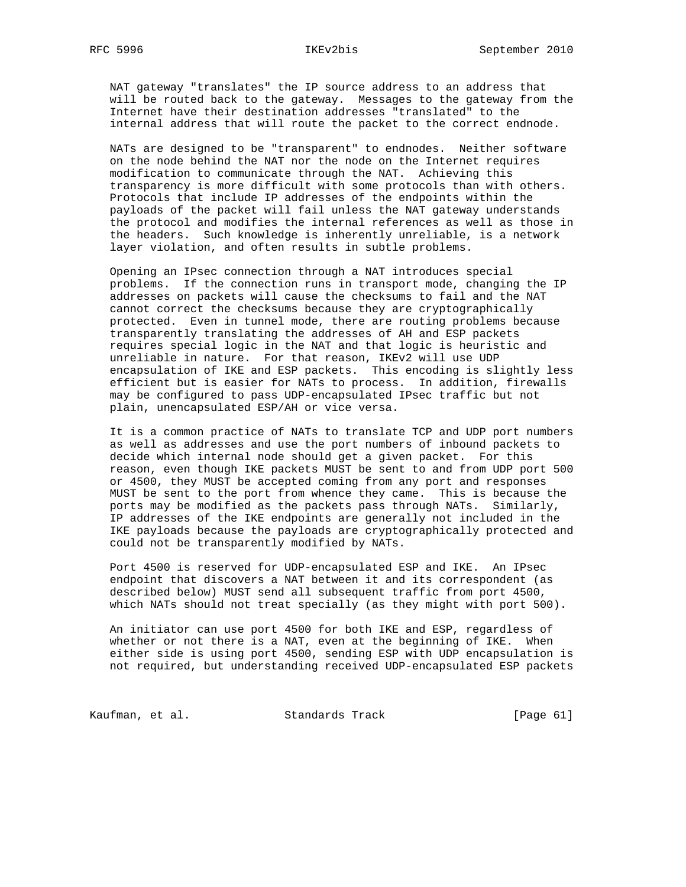NAT gateway "translates" the IP source address to an address that will be routed back to the gateway. Messages to the gateway from the Internet have their destination addresses "translated" to the internal address that will route the packet to the correct endnode.

NATs are designed to be "transparent" to endnodes. Neither software on the node behind the NAT nor the node on the Internet requires modification to communicate through the NAT. Achieving this transparency is more difficult with some protocols than with others. Protocols that include IP addresses of the endpoints within the payloads of the packet will fail unless the NAT gateway understands the protocol and modifies the internal references as well as those in the headers. Such knowledge is inherently unreliable, is a network layer violation, and often results in subtle problems.

Opening an IPsec connection through a NAT introduces special problems. If the connection runs in transport mode, changing the IP addresses on packets will cause the checksums to fail and the NAT cannot correct the checksums because they are cryptographically protected. Even in tunnel mode, there are routing problems because transparently translating the addresses of AH and ESP packets requires special logic in the NAT and that logic is heuristic and unreliable in nature. For that reason, IKEv2 will use UDP encapsulation of IKE and ESP packets. This encoding is slightly less efficient but is easier for NATs to process. In addition, firewalls may be configured to pass UDP-encapsulated IPsec traffic but not plain, unencapsulated ESP/AH or vice versa.

It is a common practice of NATs to translate TCP and UDP port numbers as well as addresses and use the port numbers of inbound packets to decide which internal node should get a given packet. For this reason, even though IKE packets MUST be sent to and from UDP port 500 or 4500, they MUST be accepted coming from any port and responses MUST be sent to the port from whence they came. This is because the ports may be modified as the packets pass through NATs. Similarly, IP addresses of the IKE endpoints are generally not included in the IKE payloads because the payloads are cryptographically protected and could not be transparently modified by NATs.

Port 4500 is reserved for UDP-encapsulated ESP and IKE. An IPsec endpoint that discovers a NAT between it and its correspondent (as described below) MUST send all subsequent traffic from port 4500, which NATs should not treat specially (as they might with port 500).

An initiator can use port 4500 for both IKE and ESP, regardless of whether or not there is a NAT, even at the beginning of IKE. When either side is using port 4500, sending ESP with UDP encapsulation is not required, but understanding received UDP-encapsulated ESP packets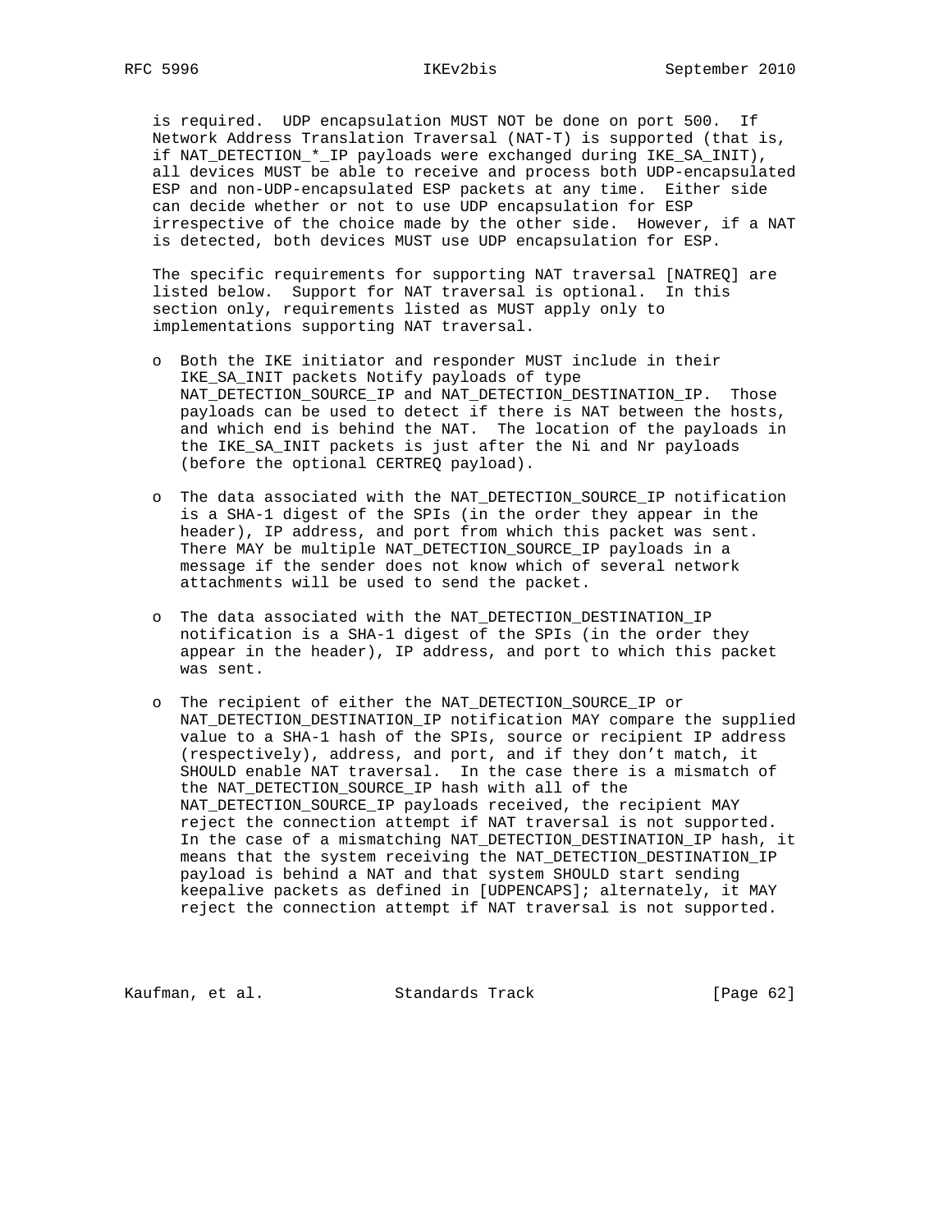is required. UDP encapsulation MUST NOT be done on port 500. If Network Address Translation Traversal (NAT-T) is supported (that is, if NAT_DETECTION_*_IP payloads were exchanged during IKE_SA_INIT), all devices MUST be able to receive and process both UDP-encapsulated ESP and non-UDP-encapsulated ESP packets at any time. Either side can decide whether or not to use UDP encapsulation for ESP irrespective of the choice made by the other side. However, if a NAT is detected, both devices MUST use UDP encapsulation for ESP.

The specific requirements for supporting NAT traversal [NATREQ] are listed below. Support for NAT traversal is optional. In this section only, requirements listed as MUST apply only to implementations supporting NAT traversal.

- Both the IKE initiator and responder MUST include in their IKE_SA_INIT packets Notify payloads of type NAT_DETECTION_SOURCE_IP and NAT_DETECTION_DESTINATION_IP. Those payloads can be used to detect if there is NAT between the hosts, and which end is behind the NAT. The location of the payloads in the IKE_SA_INIT packets is just after the Ni and Nr payloads (before the optional CERTREQ payload).

- The data associated with the NAT_DETECTION_SOURCE_IP notification is a SHA-1 digest of the SPIs (in the order they appear in the header), IP address, and port from which this packet was sent. There MAY be multiple NAT_DETECTION_SOURCE_IP payloads in a message if the sender does not know which of several network attachments will be used to send the packet.

- The data associated with the NAT_DETECTION_DESTINATION_IP notification is a SHA-1 digest of the SPIs (in the order they appear in the header), IP address, and port to which this packet was sent.

- The recipient of either the NAT_DETECTION_SOURCE_IP or NAT_DETECTION_DESTINATION_IP notification MAY compare the supplied value to a SHA-1 hash of the SPIs, source or recipient IP address (respectively), address, and port, and if they don't match, it SHOULD enable NAT traversal. In the case there is a mismatch of the NAT_DETECTION_SOURCE_IP hash with all of the NAT_DETECTION_SOURCE_IP payloads received, the recipient MAY reject the connection attempt if NAT traversal is not supported. In the case of a mismatching NAT_DETECTION_DESTINATION_IP hash, it means that the system receiving the NAT_DETECTION_DESTINATION_IP payload is behind a NAT and that system SHOULD start sending keepalive packets as defined in [UDPENCAPS]; alternately, it MAY reject the connection attempt if NAT traversal is not supported.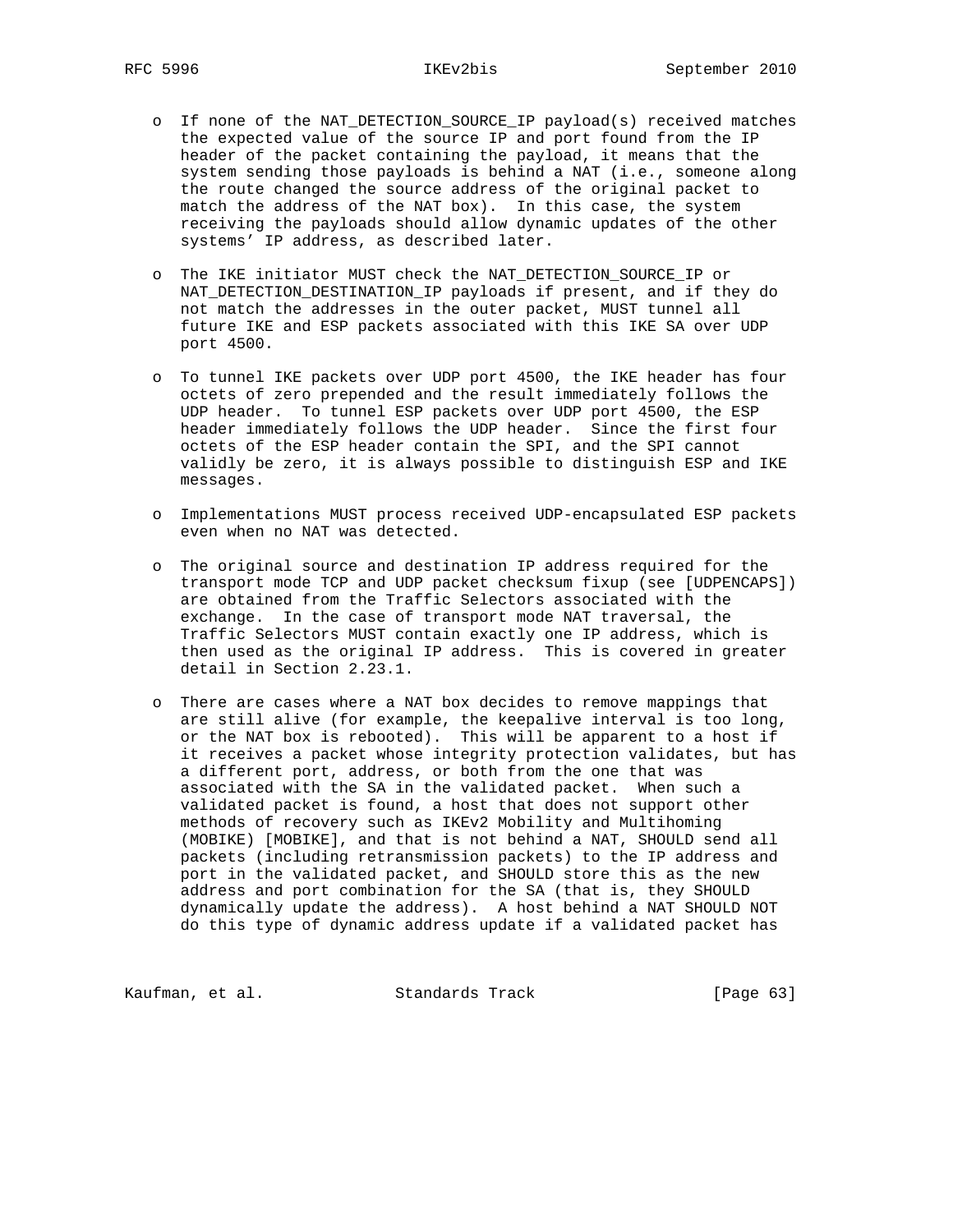- If none of the NAT_DETECTION_SOURCE_IP payload(s) received matches the expected value of the source IP and port found from the IP header of the packet containing the payload, it means that the system sending those payloads is behind a NAT (i.e., someone along the route changed the source address of the original packet to match the address of the NAT box). In this case, the system receiving the payloads should allow dynamic updates of the other systems' IP address, as described later.

- The IKE initiator MUST check the NAT_DETECTION_SOURCE_IP or NAT_DETECTION_DESTINATION_IP payloads if present, and if they do not match the addresses in the outer packet, MUST tunnel all future IKE and ESP packets associated with this IKE SA over UDP port 4500.

- To tunnel IKE packets over UDP port 4500, the IKE header has four octets of zero prepended and the result immediately follows the UDP header. To tunnel ESP packets over UDP port 4500, the ESP header immediately follows the UDP header. Since the first four octets of the ESP header contain the SPI, and the SPI cannot validly be zero, it is always possible to distinguish ESP and IKE messages.

- Implementations MUST process received UDP-encapsulated ESP packets even when no NAT was detected.

- The original source and destination IP address required for the transport mode TCP and UDP packet checksum fixup (see [UDPENCAPS]) are obtained from the Traffic Selectors associated with the exchange. In the case of transport mode NAT traversal, the Traffic Selectors MUST contain exactly one IP address, which is then used as the original IP address. This is covered in greater detail in Section 2.23.1.

- There are cases where a NAT box decides to remove mappings that are still alive (for example, the keepalive interval is too long, or the NAT box is rebooted). This will be apparent to a host if it receives a packet whose integrity protection validates, but has a different port, address, or both from the one that was associated with the SA in the validated packet. When such a validated packet is found, a host that does not support other methods of recovery such as IKEv2 Mobility and Multihoming (MOBIKE) [MOBIKE], and that is not behind a NAT, SHOULD send all packets (including retransmission packets) to the IP address and port in the validated packet, and SHOULD store this as the new address and port combination for the SA (that is, they SHOULD dynamically update the address). A host behind a NAT SHOULD NOT do this type of dynamic address update if a validated packet has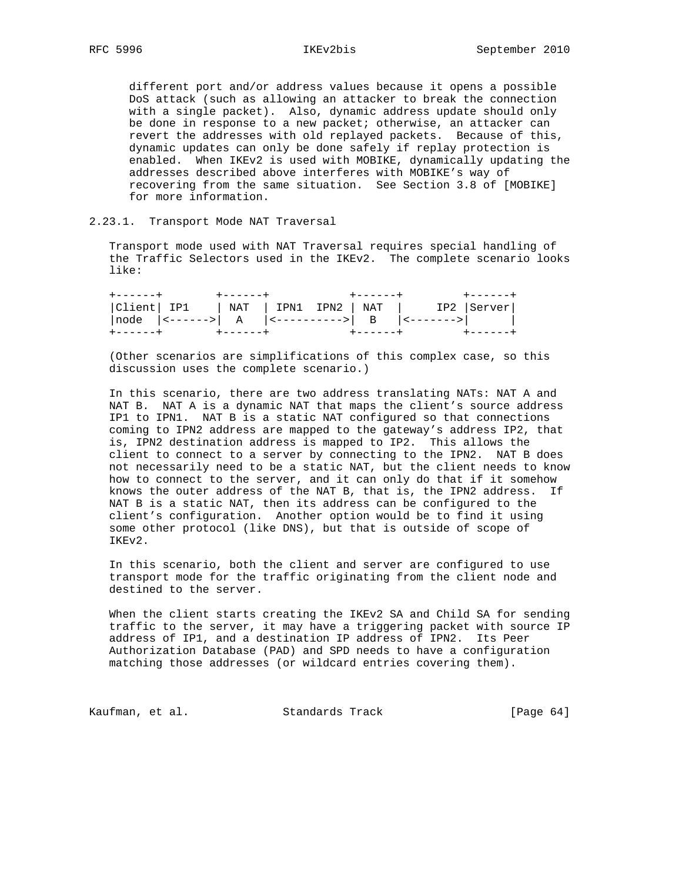different port and/or address values because it opens a possible DoS attack (such as allowing an attacker to break the connection with a single packet). Also, dynamic address update should only be done in response to a new packet; otherwise, an attacker can revert the addresses with old replayed packets. Because of this, dynamic updates can only be done safely if replay protection is enabled. When IKEv2 is used with MOBIKE, dynamically updating the addresses described above interferes with MOBIKE's way of recovering from the same situation. See Section 3.8 of [MOBIKE] for more information.

### 2.23.1. Transport Mode NAT Traversal

Transport mode used with NAT Traversal requires special handling of the Traffic Selectors used in the IKEv2. The complete scenario looks like:

```
+------+        +------+            +------+         +------+
|Client| IP1    | NAT  | IPN1  IPN2 | NAT  |     IP2 |Server|
|node  |<------>|  A   |<---------->|  B   |<------->|      |
+------+        +------+            +------+         +------+
```

(Other scenarios are simplifications of this complex case, so this discussion uses the complete scenario.)

In this scenario, there are two address translating NATs: NAT A and NAT B. NAT A is a dynamic NAT that maps the client's source address IP1 to IPN1. NAT B is a static NAT configured so that connections coming to IPN2 address are mapped to the gateway's address IP2, that is, IPN2 destination address is mapped to IP2. This allows the client to connect to a server by connecting to the IPN2. NAT B does not necessarily need to be a static NAT, but the client needs to know how to connect to the server, and it can only do that if it somehow knows the outer address of the NAT B, that is, the IPN2 address. If NAT B is a static NAT, then its address can be configured to the client's configuration. Another option would be to find it using some other protocol (like DNS), but that is outside of scope of IKEv2.

In this scenario, both the client and server are configured to use transport mode for the traffic originating from the client node and destined to the server.

When the client starts creating the IKEv2 SA and Child SA for sending traffic to the server, it may have a triggering packet with source IP address of IP1, and a destination IP address of IPN2. Its Peer Authorization Database (PAD) and SPD needs to have a configuration matching those addresses (or wildcard entries covering them).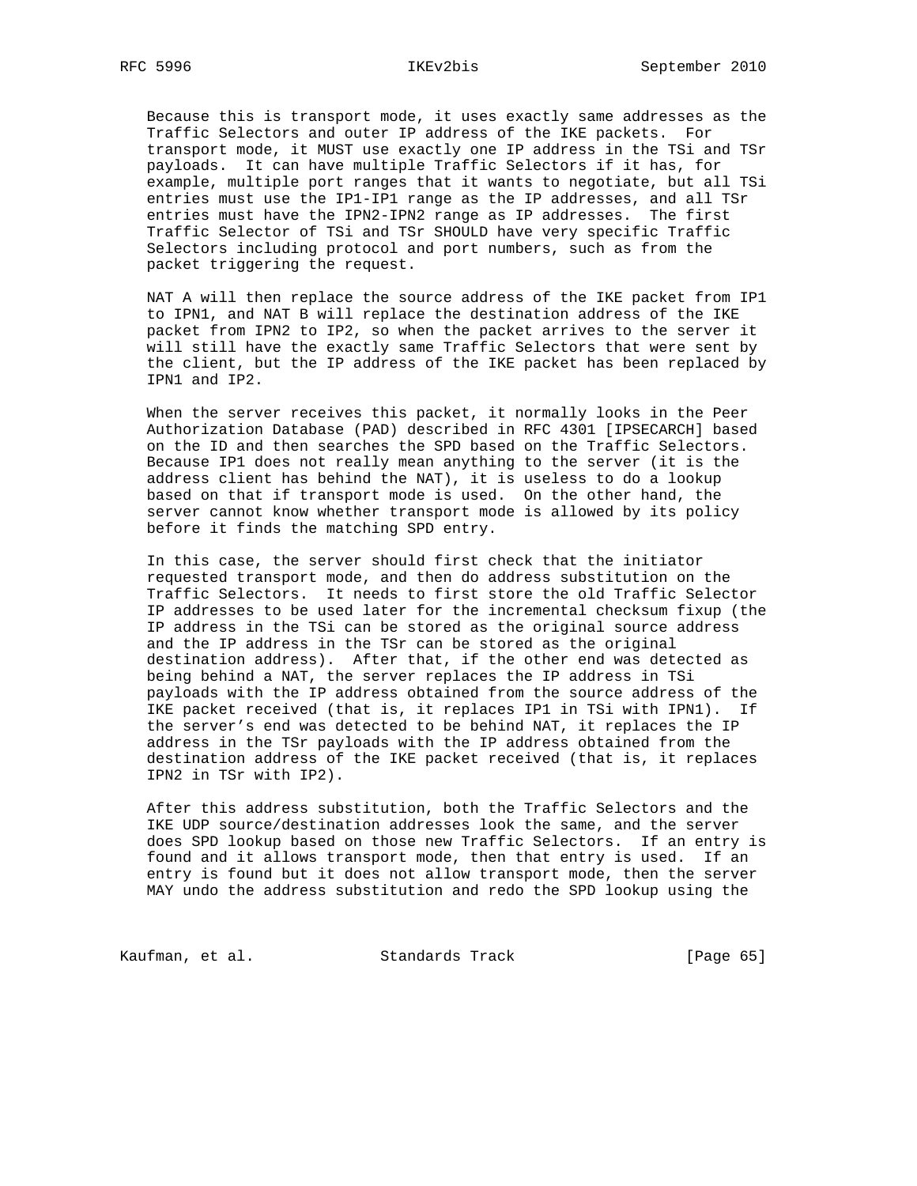Because this is transport mode, it uses exactly same addresses as the Traffic Selectors and outer IP address of the IKE packets. For transport mode, it MUST use exactly one IP address in the TSi and TSr payloads. It can have multiple Traffic Selectors if it has, for example, multiple port ranges that it wants to negotiate, but all TSi entries must use the IP1-IP1 range as the IP addresses, and all TSr entries must have the IPN2-IPN2 range as IP addresses. The first Traffic Selector of TSi and TSr SHOULD have very specific Traffic Selectors including protocol and port numbers, such as from the packet triggering the request.

NAT A will then replace the source address of the IKE packet from IP1 to IPN1, and NAT B will replace the destination address of the IKE packet from IPN2 to IP2, so when the packet arrives to the server it will still have the exactly same Traffic Selectors that were sent by the client, but the IP address of the IKE packet has been replaced by IPN1 and IP2.

When the server receives this packet, it normally looks in the Peer Authorization Database (PAD) described in RFC 4301 [IPSECARCH] based on the ID and then searches the SPD based on the Traffic Selectors. Because IP1 does not really mean anything to the server (it is the address client has behind the NAT), it is useless to do a lookup based on that if transport mode is used. On the other hand, the server cannot know whether transport mode is allowed by its policy before it finds the matching SPD entry.

In this case, the server should first check that the initiator requested transport mode, and then do address substitution on the Traffic Selectors. It needs to first store the old Traffic Selector IP addresses to be used later for the incremental checksum fixup (the IP address in the TSi can be stored as the original source address and the IP address in the TSr can be stored as the original destination address). After that, if the other end was detected as being behind a NAT, the server replaces the IP address in TSi payloads with the IP address obtained from the source address of the IKE packet received (that is, it replaces IP1 in TSi with IPN1). If the server's end was detected to be behind NAT, it replaces the IP address in the TSr payloads with the IP address obtained from the destination address of the IKE packet received (that is, it replaces IPN2 in TSr with IP2).

After this address substitution, both the Traffic Selectors and the IKE UDP source/destination addresses look the same, and the server does SPD lookup based on those new Traffic Selectors. If an entry is found and it allows transport mode, then that entry is used. If an entry is found but it does not allow transport mode, then the server MAY undo the address substitution and redo the SPD lookup using the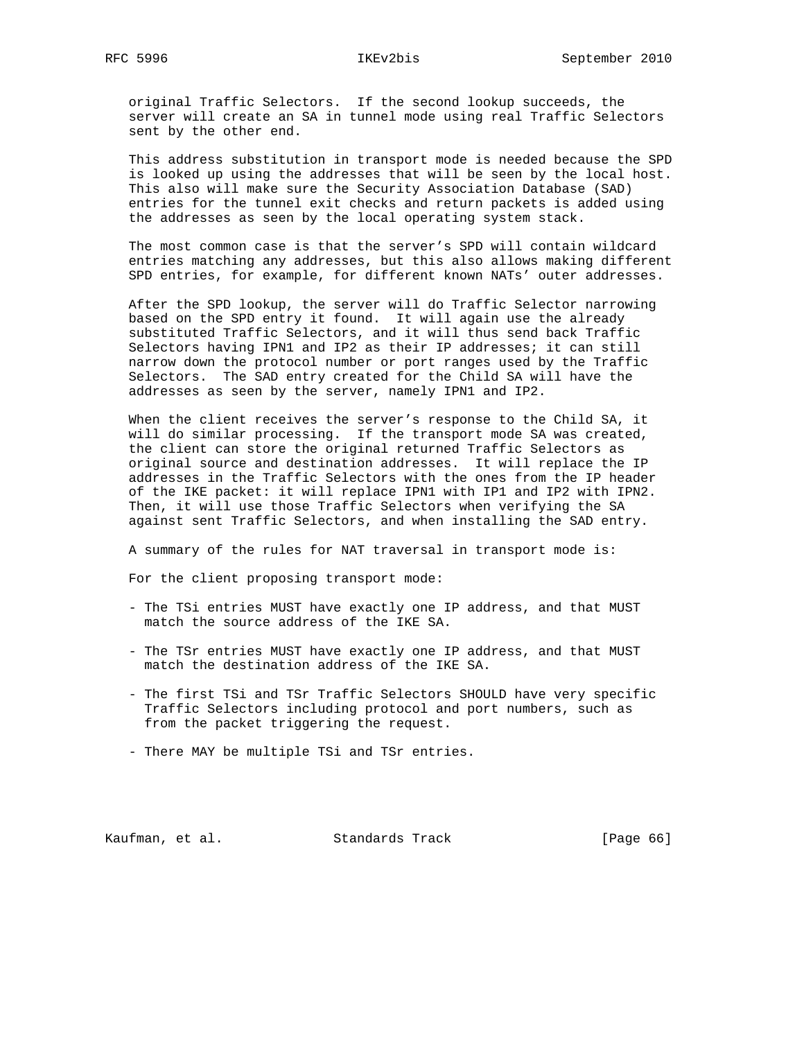original Traffic Selectors. If the second lookup succeeds, the server will create an SA in tunnel mode using real Traffic Selectors sent by the other end.

This address substitution in transport mode is needed because the SPD is looked up using the addresses that will be seen by the local host. This also will make sure the Security Association Database (SAD) entries for the tunnel exit checks and return packets is added using the addresses as seen by the local operating system stack.

The most common case is that the server's SPD will contain wildcard entries matching any addresses, but this also allows making different SPD entries, for example, for different known NATs' outer addresses.

After the SPD lookup, the server will do Traffic Selector narrowing based on the SPD entry it found. It will again use the already substituted Traffic Selectors, and it will thus send back Traffic Selectors having IPN1 and IP2 as their IP addresses; it can still narrow down the protocol number or port ranges used by the Traffic Selectors. The SAD entry created for the Child SA will have the addresses as seen by the server, namely IPN1 and IP2.

When the client receives the server's response to the Child SA, it will do similar processing. If the transport mode SA was created, the client can store the original returned Traffic Selectors as original source and destination addresses. It will replace the IP addresses in the Traffic Selectors with the ones from the IP header of the IKE packet: it will replace IPN1 with IP1 and IP2 with IPN2. Then, it will use those Traffic Selectors when verifying the SA against sent Traffic Selectors, and when installing the SAD entry.

A summary of the rules for NAT traversal in transport mode is:

For the client proposing transport mode:

- The TSi entries MUST have exactly one IP address, and that MUST match the source address of the IKE SA.

- The TSr entries MUST have exactly one IP address, and that MUST match the destination address of the IKE SA.

- The first TSi and TSr Traffic Selectors SHOULD have very specific Traffic Selectors including protocol and port numbers, such as from the packet triggering the request.

- There MAY be multiple TSi and TSr entries.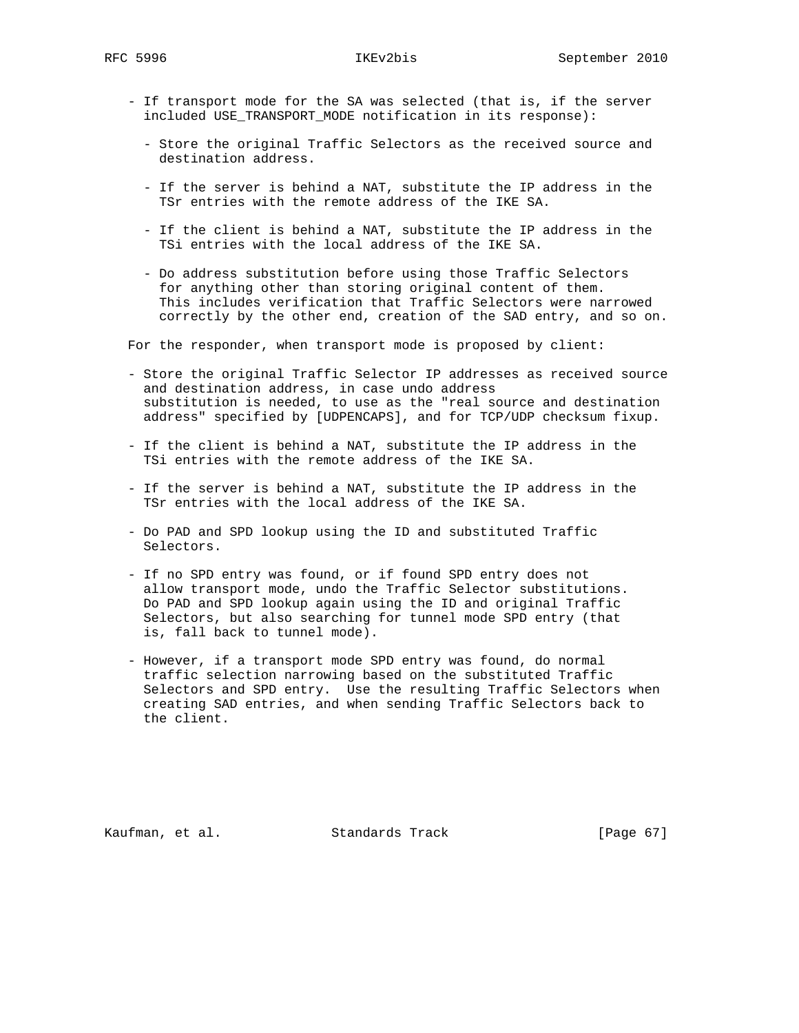- If transport mode for the SA was selected (that is, if the server included USE_TRANSPORT_MODE notification in its response):

  - Store the original Traffic Selectors as the received source and destination address.

  - If the server is behind a NAT, substitute the IP address in the TSr entries with the remote address of the IKE SA.

  - If the client is behind a NAT, substitute the IP address in the TSi entries with the local address of the IKE SA.

  - Do address substitution before using those Traffic Selectors for anything other than storing original content of them. This includes verification that Traffic Selectors were narrowed correctly by the other end, creation of the SAD entry, and so on.

For the responder, when transport mode is proposed by client:

- Store the original Traffic Selector IP addresses as received source and destination address, in case undo address substitution is needed, to use as the "real source and destination address" specified by [UDPENCAPS], and for TCP/UDP checksum fixup.

- If the client is behind a NAT, substitute the IP address in the TSi entries with the remote address of the IKE SA.

- If the server is behind a NAT, substitute the IP address in the TSr entries with the local address of the IKE SA.

- Do PAD and SPD lookup using the ID and substituted Traffic Selectors.

- If no SPD entry was found, or if found SPD entry does not allow transport mode, undo the Traffic Selector substitutions. Do PAD and SPD lookup again using the ID and original Traffic Selectors, but also searching for tunnel mode SPD entry (that is, fall back to tunnel mode).

- However, if a transport mode SPD entry was found, do normal traffic selection narrowing based on the substituted Traffic Selectors and SPD entry. Use the resulting Traffic Selectors when creating SAD entries, and when sending Traffic Selectors back to the client.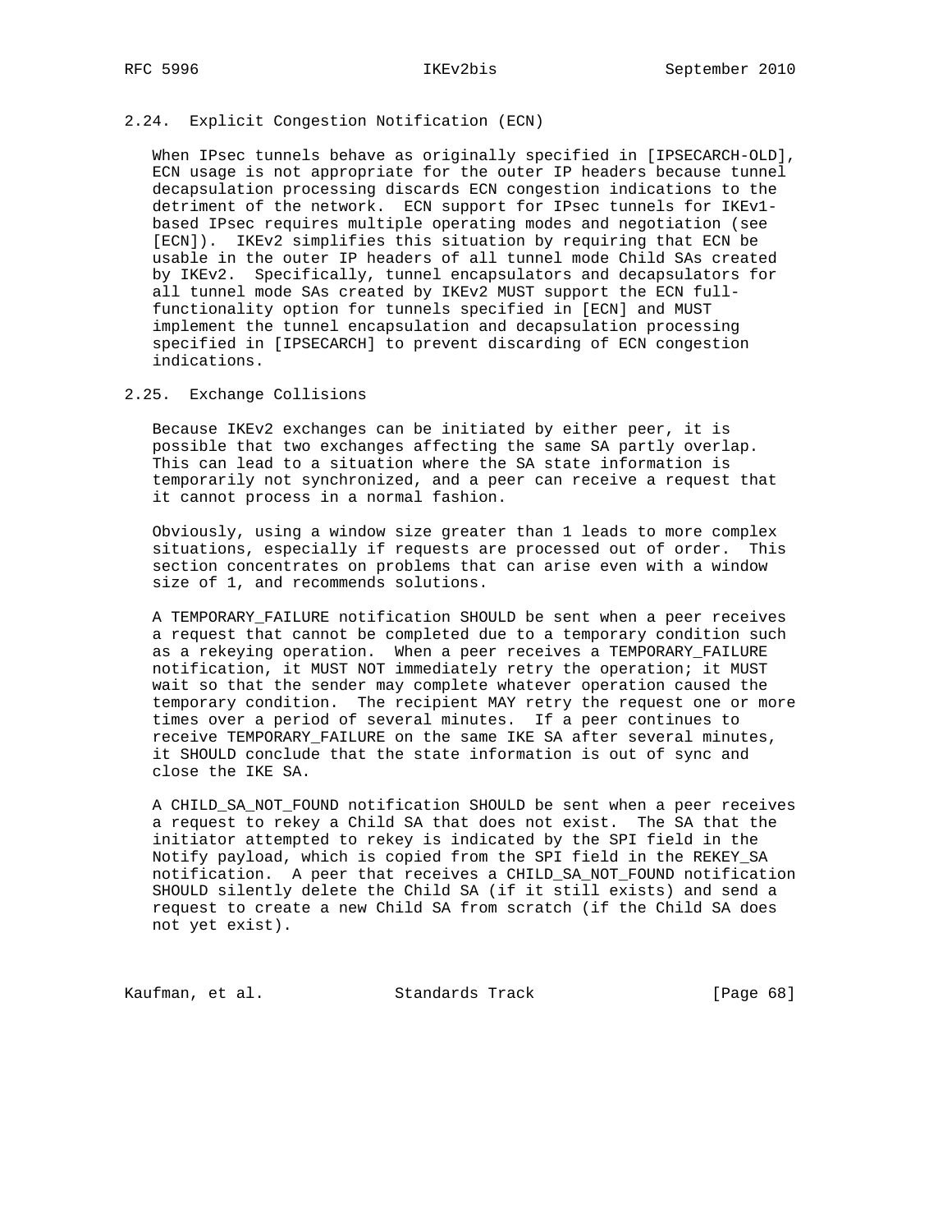### 2.24. Explicit Congestion Notification (ECN)

When IPsec tunnels behave as originally specified in [IPSECARCH-OLD], ECN usage is not appropriate for the outer IP headers because tunnel decapsulation processing discards ECN congestion indications to the detriment of the network. ECN support for IPsec tunnels for IKEv1-based IPsec requires multiple operating modes and negotiation (see [ECN]). IKEv2 simplifies this situation by requiring that ECN be usable in the outer IP headers of all tunnel mode Child SAs created by IKEv2. Specifically, tunnel encapsulators and decapsulators for all tunnel mode SAs created by IKEv2 MUST support the ECN full-functionality option for tunnels specified in [ECN] and MUST implement the tunnel encapsulation and decapsulation processing specified in [IPSECARCH] to prevent discarding of ECN congestion indications.

### 2.25. Exchange Collisions

Because IKEv2 exchanges can be initiated by either peer, it is possible that two exchanges affecting the same SA partly overlap. This can lead to a situation where the SA state information is temporarily not synchronized, and a peer can receive a request that it cannot process in a normal fashion.

Obviously, using a window size greater than 1 leads to more complex situations, especially if requests are processed out of order. This section concentrates on problems that can arise even with a window size of 1, and recommends solutions.

A TEMPORARY_FAILURE notification SHOULD be sent when a peer receives a request that cannot be completed due to a temporary condition such as a rekeying operation. When a peer receives a TEMPORARY_FAILURE notification, it MUST NOT immediately retry the operation; it MUST wait so that the sender may complete whatever operation caused the temporary condition. The recipient MAY retry the request one or more times over a period of several minutes. If a peer continues to receive TEMPORARY_FAILURE on the same IKE SA after several minutes, it SHOULD conclude that the state information is out of sync and close the IKE SA.

A CHILD_SA_NOT_FOUND notification SHOULD be sent when a peer receives a request to rekey a Child SA that does not exist. The SA that the initiator attempted to rekey is indicated by the SPI field in the Notify payload, which is copied from the SPI field in the REKEY_SA notification. A peer that receives a CHILD_SA_NOT_FOUND notification SHOULD silently delete the Child SA (if it still exists) and send a request to create a new Child SA from scratch (if the Child SA does not yet exist).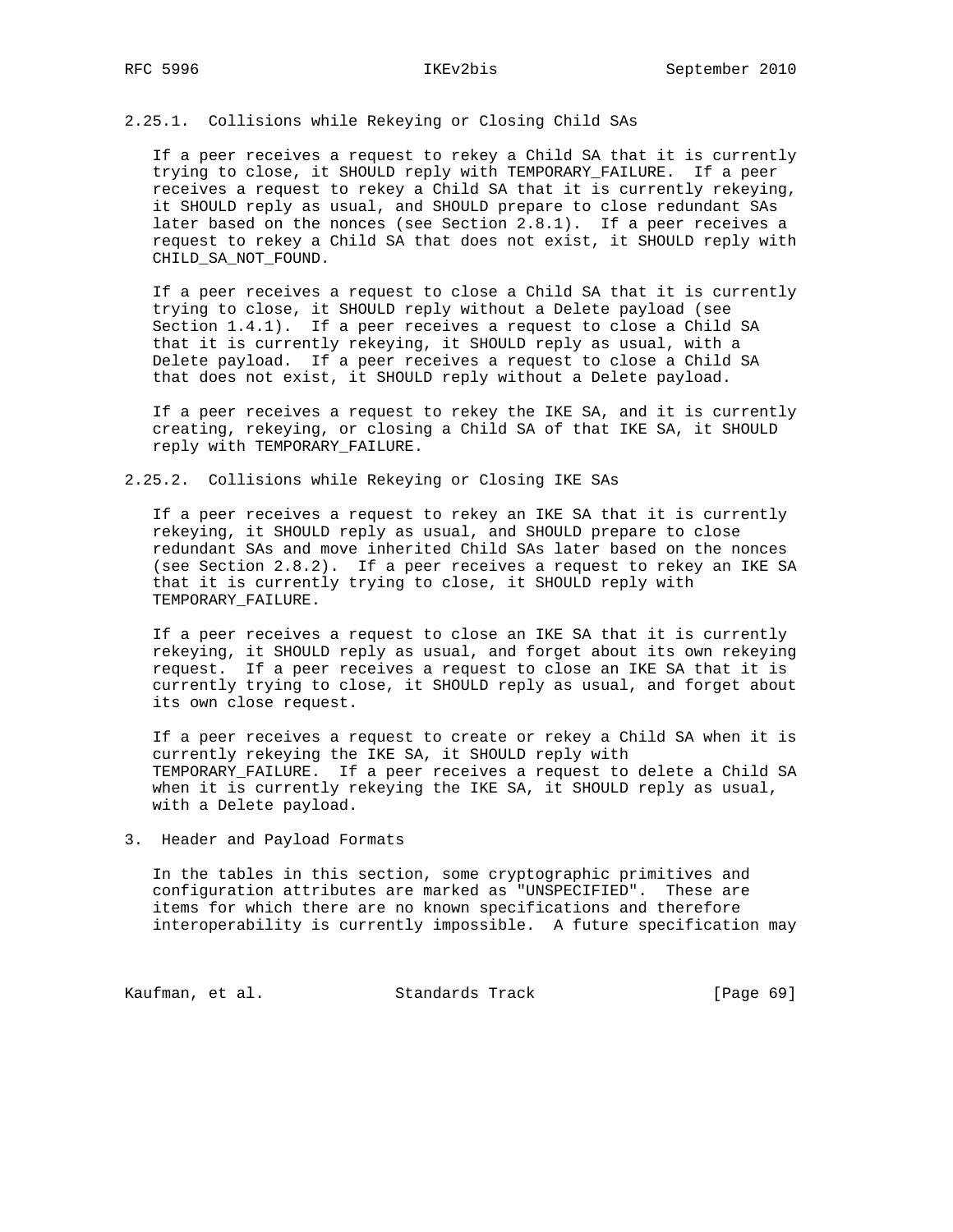### 2.25.1. Collisions while Rekeying or Closing Child SAs

If a peer receives a request to rekey a Child SA that it is currently trying to close, it SHOULD reply with TEMPORARY_FAILURE. If a peer receives a request to rekey a Child SA that it is currently rekeying, it SHOULD reply as usual, and SHOULD prepare to close redundant SAs later based on the nonces (see Section 2.8.1). If a peer receives a request to rekey a Child SA that does not exist, it SHOULD reply with CHILD_SA_NOT_FOUND.

If a peer receives a request to close a Child SA that it is currently trying to close, it SHOULD reply without a Delete payload (see Section 1.4.1). If a peer receives a request to close a Child SA that it is currently rekeying, it SHOULD reply as usual, with a Delete payload. If a peer receives a request to close a Child SA that does not exist, it SHOULD reply without a Delete payload.

If a peer receives a request to rekey the IKE SA, and it is currently creating, rekeying, or closing a Child SA of that IKE SA, it SHOULD reply with TEMPORARY_FAILURE.

### 2.25.2. Collisions while Rekeying or Closing IKE SAs

If a peer receives a request to rekey an IKE SA that it is currently rekeying, it SHOULD reply as usual, and SHOULD prepare to close redundant SAs and move inherited Child SAs later based on the nonces (see Section 2.8.2). If a peer receives a request to rekey an IKE SA that it is currently trying to close, it SHOULD reply with TEMPORARY_FAILURE.

If a peer receives a request to close an IKE SA that it is currently rekeying, it SHOULD reply as usual, and forget about its own rekeying request. If a peer receives a request to close an IKE SA that it is currently trying to close, it SHOULD reply as usual, and forget about its own close request.

If a peer receives a request to create or rekey a Child SA when it is currently rekeying the IKE SA, it SHOULD reply with TEMPORARY_FAILURE. If a peer receives a request to delete a Child SA when it is currently rekeying the IKE SA, it SHOULD reply as usual, with a Delete payload.

# 3. Header and Payload Formats

In the tables in this section, some cryptographic primitives and configuration attributes are marked as "UNSPECIFIED". These are items for which there are no known specifications and therefore interoperability is currently impossible. A future specification may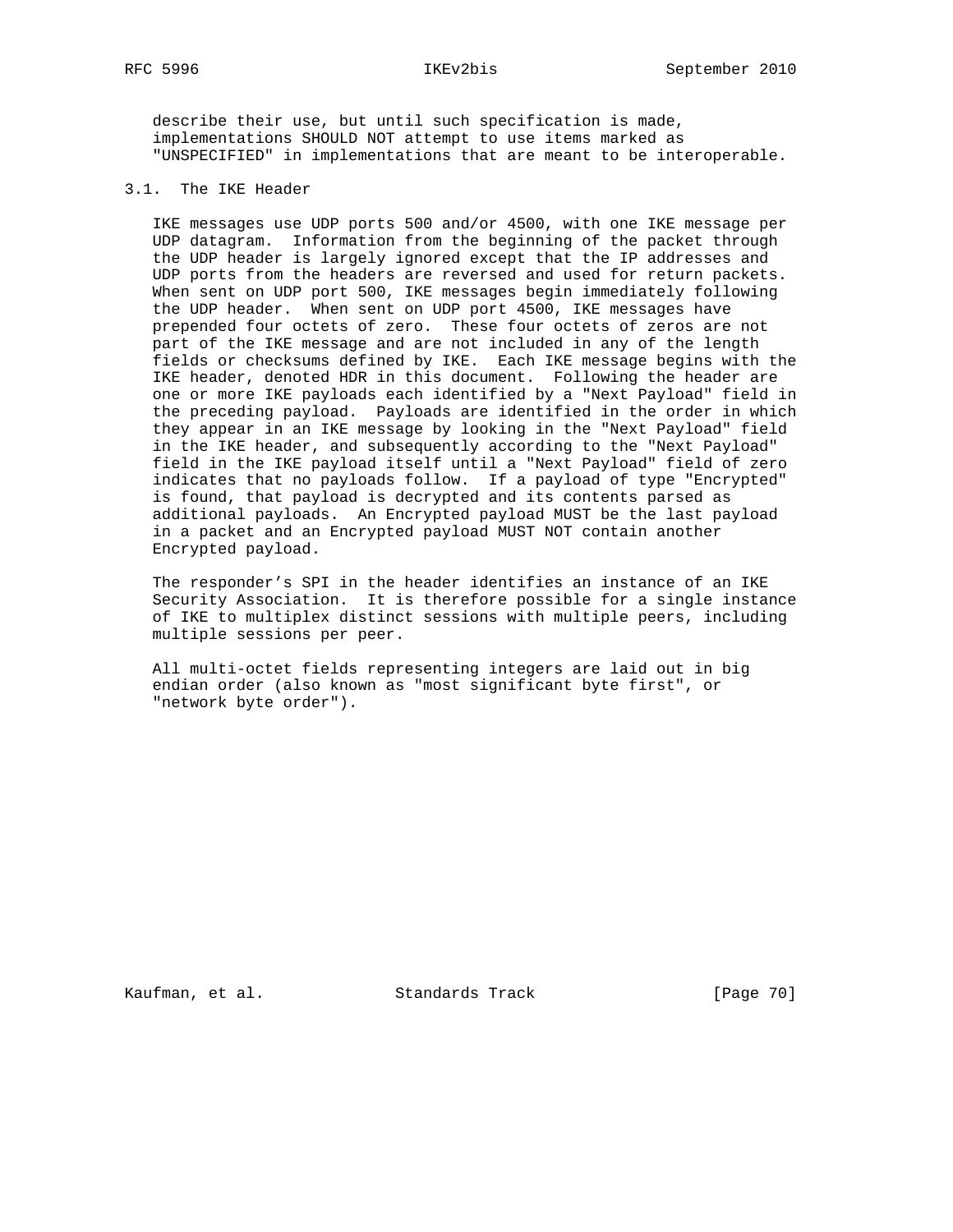describe their use, but until such specification is made, implementations SHOULD NOT attempt to use items marked as "UNSPECIFIED" in implementations that are meant to be interoperable.

### 3.1. The IKE Header

IKE messages use UDP ports 500 and/or 4500, with one IKE message per UDP datagram. Information from the beginning of the packet through the UDP header is largely ignored except that the IP addresses and UDP ports from the headers are reversed and used for return packets. When sent on UDP port 500, IKE messages begin immediately following the UDP header. When sent on UDP port 4500, IKE messages have prepended four octets of zero. These four octets of zeros are not part of the IKE message and are not included in any of the length fields or checksums defined by IKE. Each IKE message begins with the IKE header, denoted HDR in this document. Following the header are one or more IKE payloads each identified by a "Next Payload" field in the preceding payload. Payloads are identified in the order in which they appear in an IKE message by looking in the "Next Payload" field in the IKE header, and subsequently according to the "Next Payload" field in the IKE payload itself until a "Next Payload" field of zero indicates that no payloads follow. If a payload of type "Encrypted" is found, that payload is decrypted and its contents parsed as additional payloads. An Encrypted payload MUST be the last payload in a packet and an Encrypted payload MUST NOT contain another Encrypted payload.

The responder's SPI in the header identifies an instance of an IKE Security Association. It is therefore possible for a single instance of IKE to multiplex distinct sessions with multiple peers, including multiple sessions per peer.

All multi-octet fields representing integers are laid out in big endian order (also known as "most significant byte first", or "network byte order").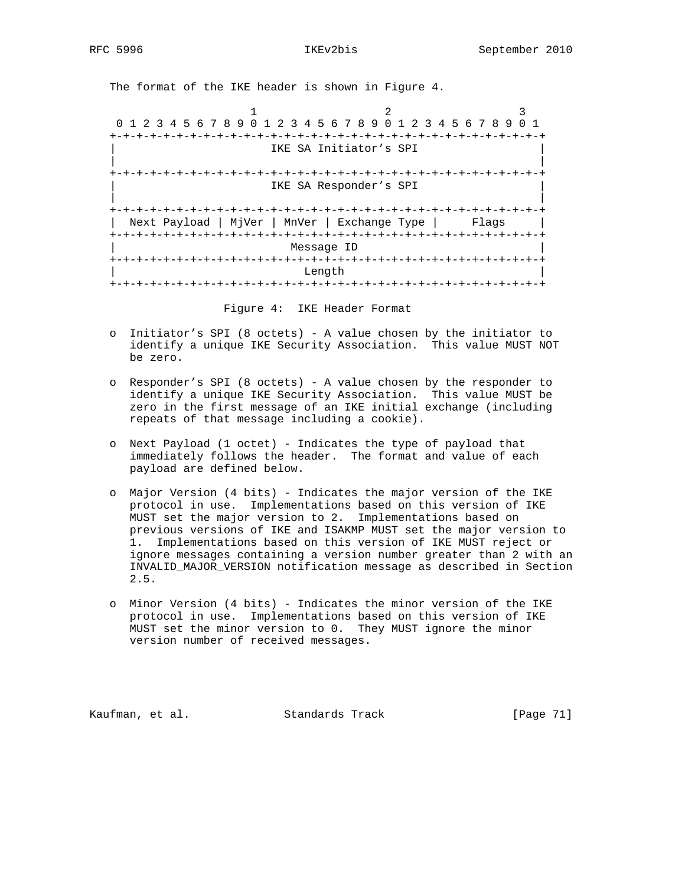The format of the IKE header is shown in Figure 4.

```
                     1                   2                   3
 0 1 2 3 4 5 6 7 8 9 0 1 2 3 4 5 6 7 8 9 0 1 2 3 4 5 6 7 8 9 0 1
+-+-+-+-+-+-+-+-+-+-+-+-+-+-+-+-+-+-+-+-+-+-+-+-+-+-+-+-+-+-+-+-+
|                       IKE SA Initiator's SPI                  |
|                                                               |
+-+-+-+-+-+-+-+-+-+-+-+-+-+-+-+-+-+-+-+-+-+-+-+-+-+-+-+-+-+-+-+-+
|                       IKE SA Responder's SPI                  |
|                                                               |
+-+-+-+-+-+-+-+-+-+-+-+-+-+-+-+-+-+-+-+-+-+-+-+-+-+-+-+-+-+-+-+-+
|  Next Payload | MjVer | MnVer | Exchange Type |     Flags     |
+-+-+-+-+-+-+-+-+-+-+-+-+-+-+-+-+-+-+-+-+-+-+-+-+-+-+-+-+-+-+-+-+
|                          Message ID                           |
+-+-+-+-+-+-+-+-+-+-+-+-+-+-+-+-+-+-+-+-+-+-+-+-+-+-+-+-+-+-+-+-+
|                            Length                             |
+-+-+-+-+-+-+-+-+-+-+-+-+-+-+-+-+-+-+-+-+-+-+-+-+-+-+-+-+-+-+-+-+
```

Figure 4: IKE Header Format

- Initiator's SPI (8 octets) - A value chosen by the initiator to identify a unique IKE Security Association. This value MUST NOT be zero.

- Responder's SPI (8 octets) - A value chosen by the responder to identify a unique IKE Security Association. This value MUST be zero in the first message of an IKE initial exchange (including repeats of that message including a cookie).

- Next Payload (1 octet) - Indicates the type of payload that immediately follows the header. The format and value of each payload are defined below.

- Major Version (4 bits) - Indicates the major version of the IKE protocol in use. Implementations based on this version of IKE MUST set the major version to 2. Implementations based on previous versions of IKE and ISAKMP MUST set the major version to 1. Implementations based on this version of IKE MUST reject or ignore messages containing a version number greater than 2 with an INVALID_MAJOR_VERSION notification message as described in Section 2.5.

- Minor Version (4 bits) - Indicates the minor version of the IKE protocol in use. Implementations based on this version of IKE MUST set the minor version to 0. They MUST ignore the minor version number of received messages.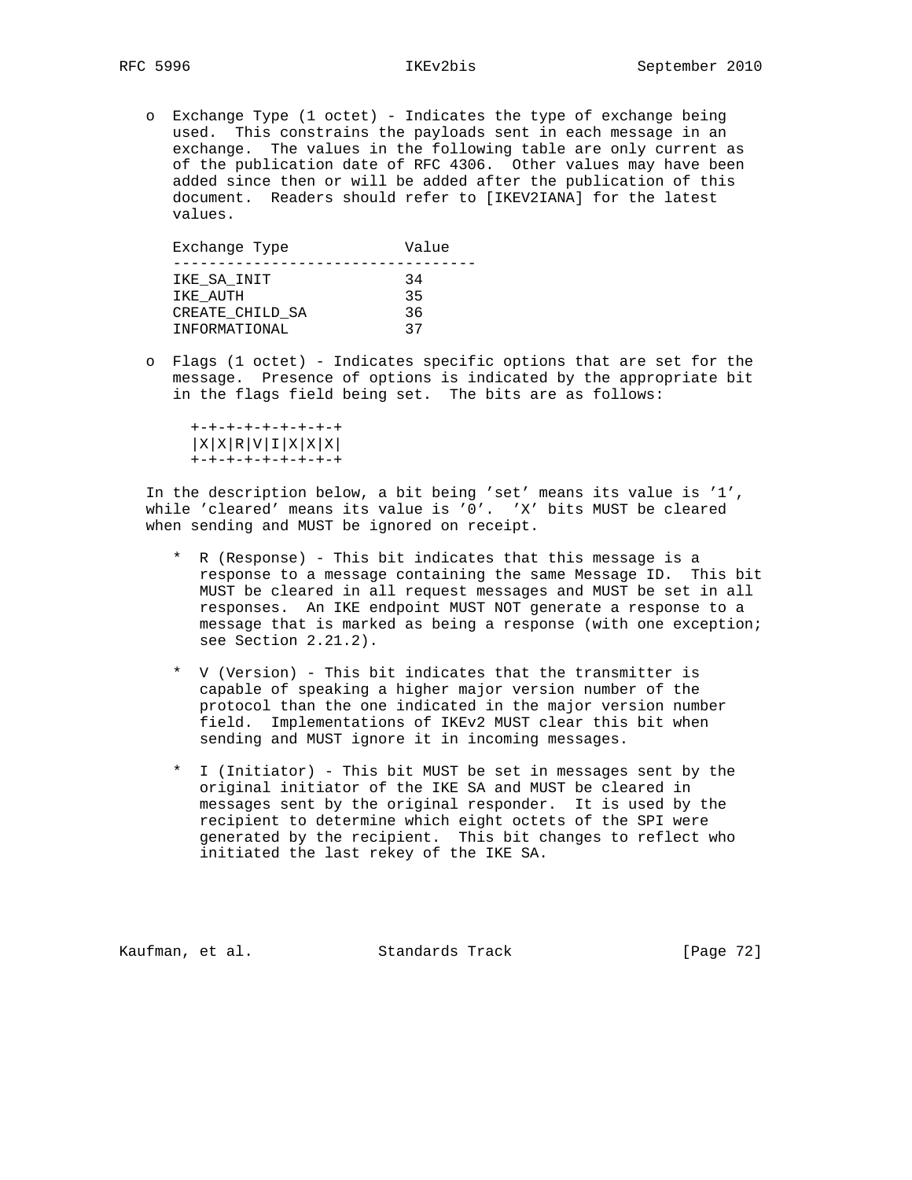- Exchange Type (1 octet) - Indicates the type of exchange being used. This constrains the payloads sent in each message in an exchange. The values in the following table are only current as of the publication date of RFC 4306. Other values may have been added since then or will be added after the publication of this document. Readers should refer to [IKEV2IANA] for the latest values.

| Exchange Type | Value |
|---|---|
| IKE_SA_INIT | 34 |
| IKE_AUTH | 35 |
| CREATE_CHILD_SA | 36 |
| INFORMATIONAL | 37 |

- Flags (1 octet) - Indicates specific options that are set for the message. Presence of options is indicated by the appropriate bit in the flags field being set. The bits are as follows:

```
  +-+-+-+-+-+-+-+-+
  |X|X|R|V|I|X|X|X|
  +-+-+-+-+-+-+-+-+
```

In the description below, a bit being 'set' means its value is '1', while 'cleared' means its value is '0'. 'X' bits MUST be cleared when sending and MUST be ignored on receipt.

  * R (Response) - This bit indicates that this message is a response to a message containing the same Message ID. This bit MUST be cleared in all request messages and MUST be set in all responses. An IKE endpoint MUST NOT generate a response to a message that is marked as being a response (with one exception; see Section 2.21.2).

  * V (Version) - This bit indicates that the transmitter is capable of speaking a higher major version number of the protocol than the one indicated in the major version number field. Implementations of IKEv2 MUST clear this bit when sending and MUST ignore it in incoming messages.

  * I (Initiator) - This bit MUST be set in messages sent by the original initiator of the IKE SA and MUST be cleared in messages sent by the original responder. It is used by the recipient to determine which eight octets of the SPI were generated by the recipient. This bit changes to reflect who initiated the last rekey of the IKE SA.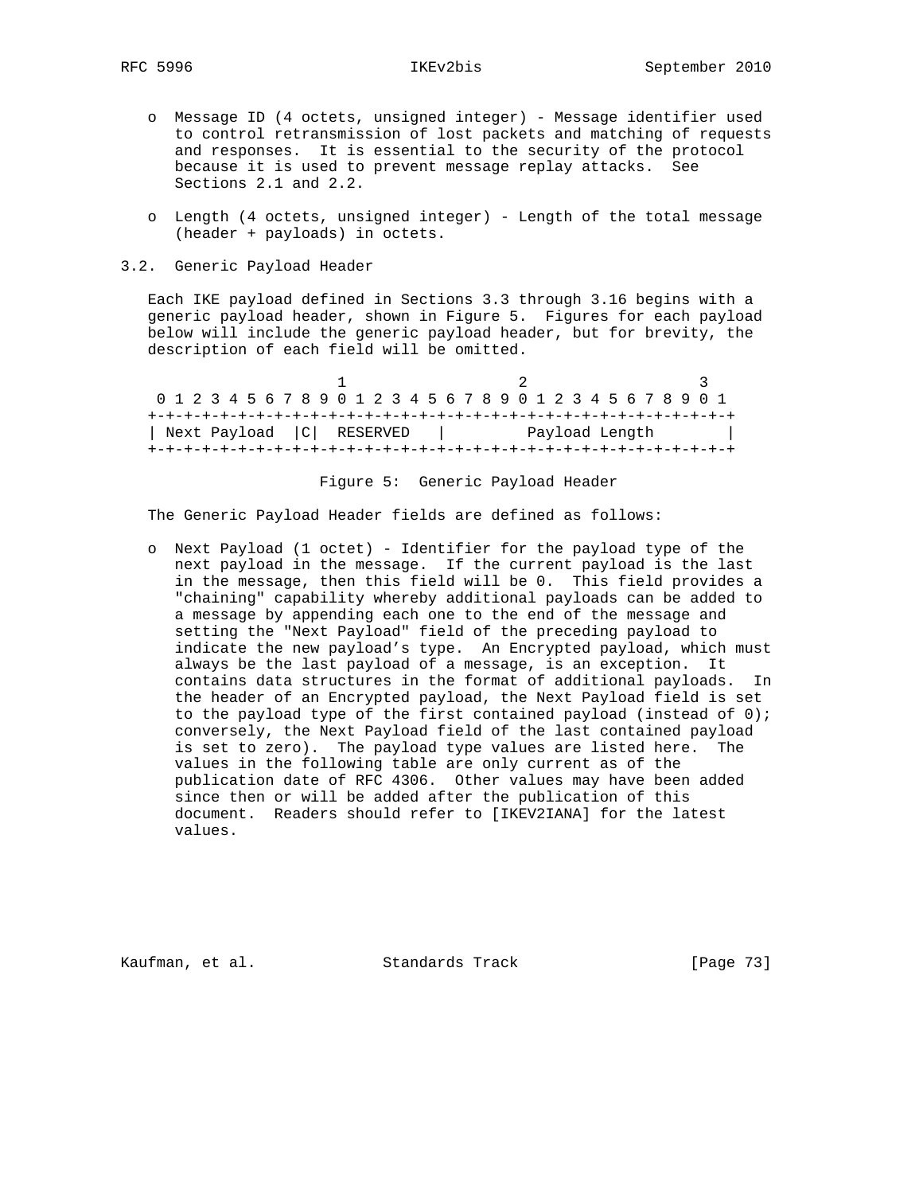- Message ID (4 octets, unsigned integer) - Message identifier used to control retransmission of lost packets and matching of requests and responses. It is essential to the security of the protocol because it is used to prevent message replay attacks. See Sections 2.1 and 2.2.

- Length (4 octets, unsigned integer) - Length of the total message (header + payloads) in octets.

## 3.2. Generic Payload Header

Each IKE payload defined in Sections 3.3 through 3.16 begins with a generic payload header, shown in Figure 5. Figures for each payload below will include the generic payload header, but for brevity, the description of each field will be omitted.

```
                     1                   2                   3
 0 1 2 3 4 5 6 7 8 9 0 1 2 3 4 5 6 7 8 9 0 1 2 3 4 5 6 7 8 9 0 1
+-+-+-+-+-+-+-+-+-+-+-+-+-+-+-+-+-+-+-+-+-+-+-+-+-+-+-+-+-+-+-+-+
| Next Payload  |C|  RESERVED   |         Payload Length        |
+-+-+-+-+-+-+-+-+-+-+-+-+-+-+-+-+-+-+-+-+-+-+-+-+-+-+-+-+-+-+-+-+
```

Figure 5: Generic Payload Header

The Generic Payload Header fields are defined as follows:

- Next Payload (1 octet) - Identifier for the payload type of the next payload in the message. If the current payload is the last in the message, then this field will be 0. This field provides a "chaining" capability whereby additional payloads can be added to a message by appending each one to the end of the message and setting the "Next Payload" field of the preceding payload to indicate the new payload's type. An Encrypted payload, which must always be the last payload of a message, is an exception. It contains data structures in the format of additional payloads. In the header of an Encrypted payload, the Next Payload field is set to the payload type of the first contained payload (instead of 0); conversely, the Next Payload field of the last contained payload is set to zero). The payload type values are listed here. The values in the following table are only current as of the publication date of RFC 4306. Other values may have been added since then or will be added after the publication of this document. Readers should refer to [IKEV2IANA] for the latest values.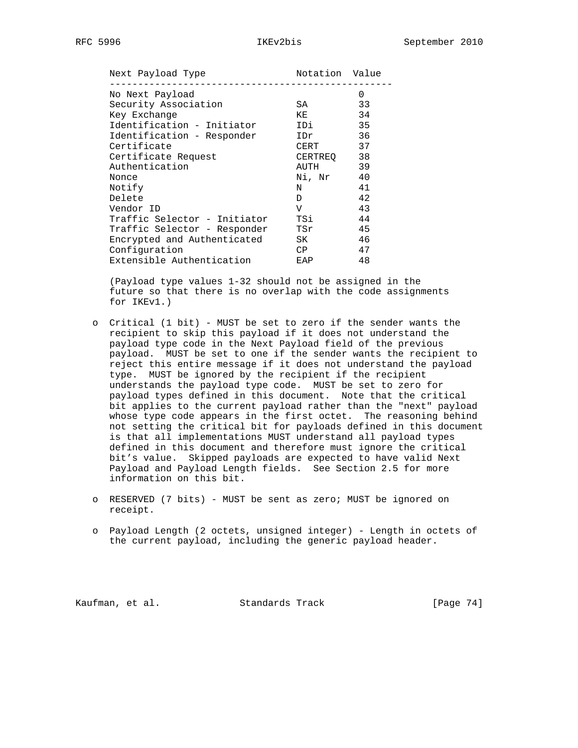| Next Payload Type | Notation | Value |
|---|---|---|
| No Next Payload | | 0 |
| Security Association | SA | 33 |
| Key Exchange | KE | 34 |
| Identification - Initiator | IDi | 35 |
| Identification - Responder | IDr | 36 |
| Certificate | CERT | 37 |
| Certificate Request | CERTREQ | 38 |
| Authentication | AUTH | 39 |
| Nonce | Ni, Nr | 40 |
| Notify | N | 41 |
| Delete | D | 42 |
| Vendor ID | V | 43 |
| Traffic Selector - Initiator | TSi | 44 |
| Traffic Selector - Responder | TSr | 45 |
| Encrypted and Authenticated | SK | 46 |
| Configuration | CP | 47 |
| Extensible Authentication | EAP | 48 |

(Payload type values 1-32 should not be assigned in the future so that there is no overlap with the code assignments for IKEv1.)

- Critical (1 bit) - MUST be set to zero if the sender wants the recipient to skip this payload if it does not understand the payload type code in the Next Payload field of the previous payload. MUST be set to one if the sender wants the recipient to reject this entire message if it does not understand the payload type. MUST be ignored by the recipient if the recipient understands the payload type code. MUST be set to zero for payload types defined in this document. Note that the critical bit applies to the current payload rather than the "next" payload whose type code appears in the first octet. The reasoning behind not setting the critical bit for payloads defined in this document is that all implementations MUST understand all payload types defined in this document and therefore must ignore the critical bit's value. Skipped payloads are expected to have valid Next Payload and Payload Length fields. See Section 2.5 for more information on this bit.

- RESERVED (7 bits) - MUST be sent as zero; MUST be ignored on receipt.

- Payload Length (2 octets, unsigned integer) - Length in octets of the current payload, including the generic payload header.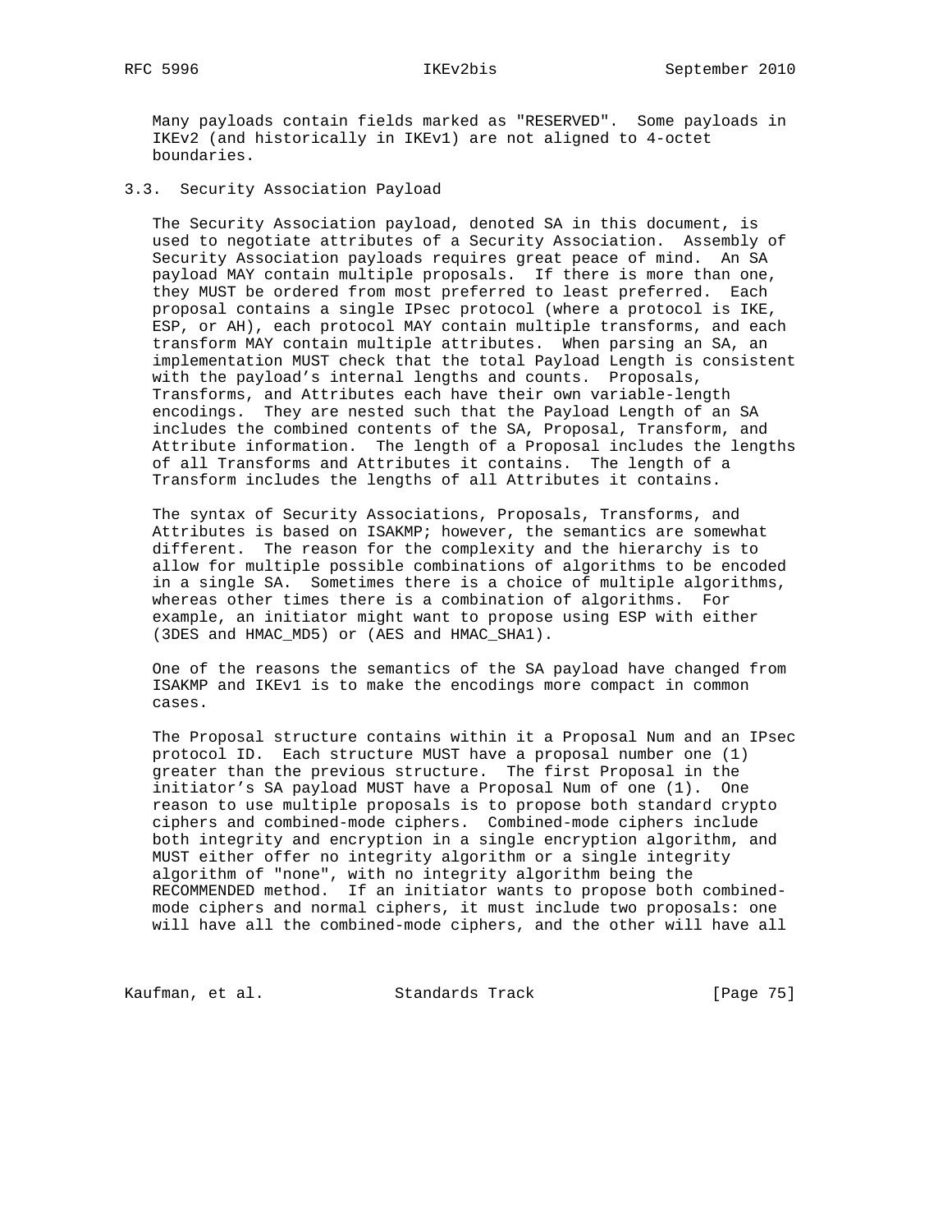Many payloads contain fields marked as "RESERVED". Some payloads in IKEv2 (and historically in IKEv1) are not aligned to 4-octet boundaries.

### 3.3. Security Association Payload

The Security Association payload, denoted SA in this document, is used to negotiate attributes of a Security Association. Assembly of Security Association payloads requires great peace of mind. An SA payload MAY contain multiple proposals. If there is more than one, they MUST be ordered from most preferred to least preferred. Each proposal contains a single IPsec protocol (where a protocol is IKE, ESP, or AH), each protocol MAY contain multiple transforms, and each transform MAY contain multiple attributes. When parsing an SA, an implementation MUST check that the total Payload Length is consistent with the payload's internal lengths and counts. Proposals, Transforms, and Attributes each have their own variable-length encodings. They are nested such that the Payload Length of an SA includes the combined contents of the SA, Proposal, Transform, and Attribute information. The length of a Proposal includes the lengths of all Transforms and Attributes it contains. The length of a Transform includes the lengths of all Attributes it contains.

The syntax of Security Associations, Proposals, Transforms, and Attributes is based on ISAKMP; however, the semantics are somewhat different. The reason for the complexity and the hierarchy is to allow for multiple possible combinations of algorithms to be encoded in a single SA. Sometimes there is a choice of multiple algorithms, whereas other times there is a combination of algorithms. For example, an initiator might want to propose using ESP with either (3DES and HMAC_MD5) or (AES and HMAC_SHA1).

One of the reasons the semantics of the SA payload have changed from ISAKMP and IKEv1 is to make the encodings more compact in common cases.

The Proposal structure contains within it a Proposal Num and an IPsec protocol ID. Each structure MUST have a proposal number one (1) greater than the previous structure. The first Proposal in the initiator's SA payload MUST have a Proposal Num of one (1). One reason to use multiple proposals is to propose both standard crypto ciphers and combined-mode ciphers. Combined-mode ciphers include both integrity and encryption in a single encryption algorithm, and MUST either offer no integrity algorithm or a single integrity algorithm of "none", with no integrity algorithm being the RECOMMENDED method. If an initiator wants to propose both combined-mode ciphers and normal ciphers, it must include two proposals: one will have all the combined-mode ciphers, and the other will have all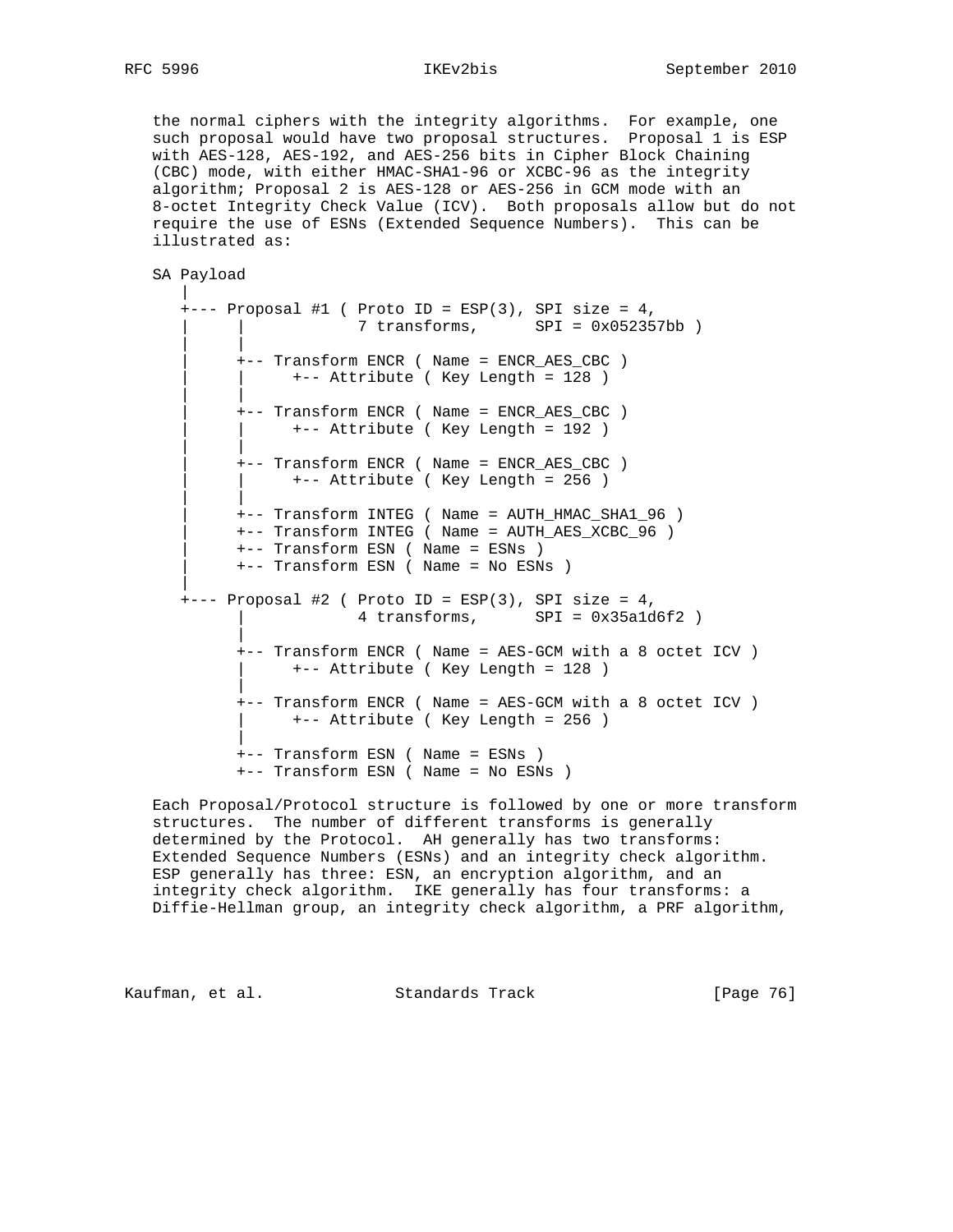the normal ciphers with the integrity algorithms. For example, one such proposal would have two proposal structures. Proposal 1 is ESP with AES-128, AES-192, and AES-256 bits in Cipher Block Chaining (CBC) mode, with either HMAC-SHA1-96 or XCBC-96 as the integrity algorithm; Proposal 2 is AES-128 or AES-256 in GCM mode with an 8-octet Integrity Check Value (ICV). Both proposals allow but do not require the use of ESNs (Extended Sequence Numbers). This can be illustrated as:

```
SA Payload
   |
   +--- Proposal #1 ( Proto ID = ESP(3), SPI size = 4,
   |     |            7 transforms,      SPI = 0x052357bb )
   |     |
   |     +-- Transform ENCR ( Name = ENCR_AES_CBC )
   |     |     +-- Attribute ( Key Length = 128 )
   |     |
   |     +-- Transform ENCR ( Name = ENCR_AES_CBC )
   |     |     +-- Attribute ( Key Length = 192 )
   |     |
   |     +-- Transform ENCR ( Name = ENCR_AES_CBC )
   |     |     +-- Attribute ( Key Length = 256 )
   |     |
   |     +-- Transform INTEG ( Name = AUTH_HMAC_SHA1_96 )
   |     +-- Transform INTEG ( Name = AUTH_AES_XCBC_96 )
   |     +-- Transform ESN ( Name = ESNs )
   |     +-- Transform ESN ( Name = No ESNs )
   |
   +--- Proposal #2 ( Proto ID = ESP(3), SPI size = 4,
         |            4 transforms,      SPI = 0x35a1d6f2 )
         |
         +-- Transform ENCR ( Name = AES-GCM with a 8 octet ICV )
         |     +-- Attribute ( Key Length = 128 )
         |
         +-- Transform ENCR ( Name = AES-GCM with a 8 octet ICV )
         |     +-- Attribute ( Key Length = 256 )
         |
         +-- Transform ESN ( Name = ESNs )
         +-- Transform ESN ( Name = No ESNs )
```

Each Proposal/Protocol structure is followed by one or more transform structures. The number of different transforms is generally determined by the Protocol. AH generally has two transforms: Extended Sequence Numbers (ESNs) and an integrity check algorithm. ESP generally has three: ESN, an encryption algorithm, and an integrity check algorithm. IKE generally has four transforms: a Diffie-Hellman group, an integrity check algorithm, a PRF algorithm,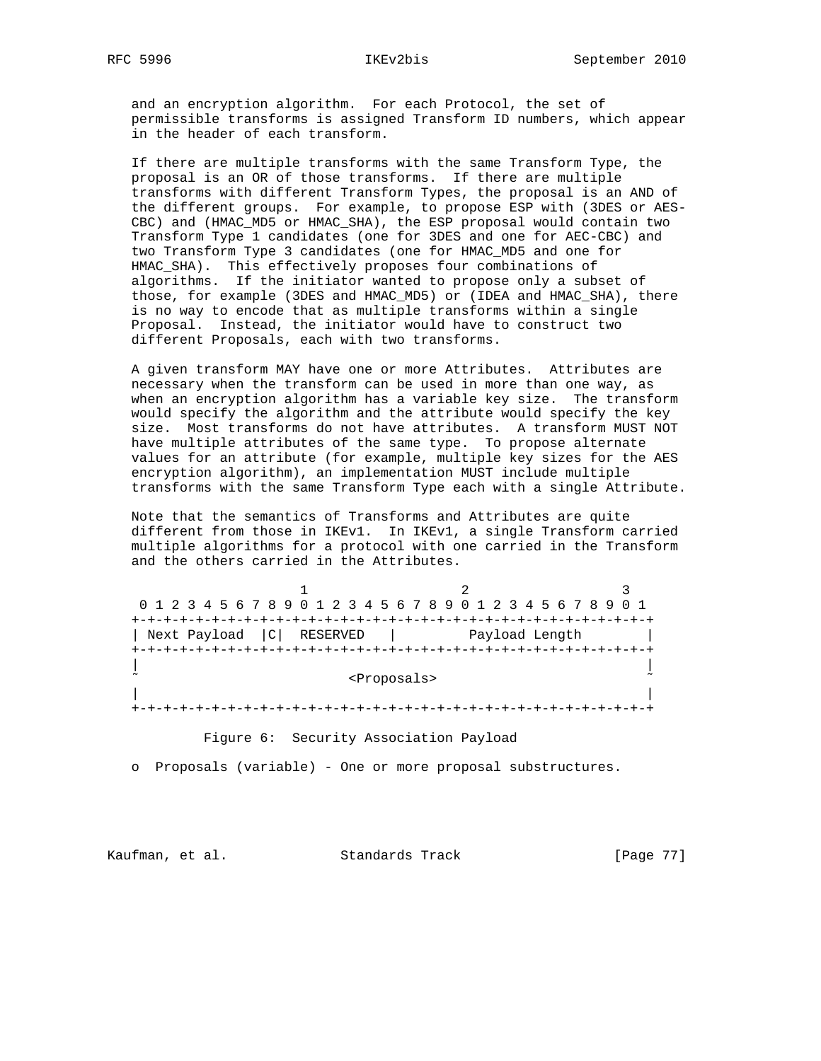and an encryption algorithm. For each Protocol, the set of permissible transforms is assigned Transform ID numbers, which appear in the header of each transform.

If there are multiple transforms with the same Transform Type, the proposal is an OR of those transforms. If there are multiple transforms with different Transform Types, the proposal is an AND of the different groups. For example, to propose ESP with (3DES or AES-CBC) and (HMAC_MD5 or HMAC_SHA), the ESP proposal would contain two Transform Type 1 candidates (one for 3DES and one for AEC-CBC) and two Transform Type 3 candidates (one for HMAC_MD5 and one for HMAC_SHA). This effectively proposes four combinations of algorithms. If the initiator wanted to propose only a subset of those, for example (3DES and HMAC_MD5) or (IDEA and HMAC_SHA), there is no way to encode that as multiple transforms within a single Proposal. Instead, the initiator would have to construct two different Proposals, each with two transforms.

A given transform MAY have one or more Attributes. Attributes are necessary when the transform can be used in more than one way, as when an encryption algorithm has a variable key size. The transform would specify the algorithm and the attribute would specify the key size. Most transforms do not have attributes. A transform MUST NOT have multiple attributes of the same type. To propose alternate values for an attribute (for example, multiple key sizes for the AES encryption algorithm), an implementation MUST include multiple transforms with the same Transform Type each with a single Attribute.

Note that the semantics of Transforms and Attributes are quite different from those in IKEv1. In IKEv1, a single Transform carried multiple algorithms for a protocol with one carried in the Transform and the others carried in the Attributes.

```
                     1                   2                   3
 0 1 2 3 4 5 6 7 8 9 0 1 2 3 4 5 6 7 8 9 0 1 2 3 4 5 6 7 8 9 0 1
+-+-+-+-+-+-+-+-+-+-+-+-+-+-+-+-+-+-+-+-+-+-+-+-+-+-+-+-+-+-+-+-+
| Next Payload  |C|  RESERVED   |         Payload Length        |
+-+-+-+-+-+-+-+-+-+-+-+-+-+-+-+-+-+-+-+-+-+-+-+-+-+-+-+-+-+-+-+-+
|                                                               |
~                          <Proposals>                          ~
|                                                               |
+-+-+-+-+-+-+-+-+-+-+-+-+-+-+-+-+-+-+-+-+-+-+-+-+-+-+-+-+-+-+-+-+
```

Figure 6: Security Association Payload

o Proposals (variable) - One or more proposal substructures.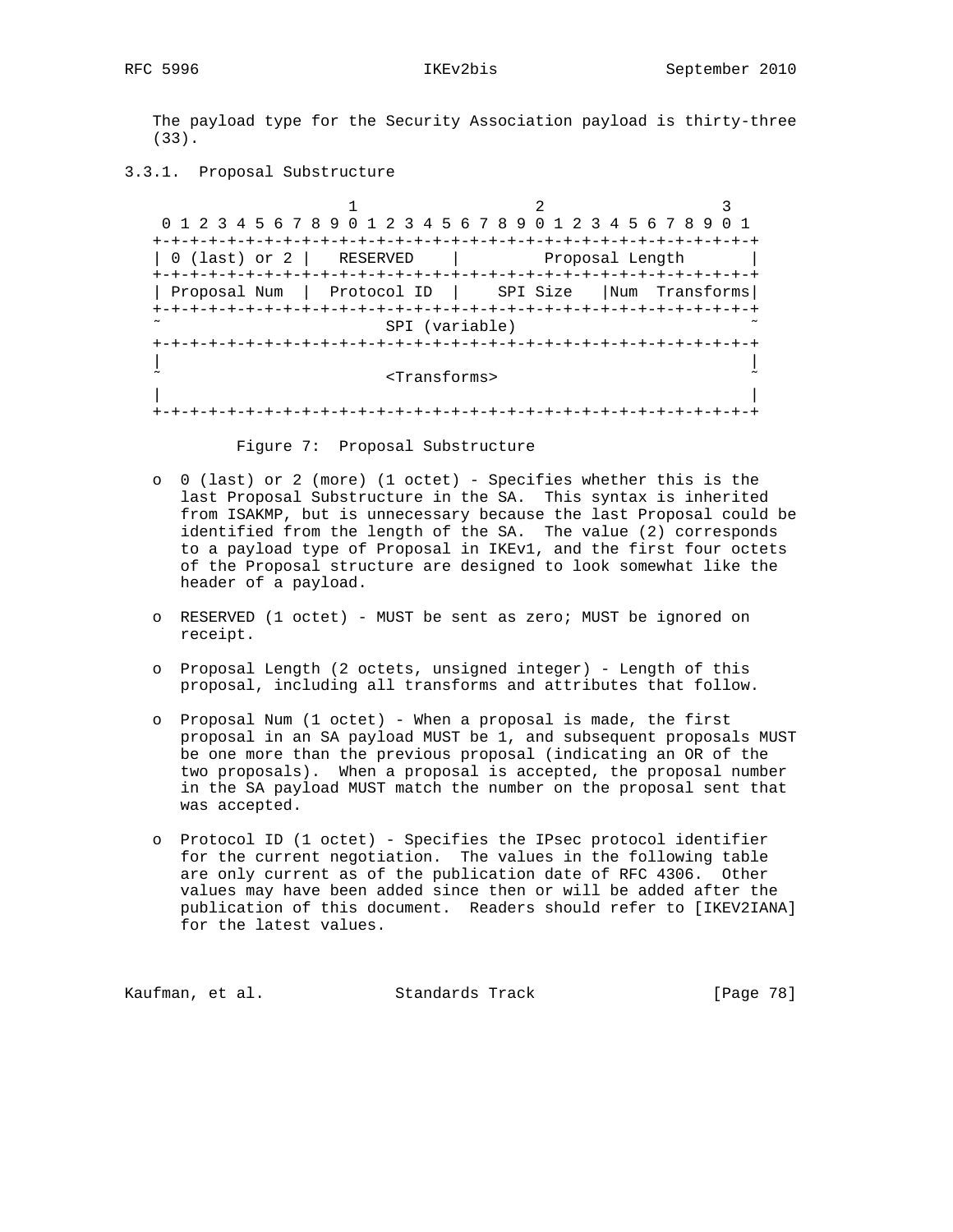The payload type for the Security Association payload is thirty-three (33).

### 3.3.1. Proposal Substructure

```
                     1                   2                   3
 0 1 2 3 4 5 6 7 8 9 0 1 2 3 4 5 6 7 8 9 0 1 2 3 4 5 6 7 8 9 0 1
+-+-+-+-+-+-+-+-+-+-+-+-+-+-+-+-+-+-+-+-+-+-+-+-+-+-+-+-+-+-+-+-+
| 0 (last) or 2 |   RESERVED    |         Proposal Length       |
+-+-+-+-+-+-+-+-+-+-+-+-+-+-+-+-+-+-+-+-+-+-+-+-+-+-+-+-+-+-+-+-+
| Proposal Num  |  Protocol ID  |    SPI Size   |Num  Transforms|
+-+-+-+-+-+-+-+-+-+-+-+-+-+-+-+-+-+-+-+-+-+-+-+-+-+-+-+-+-+-+-+-+
~                        SPI (variable)                         ~
+-+-+-+-+-+-+-+-+-+-+-+-+-+-+-+-+-+-+-+-+-+-+-+-+-+-+-+-+-+-+-+-+
|                                                               |
~                        <Transforms>                           ~
|                                                               |
+-+-+-+-+-+-+-+-+-+-+-+-+-+-+-+-+-+-+-+-+-+-+-+-+-+-+-+-+-+-+-+-+
```

Figure 7: Proposal Substructure

- 0 (last) or 2 (more) (1 octet) - Specifies whether this is the last Proposal Substructure in the SA. This syntax is inherited from ISAKMP, but is unnecessary because the last Proposal could be identified from the length of the SA. The value (2) corresponds to a payload type of Proposal in IKEv1, and the first four octets of the Proposal structure are designed to look somewhat like the header of a payload.

- RESERVED (1 octet) - MUST be sent as zero; MUST be ignored on receipt.

- Proposal Length (2 octets, unsigned integer) - Length of this proposal, including all transforms and attributes that follow.

- Proposal Num (1 octet) - When a proposal is made, the first proposal in an SA payload MUST be 1, and subsequent proposals MUST be one more than the previous proposal (indicating an OR of the two proposals). When a proposal is accepted, the proposal number in the SA payload MUST match the number on the proposal sent that was accepted.

- Protocol ID (1 octet) - Specifies the IPsec protocol identifier for the current negotiation. The values in the following table are only current as of the publication date of RFC 4306. Other values may have been added since then or will be added after the publication of this document. Readers should refer to [IKEV2IANA] for the latest values.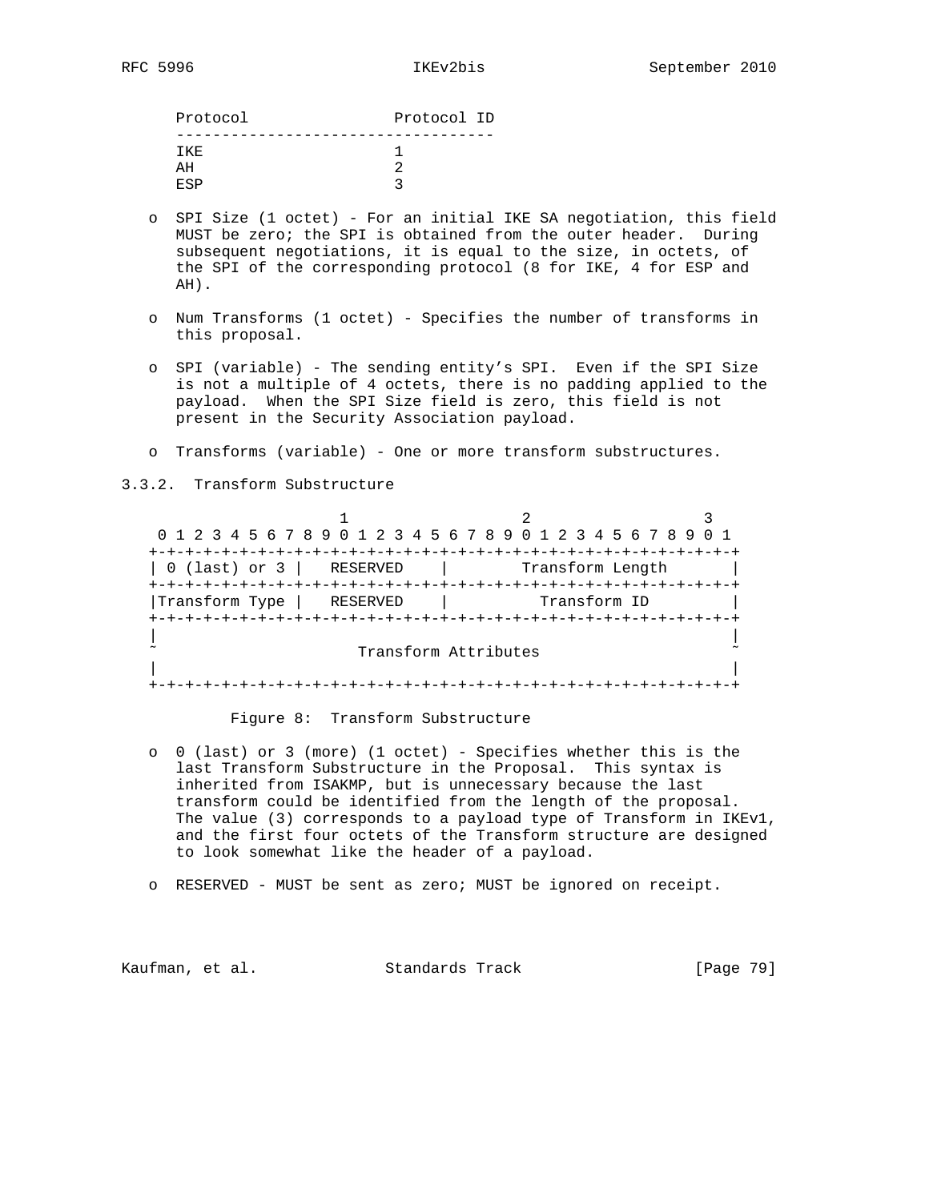| Protocol | Protocol ID |
|---|---|
| IKE | 1 |
| AH | 2 |
| ESP | 3 |

- SPI Size (1 octet) - For an initial IKE SA negotiation, this field MUST be zero; the SPI is obtained from the outer header. During subsequent negotiations, it is equal to the size, in octets, of the SPI of the corresponding protocol (8 for IKE, 4 for ESP and AH).

- Num Transforms (1 octet) - Specifies the number of transforms in this proposal.

- SPI (variable) - The sending entity's SPI. Even if the SPI Size is not a multiple of 4 octets, there is no padding applied to the payload. When the SPI Size field is zero, this field is not present in the Security Association payload.

- Transforms (variable) - One or more transform substructures.

### 3.3.2. Transform Substructure

```
                     1                   2                   3
 0 1 2 3 4 5 6 7 8 9 0 1 2 3 4 5 6 7 8 9 0 1 2 3 4 5 6 7 8 9 0 1
+-+-+-+-+-+-+-+-+-+-+-+-+-+-+-+-+-+-+-+-+-+-+-+-+-+-+-+-+-+-+-+-+
| 0 (last) or 3 |   RESERVED    |        Transform Length       |
+-+-+-+-+-+-+-+-+-+-+-+-+-+-+-+-+-+-+-+-+-+-+-+-+-+-+-+-+-+-+-+-+
|Transform Type |   RESERVED    |          Transform ID         |
+-+-+-+-+-+-+-+-+-+-+-+-+-+-+-+-+-+-+-+-+-+-+-+-+-+-+-+-+-+-+-+-+
|                                                               |
~                      Transform Attributes                     ~
|                                                               |
+-+-+-+-+-+-+-+-+-+-+-+-+-+-+-+-+-+-+-+-+-+-+-+-+-+-+-+-+-+-+-+-+
```

Figure 8: Transform Substructure

- 0 (last) or 3 (more) (1 octet) - Specifies whether this is the last Transform Substructure in the Proposal. This syntax is inherited from ISAKMP, but is unnecessary because the last transform could be identified from the length of the proposal. The value (3) corresponds to a payload type of Transform in IKEv1, and the first four octets of the Transform structure are designed to look somewhat like the header of a payload.

- RESERVED - MUST be sent as zero; MUST be ignored on receipt.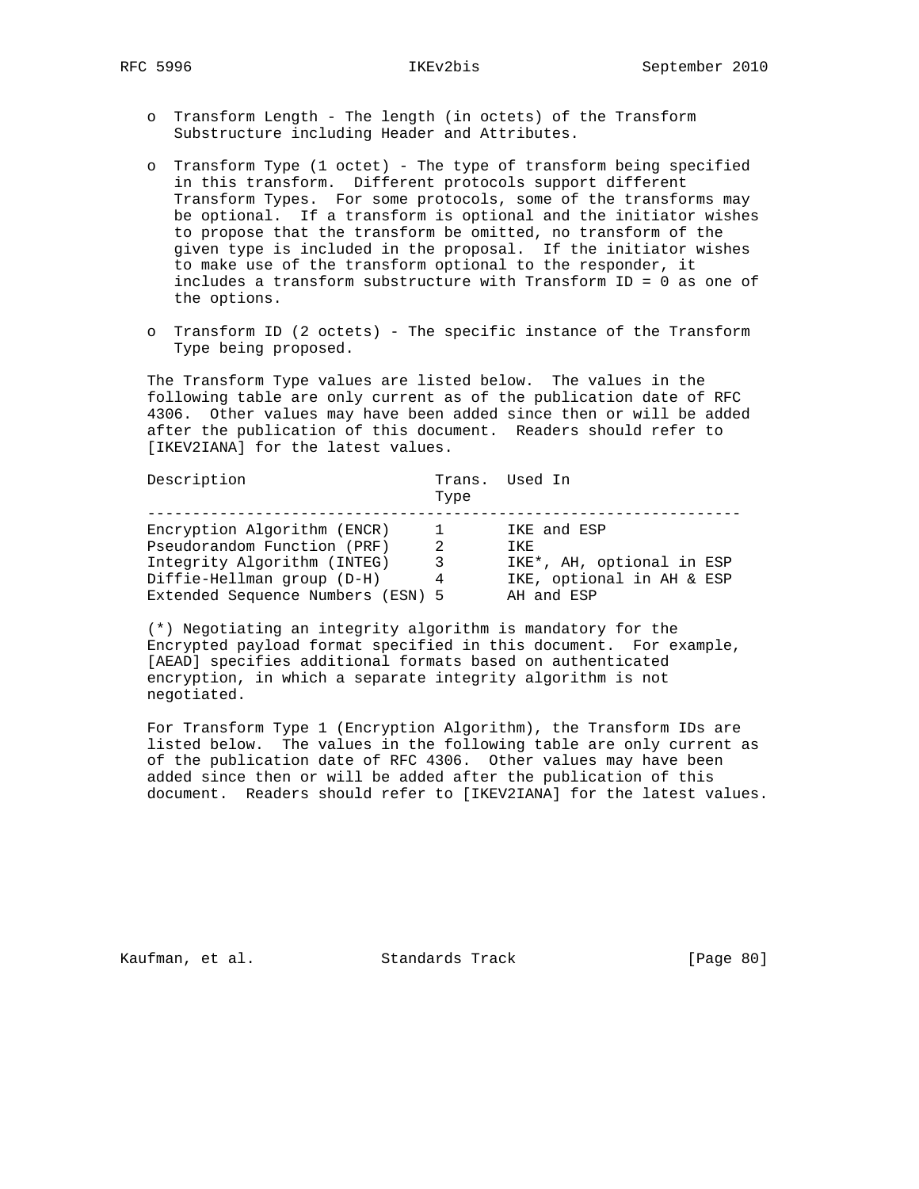- Transform Length - The length (in octets) of the Transform Substructure including Header and Attributes.

- Transform Type (1 octet) - The type of transform being specified in this transform. Different protocols support different Transform Types. For some protocols, some of the transforms may be optional. If a transform is optional and the initiator wishes to propose that the transform be omitted, no transform of the given type is included in the proposal. If the initiator wishes to make use of the transform optional to the responder, it includes a transform substructure with Transform ID = 0 as one of the options.

- Transform ID (2 octets) - The specific instance of the Transform Type being proposed.

The Transform Type values are listed below. The values in the following table are only current as of the publication date of RFC 4306. Other values may have been added since then or will be added after the publication of this document. Readers should refer to [IKEV2IANA] for the latest values.

| Description | Trans. Type | Used In |
|---|---|---|
| Encryption Algorithm (ENCR) | 1 | IKE and ESP |
| Pseudorandom Function (PRF) | 2 | IKE |
| Integrity Algorithm (INTEG) | 3 | IKE*, AH, optional in ESP |
| Diffie-Hellman group (D-H) | 4 | IKE, optional in AH & ESP |
| Extended Sequence Numbers (ESN) | 5 | AH and ESP |

(*) Negotiating an integrity algorithm is mandatory for the Encrypted payload format specified in this document. For example, [AEAD] specifies additional formats based on authenticated encryption, in which a separate integrity algorithm is not negotiated.

For Transform Type 1 (Encryption Algorithm), the Transform IDs are listed below. The values in the following table are only current as of the publication date of RFC 4306. Other values may have been added since then or will be added after the publication of this document. Readers should refer to [IKEV2IANA] for the latest values.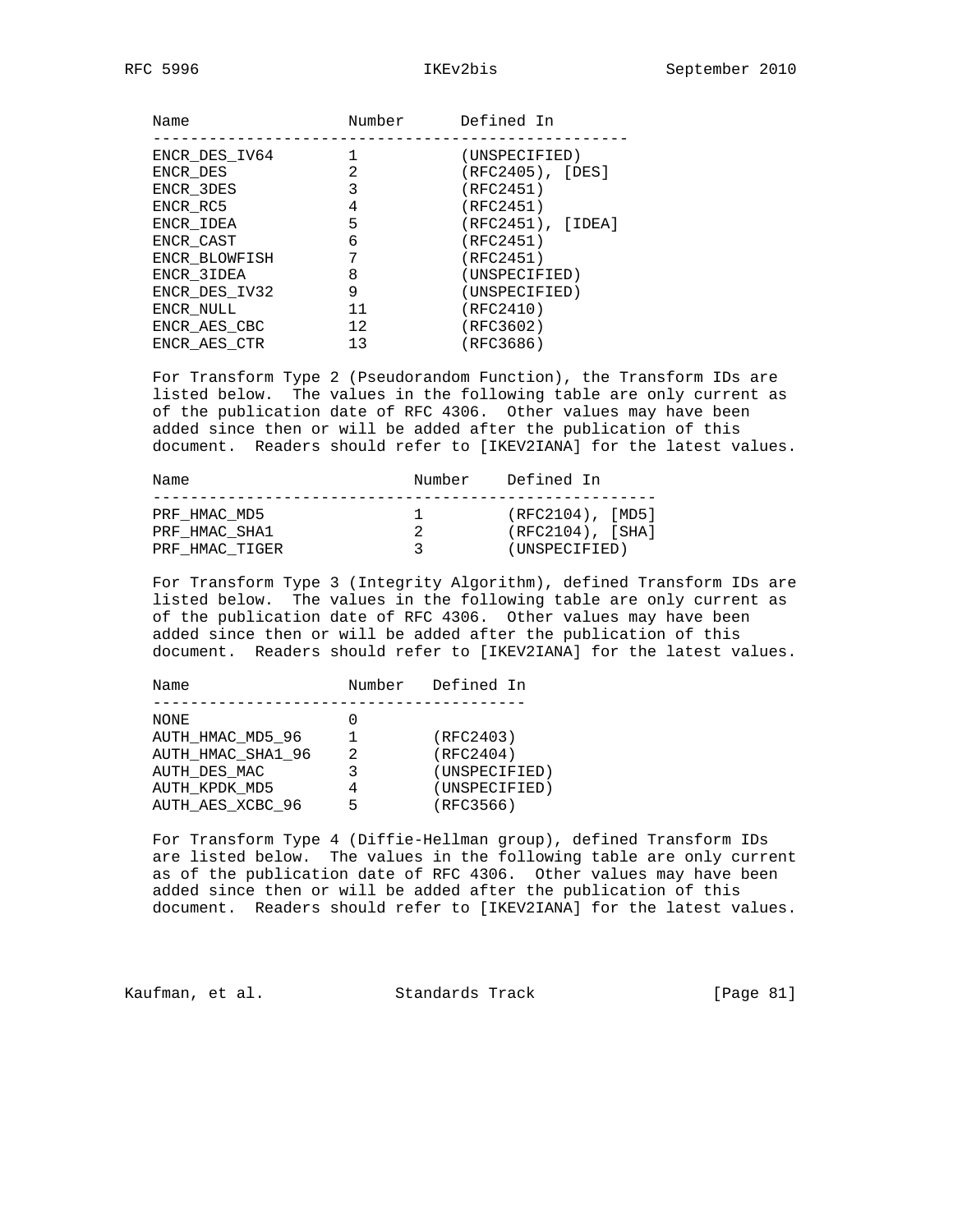| Name | Number | Defined In |
|---|---|---|
| ENCR_DES_IV64 | 1 | (UNSPECIFIED) |
| ENCR_DES | 2 | (RFC2405), [DES] |
| ENCR_3DES | 3 | (RFC2451) |
| ENCR_RC5 | 4 | (RFC2451) |
| ENCR_IDEA | 5 | (RFC2451), [IDEA] |
| ENCR_CAST | 6 | (RFC2451) |
| ENCR_BLOWFISH | 7 | (RFC2451) |
| ENCR_3IDEA | 8 | (UNSPECIFIED) |
| ENCR_DES_IV32 | 9 | (UNSPECIFIED) |
| ENCR_NULL | 11 | (RFC2410) |
| ENCR_AES_CBC | 12 | (RFC3602) |
| ENCR_AES_CTR | 13 | (RFC3686) |

For Transform Type 2 (Pseudorandom Function), the Transform IDs are listed below. The values in the following table are only current as of the publication date of RFC 4306. Other values may have been added since then or will be added after the publication of this document. Readers should refer to [IKEV2IANA] for the latest values.

| Name | Number | Defined In |
|---|---|---|
| PRF_HMAC_MD5 | 1 | (RFC2104), [MD5] |
| PRF_HMAC_SHA1 | 2 | (RFC2104), [SHA] |
| PRF_HMAC_TIGER | 3 | (UNSPECIFIED) |

For Transform Type 3 (Integrity Algorithm), defined Transform IDs are listed below. The values in the following table are only current as of the publication date of RFC 4306. Other values may have been added since then or will be added after the publication of this document. Readers should refer to [IKEV2IANA] for the latest values.

| Name | Number | Defined In |
|---|---|---|
| NONE | 0 | |
| AUTH_HMAC_MD5_96 | 1 | (RFC2403) |
| AUTH_HMAC_SHA1_96 | 2 | (RFC2404) |
| AUTH_DES_MAC | 3 | (UNSPECIFIED) |
| AUTH_KPDK_MD5 | 4 | (UNSPECIFIED) |
| AUTH_AES_XCBC_96 | 5 | (RFC3566) |

For Transform Type 4 (Diffie-Hellman group), defined Transform IDs are listed below. The values in the following table are only current as of the publication date of RFC 4306. Other values may have been added since then or will be added after the publication of this document. Readers should refer to [IKEV2IANA] for the latest values.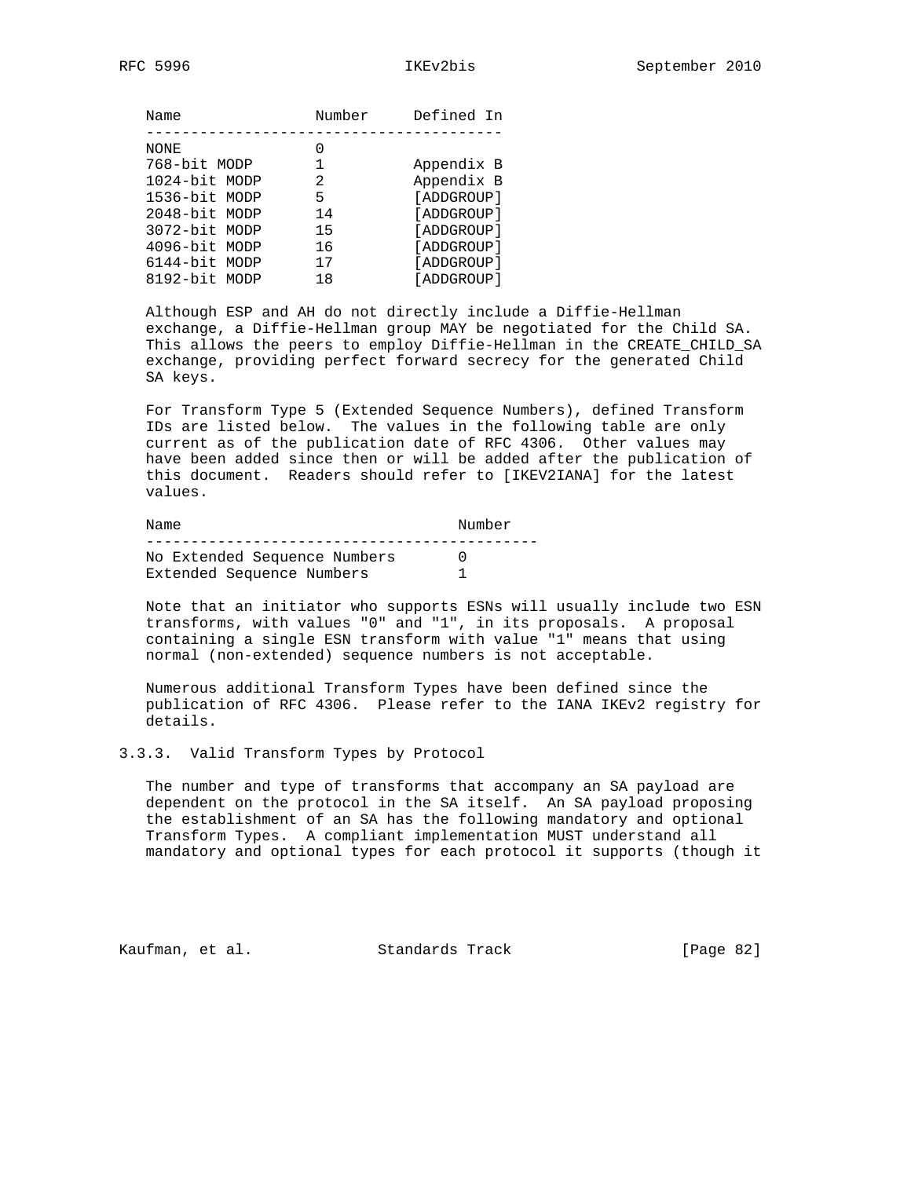| Name | Number | Defined In |
|---|---|---|
| NONE | 0 | |
| 768-bit MODP | 1 | Appendix B |
| 1024-bit MODP | 2 | Appendix B |
| 1536-bit MODP | 5 | [ADDGROUP] |
| 2048-bit MODP | 14 | [ADDGROUP] |
| 3072-bit MODP | 15 | [ADDGROUP] |
| 4096-bit MODP | 16 | [ADDGROUP] |
| 6144-bit MODP | 17 | [ADDGROUP] |
| 8192-bit MODP | 18 | [ADDGROUP] |

Although ESP and AH do not directly include a Diffie-Hellman exchange, a Diffie-Hellman group MAY be negotiated for the Child SA. This allows the peers to employ Diffie-Hellman in the CREATE_CHILD_SA exchange, providing perfect forward secrecy for the generated Child SA keys.

For Transform Type 5 (Extended Sequence Numbers), defined Transform IDs are listed below. The values in the following table are only current as of the publication date of RFC 4306. Other values may have been added since then or will be added after the publication of this document. Readers should refer to [IKEV2IANA] for the latest values.

| Name | Number |
|---|---|
| No Extended Sequence Numbers | 0 |
| Extended Sequence Numbers | 1 |

Note that an initiator who supports ESNs will usually include two ESN transforms, with values "0" and "1", in its proposals. A proposal containing a single ESN transform with value "1" means that using normal (non-extended) sequence numbers is not acceptable.

Numerous additional Transform Types have been defined since the publication of RFC 4306. Please refer to the IANA IKEv2 registry for details.

### 3.3.3. Valid Transform Types by Protocol

The number and type of transforms that accompany an SA payload are dependent on the protocol in the SA itself. An SA payload proposing the establishment of an SA has the following mandatory and optional Transform Types. A compliant implementation MUST understand all mandatory and optional types for each protocol it supports (though it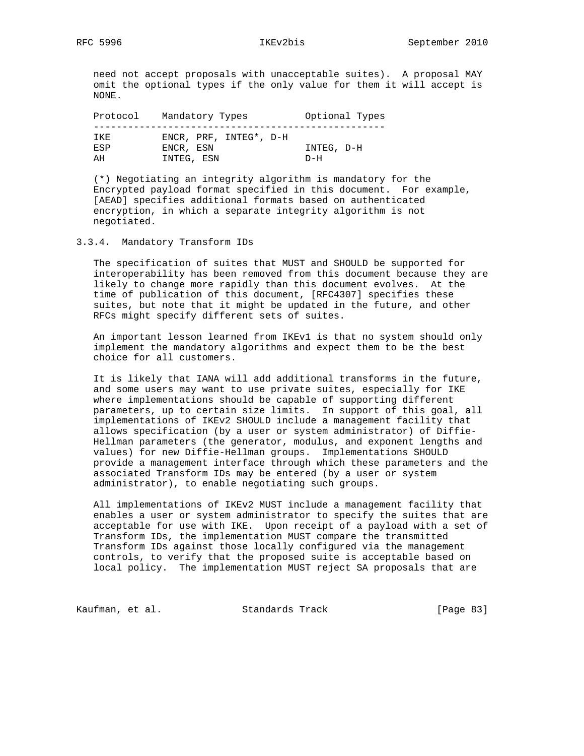need not accept proposals with unacceptable suites). A proposal MAY omit the optional types if the only value for them it will accept is NONE.

| Protocol | Mandatory Types | Optional Types |
|---|---|---|
| IKE | ENCR, PRF, INTEG*, D-H | |
| ESP | ENCR, ESN | INTEG, D-H |
| AH | INTEG, ESN | D-H |

(*) Negotiating an integrity algorithm is mandatory for the Encrypted payload format specified in this document. For example, [AEAD] specifies additional formats based on authenticated encryption, in which a separate integrity algorithm is not negotiated.

### 3.3.4. Mandatory Transform IDs

The specification of suites that MUST and SHOULD be supported for interoperability has been removed from this document because they are likely to change more rapidly than this document evolves. At the time of publication of this document, [RFC4307] specifies these suites, but note that it might be updated in the future, and other RFCs might specify different sets of suites.

An important lesson learned from IKEv1 is that no system should only implement the mandatory algorithms and expect them to be the best choice for all customers.

It is likely that IANA will add additional transforms in the future, and some users may want to use private suites, especially for IKE where implementations should be capable of supporting different parameters, up to certain size limits. In support of this goal, all implementations of IKEv2 SHOULD include a management facility that allows specification (by a user or system administrator) of Diffie-Hellman parameters (the generator, modulus, and exponent lengths and values) for new Diffie-Hellman groups. Implementations SHOULD provide a management interface through which these parameters and the associated Transform IDs may be entered (by a user or system administrator), to enable negotiating such groups.

All implementations of IKEv2 MUST include a management facility that enables a user or system administrator to specify the suites that are acceptable for use with IKE. Upon receipt of a payload with a set of Transform IDs, the implementation MUST compare the transmitted Transform IDs against those locally configured via the management controls, to verify that the proposed suite is acceptable based on local policy. The implementation MUST reject SA proposals that are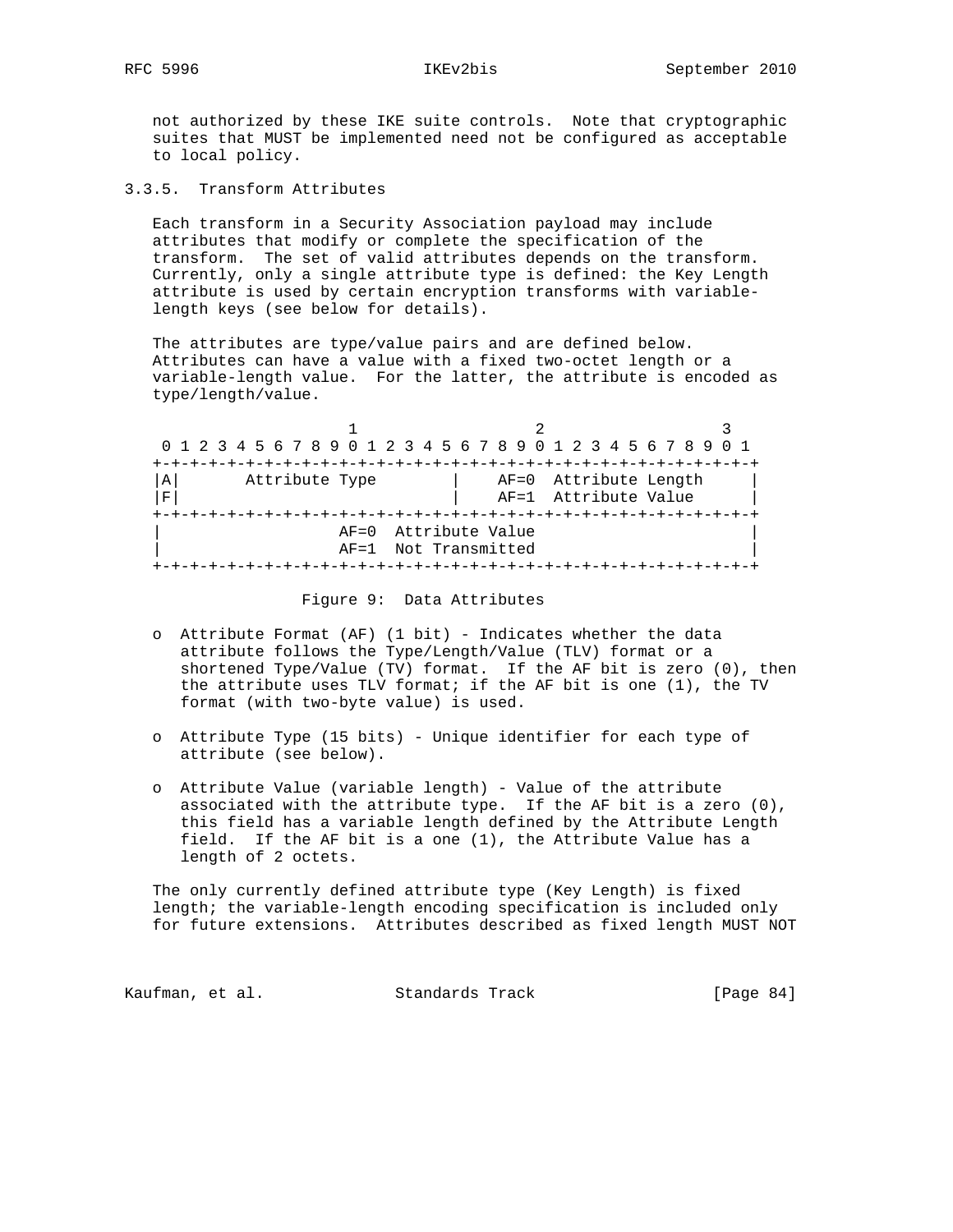not authorized by these IKE suite controls. Note that cryptographic suites that MUST be implemented need not be configured as acceptable to local policy.

### 3.3.5. Transform Attributes

Each transform in a Security Association payload may include attributes that modify or complete the specification of the transform. The set of valid attributes depends on the transform. Currently, only a single attribute type is defined: the Key Length attribute is used by certain encryption transforms with variable-length keys (see below for details).

The attributes are type/value pairs and are defined below. Attributes can have a value with a fixed two-octet length or a variable-length value. For the latter, the attribute is encoded as type/length/value.

```
                     1                   2                   3
 0 1 2 3 4 5 6 7 8 9 0 1 2 3 4 5 6 7 8 9 0 1 2 3 4 5 6 7 8 9 0 1
+-+-+-+-+-+-+-+-+-+-+-+-+-+-+-+-+-+-+-+-+-+-+-+-+-+-+-+-+-+-+-+-+
|A|       Attribute Type        |    AF=0  Attribute Length     |
|F|                             |    AF=1  Attribute Value      |
+-+-+-+-+-+-+-+-+-+-+-+-+-+-+-+-+-+-+-+-+-+-+-+-+-+-+-+-+-+-+-+-+
|                   AF=0  Attribute Value                       |
|                   AF=1  Not Transmitted                       |
+-+-+-+-+-+-+-+-+-+-+-+-+-+-+-+-+-+-+-+-+-+-+-+-+-+-+-+-+-+-+-+-+
```

Figure 9: Data Attributes

- Attribute Format (AF) (1 bit) - Indicates whether the data attribute follows the Type/Length/Value (TLV) format or a shortened Type/Value (TV) format. If the AF bit is zero (0), then the attribute uses TLV format; if the AF bit is one (1), the TV format (with two-byte value) is used.

- Attribute Type (15 bits) - Unique identifier for each type of attribute (see below).

- Attribute Value (variable length) - Value of the attribute associated with the attribute type. If the AF bit is a zero (0), this field has a variable length defined by the Attribute Length field. If the AF bit is a one (1), the Attribute Value has a length of 2 octets.

The only currently defined attribute type (Key Length) is fixed length; the variable-length encoding specification is included only for future extensions. Attributes described as fixed length MUST NOT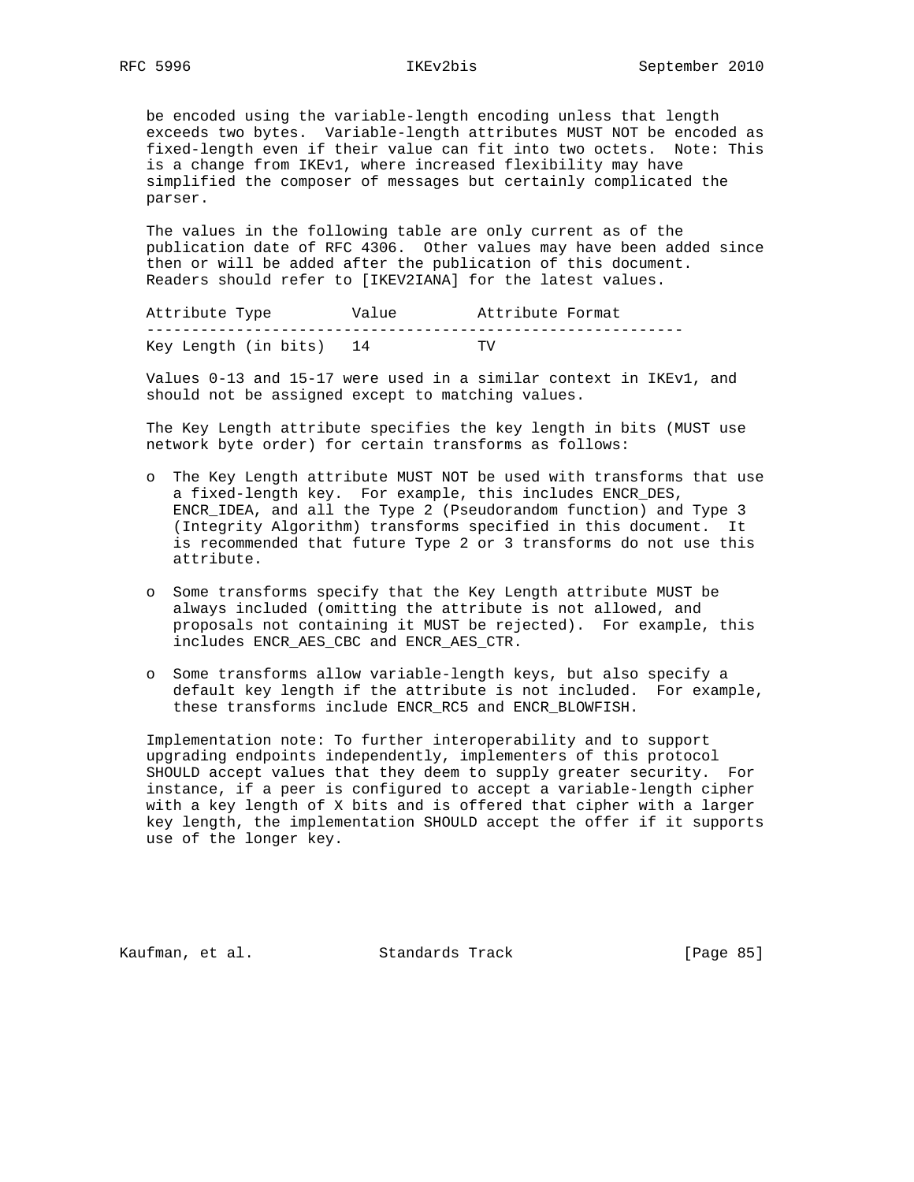be encoded using the variable-length encoding unless that length exceeds two bytes. Variable-length attributes MUST NOT be encoded as fixed-length even if their value can fit into two octets. Note: This is a change from IKEv1, where increased flexibility may have simplified the composer of messages but certainly complicated the parser.

The values in the following table are only current as of the publication date of RFC 4306. Other values may have been added since then or will be added after the publication of this document. Readers should refer to [IKEV2IANA] for the latest values.

| Attribute Type | Value | Attribute Format |
| --- | --- | --- |
| Key Length (in bits) | 14 | TV |

Values 0-13 and 15-17 were used in a similar context in IKEv1, and should not be assigned except to matching values.

The Key Length attribute specifies the key length in bits (MUST use network byte order) for certain transforms as follows:

- The Key Length attribute MUST NOT be used with transforms that use a fixed-length key. For example, this includes ENCR_DES, ENCR_IDEA, and all the Type 2 (Pseudorandom function) and Type 3 (Integrity Algorithm) transforms specified in this document. It is recommended that future Type 2 or 3 transforms do not use this attribute.

- Some transforms specify that the Key Length attribute MUST be always included (omitting the attribute is not allowed, and proposals not containing it MUST be rejected). For example, this includes ENCR_AES_CBC and ENCR_AES_CTR.

- Some transforms allow variable-length keys, but also specify a default key length if the attribute is not included. For example, these transforms include ENCR_RC5 and ENCR_BLOWFISH.

Implementation note: To further interoperability and to support upgrading endpoints independently, implementers of this protocol SHOULD accept values that they deem to supply greater security. For instance, if a peer is configured to accept a variable-length cipher with a key length of X bits and is offered that cipher with a larger key length, the implementation SHOULD accept the offer if it supports use of the longer key.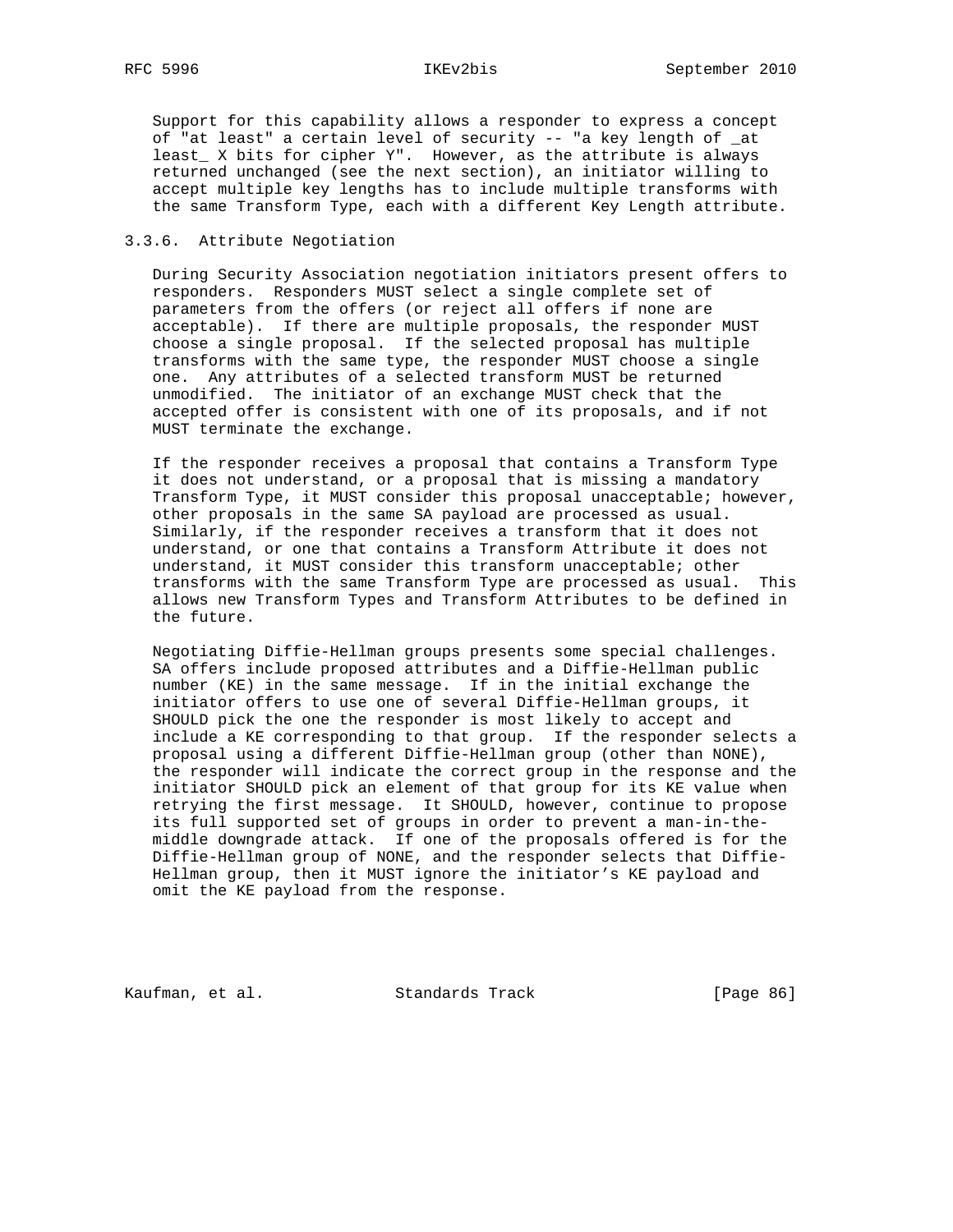Support for this capability allows a responder to express a concept of "at least" a certain level of security -- "a key length of _at least_ X bits for cipher Y". However, as the attribute is always returned unchanged (see the next section), an initiator willing to accept multiple key lengths has to include multiple transforms with the same Transform Type, each with a different Key Length attribute.

### 3.3.6. Attribute Negotiation

During Security Association negotiation initiators present offers to responders. Responders MUST select a single complete set of parameters from the offers (or reject all offers if none are acceptable). If there are multiple proposals, the responder MUST choose a single proposal. If the selected proposal has multiple transforms with the same type, the responder MUST choose a single one. Any attributes of a selected transform MUST be returned unmodified. The initiator of an exchange MUST check that the accepted offer is consistent with one of its proposals, and if not MUST terminate the exchange.

If the responder receives a proposal that contains a Transform Type it does not understand, or a proposal that is missing a mandatory Transform Type, it MUST consider this proposal unacceptable; however, other proposals in the same SA payload are processed as usual. Similarly, if the responder receives a transform that it does not understand, or one that contains a Transform Attribute it does not understand, it MUST consider this transform unacceptable; other transforms with the same Transform Type are processed as usual. This allows new Transform Types and Transform Attributes to be defined in the future.

Negotiating Diffie-Hellman groups presents some special challenges. SA offers include proposed attributes and a Diffie-Hellman public number (KE) in the same message. If in the initial exchange the initiator offers to use one of several Diffie-Hellman groups, it SHOULD pick the one the responder is most likely to accept and include a KE corresponding to that group. If the responder selects a proposal using a different Diffie-Hellman group (other than NONE), the responder will indicate the correct group in the response and the initiator SHOULD pick an element of that group for its KE value when retrying the first message. It SHOULD, however, continue to propose its full supported set of groups in order to prevent a man-in-the-middle downgrade attack. If one of the proposals offered is for the Diffie-Hellman group of NONE, and the responder selects that Diffie-Hellman group, then it MUST ignore the initiator's KE payload and omit the KE payload from the response.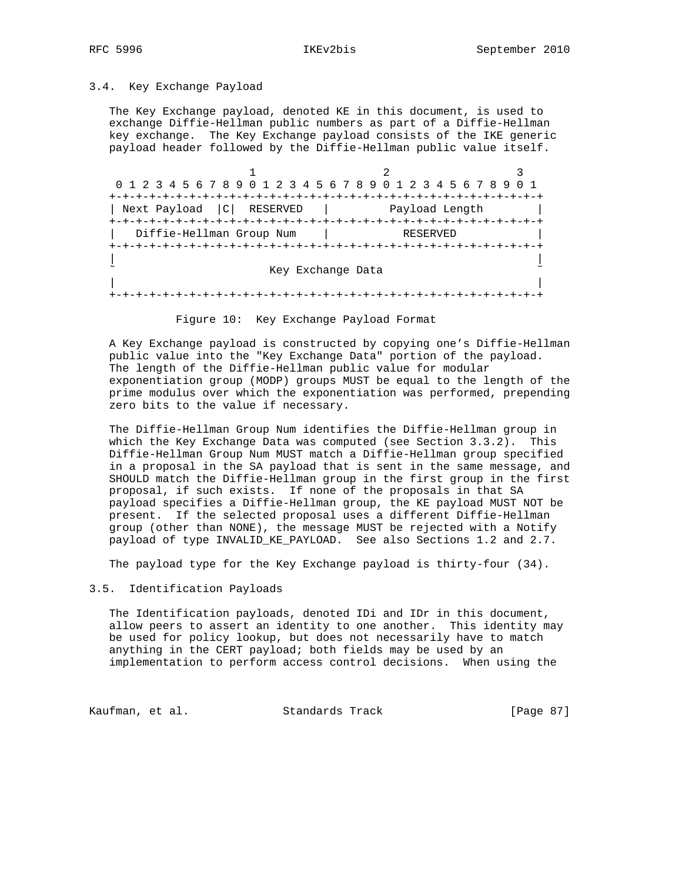### 3.4. Key Exchange Payload

The Key Exchange payload, denoted KE in this document, is used to exchange Diffie-Hellman public numbers as part of a Diffie-Hellman key exchange. The Key Exchange payload consists of the IKE generic payload header followed by the Diffie-Hellman public value itself.

```
                     1                   2                   3
 0 1 2 3 4 5 6 7 8 9 0 1 2 3 4 5 6 7 8 9 0 1 2 3 4 5 6 7 8 9 0 1
+-+-+-+-+-+-+-+-+-+-+-+-+-+-+-+-+-+-+-+-+-+-+-+-+-+-+-+-+-+-+-+-+
| Next Payload  |C|  RESERVED   |         Payload Length        |
+-+-+-+-+-+-+-+-+-+-+-+-+-+-+-+-+-+-+-+-+-+-+-+-+-+-+-+-+-+-+-+-+
|   Diffie-Hellman Group Num    |           RESERVED            |
+-+-+-+-+-+-+-+-+-+-+-+-+-+-+-+-+-+-+-+-+-+-+-+-+-+-+-+-+-+-+-+-+
|                                                               |
~                       Key Exchange Data                       ~
|                                                               |
+-+-+-+-+-+-+-+-+-+-+-+-+-+-+-+-+-+-+-+-+-+-+-+-+-+-+-+-+-+-+-+-+
```

Figure 10: Key Exchange Payload Format

A Key Exchange payload is constructed by copying one's Diffie-Hellman public value into the "Key Exchange Data" portion of the payload. The length of the Diffie-Hellman public value for modular exponentiation group (MODP) groups MUST be equal to the length of the prime modulus over which the exponentiation was performed, prepending zero bits to the value if necessary.

The Diffie-Hellman Group Num identifies the Diffie-Hellman group in which the Key Exchange Data was computed (see Section 3.3.2). This Diffie-Hellman Group Num MUST match a Diffie-Hellman group specified in a proposal in the SA payload that is sent in the same message, and SHOULD match the Diffie-Hellman group in the first group in the first proposal, if such exists. If none of the proposals in that SA payload specifies a Diffie-Hellman group, the KE payload MUST NOT be present. If the selected proposal uses a different Diffie-Hellman group (other than NONE), the message MUST be rejected with a Notify payload of type INVALID_KE_PAYLOAD. See also Sections 1.2 and 2.7.

The payload type for the Key Exchange payload is thirty-four (34).

### 3.5. Identification Payloads

The Identification payloads, denoted IDi and IDr in this document, allow peers to assert an identity to one another. This identity may be used for policy lookup, but does not necessarily have to match anything in the CERT payload; both fields may be used by an implementation to perform access control decisions. When using the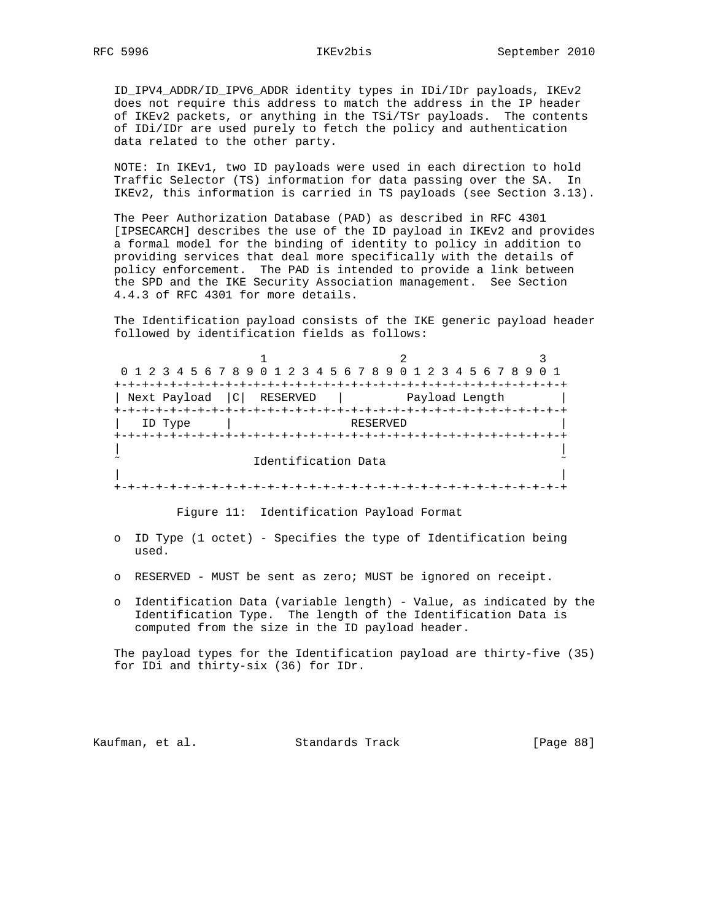ID_IPV4_ADDR/ID_IPV6_ADDR identity types in IDi/IDr payloads, IKEv2 does not require this address to match the address in the IP header of IKEv2 packets, or anything in the TSi/TSr payloads. The contents of IDi/IDr are used purely to fetch the policy and authentication data related to the other party.

NOTE: In IKEv1, two ID payloads were used in each direction to hold Traffic Selector (TS) information for data passing over the SA. In IKEv2, this information is carried in TS payloads (see Section 3.13).

The Peer Authorization Database (PAD) as described in RFC 4301 [IPSECARCH] describes the use of the ID payload in IKEv2 and provides a formal model for the binding of identity to policy in addition to providing services that deal more specifically with the details of policy enforcement. The PAD is intended to provide a link between the SPD and the IKE Security Association management. See Section 4.4.3 of RFC 4301 for more details.

The Identification payload consists of the IKE generic payload header followed by identification fields as follows:

```
                     1                   2                   3
 0 1 2 3 4 5 6 7 8 9 0 1 2 3 4 5 6 7 8 9 0 1 2 3 4 5 6 7 8 9 0 1
+-+-+-+-+-+-+-+-+-+-+-+-+-+-+-+-+-+-+-+-+-+-+-+-+-+-+-+-+-+-+-+-+
| Next Payload  |C|  RESERVED   |         Payload Length        |
+-+-+-+-+-+-+-+-+-+-+-+-+-+-+-+-+-+-+-+-+-+-+-+-+-+-+-+-+-+-+-+-+
|   ID Type     |                 RESERVED                      |
+-+-+-+-+-+-+-+-+-+-+-+-+-+-+-+-+-+-+-+-+-+-+-+-+-+-+-+-+-+-+-+-+
|                                                               |
~                   Identification Data                         ~
|                                                               |
+-+-+-+-+-+-+-+-+-+-+-+-+-+-+-+-+-+-+-+-+-+-+-+-+-+-+-+-+-+-+-+-+
```

Figure 11: Identification Payload Format

- ID Type (1 octet) - Specifies the type of Identification being used.
- RESERVED - MUST be sent as zero; MUST be ignored on receipt.
- Identification Data (variable length) - Value, as indicated by the Identification Type. The length of the Identification Data is computed from the size in the ID payload header.

The payload types for the Identification payload are thirty-five (35) for IDi and thirty-six (36) for IDr.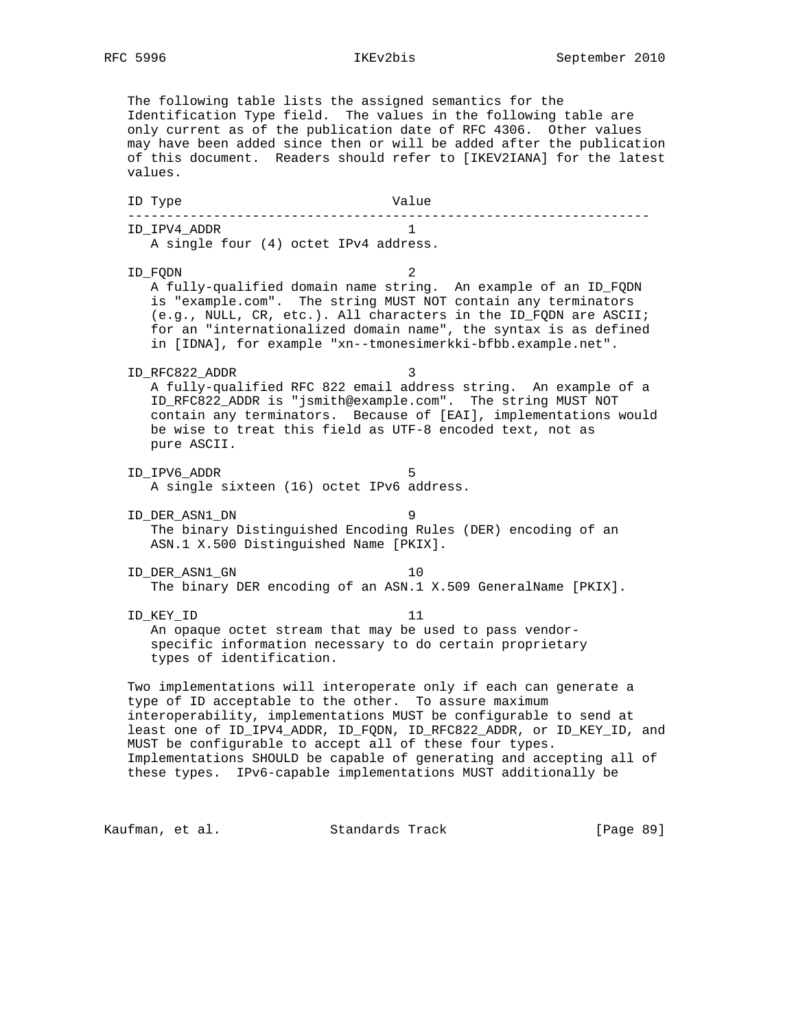The following table lists the assigned semantics for the Identification Type field. The values in the following table are only current as of the publication date of RFC 4306. Other values may have been added since then or will be added after the publication of this document. Readers should refer to [IKEV2IANA] for the latest values.

```
ID Type                           Value
-------------------------------------------------------------------
ID_IPV4_ADDR                        1
   A single four (4) octet IPv4 address.

ID_FQDN                             2
   A fully-qualified domain name string.  An example of an ID_FQDN
   is "example.com".  The string MUST NOT contain any terminators
   (e.g., NULL, CR, etc.). All characters in the ID_FQDN are ASCII;
   for an "internationalized domain name", the syntax is as defined
   in [IDNA], for example "xn--tmonesimerkki-bfbb.example.net".

ID_RFC822_ADDR                      3
   A fully-qualified RFC 822 email address string.  An example of a
   ID_RFC822_ADDR is "jsmith@example.com".  The string MUST NOT
   contain any terminators.  Because of [EAI], implementations would
   be wise to treat this field as UTF-8 encoded text, not as
   pure ASCII.

ID_IPV6_ADDR                        5
   A single sixteen (16) octet IPv6 address.

ID_DER_ASN1_DN                      9
   The binary Distinguished Encoding Rules (DER) encoding of an
   ASN.1 X.500 Distinguished Name [PKIX].

ID_DER_ASN1_GN                      10
   The binary DER encoding of an ASN.1 X.509 GeneralName [PKIX].

ID_KEY_ID                           11
   An opaque octet stream that may be used to pass vendor-
   specific information necessary to do certain proprietary
   types of identification.
```

Two implementations will interoperate only if each can generate a type of ID acceptable to the other. To assure maximum interoperability, implementations MUST be configurable to send at least one of ID_IPV4_ADDR, ID_FQDN, ID_RFC822_ADDR, or ID_KEY_ID, and MUST be configurable to accept all of these four types. Implementations SHOULD be capable of generating and accepting all of these types. IPv6-capable implementations MUST additionally be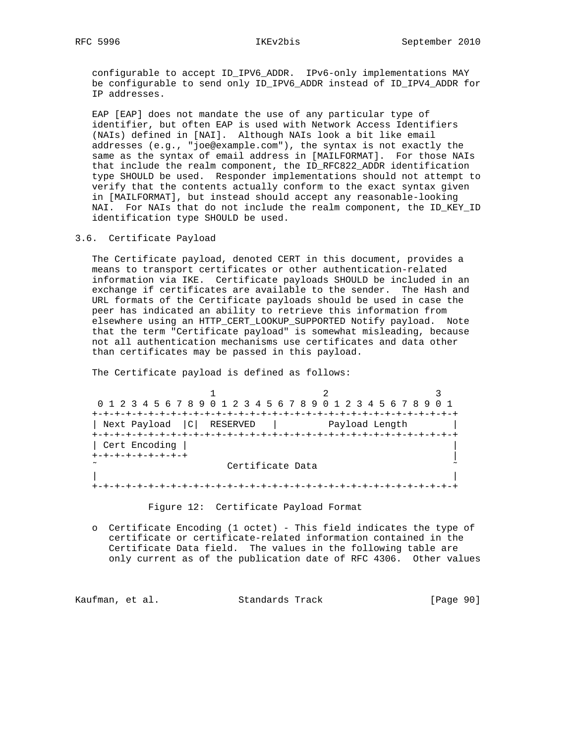configurable to accept ID_IPV6_ADDR. IPv6-only implementations MAY be configurable to send only ID_IPV6_ADDR instead of ID_IPV4_ADDR for IP addresses.

EAP [EAP] does not mandate the use of any particular type of identifier, but often EAP is used with Network Access Identifiers (NAIs) defined in [NAI]. Although NAIs look a bit like email addresses (e.g., "joe@example.com"), the syntax is not exactly the same as the syntax of email address in [MAILFORMAT]. For those NAIs that include the realm component, the ID_RFC822_ADDR identification type SHOULD be used. Responder implementations should not attempt to verify that the contents actually conform to the exact syntax given in [MAILFORMAT], but instead should accept any reasonable-looking NAI. For NAIs that do not include the realm component, the ID_KEY_ID identification type SHOULD be used.

## 3.6. Certificate Payload

The Certificate payload, denoted CERT in this document, provides a means to transport certificates or other authentication-related information via IKE. Certificate payloads SHOULD be included in an exchange if certificates are available to the sender. The Hash and URL formats of the Certificate payloads should be used in case the peer has indicated an ability to retrieve this information from elsewhere using an HTTP_CERT_LOOKUP_SUPPORTED Notify payload. Note that the term "Certificate payload" is somewhat misleading, because not all authentication mechanisms use certificates and data other than certificates may be passed in this payload.

The Certificate payload is defined as follows:

```
                     1                   2                   3
 0 1 2 3 4 5 6 7 8 9 0 1 2 3 4 5 6 7 8 9 0 1 2 3 4 5 6 7 8 9 0 1
+-+-+-+-+-+-+-+-+-+-+-+-+-+-+-+-+-+-+-+-+-+-+-+-+-+-+-+-+-+-+-+-+
| Next Payload  |C|  RESERVED   |         Payload Length        |
+-+-+-+-+-+-+-+-+-+-+-+-+-+-+-+-+-+-+-+-+-+-+-+-+-+-+-+-+-+-+-+-+
| Cert Encoding |                                               |
+-+-+-+-+-+-+-+-+                                               |
~                       Certificate Data                        ~
|                                                               |
+-+-+-+-+-+-+-+-+-+-+-+-+-+-+-+-+-+-+-+-+-+-+-+-+-+-+-+-+-+-+-+-+
```

Figure 12: Certificate Payload Format

- Certificate Encoding (1 octet) - This field indicates the type of certificate or certificate-related information contained in the Certificate Data field. The values in the following table are only current as of the publication date of RFC 4306. Other values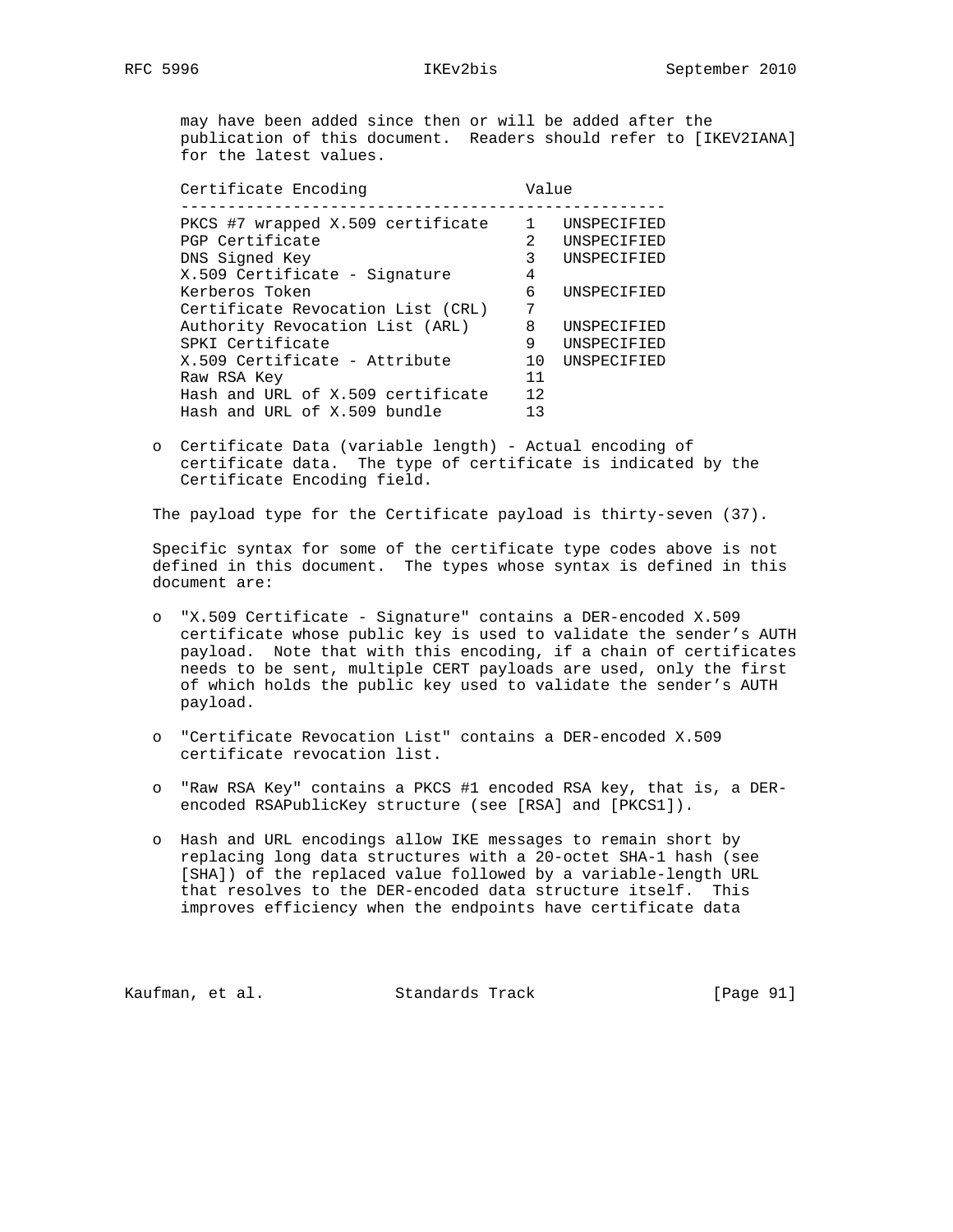may have been added since then or will be added after the publication of this document. Readers should refer to [IKEV2IANA] for the latest values.

| Certificate Encoding | Value | |
|---|---|---|
| PKCS #7 wrapped X.509 certificate | 1 | UNSPECIFIED |
| PGP Certificate | 2 | UNSPECIFIED |
| DNS Signed Key | 3 | UNSPECIFIED |
| X.509 Certificate - Signature | 4 | |
| Kerberos Token | 6 | UNSPECIFIED |
| Certificate Revocation List (CRL) | 7 | |
| Authority Revocation List (ARL) | 8 | UNSPECIFIED |
| SPKI Certificate | 9 | UNSPECIFIED |
| X.509 Certificate - Attribute | 10 | UNSPECIFIED |
| Raw RSA Key | 11 | |
| Hash and URL of X.509 certificate | 12 | |
| Hash and URL of X.509 bundle | 13 | |

- Certificate Data (variable length) - Actual encoding of certificate data. The type of certificate is indicated by the Certificate Encoding field.

The payload type for the Certificate payload is thirty-seven (37).

Specific syntax for some of the certificate type codes above is not defined in this document. The types whose syntax is defined in this document are:

- "X.509 Certificate - Signature" contains a DER-encoded X.509 certificate whose public key is used to validate the sender's AUTH payload. Note that with this encoding, if a chain of certificates needs to be sent, multiple CERT payloads are used, only the first of which holds the public key used to validate the sender's AUTH payload.

- "Certificate Revocation List" contains a DER-encoded X.509 certificate revocation list.

- "Raw RSA Key" contains a PKCS #1 encoded RSA key, that is, a DER-encoded RSAPublicKey structure (see [RSA] and [PKCS1]).

- Hash and URL encodings allow IKE messages to remain short by replacing long data structures with a 20-octet SHA-1 hash (see [SHA]) of the replaced value followed by a variable-length URL that resolves to the DER-encoded data structure itself. This improves efficiency when the endpoints have certificate data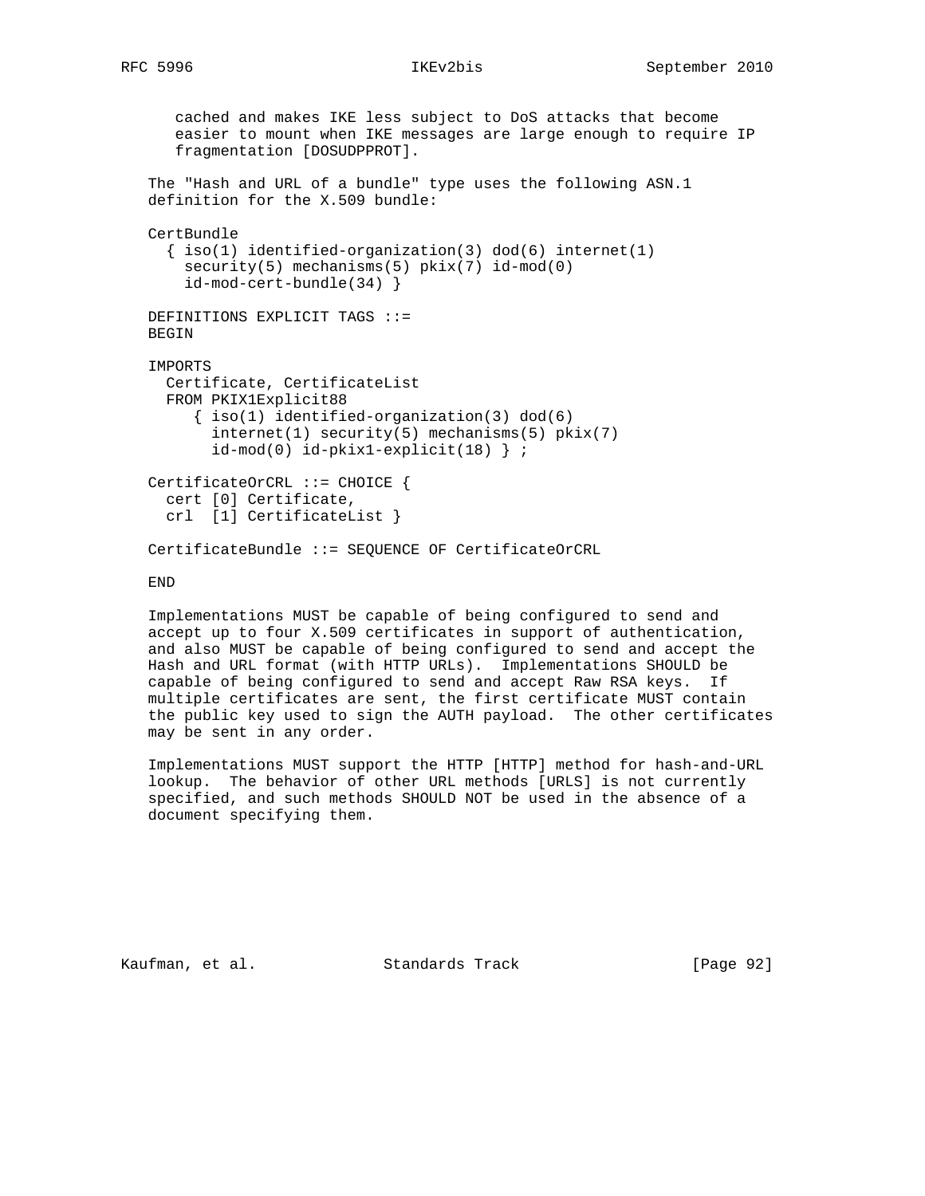cached and makes IKE less subject to DoS attacks that become easier to mount when IKE messages are large enough to require IP fragmentation [DOSUDPPROT].

The "Hash and URL of a bundle" type uses the following ASN.1 definition for the X.509 bundle:

```
CertBundle
  { iso(1) identified-organization(3) dod(6) internet(1)
    security(5) mechanisms(5) pkix(7) id-mod(0)
    id-mod-cert-bundle(34) }

DEFINITIONS EXPLICIT TAGS ::=
BEGIN

IMPORTS
  Certificate, CertificateList
  FROM PKIX1Explicit88
     { iso(1) identified-organization(3) dod(6)
       internet(1) security(5) mechanisms(5) pkix(7)
       id-mod(0) id-pkix1-explicit(18) } ;

CertificateOrCRL ::= CHOICE {
  cert [0] Certificate,
  crl  [1] CertificateList }

CertificateBundle ::= SEQUENCE OF CertificateOrCRL

END
```

Implementations MUST be capable of being configured to send and accept up to four X.509 certificates in support of authentication, and also MUST be capable of being configured to send and accept the Hash and URL format (with HTTP URLs). Implementations SHOULD be capable of being configured to send and accept Raw RSA keys. If multiple certificates are sent, the first certificate MUST contain the public key used to sign the AUTH payload. The other certificates may be sent in any order.

Implementations MUST support the HTTP [HTTP] method for hash-and-URL lookup. The behavior of other URL methods [URLS] is not currently specified, and such methods SHOULD NOT be used in the absence of a document specifying them.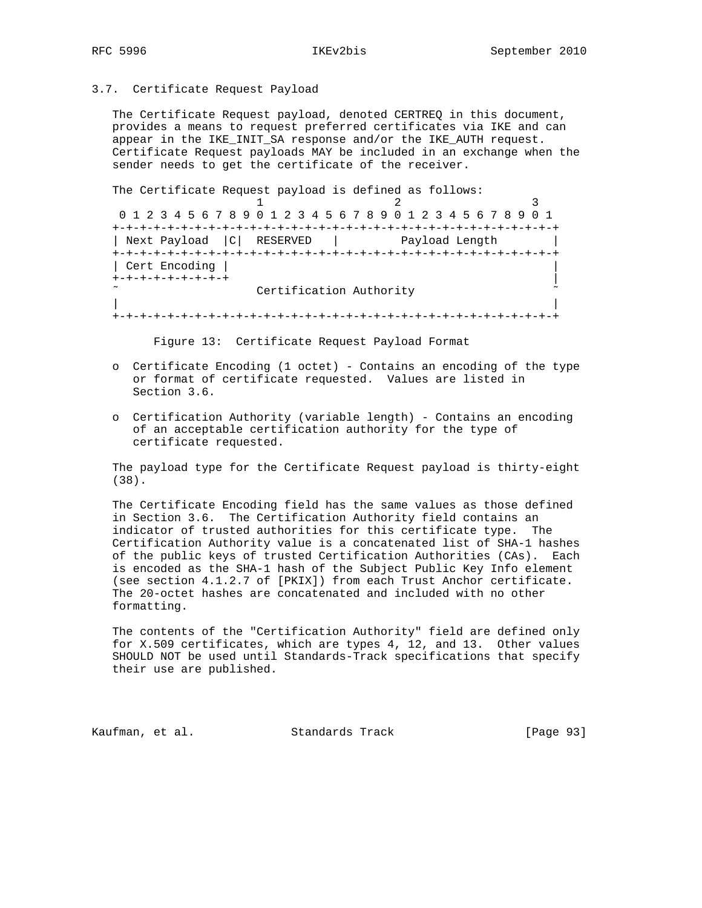### 3.7. Certificate Request Payload

The Certificate Request payload, denoted CERTREQ in this document, provides a means to request preferred certificates via IKE and can appear in the IKE_INIT_SA response and/or the IKE_AUTH request. Certificate Request payloads MAY be included in an exchange when the sender needs to get the certificate of the receiver.

The Certificate Request payload is defined as follows:

```
                     1                   2                   3
 0 1 2 3 4 5 6 7 8 9 0 1 2 3 4 5 6 7 8 9 0 1 2 3 4 5 6 7 8 9 0 1
+-+-+-+-+-+-+-+-+-+-+-+-+-+-+-+-+-+-+-+-+-+-+-+-+-+-+-+-+-+-+-+-+
| Next Payload  |C|  RESERVED   |         Payload Length        |
+-+-+-+-+-+-+-+-+-+-+-+-+-+-+-+-+-+-+-+-+-+-+-+-+-+-+-+-+-+-+-+-+
| Cert Encoding |                                               |
+-+-+-+-+-+-+-+-+                                               |
~                    Certification Authority                    ~
|                                                               |
+-+-+-+-+-+-+-+-+-+-+-+-+-+-+-+-+-+-+-+-+-+-+-+-+-+-+-+-+-+-+-+-+
```

Figure 13: Certificate Request Payload Format

- Certificate Encoding (1 octet) - Contains an encoding of the type or format of certificate requested. Values are listed in Section 3.6.

- Certification Authority (variable length) - Contains an encoding of an acceptable certification authority for the type of certificate requested.

The payload type for the Certificate Request payload is thirty-eight (38).

The Certificate Encoding field has the same values as those defined in Section 3.6. The Certification Authority field contains an indicator of trusted authorities for this certificate type. The Certification Authority value is a concatenated list of SHA-1 hashes of the public keys of trusted Certification Authorities (CAs). Each is encoded as the SHA-1 hash of the Subject Public Key Info element (see section 4.1.2.7 of [PKIX]) from each Trust Anchor certificate. The 20-octet hashes are concatenated and included with no other formatting.

The contents of the "Certification Authority" field are defined only for X.509 certificates, which are types 4, 12, and 13. Other values SHOULD NOT be used until Standards-Track specifications that specify their use are published.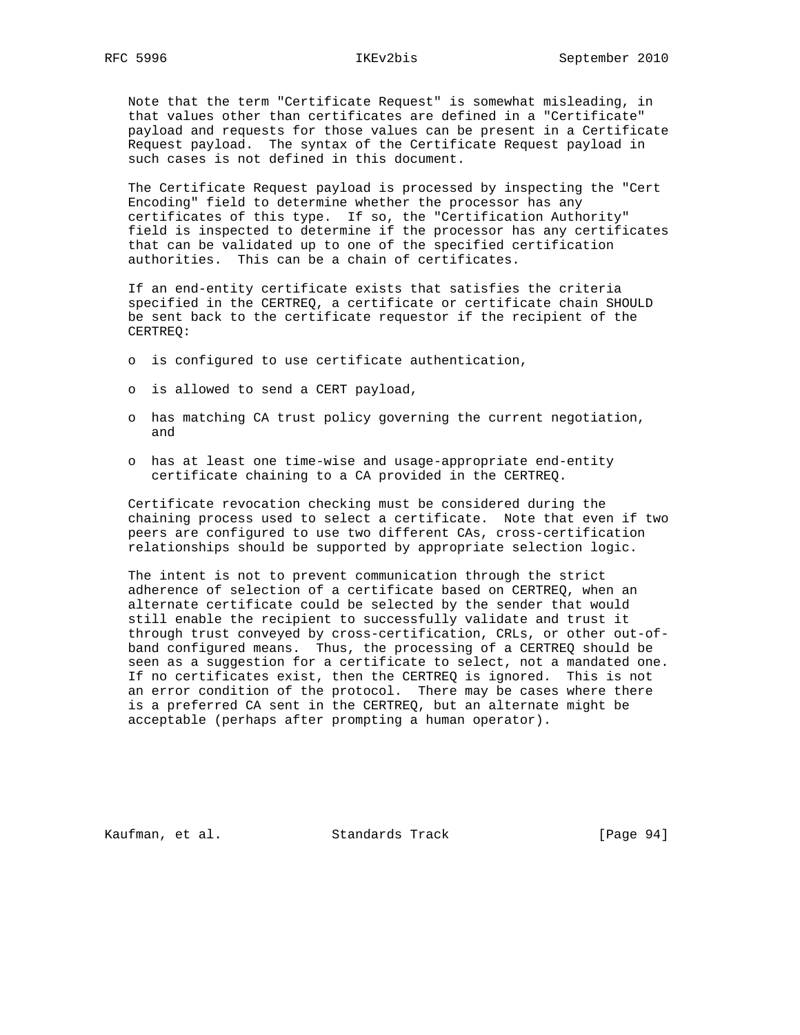Note that the term "Certificate Request" is somewhat misleading, in that values other than certificates are defined in a "Certificate" payload and requests for those values can be present in a Certificate Request payload. The syntax of the Certificate Request payload in such cases is not defined in this document.

The Certificate Request payload is processed by inspecting the "Cert Encoding" field to determine whether the processor has any certificates of this type. If so, the "Certification Authority" field is inspected to determine if the processor has any certificates that can be validated up to one of the specified certification authorities. This can be a chain of certificates.

If an end-entity certificate exists that satisfies the criteria specified in the CERTREQ, a certificate or certificate chain SHOULD be sent back to the certificate requestor if the recipient of the CERTREQ:

- is configured to use certificate authentication,
- is allowed to send a CERT payload,
- has matching CA trust policy governing the current negotiation, and
- has at least one time-wise and usage-appropriate end-entity certificate chaining to a CA provided in the CERTREQ.

Certificate revocation checking must be considered during the chaining process used to select a certificate. Note that even if two peers are configured to use two different CAs, cross-certification relationships should be supported by appropriate selection logic.

The intent is not to prevent communication through the strict adherence of selection of a certificate based on CERTREQ, when an alternate certificate could be selected by the sender that would still enable the recipient to successfully validate and trust it through trust conveyed by cross-certification, CRLs, or other out-of-band configured means. Thus, the processing of a CERTREQ should be seen as a suggestion for a certificate to select, not a mandated one. If no certificates exist, then the CERTREQ is ignored. This is not an error condition of the protocol. There may be cases where there is a preferred CA sent in the CERTREQ, but an alternate might be acceptable (perhaps after prompting a human operator).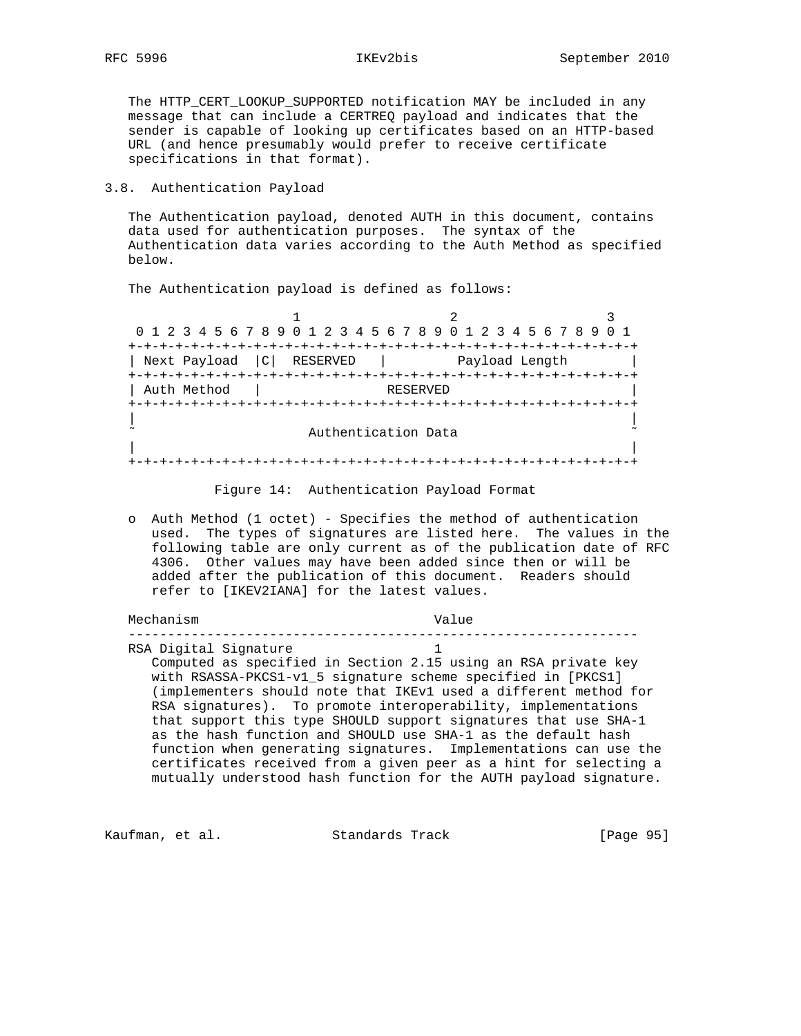The HTTP_CERT_LOOKUP_SUPPORTED notification MAY be included in any message that can include a CERTREQ payload and indicates that the sender is capable of looking up certificates based on an HTTP-based URL (and hence presumably would prefer to receive certificate specifications in that format).

### 3.8. Authentication Payload

The Authentication payload, denoted AUTH in this document, contains data used for authentication purposes. The syntax of the Authentication data varies according to the Auth Method as specified below.

The Authentication payload is defined as follows:

```
                     1                   2                   3
 0 1 2 3 4 5 6 7 8 9 0 1 2 3 4 5 6 7 8 9 0 1 2 3 4 5 6 7 8 9 0 1
+-+-+-+-+-+-+-+-+-+-+-+-+-+-+-+-+-+-+-+-+-+-+-+-+-+-+-+-+-+-+-+-+
| Next Payload  |C|  RESERVED   |         Payload Length        |
+-+-+-+-+-+-+-+-+-+-+-+-+-+-+-+-+-+-+-+-+-+-+-+-+-+-+-+-+-+-+-+-+
| Auth Method   |                RESERVED                       |
+-+-+-+-+-+-+-+-+-+-+-+-+-+-+-+-+-+-+-+-+-+-+-+-+-+-+-+-+-+-+-+-+
|                                                               |
~                      Authentication Data                      ~
|                                                               |
+-+-+-+-+-+-+-+-+-+-+-+-+-+-+-+-+-+-+-+-+-+-+-+-+-+-+-+-+-+-+-+-+
```

Figure 14: Authentication Payload Format

- Auth Method (1 octet) - Specifies the method of authentication used. The types of signatures are listed here. The values in the following table are only current as of the publication date of RFC 4306. Other values may have been added since then or will be added after the publication of this document. Readers should refer to [IKEV2IANA] for the latest values.

| Mechanism | Value |
|---|---|
| RSA Digital Signature | 1 |

Computed as specified in Section 2.15 using an RSA private key with RSASSA-PKCS1-v1_5 signature scheme specified in [PKCS1] (implementers should note that IKEv1 used a different method for RSA signatures). To promote interoperability, implementations that support this type SHOULD support signatures that use SHA-1 as the hash function and SHOULD use SHA-1 as the default hash function when generating signatures. Implementations can use the certificates received from a given peer as a hint for selecting a mutually understood hash function for the AUTH payload signature.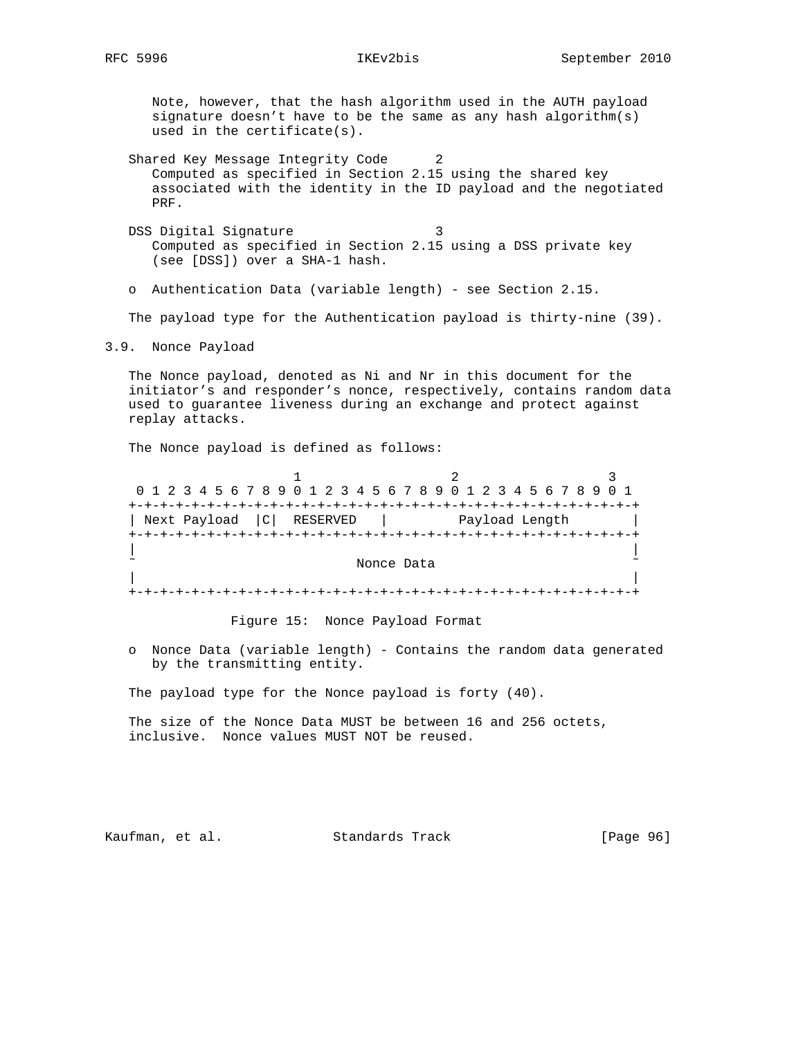Note, however, that the hash algorithm used in the AUTH payload signature doesn't have to be the same as any hash algorithm(s) used in the certificate(s).

Shared Key Message Integrity Code      2
Computed as specified in Section 2.15 using the shared key associated with the identity in the ID payload and the negotiated PRF.

DSS Digital Signature                  3
Computed as specified in Section 2.15 using a DSS private key (see [DSS]) over a SHA-1 hash.

- Authentication Data (variable length) - see Section 2.15.

The payload type for the Authentication payload is thirty-nine (39).

### 3.9. Nonce Payload

The Nonce payload, denoted as Ni and Nr in this document for the initiator's and responder's nonce, respectively, contains random data used to guarantee liveness during an exchange and protect against replay attacks.

The Nonce payload is defined as follows:

```
                     1                   2                   3
 0 1 2 3 4 5 6 7 8 9 0 1 2 3 4 5 6 7 8 9 0 1 2 3 4 5 6 7 8 9 0 1
+-+-+-+-+-+-+-+-+-+-+-+-+-+-+-+-+-+-+-+-+-+-+-+-+-+-+-+-+-+-+-+-+
| Next Payload  |C|  RESERVED   |         Payload Length        |
+-+-+-+-+-+-+-+-+-+-+-+-+-+-+-+-+-+-+-+-+-+-+-+-+-+-+-+-+-+-+-+-+
|                                                               |
~                            Nonce Data                         ~
|                                                               |
+-+-+-+-+-+-+-+-+-+-+-+-+-+-+-+-+-+-+-+-+-+-+-+-+-+-+-+-+-+-+-+-+
```

Figure 15:  Nonce Payload Format

- Nonce Data (variable length) - Contains the random data generated by the transmitting entity.

The payload type for the Nonce payload is forty (40).

The size of the Nonce Data MUST be between 16 and 256 octets, inclusive.  Nonce values MUST NOT be reused.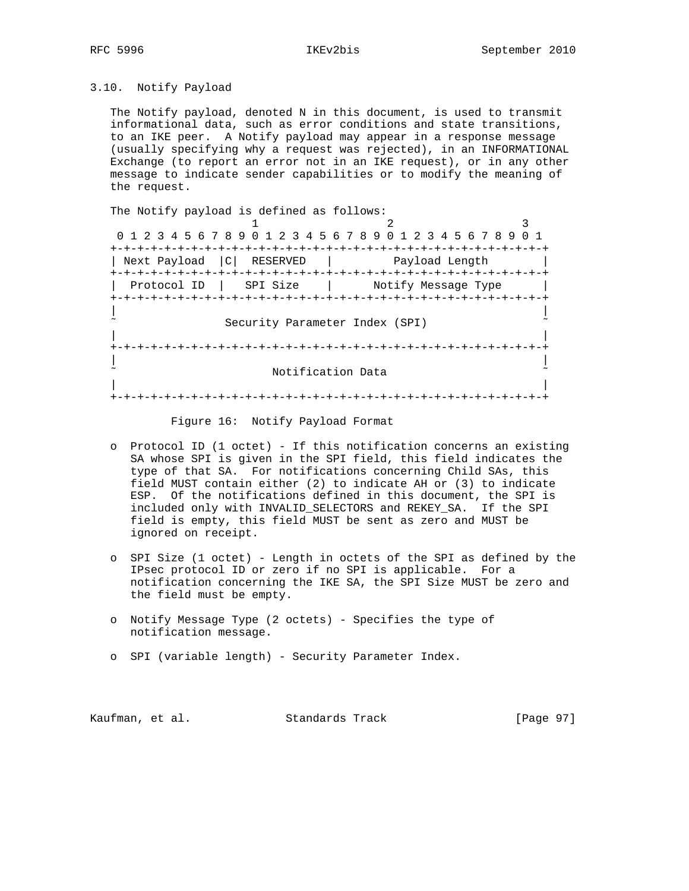### 3.10. Notify Payload

The Notify payload, denoted N in this document, is used to transmit informational data, such as error conditions and state transitions, to an IKE peer. A Notify payload may appear in a response message (usually specifying why a request was rejected), in an INFORMATIONAL Exchange (to report an error not in an IKE request), or in any other message to indicate sender capabilities or to modify the meaning of the request.

The Notify payload is defined as follows:

```
                     1                   2                   3
 0 1 2 3 4 5 6 7 8 9 0 1 2 3 4 5 6 7 8 9 0 1 2 3 4 5 6 7 8 9 0 1
+-+-+-+-+-+-+-+-+-+-+-+-+-+-+-+-+-+-+-+-+-+-+-+-+-+-+-+-+-+-+-+-+
| Next Payload  |C|  RESERVED   |         Payload Length        |
+-+-+-+-+-+-+-+-+-+-+-+-+-+-+-+-+-+-+-+-+-+-+-+-+-+-+-+-+-+-+-+-+
|  Protocol ID  |   SPI Size    |      Notify Message Type      |
+-+-+-+-+-+-+-+-+-+-+-+-+-+-+-+-+-+-+-+-+-+-+-+-+-+-+-+-+-+-+-+-+
|                                                               |
~                Security Parameter Index (SPI)                 ~
|                                                               |
+-+-+-+-+-+-+-+-+-+-+-+-+-+-+-+-+-+-+-+-+-+-+-+-+-+-+-+-+-+-+-+-+
|                                                               |
~                       Notification Data                       ~
|                                                               |
+-+-+-+-+-+-+-+-+-+-+-+-+-+-+-+-+-+-+-+-+-+-+-+-+-+-+-+-+-+-+-+-+
```

Figure 16: Notify Payload Format

- Protocol ID (1 octet) - If this notification concerns an existing SA whose SPI is given in the SPI field, this field indicates the type of that SA. For notifications concerning Child SAs, this field MUST contain either (2) to indicate AH or (3) to indicate ESP. Of the notifications defined in this document, the SPI is included only with INVALID_SELECTORS and REKEY_SA. If the SPI field is empty, this field MUST be sent as zero and MUST be ignored on receipt.

- SPI Size (1 octet) - Length in octets of the SPI as defined by the IPsec protocol ID or zero if no SPI is applicable. For a notification concerning the IKE SA, the SPI Size MUST be zero and the field must be empty.

- Notify Message Type (2 octets) - Specifies the type of notification message.

- SPI (variable length) - Security Parameter Index.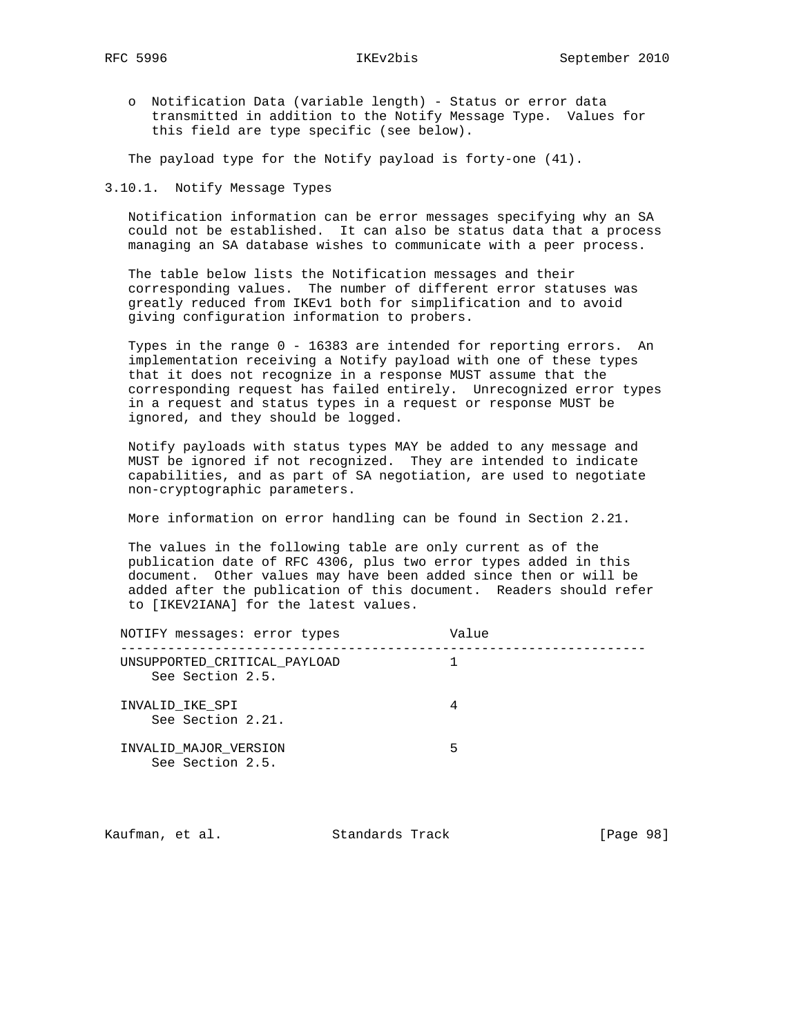- Notification Data (variable length) - Status or error data transmitted in addition to the Notify Message Type. Values for this field are type specific (see below).

The payload type for the Notify payload is forty-one (41).

### 3.10.1. Notify Message Types

Notification information can be error messages specifying why an SA could not be established. It can also be status data that a process managing an SA database wishes to communicate with a peer process.

The table below lists the Notification messages and their corresponding values. The number of different error statuses was greatly reduced from IKEv1 both for simplification and to avoid giving configuration information to probers.

Types in the range 0 - 16383 are intended for reporting errors. An implementation receiving a Notify payload with one of these types that it does not recognize in a response MUST assume that the corresponding request has failed entirely. Unrecognized error types in a request and status types in a request or response MUST be ignored, and they should be logged.

Notify payloads with status types MAY be added to any message and MUST be ignored if not recognized. They are intended to indicate capabilities, and as part of SA negotiation, are used to negotiate non-cryptographic parameters.

More information on error handling can be found in Section 2.21.

The values in the following table are only current as of the publication date of RFC 4306, plus two error types added in this document. Other values may have been added since then or will be added after the publication of this document. Readers should refer to [IKEV2IANA] for the latest values.

| NOTIFY messages: error types | Value |
|---|---|
| UNSUPPORTED_CRITICAL_PAYLOAD<br>See Section 2.5. | 1 |
| INVALID_IKE_SPI<br>See Section 2.21. | 4 |
| INVALID_MAJOR_VERSION<br>See Section 2.5. | 5 |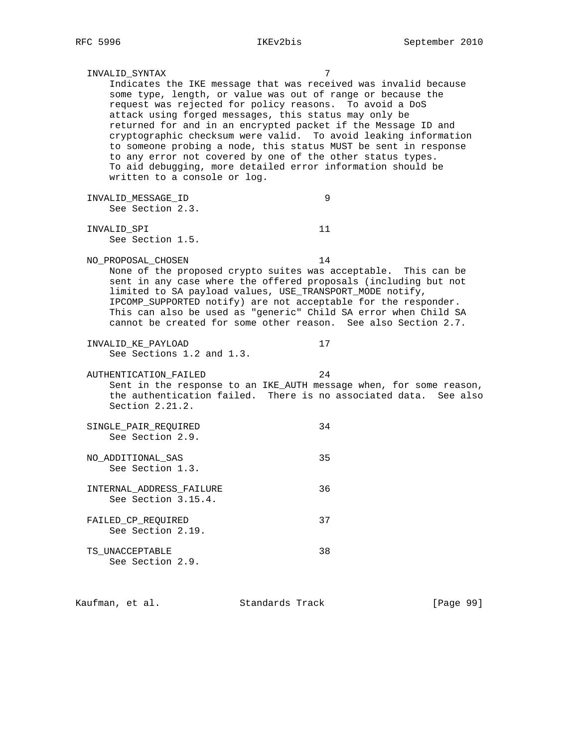INVALID_SYNTAX 7

Indicates the IKE message that was received was invalid because some type, length, or value was out of range or because the request was rejected for policy reasons. To avoid a DoS attack using forged messages, this status may only be returned for and in an encrypted packet if the Message ID and cryptographic checksum were valid. To avoid leaking information to someone probing a node, this status MUST be sent in response to any error not covered by one of the other status types. To aid debugging, more detailed error information should be written to a console or log.

INVALID_MESSAGE_ID 9

See Section 2.3.

INVALID_SPI 11

See Section 1.5.

NO_PROPOSAL_CHOSEN 14

None of the proposed crypto suites was acceptable. This can be sent in any case where the offered proposals (including but not limited to SA payload values, USE_TRANSPORT_MODE notify, IPCOMP_SUPPORTED notify) are not acceptable for the responder. This can also be used as "generic" Child SA error when Child SA cannot be created for some other reason. See also Section 2.7.

INVALID_KE_PAYLOAD 17

See Sections 1.2 and 1.3.

AUTHENTICATION_FAILED 24

Sent in the response to an IKE_AUTH message when, for some reason, the authentication failed. There is no associated data. See also Section 2.21.2.

SINGLE_PAIR_REQUIRED 34

See Section 2.9.

NO_ADDITIONAL_SAS 35

See Section 1.3.

INTERNAL_ADDRESS_FAILURE 36

See Section 3.15.4.

FAILED_CP_REQUIRED 37

See Section 2.19.

TS_UNACCEPTABLE 38

See Section 2.9.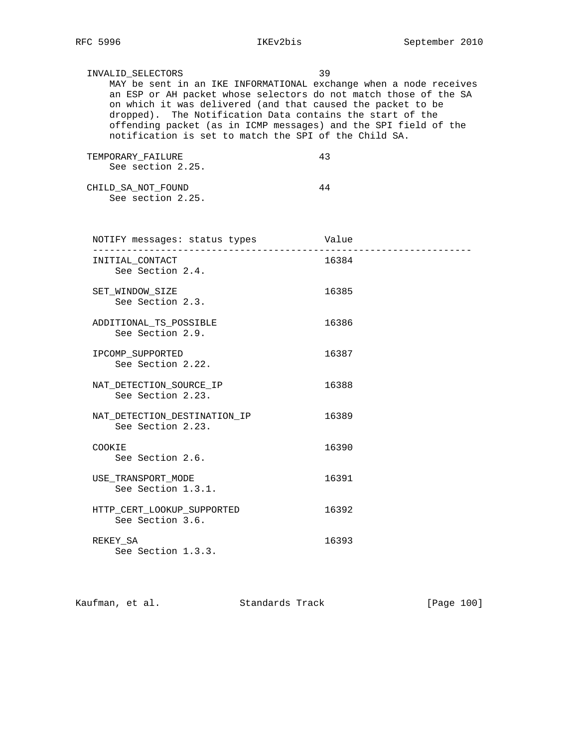INVALID_SELECTORS 39
MAY be sent in an IKE INFORMATIONAL exchange when a node receives an ESP or AH packet whose selectors do not match those of the SA on which it was delivered (and that caused the packet to be dropped). The Notification Data contains the start of the offending packet (as in ICMP messages) and the SPI field of the notification is set to match the SPI of the Child SA.

TEMPORARY_FAILURE 43
See section 2.25.

CHILD_SA_NOT_FOUND 44
See section 2.25.

| NOTIFY messages: status types | Value |
|---|---|
| INITIAL_CONTACT<br>See Section 2.4. | 16384 |
| SET_WINDOW_SIZE<br>See Section 2.3. | 16385 |
| ADDITIONAL_TS_POSSIBLE<br>See Section 2.9. | 16386 |
| IPCOMP_SUPPORTED<br>See Section 2.22. | 16387 |
| NAT_DETECTION_SOURCE_IP<br>See Section 2.23. | 16388 |
| NAT_DETECTION_DESTINATION_IP<br>See Section 2.23. | 16389 |
| COOKIE<br>See Section 2.6. | 16390 |
| USE_TRANSPORT_MODE<br>See Section 1.3.1. | 16391 |
| HTTP_CERT_LOOKUP_SUPPORTED<br>See Section 3.6. | 16392 |
| REKEY_SA<br>See Section 1.3.3. | 16393 |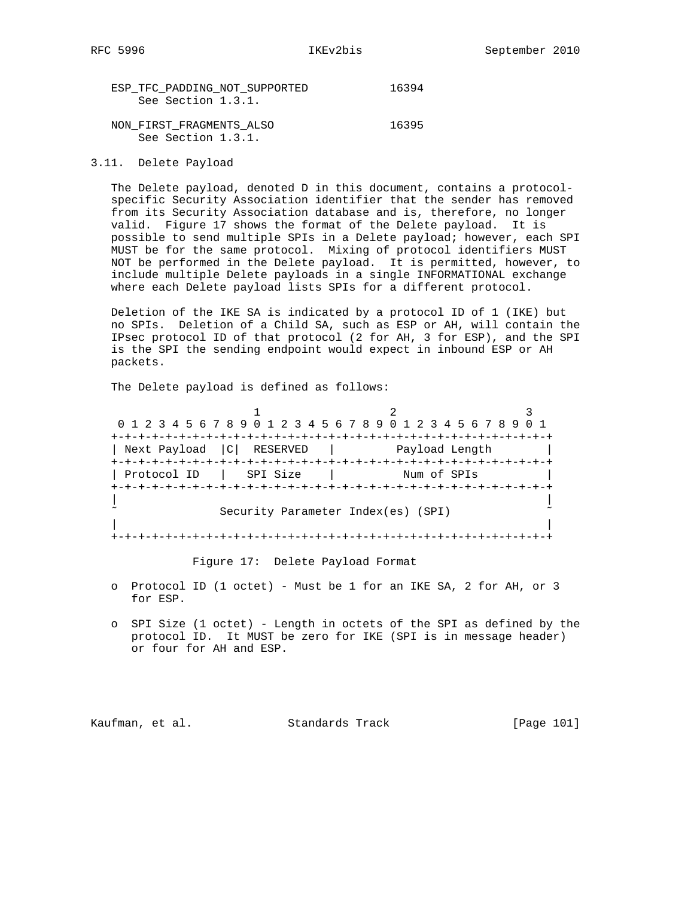ESP_TFC_PADDING_NOT_SUPPORTED 16394
See Section 1.3.1.

NON_FIRST_FRAGMENTS_ALSO 16395
See Section 1.3.1.

### 3.11. Delete Payload

The Delete payload, denoted D in this document, contains a protocol-specific Security Association identifier that the sender has removed from its Security Association database and is, therefore, no longer valid. Figure 17 shows the format of the Delete payload. It is possible to send multiple SPIs in a Delete payload; however, each SPI MUST be for the same protocol. Mixing of protocol identifiers MUST NOT be performed in the Delete payload. It is permitted, however, to include multiple Delete payloads in a single INFORMATIONAL exchange where each Delete payload lists SPIs for a different protocol.

Deletion of the IKE SA is indicated by a protocol ID of 1 (IKE) but no SPIs. Deletion of a Child SA, such as ESP or AH, will contain the IPsec protocol ID of that protocol (2 for AH, 3 for ESP), and the SPI is the SPI the sending endpoint would expect in inbound ESP or AH packets.

The Delete payload is defined as follows:

```
                     1                   2                   3
 0 1 2 3 4 5 6 7 8 9 0 1 2 3 4 5 6 7 8 9 0 1 2 3 4 5 6 7 8 9 0 1
+-+-+-+-+-+-+-+-+-+-+-+-+-+-+-+-+-+-+-+-+-+-+-+-+-+-+-+-+-+-+-+-+
| Next Payload  |C|  RESERVED   |         Payload Length        |
+-+-+-+-+-+-+-+-+-+-+-+-+-+-+-+-+-+-+-+-+-+-+-+-+-+-+-+-+-+-+-+-+
| Protocol ID   |   SPI Size    |          Num of SPIs          |
+-+-+-+-+-+-+-+-+-+-+-+-+-+-+-+-+-+-+-+-+-+-+-+-+-+-+-+-+-+-+-+-+
|                                                               |
~               Security Parameter Index(es) (SPI)              ~
|                                                               |
+-+-+-+-+-+-+-+-+-+-+-+-+-+-+-+-+-+-+-+-+-+-+-+-+-+-+-+-+-+-+-+-+
```

Figure 17: Delete Payload Format

- Protocol ID (1 octet) - Must be 1 for an IKE SA, 2 for AH, or 3 for ESP.
- SPI Size (1 octet) - Length in octets of the SPI as defined by the protocol ID. It MUST be zero for IKE (SPI is in message header) or four for AH and ESP.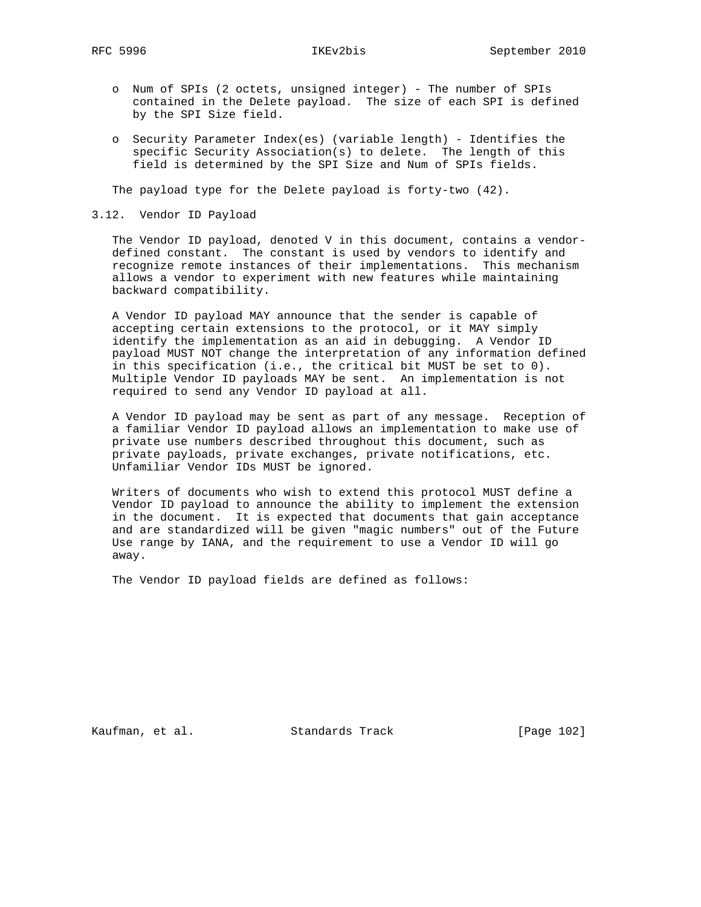- Num of SPIs (2 octets, unsigned integer) - The number of SPIs contained in the Delete payload. The size of each SPI is defined by the SPI Size field.

- Security Parameter Index(es) (variable length) - Identifies the specific Security Association(s) to delete. The length of this field is determined by the SPI Size and Num of SPIs fields.

The payload type for the Delete payload is forty-two (42).

### 3.12. Vendor ID Payload

The Vendor ID payload, denoted V in this document, contains a vendor-defined constant. The constant is used by vendors to identify and recognize remote instances of their implementations. This mechanism allows a vendor to experiment with new features while maintaining backward compatibility.

A Vendor ID payload MAY announce that the sender is capable of accepting certain extensions to the protocol, or it MAY simply identify the implementation as an aid in debugging. A Vendor ID payload MUST NOT change the interpretation of any information defined in this specification (i.e., the critical bit MUST be set to 0). Multiple Vendor ID payloads MAY be sent. An implementation is not required to send any Vendor ID payload at all.

A Vendor ID payload may be sent as part of any message. Reception of a familiar Vendor ID payload allows an implementation to make use of private use numbers described throughout this document, such as private payloads, private exchanges, private notifications, etc. Unfamiliar Vendor IDs MUST be ignored.

Writers of documents who wish to extend this protocol MUST define a Vendor ID payload to announce the ability to implement the extension in the document. It is expected that documents that gain acceptance and are standardized will be given "magic numbers" out of the Future Use range by IANA, and the requirement to use a Vendor ID will go away.

The Vendor ID payload fields are defined as follows: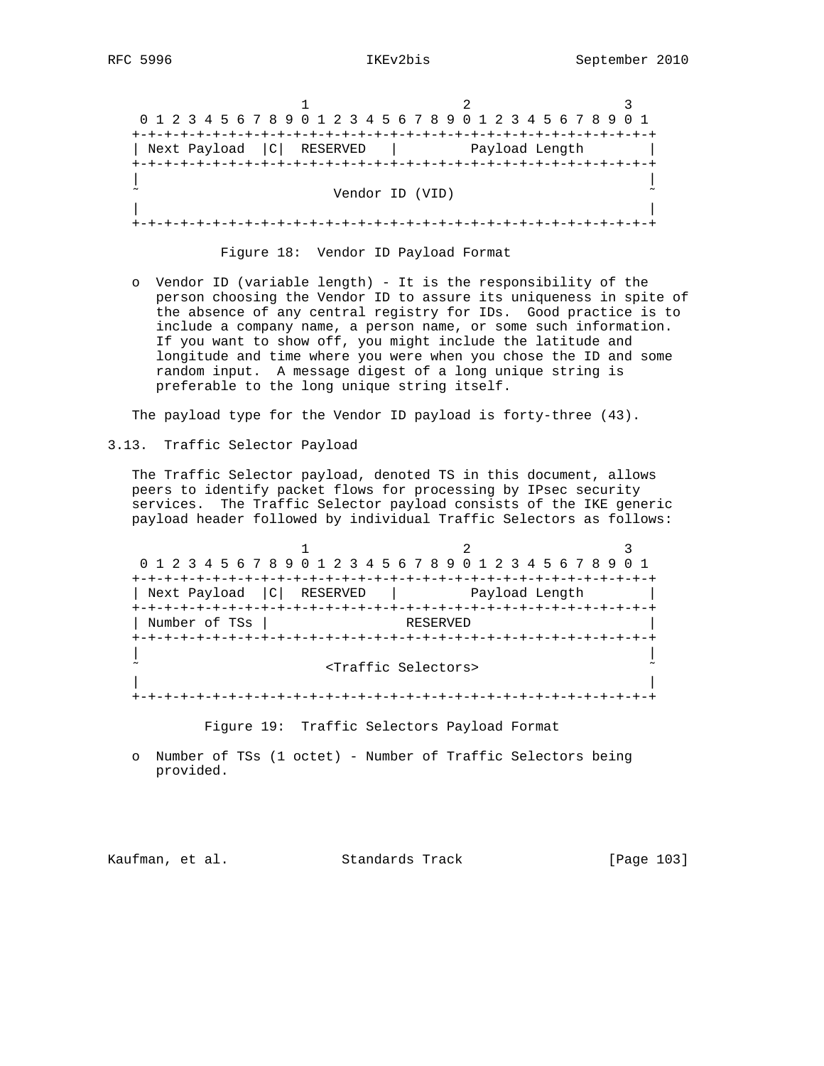```
                        1                   2                   3
    0 1 2 3 4 5 6 7 8 9 0 1 2 3 4 5 6 7 8 9 0 1 2 3 4 5 6 7 8 9 0 1
   +-+-+-+-+-+-+-+-+-+-+-+-+-+-+-+-+-+-+-+-+-+-+-+-+-+-+-+-+-+-+-+-+
   | Next Payload  |C|  RESERVED   |         Payload Length        |
   +-+-+-+-+-+-+-+-+-+-+-+-+-+-+-+-+-+-+-+-+-+-+-+-+-+-+-+-+-+-+-+-+
   |                                                               |
   ~                        Vendor ID (VID)                        ~
   |                                                               |
   +-+-+-+-+-+-+-+-+-+-+-+-+-+-+-+-+-+-+-+-+-+-+-+-+-+-+-+-+-+-+-+-+
```

Figure 18: Vendor ID Payload Format

- Vendor ID (variable length) - It is the responsibility of the person choosing the Vendor ID to assure its uniqueness in spite of the absence of any central registry for IDs. Good practice is to include a company name, a person name, or some such information. If you want to show off, you might include the latitude and longitude and time where you were when you chose the ID and some random input. A message digest of a long unique string is preferable to the long unique string itself.

The payload type for the Vendor ID payload is forty-three (43).

## 3.13. Traffic Selector Payload

The Traffic Selector payload, denoted TS in this document, allows peers to identify packet flows for processing by IPsec security services. The Traffic Selector payload consists of the IKE generic payload header followed by individual Traffic Selectors as follows:

```
                        1                   2                   3
    0 1 2 3 4 5 6 7 8 9 0 1 2 3 4 5 6 7 8 9 0 1 2 3 4 5 6 7 8 9 0 1
   +-+-+-+-+-+-+-+-+-+-+-+-+-+-+-+-+-+-+-+-+-+-+-+-+-+-+-+-+-+-+-+-+
   | Next Payload  |C|  RESERVED   |         Payload Length        |
   +-+-+-+-+-+-+-+-+-+-+-+-+-+-+-+-+-+-+-+-+-+-+-+-+-+-+-+-+-+-+-+-+
   | Number of TSs |                 RESERVED                      |
   +-+-+-+-+-+-+-+-+-+-+-+-+-+-+-+-+-+-+-+-+-+-+-+-+-+-+-+-+-+-+-+-+
   |                                                               |
   ~                       <Traffic Selectors>                     ~
   |                                                               |
   +-+-+-+-+-+-+-+-+-+-+-+-+-+-+-+-+-+-+-+-+-+-+-+-+-+-+-+-+-+-+-+-+
```

Figure 19: Traffic Selectors Payload Format

- Number of TSs (1 octet) - Number of Traffic Selectors being provided.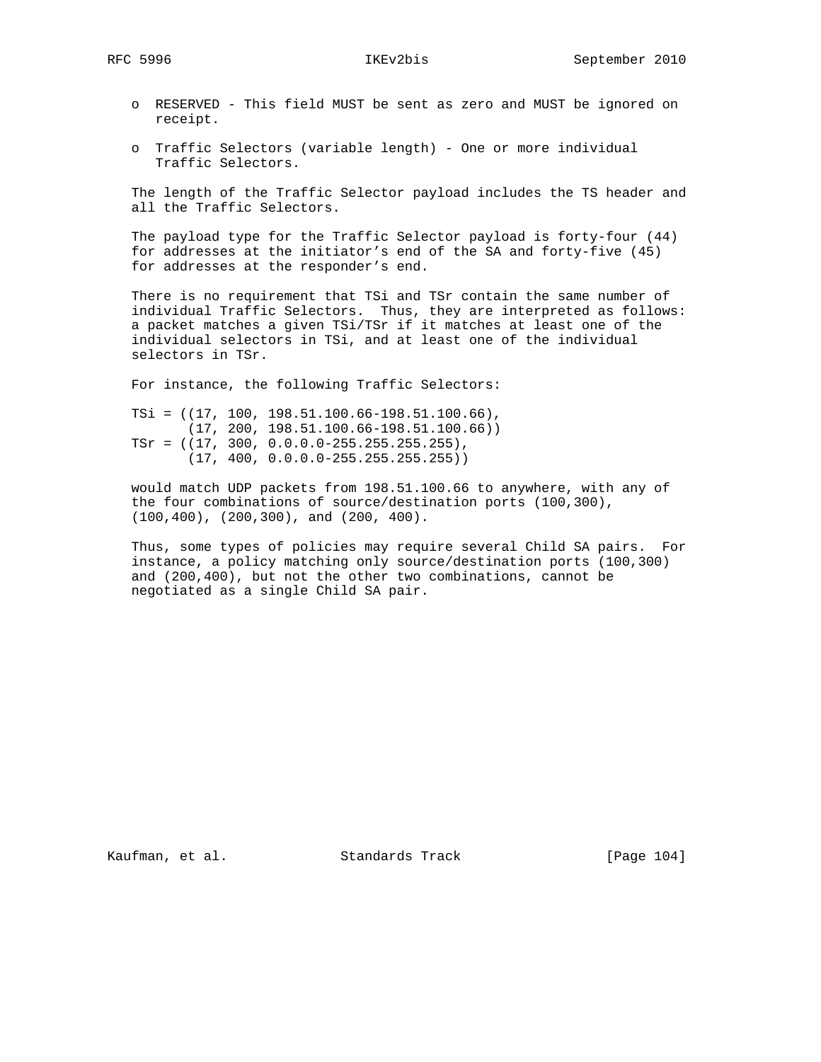- RESERVED - This field MUST be sent as zero and MUST be ignored on receipt.

- Traffic Selectors (variable length) - One or more individual Traffic Selectors.

The length of the Traffic Selector payload includes the TS header and all the Traffic Selectors.

The payload type for the Traffic Selector payload is forty-four (44) for addresses at the initiator's end of the SA and forty-five (45) for addresses at the responder's end.

There is no requirement that TSi and TSr contain the same number of individual Traffic Selectors. Thus, they are interpreted as follows: a packet matches a given TSi/TSr if it matches at least one of the individual selectors in TSi, and at least one of the individual selectors in TSr.

For instance, the following Traffic Selectors:

```
TSi = ((17, 100, 198.51.100.66-198.51.100.66),
       (17, 200, 198.51.100.66-198.51.100.66))
TSr = ((17, 300, 0.0.0.0-255.255.255.255),
       (17, 400, 0.0.0.0-255.255.255.255))
```

would match UDP packets from 198.51.100.66 to anywhere, with any of the four combinations of source/destination ports (100,300), (100,400), (200,300), and (200, 400).

Thus, some types of policies may require several Child SA pairs. For instance, a policy matching only source/destination ports (100,300) and (200,400), but not the other two combinations, cannot be negotiated as a single Child SA pair.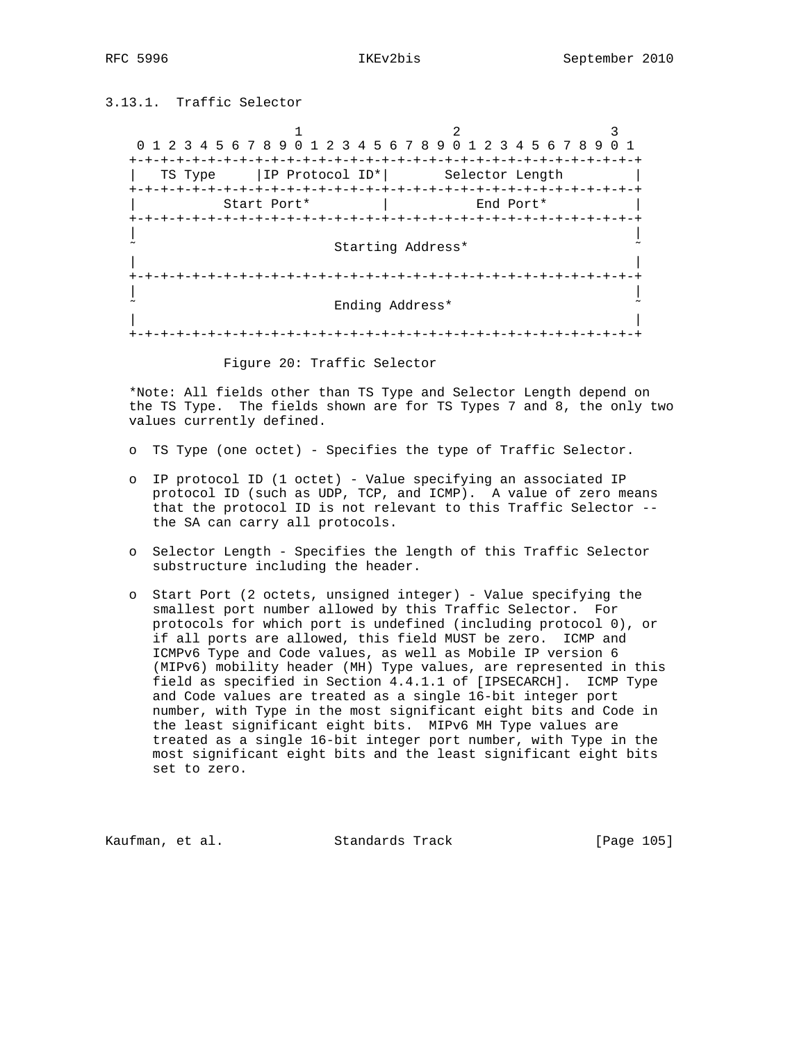### 3.13.1. Traffic Selector

```
                        1                   2                   3
    0 1 2 3 4 5 6 7 8 9 0 1 2 3 4 5 6 7 8 9 0 1 2 3 4 5 6 7 8 9 0 1
   +-+-+-+-+-+-+-+-+-+-+-+-+-+-+-+-+-+-+-+-+-+-+-+-+-+-+-+-+-+-+-+-+
   |   TS Type     |IP Protocol ID*|       Selector Length         |
   +-+-+-+-+-+-+-+-+-+-+-+-+-+-+-+-+-+-+-+-+-+-+-+-+-+-+-+-+-+-+-+-+
   |           Start Port*         |           End Port*           |
   +-+-+-+-+-+-+-+-+-+-+-+-+-+-+-+-+-+-+-+-+-+-+-+-+-+-+-+-+-+-+-+-+
   |                                                               |
   ~                         Starting Address*                     ~
   |                                                               |
   +-+-+-+-+-+-+-+-+-+-+-+-+-+-+-+-+-+-+-+-+-+-+-+-+-+-+-+-+-+-+-+-+
   |                                                               |
   ~                         Ending Address*                       ~
   |                                                               |
   +-+-+-+-+-+-+-+-+-+-+-+-+-+-+-+-+-+-+-+-+-+-+-+-+-+-+-+-+-+-+-+-+
```

Figure 20: Traffic Selector

*Note: All fields other than TS Type and Selector Length depend on the TS Type. The fields shown are for TS Types 7 and 8, the only two values currently defined.

- TS Type (one octet) - Specifies the type of Traffic Selector.

- IP protocol ID (1 octet) - Value specifying an associated IP protocol ID (such as UDP, TCP, and ICMP). A value of zero means that the protocol ID is not relevant to this Traffic Selector -- the SA can carry all protocols.

- Selector Length - Specifies the length of this Traffic Selector substructure including the header.

- Start Port (2 octets, unsigned integer) - Value specifying the smallest port number allowed by this Traffic Selector. For protocols for which port is undefined (including protocol 0), or if all ports are allowed, this field MUST be zero. ICMP and ICMPv6 Type and Code values, as well as Mobile IP version 6 (MIPv6) mobility header (MH) Type values, are represented in this field as specified in Section 4.4.1.1 of [IPSECARCH]. ICMP Type and Code values are treated as a single 16-bit integer port number, with Type in the most significant eight bits and Code in the least significant eight bits. MIPv6 MH Type values are treated as a single 16-bit integer port number, with Type in the most significant eight bits and the least significant eight bits set to zero.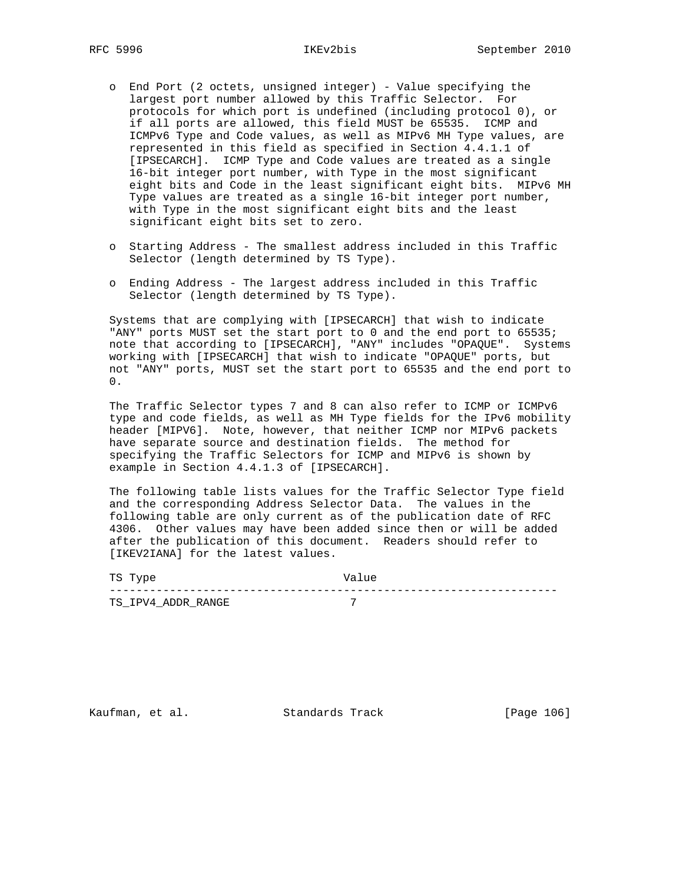- End Port (2 octets, unsigned integer) - Value specifying the largest port number allowed by this Traffic Selector. For protocols for which port is undefined (including protocol 0), or if all ports are allowed, this field MUST be 65535. ICMP and ICMPv6 Type and Code values, as well as MIPv6 MH Type values, are represented in this field as specified in Section 4.4.1.1 of [IPSECARCH]. ICMP Type and Code values are treated as a single 16-bit integer port number, with Type in the most significant eight bits and Code in the least significant eight bits. MIPv6 MH Type values are treated as a single 16-bit integer port number, with Type in the most significant eight bits and the least significant eight bits set to zero.

- Starting Address - The smallest address included in this Traffic Selector (length determined by TS Type).

- Ending Address - The largest address included in this Traffic Selector (length determined by TS Type).

Systems that are complying with [IPSECARCH] that wish to indicate "ANY" ports MUST set the start port to 0 and the end port to 65535; note that according to [IPSECARCH], "ANY" includes "OPAQUE". Systems working with [IPSECARCH] that wish to indicate "OPAQUE" ports, but not "ANY" ports, MUST set the start port to 65535 and the end port to 0.

The Traffic Selector types 7 and 8 can also refer to ICMP or ICMPv6 type and code fields, as well as MH Type fields for the IPv6 mobility header [MIPV6]. Note, however, that neither ICMP nor MIPv6 packets have separate source and destination fields. The method for specifying the Traffic Selectors for ICMP and MIPv6 is shown by example in Section 4.4.1.3 of [IPSECARCH].

The following table lists values for the Traffic Selector Type field and the corresponding Address Selector Data. The values in the following table are only current as of the publication date of RFC 4306. Other values may have been added since then or will be added after the publication of this document. Readers should refer to [IKEV2IANA] for the latest values.

| TS Type | Value |
|---|---|
| TS_IPV4_ADDR_RANGE | 7 |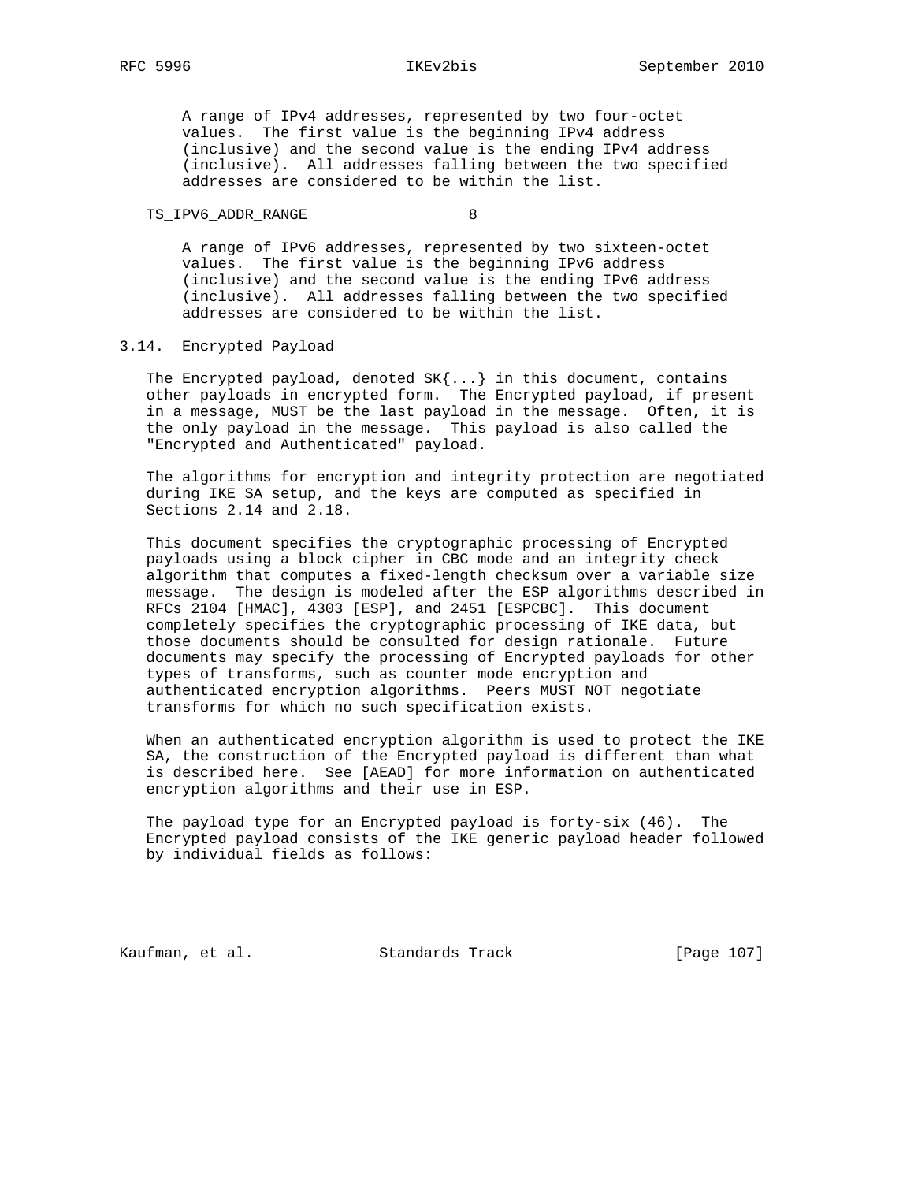A range of IPv4 addresses, represented by two four-octet values. The first value is the beginning IPv4 address (inclusive) and the second value is the ending IPv4 address (inclusive). All addresses falling between the two specified addresses are considered to be within the list.

TS_IPV6_ADDR_RANGE 8

A range of IPv6 addresses, represented by two sixteen-octet values. The first value is the beginning IPv6 address (inclusive) and the second value is the ending IPv6 address (inclusive). All addresses falling between the two specified addresses are considered to be within the list.

### 3.14. Encrypted Payload

The Encrypted payload, denoted SK{...} in this document, contains other payloads in encrypted form. The Encrypted payload, if present in a message, MUST be the last payload in the message. Often, it is the only payload in the message. This payload is also called the "Encrypted and Authenticated" payload.

The algorithms for encryption and integrity protection are negotiated during IKE SA setup, and the keys are computed as specified in Sections 2.14 and 2.18.

This document specifies the cryptographic processing of Encrypted payloads using a block cipher in CBC mode and an integrity check algorithm that computes a fixed-length checksum over a variable size message. The design is modeled after the ESP algorithms described in RFCs 2104 [HMAC], 4303 [ESP], and 2451 [ESPCBC]. This document completely specifies the cryptographic processing of IKE data, but those documents should be consulted for design rationale. Future documents may specify the processing of Encrypted payloads for other types of transforms, such as counter mode encryption and authenticated encryption algorithms. Peers MUST NOT negotiate transforms for which no such specification exists.

When an authenticated encryption algorithm is used to protect the IKE SA, the construction of the Encrypted payload is different than what is described here. See [AEAD] for more information on authenticated encryption algorithms and their use in ESP.

The payload type for an Encrypted payload is forty-six (46). The Encrypted payload consists of the IKE generic payload header followed by individual fields as follows: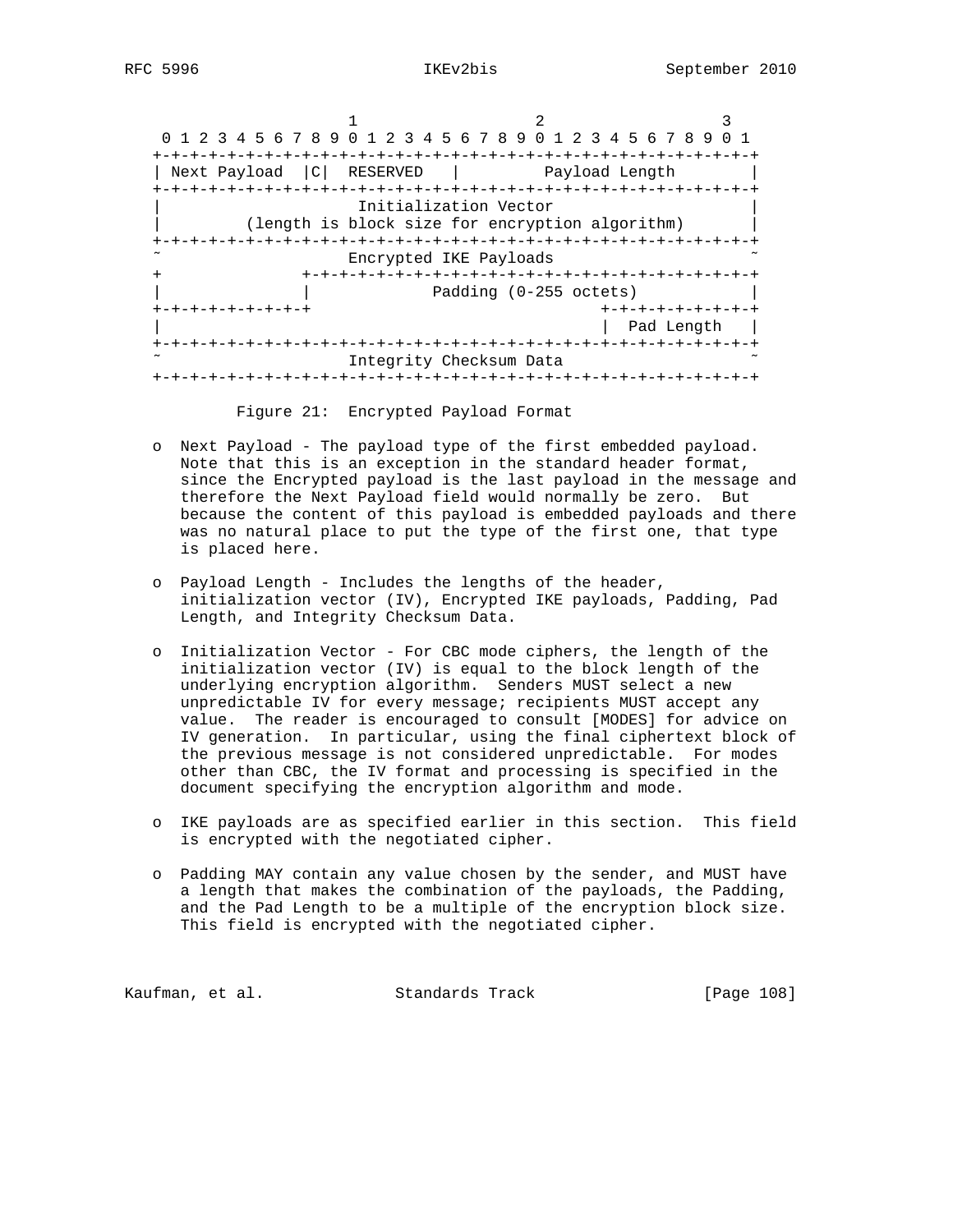```
                     1                   2                   3
 0 1 2 3 4 5 6 7 8 9 0 1 2 3 4 5 6 7 8 9 0 1 2 3 4 5 6 7 8 9 0 1
+-+-+-+-+-+-+-+-+-+-+-+-+-+-+-+-+-+-+-+-+-+-+-+-+-+-+-+-+-+-+-+-+
| Next Payload  |C|  RESERVED   |         Payload Length        |
+-+-+-+-+-+-+-+-+-+-+-+-+-+-+-+-+-+-+-+-+-+-+-+-+-+-+-+-+-+-+-+-+
|                     Initialization Vector                     |
|         (length is block size for encryption algorithm)       |
+-+-+-+-+-+-+-+-+-+-+-+-+-+-+-+-+-+-+-+-+-+-+-+-+-+-+-+-+-+-+-+-+
~                    Encrypted IKE Payloads                     ~
+               +-+-+-+-+-+-+-+-+-+-+-+-+-+-+-+-+-+-+-+-+-+-+-+-+
|               |             Padding (0-255 octets)            |
+-+-+-+-+-+-+-+-+                               +-+-+-+-+-+-+-+-+
|                                               |  Pad Length   |
+-+-+-+-+-+-+-+-+-+-+-+-+-+-+-+-+-+-+-+-+-+-+-+-+-+-+-+-+-+-+-+-+
~                    Integrity Checksum Data                    ~
+-+-+-+-+-+-+-+-+-+-+-+-+-+-+-+-+-+-+-+-+-+-+-+-+-+-+-+-+-+-+-+-+
```

Figure 21: Encrypted Payload Format

- Next Payload - The payload type of the first embedded payload. Note that this is an exception in the standard header format, since the Encrypted payload is the last payload in the message and therefore the Next Payload field would normally be zero. But because the content of this payload is embedded payloads and there was no natural place to put the type of the first one, that type is placed here.

- Payload Length - Includes the lengths of the header, initialization vector (IV), Encrypted IKE payloads, Padding, Pad Length, and Integrity Checksum Data.

- Initialization Vector - For CBC mode ciphers, the length of the initialization vector (IV) is equal to the block length of the underlying encryption algorithm. Senders MUST select a new unpredictable IV for every message; recipients MUST accept any value. The reader is encouraged to consult [MODES] for advice on IV generation. In particular, using the final ciphertext block of the previous message is not considered unpredictable. For modes other than CBC, the IV format and processing is specified in the document specifying the encryption algorithm and mode.

- IKE payloads are as specified earlier in this section. This field is encrypted with the negotiated cipher.

- Padding MAY contain any value chosen by the sender, and MUST have a length that makes the combination of the payloads, the Padding, and the Pad Length to be a multiple of the encryption block size. This field is encrypted with the negotiated cipher.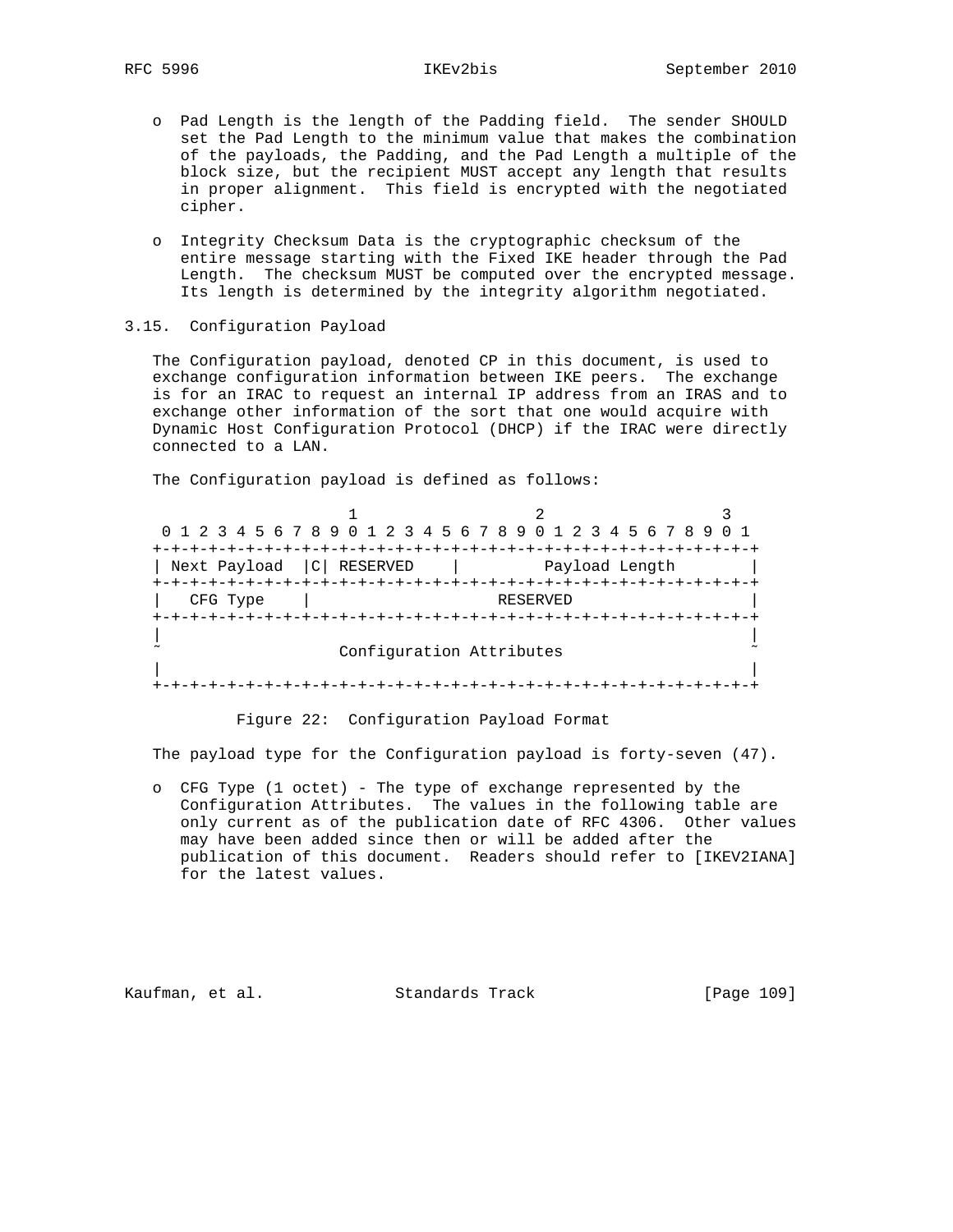- Pad Length is the length of the Padding field. The sender SHOULD set the Pad Length to the minimum value that makes the combination of the payloads, the Padding, and the Pad Length a multiple of the block size, but the recipient MUST accept any length that results in proper alignment. This field is encrypted with the negotiated cipher.

- Integrity Checksum Data is the cryptographic checksum of the entire message starting with the Fixed IKE header through the Pad Length. The checksum MUST be computed over the encrypted message. Its length is determined by the integrity algorithm negotiated.

### 3.15. Configuration Payload

The Configuration payload, denoted CP in this document, is used to exchange configuration information between IKE peers. The exchange is for an IRAC to request an internal IP address from an IRAS and to exchange other information of the sort that one would acquire with Dynamic Host Configuration Protocol (DHCP) if the IRAC were directly connected to a LAN.

The Configuration payload is defined as follows:

```
                     1                   2                   3
 0 1 2 3 4 5 6 7 8 9 0 1 2 3 4 5 6 7 8 9 0 1 2 3 4 5 6 7 8 9 0 1
+-+-+-+-+-+-+-+-+-+-+-+-+-+-+-+-+-+-+-+-+-+-+-+-+-+-+-+-+-+-+-+-+
| Next Payload  |C| RESERVED    |         Payload Length        |
+-+-+-+-+-+-+-+-+-+-+-+-+-+-+-+-+-+-+-+-+-+-+-+-+-+-+-+-+-+-+-+-+
|   CFG Type    |                    RESERVED                   |
+-+-+-+-+-+-+-+-+-+-+-+-+-+-+-+-+-+-+-+-+-+-+-+-+-+-+-+-+-+-+-+-+
|                                                               |
~                   Configuration Attributes                    ~
|                                                               |
+-+-+-+-+-+-+-+-+-+-+-+-+-+-+-+-+-+-+-+-+-+-+-+-+-+-+-+-+-+-+-+-+
```

Figure 22: Configuration Payload Format

The payload type for the Configuration payload is forty-seven (47).

- CFG Type (1 octet) - The type of exchange represented by the Configuration Attributes. The values in the following table are only current as of the publication date of RFC 4306. Other values may have been added since then or will be added after the publication of this document. Readers should refer to [IKEV2IANA] for the latest values.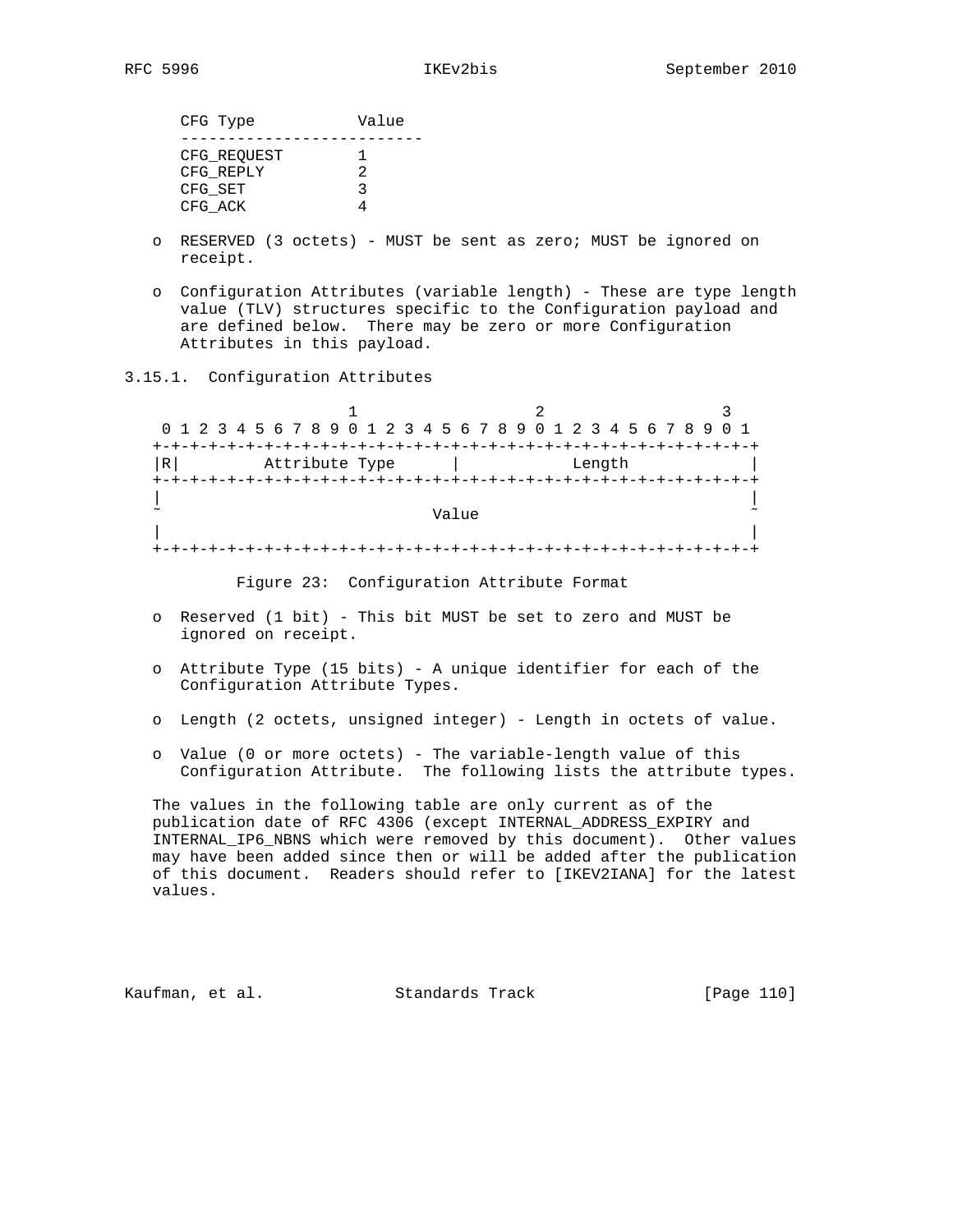| CFG Type | Value |
|---|---|
| CFG_REQUEST | 1 |
| CFG_REPLY | 2 |
| CFG_SET | 3 |
| CFG_ACK | 4 |

- RESERVED (3 octets) - MUST be sent as zero; MUST be ignored on receipt.

- Configuration Attributes (variable length) - These are type length value (TLV) structures specific to the Configuration payload and are defined below. There may be zero or more Configuration Attributes in this payload.

### 3.15.1. Configuration Attributes

```
                     1                   2                   3
 0 1 2 3 4 5 6 7 8 9 0 1 2 3 4 5 6 7 8 9 0 1 2 3 4 5 6 7 8 9 0 1
+-+-+-+-+-+-+-+-+-+-+-+-+-+-+-+-+-+-+-+-+-+-+-+-+-+-+-+-+-+-+-+-+
|R|         Attribute Type      |            Length             |
+-+-+-+-+-+-+-+-+-+-+-+-+-+-+-+-+-+-+-+-+-+-+-+-+-+-+-+-+-+-+-+-+
|                                                               |
~                             Value                             ~
|                                                               |
+-+-+-+-+-+-+-+-+-+-+-+-+-+-+-+-+-+-+-+-+-+-+-+-+-+-+-+-+-+-+-+-+
```

Figure 23: Configuration Attribute Format

- Reserved (1 bit) - This bit MUST be set to zero and MUST be ignored on receipt.

- Attribute Type (15 bits) - A unique identifier for each of the Configuration Attribute Types.

- Length (2 octets, unsigned integer) - Length in octets of value.

- Value (0 or more octets) - The variable-length value of this Configuration Attribute. The following lists the attribute types.

The values in the following table are only current as of the publication date of RFC 4306 (except INTERNAL_ADDRESS_EXPIRY and INTERNAL_IP6_NBNS which were removed by this document). Other values may have been added since then or will be added after the publication of this document. Readers should refer to [IKEV2IANA] for the latest values.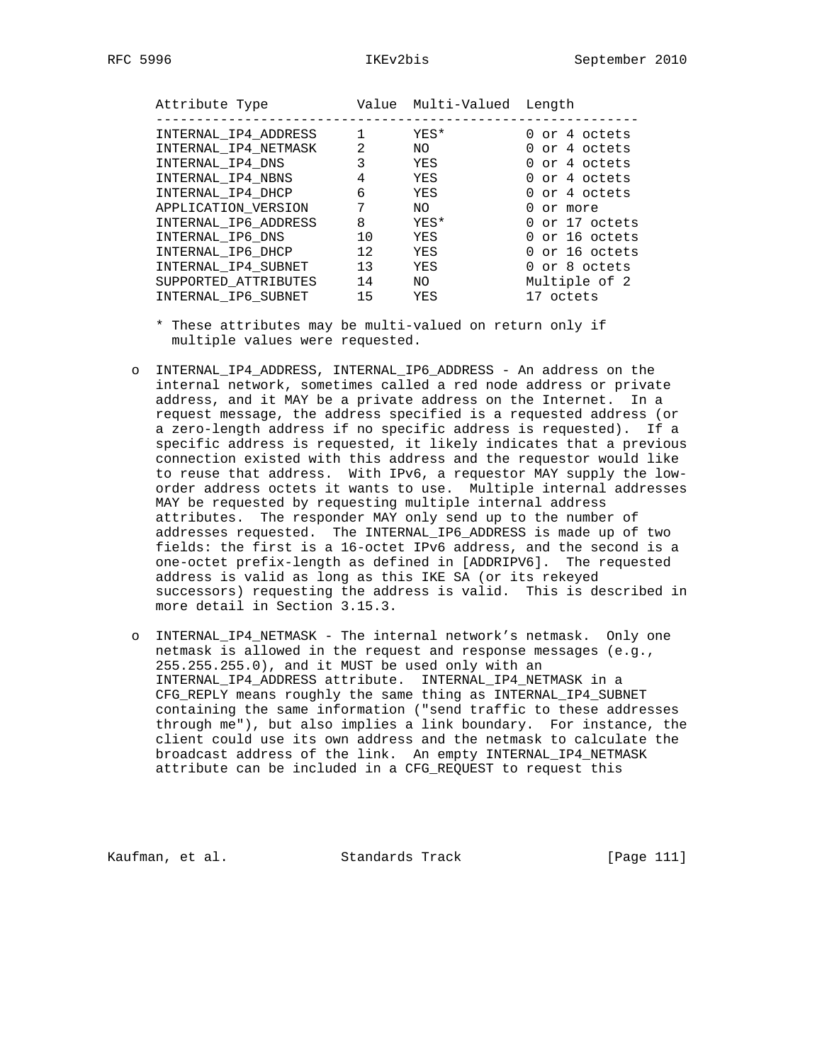| Attribute Type | Value | Multi-Valued | Length |
|---|---|---|---|
| INTERNAL_IP4_ADDRESS | 1 | YES* | 0 or 4 octets |
| INTERNAL_IP4_NETMASK | 2 | NO | 0 or 4 octets |
| INTERNAL_IP4_DNS | 3 | YES | 0 or 4 octets |
| INTERNAL_IP4_NBNS | 4 | YES | 0 or 4 octets |
| INTERNAL_IP4_DHCP | 6 | YES | 0 or 4 octets |
| APPLICATION_VERSION | 7 | NO | 0 or more |
| INTERNAL_IP6_ADDRESS | 8 | YES* | 0 or 17 octets |
| INTERNAL_IP6_DNS | 10 | YES | 0 or 16 octets |
| INTERNAL_IP6_DHCP | 12 | YES | 0 or 16 octets |
| INTERNAL_IP4_SUBNET | 13 | YES | 0 or 8 octets |
| SUPPORTED_ATTRIBUTES | 14 | NO | Multiple of 2 |
| INTERNAL_IP6_SUBNET | 15 | YES | 17 octets |

\* These attributes may be multi-valued on return only if multiple values were requested.

- INTERNAL_IP4_ADDRESS, INTERNAL_IP6_ADDRESS - An address on the internal network, sometimes called a red node address or private address, and it MAY be a private address on the Internet. In a request message, the address specified is a requested address (or a zero-length address if no specific address is requested). If a specific address is requested, it likely indicates that a previous connection existed with this address and the requestor would like to reuse that address. With IPv6, a requestor MAY supply the low-order address octets it wants to use. Multiple internal addresses MAY be requested by requesting multiple internal address attributes. The responder MAY only send up to the number of addresses requested. The INTERNAL_IP6_ADDRESS is made up of two fields: the first is a 16-octet IPv6 address, and the second is a one-octet prefix-length as defined in [ADDRIPV6]. The requested address is valid as long as this IKE SA (or its rekeyed successors) requesting the address is valid. This is described in more detail in Section 3.15.3.

- INTERNAL_IP4_NETMASK - The internal network's netmask. Only one netmask is allowed in the request and response messages (e.g., 255.255.255.0), and it MUST be used only with an INTERNAL_IP4_ADDRESS attribute. INTERNAL_IP4_NETMASK in a CFG_REPLY means roughly the same thing as INTERNAL_IP4_SUBNET containing the same information ("send traffic to these addresses through me"), but also implies a link boundary. For instance, the client could use its own address and the netmask to calculate the broadcast address of the link. An empty INTERNAL_IP4_NETMASK attribute can be included in a CFG_REQUEST to request this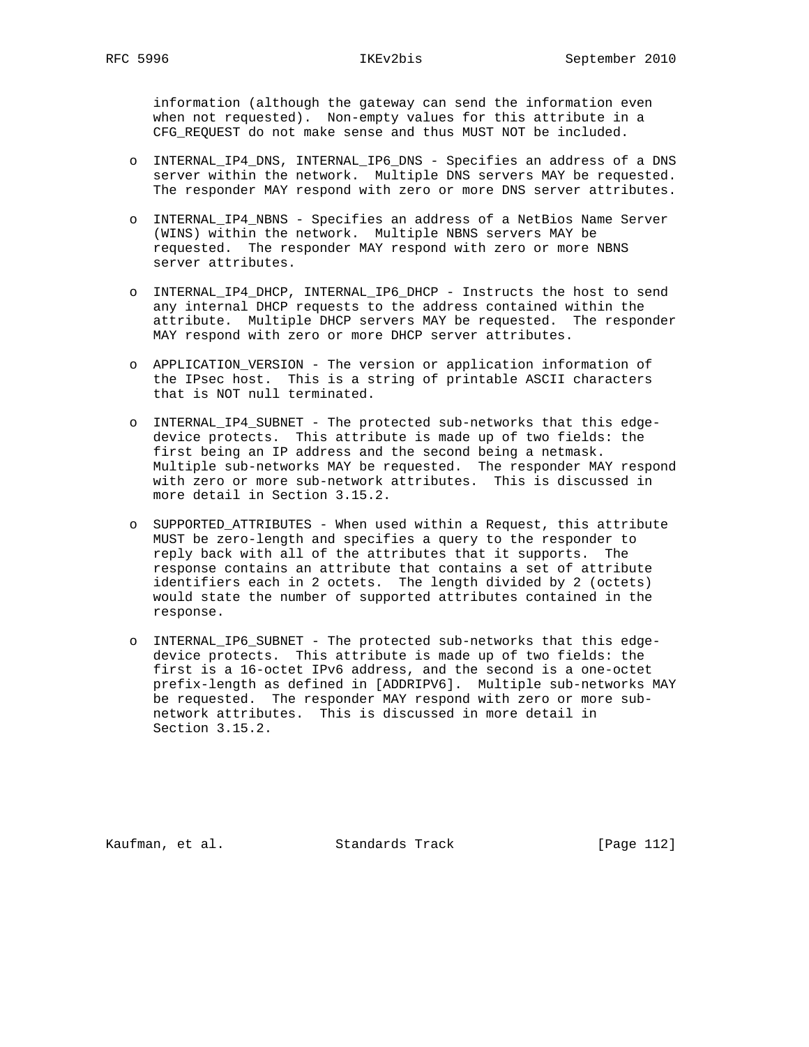information (although the gateway can send the information even when not requested). Non-empty values for this attribute in a CFG_REQUEST do not make sense and thus MUST NOT be included.

- INTERNAL_IP4_DNS, INTERNAL_IP6_DNS - Specifies an address of a DNS server within the network. Multiple DNS servers MAY be requested. The responder MAY respond with zero or more DNS server attributes.

- INTERNAL_IP4_NBNS - Specifies an address of a NetBios Name Server (WINS) within the network. Multiple NBNS servers MAY be requested. The responder MAY respond with zero or more NBNS server attributes.

- INTERNAL_IP4_DHCP, INTERNAL_IP6_DHCP - Instructs the host to send any internal DHCP requests to the address contained within the attribute. Multiple DHCP servers MAY be requested. The responder MAY respond with zero or more DHCP server attributes.

- APPLICATION_VERSION - The version or application information of the IPsec host. This is a string of printable ASCII characters that is NOT null terminated.

- INTERNAL_IP4_SUBNET - The protected sub-networks that this edge-device protects. This attribute is made up of two fields: the first being an IP address and the second being a netmask. Multiple sub-networks MAY be requested. The responder MAY respond with zero or more sub-network attributes. This is discussed in more detail in Section 3.15.2.

- SUPPORTED_ATTRIBUTES - When used within a Request, this attribute MUST be zero-length and specifies a query to the responder to reply back with all of the attributes that it supports. The response contains an attribute that contains a set of attribute identifiers each in 2 octets. The length divided by 2 (octets) would state the number of supported attributes contained in the response.

- INTERNAL_IP6_SUBNET - The protected sub-networks that this edge-device protects. This attribute is made up of two fields: the first is a 16-octet IPv6 address, and the second is a one-octet prefix-length as defined in [ADDRIPV6]. Multiple sub-networks MAY be requested. The responder MAY respond with zero or more sub-network attributes. This is discussed in more detail in Section 3.15.2.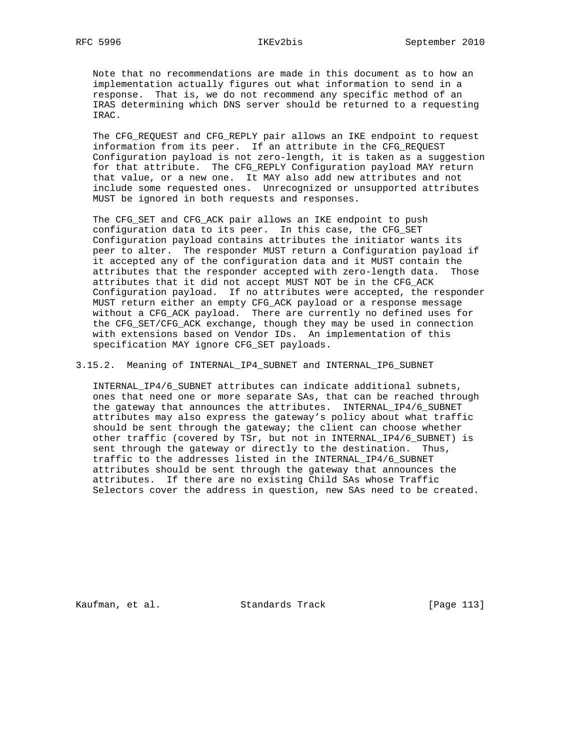Note that no recommendations are made in this document as to how an implementation actually figures out what information to send in a response. That is, we do not recommend any specific method of an IRAS determining which DNS server should be returned to a requesting IRAC.

The CFG_REQUEST and CFG_REPLY pair allows an IKE endpoint to request information from its peer. If an attribute in the CFG_REQUEST Configuration payload is not zero-length, it is taken as a suggestion for that attribute. The CFG_REPLY Configuration payload MAY return that value, or a new one. It MAY also add new attributes and not include some requested ones. Unrecognized or unsupported attributes MUST be ignored in both requests and responses.

The CFG_SET and CFG_ACK pair allows an IKE endpoint to push configuration data to its peer. In this case, the CFG_SET Configuration payload contains attributes the initiator wants its peer to alter. The responder MUST return a Configuration payload if it accepted any of the configuration data and it MUST contain the attributes that the responder accepted with zero-length data. Those attributes that it did not accept MUST NOT be in the CFG_ACK Configuration payload. If no attributes were accepted, the responder MUST return either an empty CFG_ACK payload or a response message without a CFG_ACK payload. There are currently no defined uses for the CFG_SET/CFG_ACK exchange, though they may be used in connection with extensions based on Vendor IDs. An implementation of this specification MAY ignore CFG_SET payloads.

### 3.15.2. Meaning of INTERNAL_IP4_SUBNET and INTERNAL_IP6_SUBNET

INTERNAL_IP4/6_SUBNET attributes can indicate additional subnets, ones that need one or more separate SAs, that can be reached through the gateway that announces the attributes. INTERNAL_IP4/6_SUBNET attributes may also express the gateway's policy about what traffic should be sent through the gateway; the client can choose whether other traffic (covered by TSr, but not in INTERNAL_IP4/6_SUBNET) is sent through the gateway or directly to the destination. Thus, traffic to the addresses listed in the INTERNAL_IP4/6_SUBNET attributes should be sent through the gateway that announces the attributes. If there are no existing Child SAs whose Traffic Selectors cover the address in question, new SAs need to be created.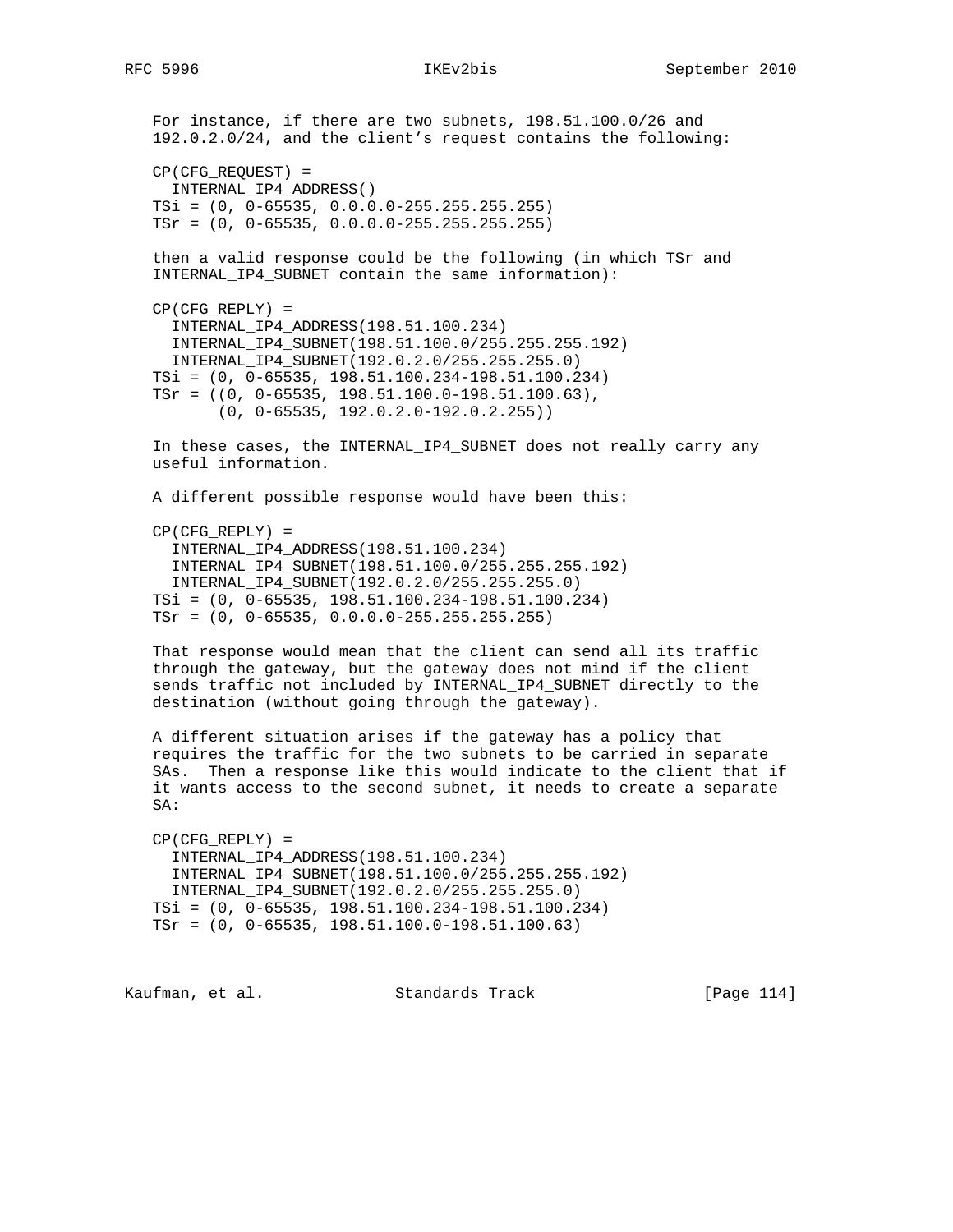For instance, if there are two subnets, 198.51.100.0/26 and 192.0.2.0/24, and the client's request contains the following:

```
CP(CFG_REQUEST) =
  INTERNAL_IP4_ADDRESS()
TSi = (0, 0-65535, 0.0.0.0-255.255.255.255)
TSr = (0, 0-65535, 0.0.0.0-255.255.255.255)
```

then a valid response could be the following (in which TSr and INTERNAL_IP4_SUBNET contain the same information):

```
CP(CFG_REPLY) =
  INTERNAL_IP4_ADDRESS(198.51.100.234)
  INTERNAL_IP4_SUBNET(198.51.100.0/255.255.255.192)
  INTERNAL_IP4_SUBNET(192.0.2.0/255.255.255.0)
TSi = (0, 0-65535, 198.51.100.234-198.51.100.234)
TSr = ((0, 0-65535, 198.51.100.0-198.51.100.63),
       (0, 0-65535, 192.0.2.0-192.0.2.255))
```

In these cases, the INTERNAL_IP4_SUBNET does not really carry any useful information.

A different possible response would have been this:

```
CP(CFG_REPLY) =
  INTERNAL_IP4_ADDRESS(198.51.100.234)
  INTERNAL_IP4_SUBNET(198.51.100.0/255.255.255.192)
  INTERNAL_IP4_SUBNET(192.0.2.0/255.255.255.0)
TSi = (0, 0-65535, 198.51.100.234-198.51.100.234)
TSr = (0, 0-65535, 0.0.0.0-255.255.255.255)
```

That response would mean that the client can send all its traffic through the gateway, but the gateway does not mind if the client sends traffic not included by INTERNAL_IP4_SUBNET directly to the destination (without going through the gateway).

A different situation arises if the gateway has a policy that requires the traffic for the two subnets to be carried in separate SAs. Then a response like this would indicate to the client that if it wants access to the second subnet, it needs to create a separate SA:

```
CP(CFG_REPLY) =
  INTERNAL_IP4_ADDRESS(198.51.100.234)
  INTERNAL_IP4_SUBNET(198.51.100.0/255.255.255.192)
  INTERNAL_IP4_SUBNET(192.0.2.0/255.255.255.0)
TSi = (0, 0-65535, 198.51.100.234-198.51.100.234)
TSr = (0, 0-65535, 198.51.100.0-198.51.100.63)
```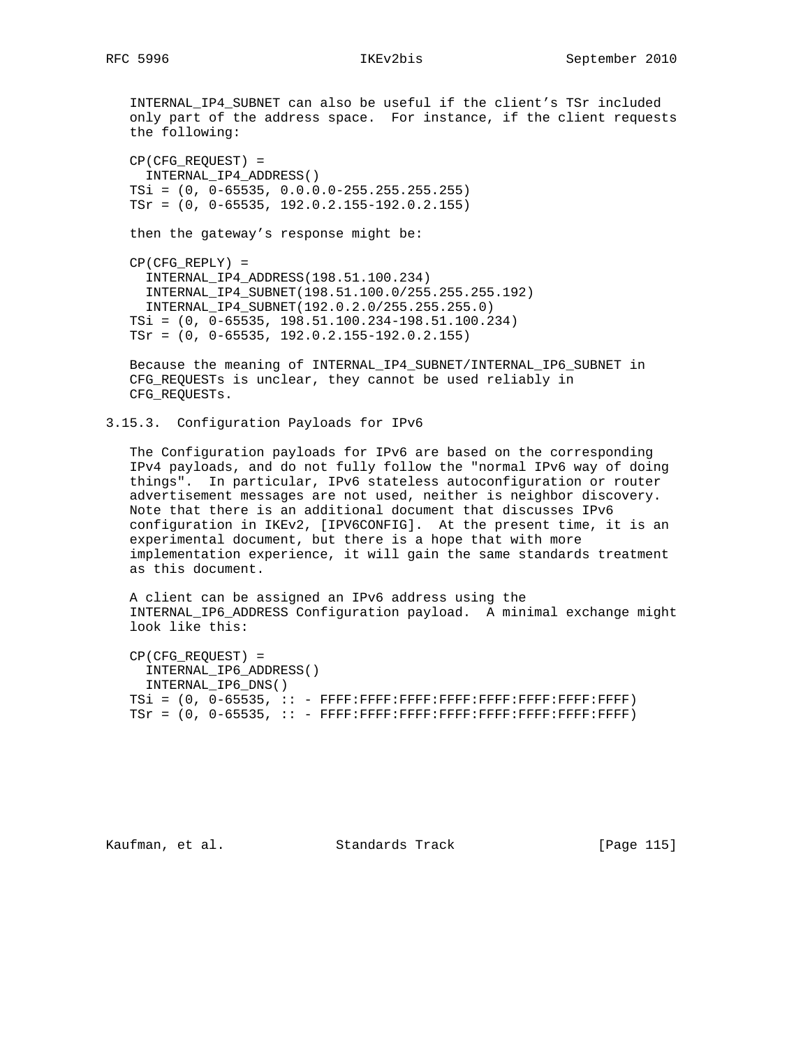INTERNAL_IP4_SUBNET can also be useful if the client's TSr included only part of the address space. For instance, if the client requests the following:

```
CP(CFG_REQUEST) =
  INTERNAL_IP4_ADDRESS()
TSi = (0, 0-65535, 0.0.0.0-255.255.255.255)
TSr = (0, 0-65535, 192.0.2.155-192.0.2.155)
```

then the gateway's response might be:

```
CP(CFG_REPLY) =
  INTERNAL_IP4_ADDRESS(198.51.100.234)
  INTERNAL_IP4_SUBNET(198.51.100.0/255.255.255.192)
  INTERNAL_IP4_SUBNET(192.0.2.0/255.255.255.0)
TSi = (0, 0-65535, 198.51.100.234-198.51.100.234)
TSr = (0, 0-65535, 192.0.2.155-192.0.2.155)
```

Because the meaning of INTERNAL_IP4_SUBNET/INTERNAL_IP6_SUBNET in CFG_REQUESTs is unclear, they cannot be used reliably in CFG_REQUESTs.

### 3.15.3. Configuration Payloads for IPv6

The Configuration payloads for IPv6 are based on the corresponding IPv4 payloads, and do not fully follow the "normal IPv6 way of doing things". In particular, IPv6 stateless autoconfiguration or router advertisement messages are not used, neither is neighbor discovery. Note that there is an additional document that discusses IPv6 configuration in IKEv2, [IPV6CONFIG]. At the present time, it is an experimental document, but there is a hope that with more implementation experience, it will gain the same standards treatment as this document.

A client can be assigned an IPv6 address using the INTERNAL_IP6_ADDRESS Configuration payload. A minimal exchange might look like this:

```
CP(CFG_REQUEST) =
  INTERNAL_IP6_ADDRESS()
  INTERNAL_IP6_DNS()
TSi = (0, 0-65535, :: - FFFF:FFFF:FFFF:FFFF:FFFF:FFFF:FFFF:FFFF)
TSr = (0, 0-65535, :: - FFFF:FFFF:FFFF:FFFF:FFFF:FFFF:FFFF:FFFF)
```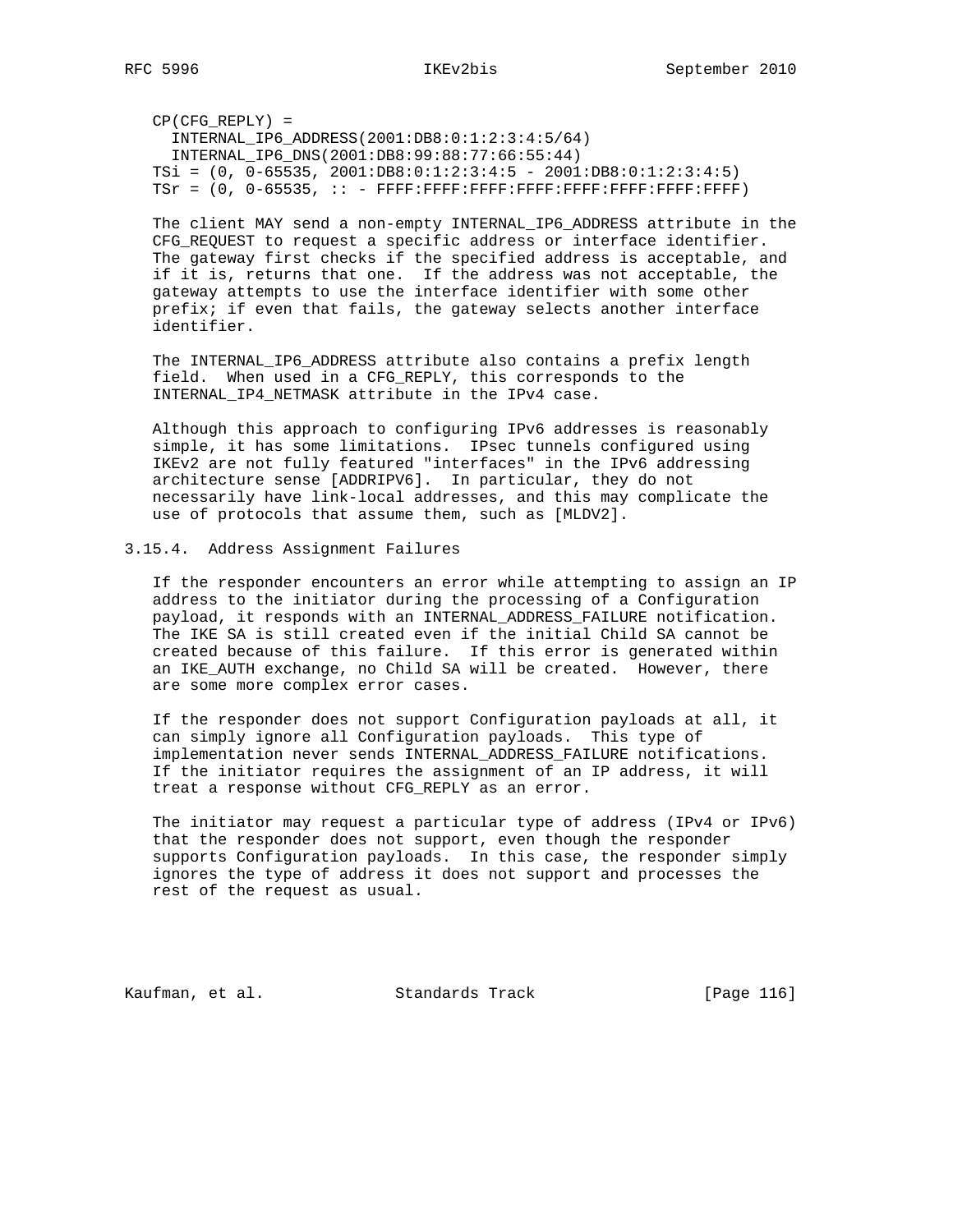```
CP(CFG_REPLY) =
  INTERNAL_IP6_ADDRESS(2001:DB8:0:1:2:3:4:5/64)
  INTERNAL_IP6_DNS(2001:DB8:99:88:77:66:55:44)
TSi = (0, 0-65535, 2001:DB8:0:1:2:3:4:5 - 2001:DB8:0:1:2:3:4:5)
TSr = (0, 0-65535, :: - FFFF:FFFF:FFFF:FFFF:FFFF:FFFF:FFFF:FFFF)
```

The client MAY send a non-empty INTERNAL_IP6_ADDRESS attribute in the CFG_REQUEST to request a specific address or interface identifier. The gateway first checks if the specified address is acceptable, and if it is, returns that one. If the address was not acceptable, the gateway attempts to use the interface identifier with some other prefix; if even that fails, the gateway selects another interface identifier.

The INTERNAL_IP6_ADDRESS attribute also contains a prefix length field. When used in a CFG_REPLY, this corresponds to the INTERNAL_IP4_NETMASK attribute in the IPv4 case.

Although this approach to configuring IPv6 addresses is reasonably simple, it has some limitations. IPsec tunnels configured using IKEv2 are not fully featured "interfaces" in the IPv6 addressing architecture sense [ADDRIPV6]. In particular, they do not necessarily have link-local addresses, and this may complicate the use of protocols that assume them, such as [MLDV2].

### 3.15.4. Address Assignment Failures

If the responder encounters an error while attempting to assign an IP address to the initiator during the processing of a Configuration payload, it responds with an INTERNAL_ADDRESS_FAILURE notification. The IKE SA is still created even if the initial Child SA cannot be created because of this failure. If this error is generated within an IKE_AUTH exchange, no Child SA will be created. However, there are some more complex error cases.

If the responder does not support Configuration payloads at all, it can simply ignore all Configuration payloads. This type of implementation never sends INTERNAL_ADDRESS_FAILURE notifications. If the initiator requires the assignment of an IP address, it will treat a response without CFG_REPLY as an error.

The initiator may request a particular type of address (IPv4 or IPv6) that the responder does not support, even though the responder supports Configuration payloads. In this case, the responder simply ignores the type of address it does not support and processes the rest of the request as usual.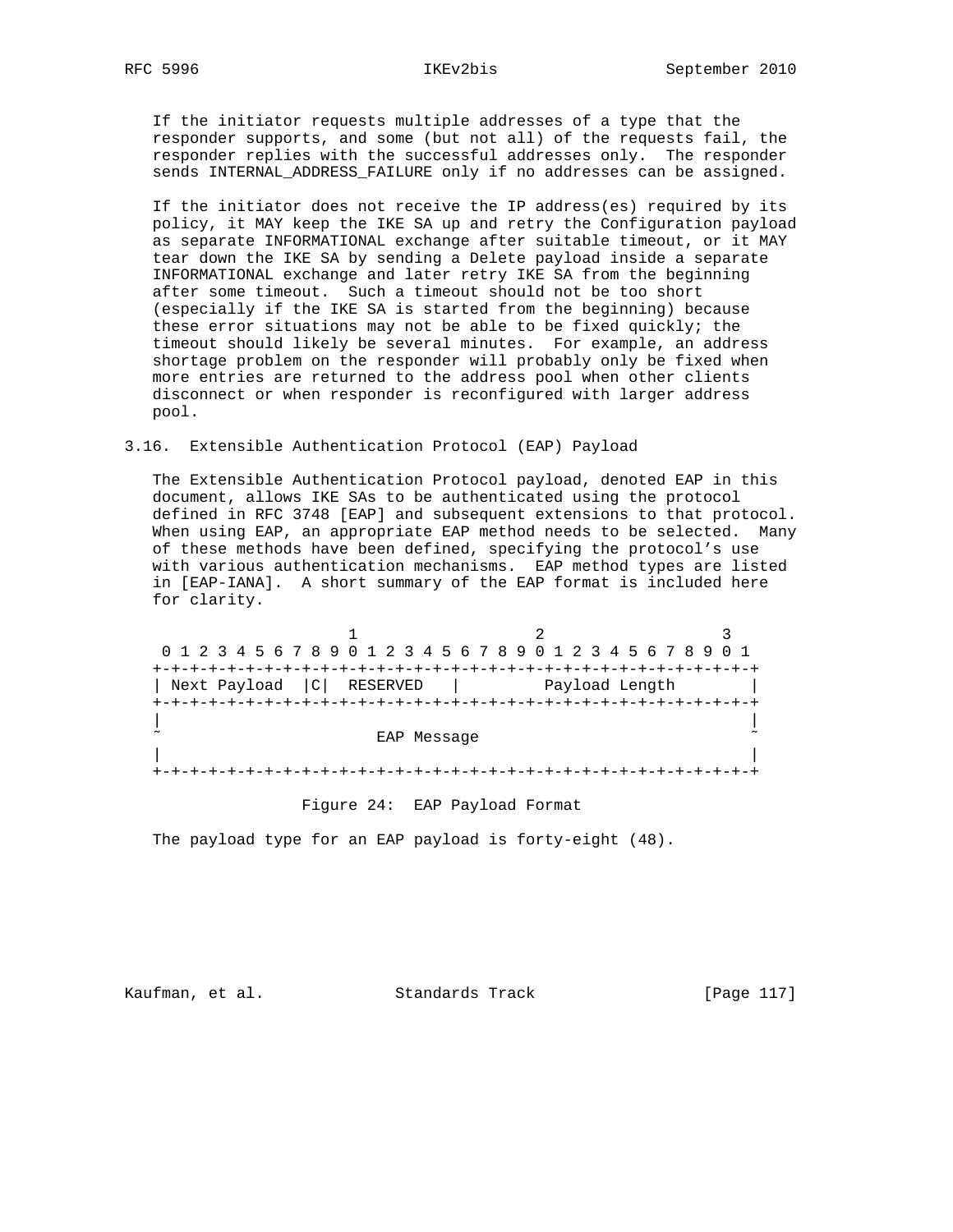If the initiator requests multiple addresses of a type that the responder supports, and some (but not all) of the requests fail, the responder replies with the successful addresses only. The responder sends INTERNAL_ADDRESS_FAILURE only if no addresses can be assigned.

If the initiator does not receive the IP address(es) required by its policy, it MAY keep the IKE SA up and retry the Configuration payload as separate INFORMATIONAL exchange after suitable timeout, or it MAY tear down the IKE SA by sending a Delete payload inside a separate INFORMATIONAL exchange and later retry IKE SA from the beginning after some timeout. Such a timeout should not be too short (especially if the IKE SA is started from the beginning) because these error situations may not be able to be fixed quickly; the timeout should likely be several minutes. For example, an address shortage problem on the responder will probably only be fixed when more entries are returned to the address pool when other clients disconnect or when responder is reconfigured with larger address pool.

## 3.16. Extensible Authentication Protocol (EAP) Payload

The Extensible Authentication Protocol payload, denoted EAP in this document, allows IKE SAs to be authenticated using the protocol defined in RFC 3748 [EAP] and subsequent extensions to that protocol. When using EAP, an appropriate EAP method needs to be selected. Many of these methods have been defined, specifying the protocol's use with various authentication mechanisms. EAP method types are listed in [EAP-IANA]. A short summary of the EAP format is included here for clarity.

```
                     1                   2                   3
 0 1 2 3 4 5 6 7 8 9 0 1 2 3 4 5 6 7 8 9 0 1 2 3 4 5 6 7 8 9 0 1
+-+-+-+-+-+-+-+-+-+-+-+-+-+-+-+-+-+-+-+-+-+-+-+-+-+-+-+-+-+-+-+-+
| Next Payload  |C|  RESERVED   |         Payload Length        |
+-+-+-+-+-+-+-+-+-+-+-+-+-+-+-+-+-+-+-+-+-+-+-+-+-+-+-+-+-+-+-+-+
|                                                               |
~                       EAP Message                             ~
|                                                               |
+-+-+-+-+-+-+-+-+-+-+-+-+-+-+-+-+-+-+-+-+-+-+-+-+-+-+-+-+-+-+-+-+
```

Figure 24: EAP Payload Format

The payload type for an EAP payload is forty-eight (48).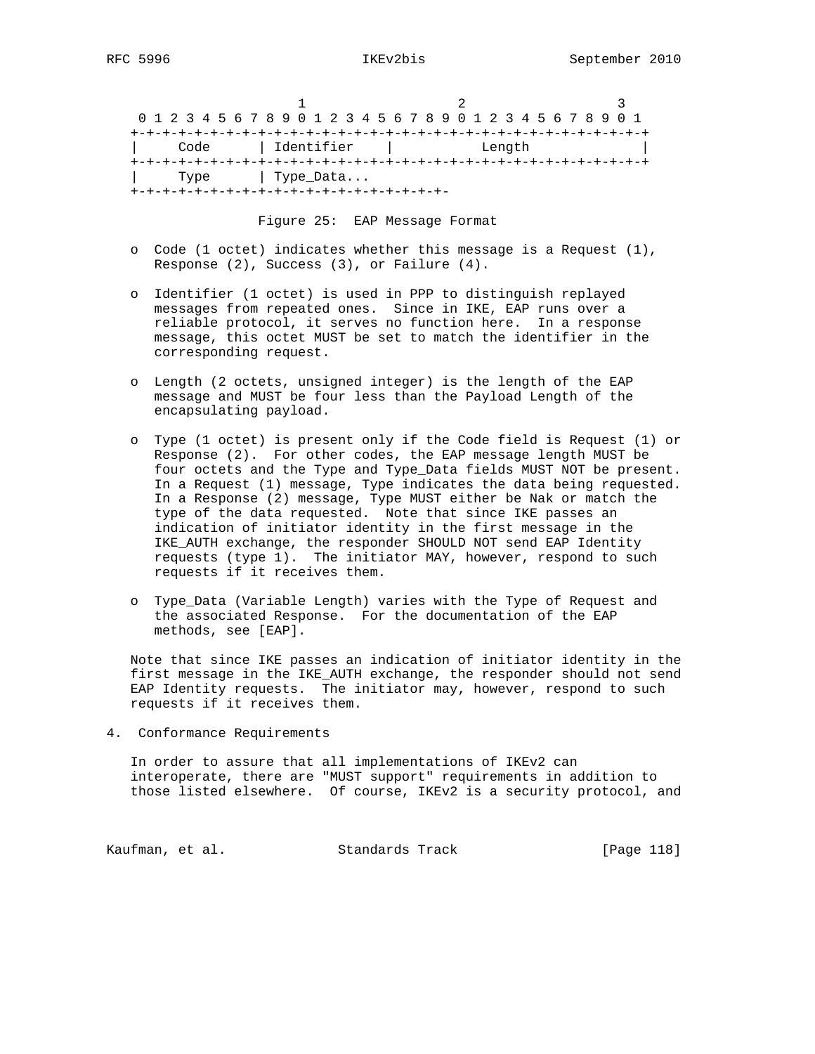```
                        1                   2                   3
    0 1 2 3 4 5 6 7 8 9 0 1 2 3 4 5 6 7 8 9 0 1 2 3 4 5 6 7 8 9 0 1
   +-+-+-+-+-+-+-+-+-+-+-+-+-+-+-+-+-+-+-+-+-+-+-+-+-+-+-+-+-+-+-+-+
   |     Code      | Identifier    |           Length              |
   +-+-+-+-+-+-+-+-+-+-+-+-+-+-+-+-+-+-+-+-+-+-+-+-+-+-+-+-+-+-+-+-+
   |     Type      | Type_Data...
   +-+-+-+-+-+-+-+-+-+-+-+-+-+-+-+-+-+-+-+-+-+-+-+-+-+-+-+-+-+-+-+-
```

Figure 25: EAP Message Format

- Code (1 octet) indicates whether this message is a Request (1), Response (2), Success (3), or Failure (4).

- Identifier (1 octet) is used in PPP to distinguish replayed messages from repeated ones. Since in IKE, EAP runs over a reliable protocol, it serves no function here. In a response message, this octet MUST be set to match the identifier in the corresponding request.

- Length (2 octets, unsigned integer) is the length of the EAP message and MUST be four less than the Payload Length of the encapsulating payload.

- Type (1 octet) is present only if the Code field is Request (1) or Response (2). For other codes, the EAP message length MUST be four octets and the Type and Type_Data fields MUST NOT be present. In a Request (1) message, Type indicates the data being requested. In a Response (2) message, Type MUST either be Nak or match the type of the data requested. Note that since IKE passes an indication of initiator identity in the first message in the IKE_AUTH exchange, the responder SHOULD NOT send EAP Identity requests (type 1). The initiator MAY, however, respond to such requests if it receives them.

- Type_Data (Variable Length) varies with the Type of Request and the associated Response. For the documentation of the EAP methods, see [EAP].

Note that since IKE passes an indication of initiator identity in the first message in the IKE_AUTH exchange, the responder should not send EAP Identity requests. The initiator may, however, respond to such requests if it receives them.

## 4. Conformance Requirements

In order to assure that all implementations of IKEv2 can interoperate, there are "MUST support" requirements in addition to those listed elsewhere. Of course, IKEv2 is a security protocol, and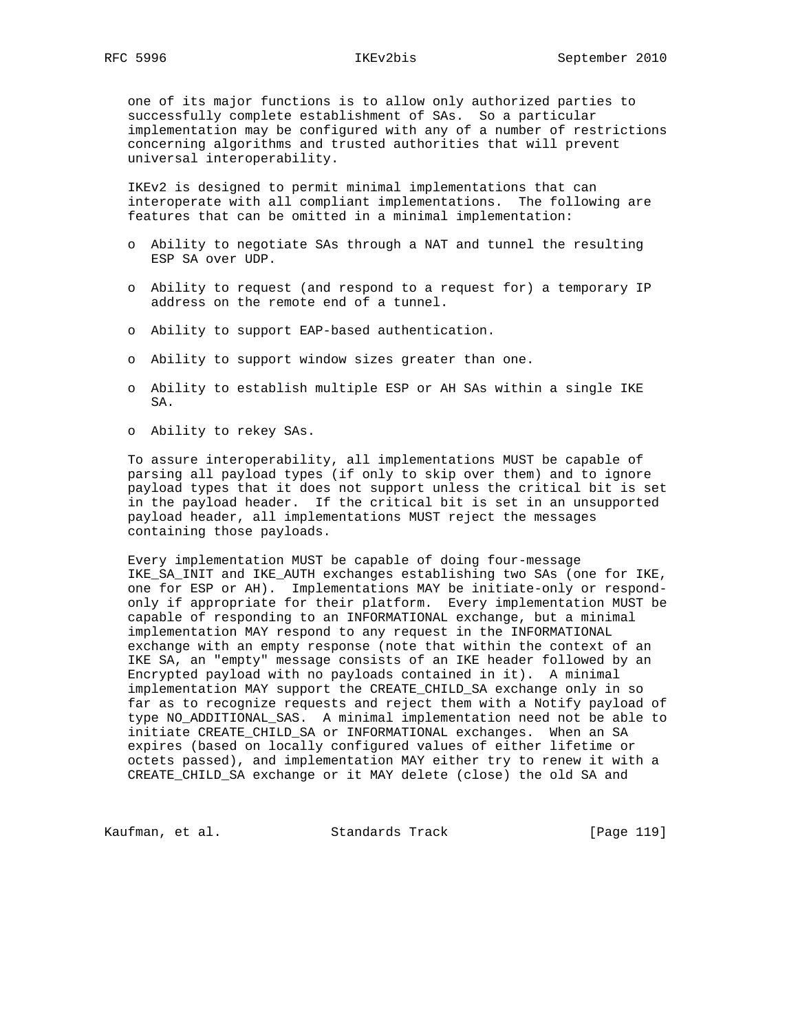one of its major functions is to allow only authorized parties to successfully complete establishment of SAs. So a particular implementation may be configured with any of a number of restrictions concerning algorithms and trusted authorities that will prevent universal interoperability.

IKEv2 is designed to permit minimal implementations that can interoperate with all compliant implementations. The following are features that can be omitted in a minimal implementation:

- Ability to negotiate SAs through a NAT and tunnel the resulting ESP SA over UDP.

- Ability to request (and respond to a request for) a temporary IP address on the remote end of a tunnel.

- Ability to support EAP-based authentication.

- Ability to support window sizes greater than one.

- Ability to establish multiple ESP or AH SAs within a single IKE SA.

- Ability to rekey SAs.

To assure interoperability, all implementations MUST be capable of parsing all payload types (if only to skip over them) and to ignore payload types that it does not support unless the critical bit is set in the payload header. If the critical bit is set in an unsupported payload header, all implementations MUST reject the messages containing those payloads.

Every implementation MUST be capable of doing four-message IKE_SA_INIT and IKE_AUTH exchanges establishing two SAs (one for IKE, one for ESP or AH). Implementations MAY be initiate-only or respond-only if appropriate for their platform. Every implementation MUST be capable of responding to an INFORMATIONAL exchange, but a minimal implementation MAY respond to any request in the INFORMATIONAL exchange with an empty response (note that within the context of an IKE SA, an "empty" message consists of an IKE header followed by an Encrypted payload with no payloads contained in it). A minimal implementation MAY support the CREATE_CHILD_SA exchange only in so far as to recognize requests and reject them with a Notify payload of type NO_ADDITIONAL_SAS. A minimal implementation need not be able to initiate CREATE_CHILD_SA or INFORMATIONAL exchanges. When an SA expires (based on locally configured values of either lifetime or octets passed), and implementation MAY either try to renew it with a CREATE_CHILD_SA exchange or it MAY delete (close) the old SA and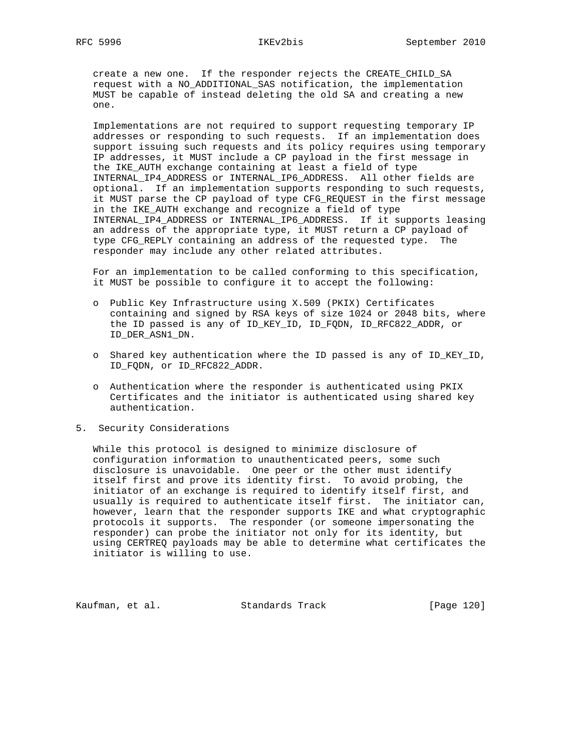create a new one. If the responder rejects the CREATE_CHILD_SA request with a NO_ADDITIONAL_SAS notification, the implementation MUST be capable of instead deleting the old SA and creating a new one.

Implementations are not required to support requesting temporary IP addresses or responding to such requests. If an implementation does support issuing such requests and its policy requires using temporary IP addresses, it MUST include a CP payload in the first message in the IKE_AUTH exchange containing at least a field of type INTERNAL_IP4_ADDRESS or INTERNAL_IP6_ADDRESS. All other fields are optional. If an implementation supports responding to such requests, it MUST parse the CP payload of type CFG_REQUEST in the first message in the IKE_AUTH exchange and recognize a field of type INTERNAL_IP4_ADDRESS or INTERNAL_IP6_ADDRESS. If it supports leasing an address of the appropriate type, it MUST return a CP payload of type CFG_REPLY containing an address of the requested type. The responder may include any other related attributes.

For an implementation to be called conforming to this specification, it MUST be possible to configure it to accept the following:

- Public Key Infrastructure using X.509 (PKIX) Certificates containing and signed by RSA keys of size 1024 or 2048 bits, where the ID passed is any of ID_KEY_ID, ID_FQDN, ID_RFC822_ADDR, or ID_DER_ASN1_DN.
- Shared key authentication where the ID passed is any of ID_KEY_ID, ID_FQDN, or ID_RFC822_ADDR.
- Authentication where the responder is authenticated using PKIX Certificates and the initiator is authenticated using shared key authentication.

## 5. Security Considerations

While this protocol is designed to minimize disclosure of configuration information to unauthenticated peers, some such disclosure is unavoidable. One peer or the other must identify itself first and prove its identity first. To avoid probing, the initiator of an exchange is required to identify itself first, and usually is required to authenticate itself first. The initiator can, however, learn that the responder supports IKE and what cryptographic protocols it supports. The responder (or someone impersonating the responder) can probe the initiator not only for its identity, but using CERTREQ payloads may be able to determine what certificates the initiator is willing to use.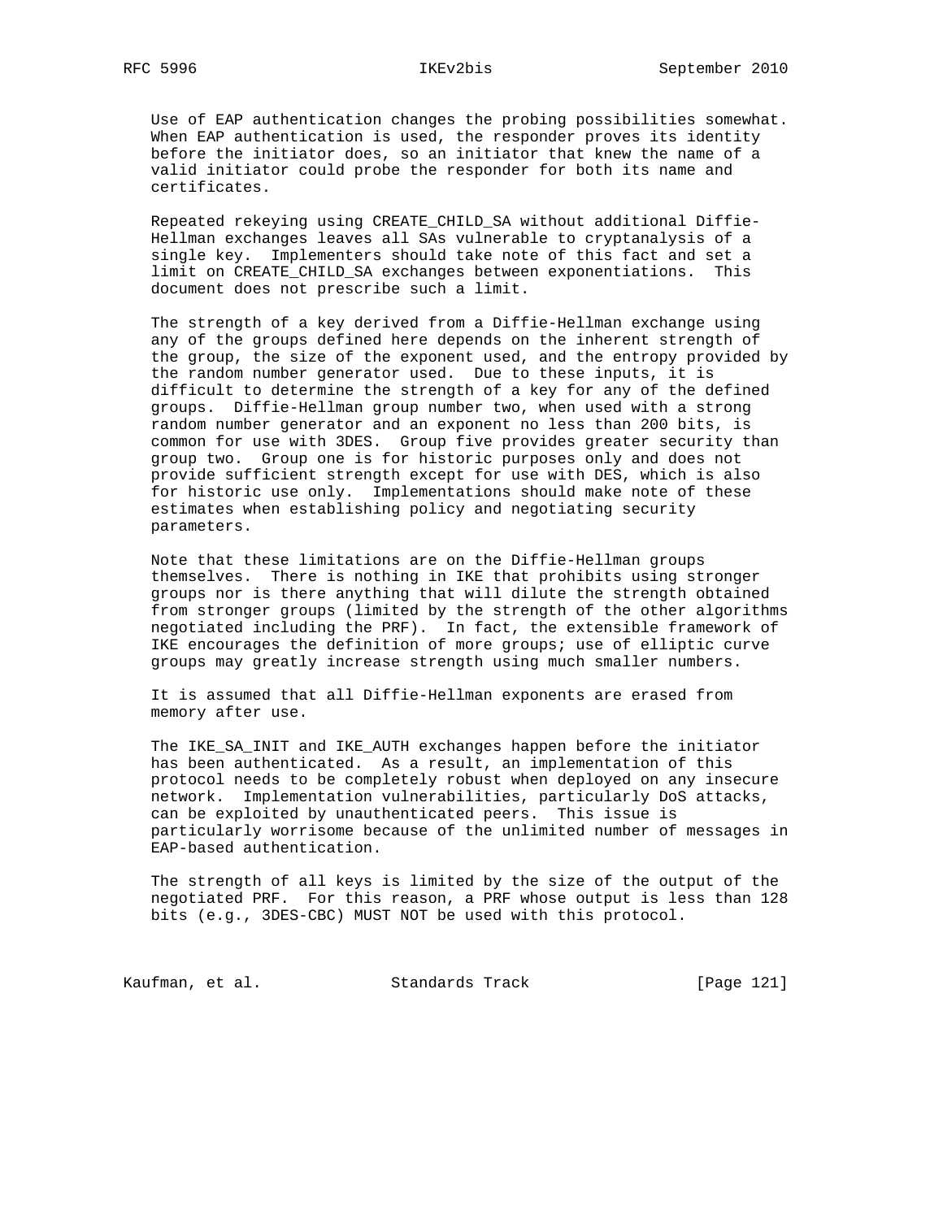Use of EAP authentication changes the probing possibilities somewhat. When EAP authentication is used, the responder proves its identity before the initiator does, so an initiator that knew the name of a valid initiator could probe the responder for both its name and certificates.

Repeated rekeying using CREATE_CHILD_SA without additional Diffie-Hellman exchanges leaves all SAs vulnerable to cryptanalysis of a single key. Implementers should take note of this fact and set a limit on CREATE_CHILD_SA exchanges between exponentiations. This document does not prescribe such a limit.

The strength of a key derived from a Diffie-Hellman exchange using any of the groups defined here depends on the inherent strength of the group, the size of the exponent used, and the entropy provided by the random number generator used. Due to these inputs, it is difficult to determine the strength of a key for any of the defined groups. Diffie-Hellman group number two, when used with a strong random number generator and an exponent no less than 200 bits, is common for use with 3DES. Group five provides greater security than group two. Group one is for historic purposes only and does not provide sufficient strength except for use with DES, which is also for historic use only. Implementations should make note of these estimates when establishing policy and negotiating security parameters.

Note that these limitations are on the Diffie-Hellman groups themselves. There is nothing in IKE that prohibits using stronger groups nor is there anything that will dilute the strength obtained from stronger groups (limited by the strength of the other algorithms negotiated including the PRF). In fact, the extensible framework of IKE encourages the definition of more groups; use of elliptic curve groups may greatly increase strength using much smaller numbers.

It is assumed that all Diffie-Hellman exponents are erased from memory after use.

The IKE_SA_INIT and IKE_AUTH exchanges happen before the initiator has been authenticated. As a result, an implementation of this protocol needs to be completely robust when deployed on any insecure network. Implementation vulnerabilities, particularly DoS attacks, can be exploited by unauthenticated peers. This issue is particularly worrisome because of the unlimited number of messages in EAP-based authentication.

The strength of all keys is limited by the size of the output of the negotiated PRF. For this reason, a PRF whose output is less than 128 bits (e.g., 3DES-CBC) MUST NOT be used with this protocol.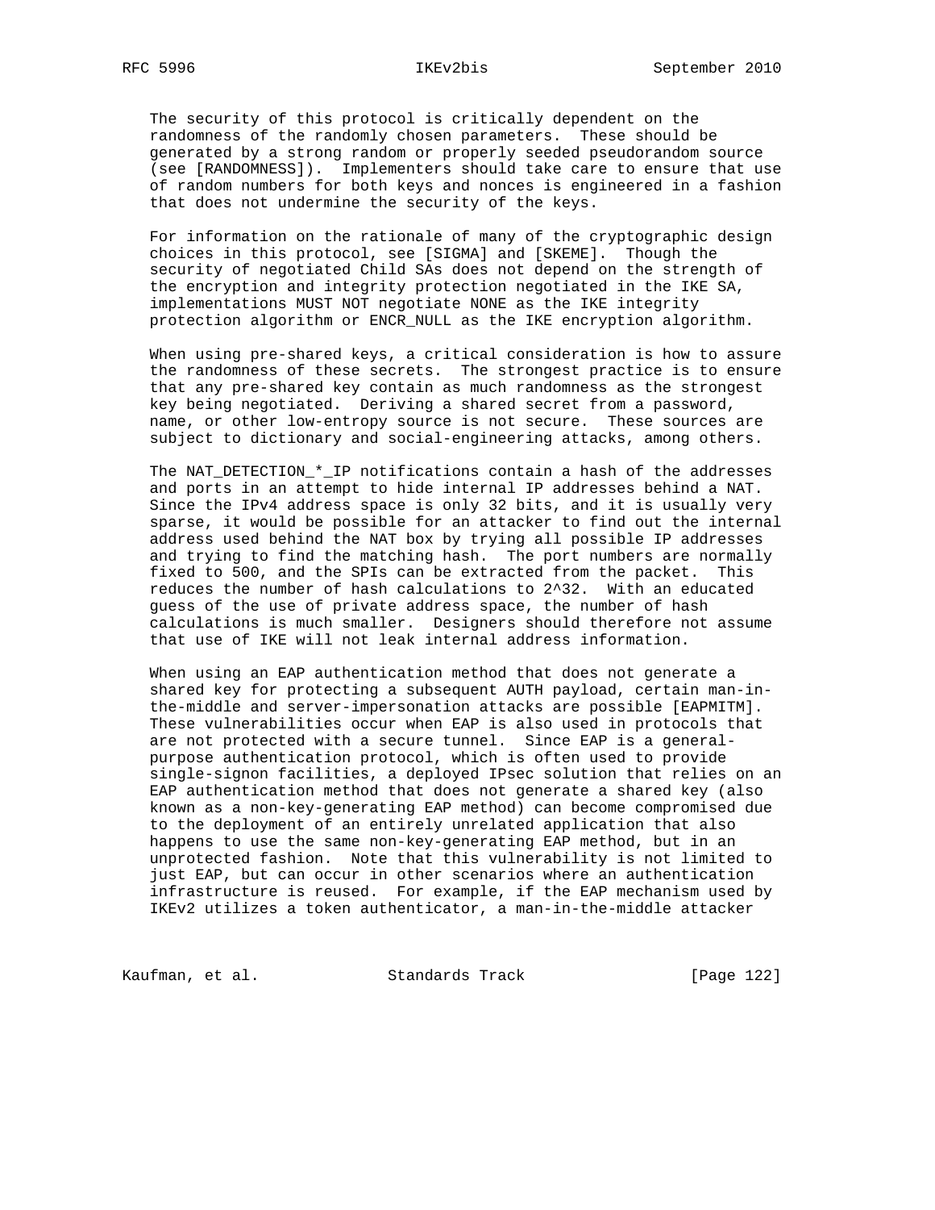The security of this protocol is critically dependent on the randomness of the randomly chosen parameters. These should be generated by a strong random or properly seeded pseudorandom source (see [RANDOMNESS]). Implementers should take care to ensure that use of random numbers for both keys and nonces is engineered in a fashion that does not undermine the security of the keys.

For information on the rationale of many of the cryptographic design choices in this protocol, see [SIGMA] and [SKEME]. Though the security of negotiated Child SAs does not depend on the strength of the encryption and integrity protection negotiated in the IKE SA, implementations MUST NOT negotiate NONE as the IKE integrity protection algorithm or ENCR_NULL as the IKE encryption algorithm.

When using pre-shared keys, a critical consideration is how to assure the randomness of these secrets. The strongest practice is to ensure that any pre-shared key contain as much randomness as the strongest key being negotiated. Deriving a shared secret from a password, name, or other low-entropy source is not secure. These sources are subject to dictionary and social-engineering attacks, among others.

The NAT_DETECTION_*_IP notifications contain a hash of the addresses and ports in an attempt to hide internal IP addresses behind a NAT. Since the IPv4 address space is only 32 bits, and it is usually very sparse, it would be possible for an attacker to find out the internal address used behind the NAT box by trying all possible IP addresses and trying to find the matching hash. The port numbers are normally fixed to 500, and the SPIs can be extracted from the packet. This reduces the number of hash calculations to $2^{32}$. With an educated guess of the use of private address space, the number of hash calculations is much smaller. Designers should therefore not assume that use of IKE will not leak internal address information.

When using an EAP authentication method that does not generate a shared key for protecting a subsequent AUTH payload, certain man-in-the-middle and server-impersonation attacks are possible [EAPMITM]. These vulnerabilities occur when EAP is also used in protocols that are not protected with a secure tunnel. Since EAP is a general-purpose authentication protocol, which is often used to provide single-signon facilities, a deployed IPsec solution that relies on an EAP authentication method that does not generate a shared key (also known as a non-key-generating EAP method) can become compromised due to the deployment of an entirely unrelated application that also happens to use the same non-key-generating EAP method, but in an unprotected fashion. Note that this vulnerability is not limited to just EAP, but can occur in other scenarios where an authentication infrastructure is reused. For example, if the EAP mechanism used by IKEv2 utilizes a token authenticator, a man-in-the-middle attacker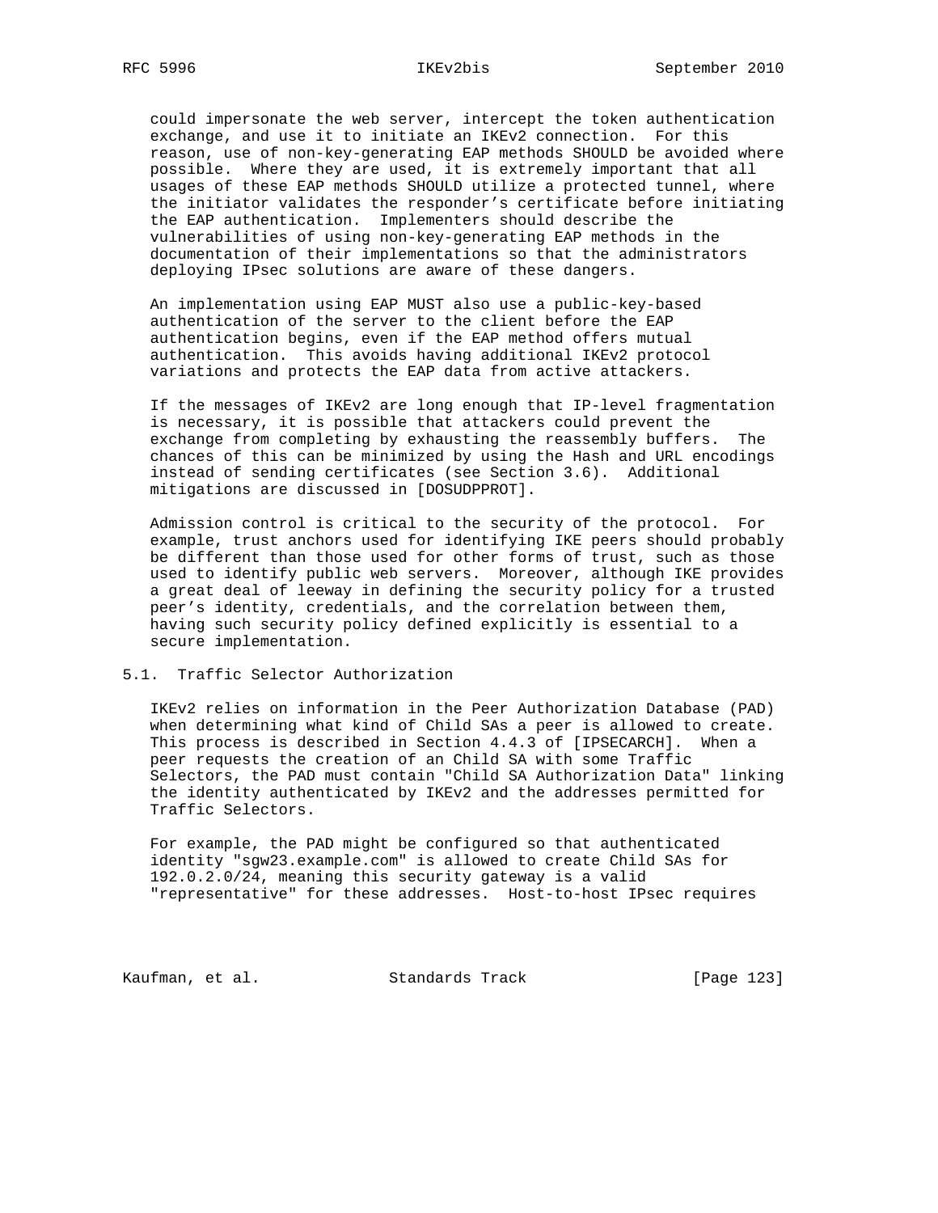could impersonate the web server, intercept the token authentication exchange, and use it to initiate an IKEv2 connection. For this reason, use of non-key-generating EAP methods SHOULD be avoided where possible. Where they are used, it is extremely important that all usages of these EAP methods SHOULD utilize a protected tunnel, where the initiator validates the responder's certificate before initiating the EAP authentication. Implementers should describe the vulnerabilities of using non-key-generating EAP methods in the documentation of their implementations so that the administrators deploying IPsec solutions are aware of these dangers.

An implementation using EAP MUST also use a public-key-based authentication of the server to the client before the EAP authentication begins, even if the EAP method offers mutual authentication. This avoids having additional IKEv2 protocol variations and protects the EAP data from active attackers.

If the messages of IKEv2 are long enough that IP-level fragmentation is necessary, it is possible that attackers could prevent the exchange from completing by exhausting the reassembly buffers. The chances of this can be minimized by using the Hash and URL encodings instead of sending certificates (see Section 3.6). Additional mitigations are discussed in [DOSUDPPROT].

Admission control is critical to the security of the protocol. For example, trust anchors used for identifying IKE peers should probably be different than those used for other forms of trust, such as those used to identify public web servers. Moreover, although IKE provides a great deal of leeway in defining the security policy for a trusted peer's identity, credentials, and the correlation between them, having such security policy defined explicitly is essential to a secure implementation.

## 5.1. Traffic Selector Authorization

IKEv2 relies on information in the Peer Authorization Database (PAD) when determining what kind of Child SAs a peer is allowed to create. This process is described in Section 4.4.3 of [IPSECARCH]. When a peer requests the creation of an Child SA with some Traffic Selectors, the PAD must contain "Child SA Authorization Data" linking the identity authenticated by IKEv2 and the addresses permitted for Traffic Selectors.

For example, the PAD might be configured so that authenticated identity "sgw23.example.com" is allowed to create Child SAs for 192.0.2.0/24, meaning this security gateway is a valid "representative" for these addresses. Host-to-host IPsec requires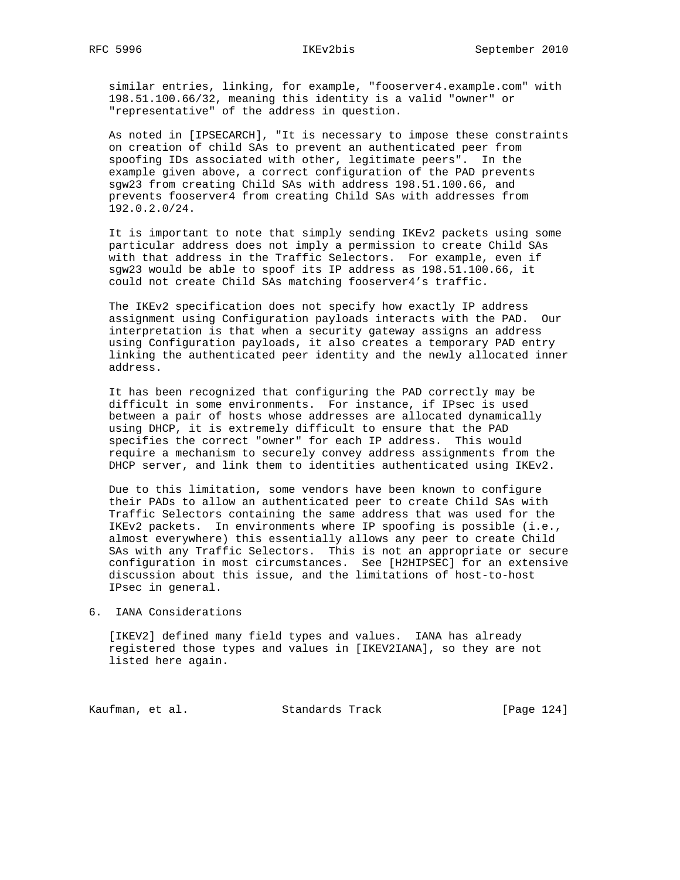similar entries, linking, for example, "fooserver4.example.com" with 198.51.100.66/32, meaning this identity is a valid "owner" or "representative" of the address in question.

As noted in [IPSECARCH], "It is necessary to impose these constraints on creation of child SAs to prevent an authenticated peer from spoofing IDs associated with other, legitimate peers". In the example given above, a correct configuration of the PAD prevents sgw23 from creating Child SAs with address 198.51.100.66, and prevents fooserver4 from creating Child SAs with addresses from 192.0.2.0/24.

It is important to note that simply sending IKEv2 packets using some particular address does not imply a permission to create Child SAs with that address in the Traffic Selectors. For example, even if sgw23 would be able to spoof its IP address as 198.51.100.66, it could not create Child SAs matching fooserver4's traffic.

The IKEv2 specification does not specify how exactly IP address assignment using Configuration payloads interacts with the PAD. Our interpretation is that when a security gateway assigns an address using Configuration payloads, it also creates a temporary PAD entry linking the authenticated peer identity and the newly allocated inner address.

It has been recognized that configuring the PAD correctly may be difficult in some environments. For instance, if IPsec is used between a pair of hosts whose addresses are allocated dynamically using DHCP, it is extremely difficult to ensure that the PAD specifies the correct "owner" for each IP address. This would require a mechanism to securely convey address assignments from the DHCP server, and link them to identities authenticated using IKEv2.

Due to this limitation, some vendors have been known to configure their PADs to allow an authenticated peer to create Child SAs with Traffic Selectors containing the same address that was used for the IKEv2 packets. In environments where IP spoofing is possible (i.e., almost everywhere) this essentially allows any peer to create Child SAs with any Traffic Selectors. This is not an appropriate or secure configuration in most circumstances. See [H2HIPSEC] for an extensive discussion about this issue, and the limitations of host-to-host IPsec in general.

# 6. IANA Considerations

[IKEV2] defined many field types and values. IANA has already registered those types and values in [IKEV2IANA], so they are not listed here again.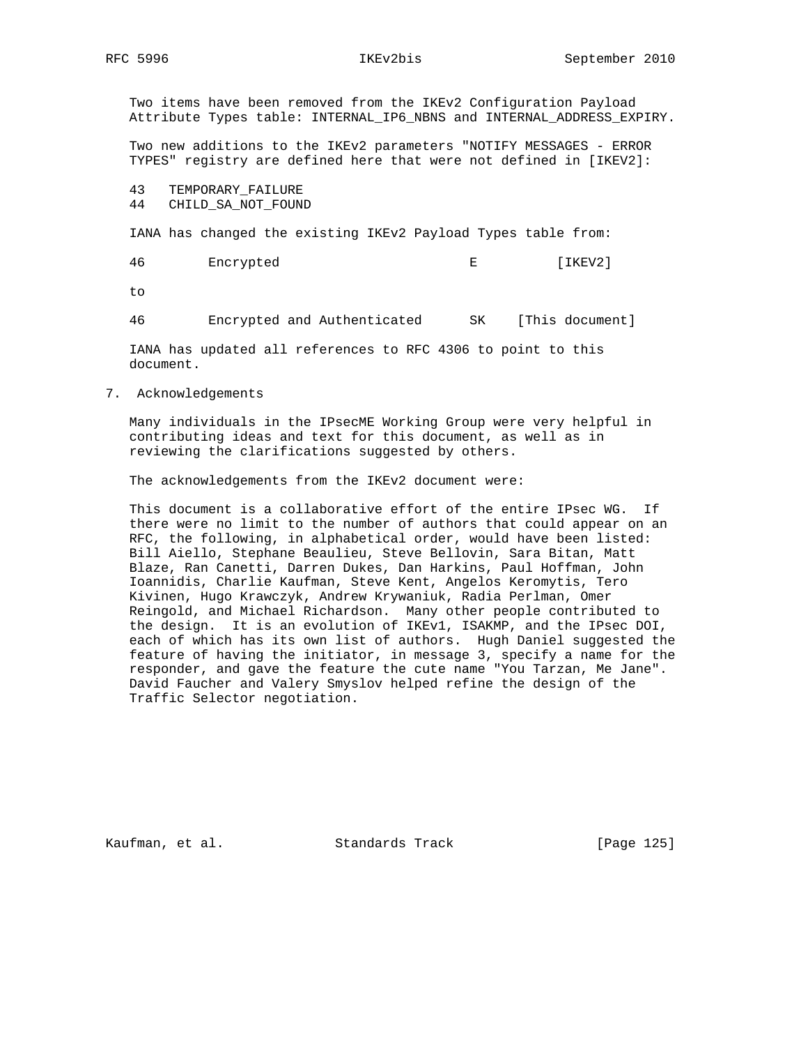Two items have been removed from the IKEv2 Configuration Payload Attribute Types table: INTERNAL_IP6_NBNS and INTERNAL_ADDRESS_EXPIRY.

Two new additions to the IKEv2 parameters "NOTIFY MESSAGES - ERROR TYPES" registry are defined here that were not defined in [IKEV2]:

```
43   TEMPORARY_FAILURE
44   CHILD_SA_NOT_FOUND
```

IANA has changed the existing IKEv2 Payload Types table from:

```
46        Encrypted                        E          [IKEV2]
```

to

```
46        Encrypted and Authenticated      SK    [This document]
```

IANA has updated all references to RFC 4306 to point to this document.

## 7. Acknowledgements

Many individuals in the IPsecME Working Group were very helpful in contributing ideas and text for this document, as well as in reviewing the clarifications suggested by others.

The acknowledgements from the IKEv2 document were:

This document is a collaborative effort of the entire IPsec WG. If there were no limit to the number of authors that could appear on an RFC, the following, in alphabetical order, would have been listed: Bill Aiello, Stephane Beaulieu, Steve Bellovin, Sara Bitan, Matt Blaze, Ran Canetti, Darren Dukes, Dan Harkins, Paul Hoffman, John Ioannidis, Charlie Kaufman, Steve Kent, Angelos Keromytis, Tero Kivinen, Hugo Krawczyk, Andrew Krywaniuk, Radia Perlman, Omer Reingold, and Michael Richardson. Many other people contributed to the design. It is an evolution of IKEv1, ISAKMP, and the IPsec DOI, each of which has its own list of authors. Hugh Daniel suggested the feature of having the initiator, in message 3, specify a name for the responder, and gave the feature the cute name "You Tarzan, Me Jane". David Faucher and Valery Smyslov helped refine the design of the Traffic Selector negotiation.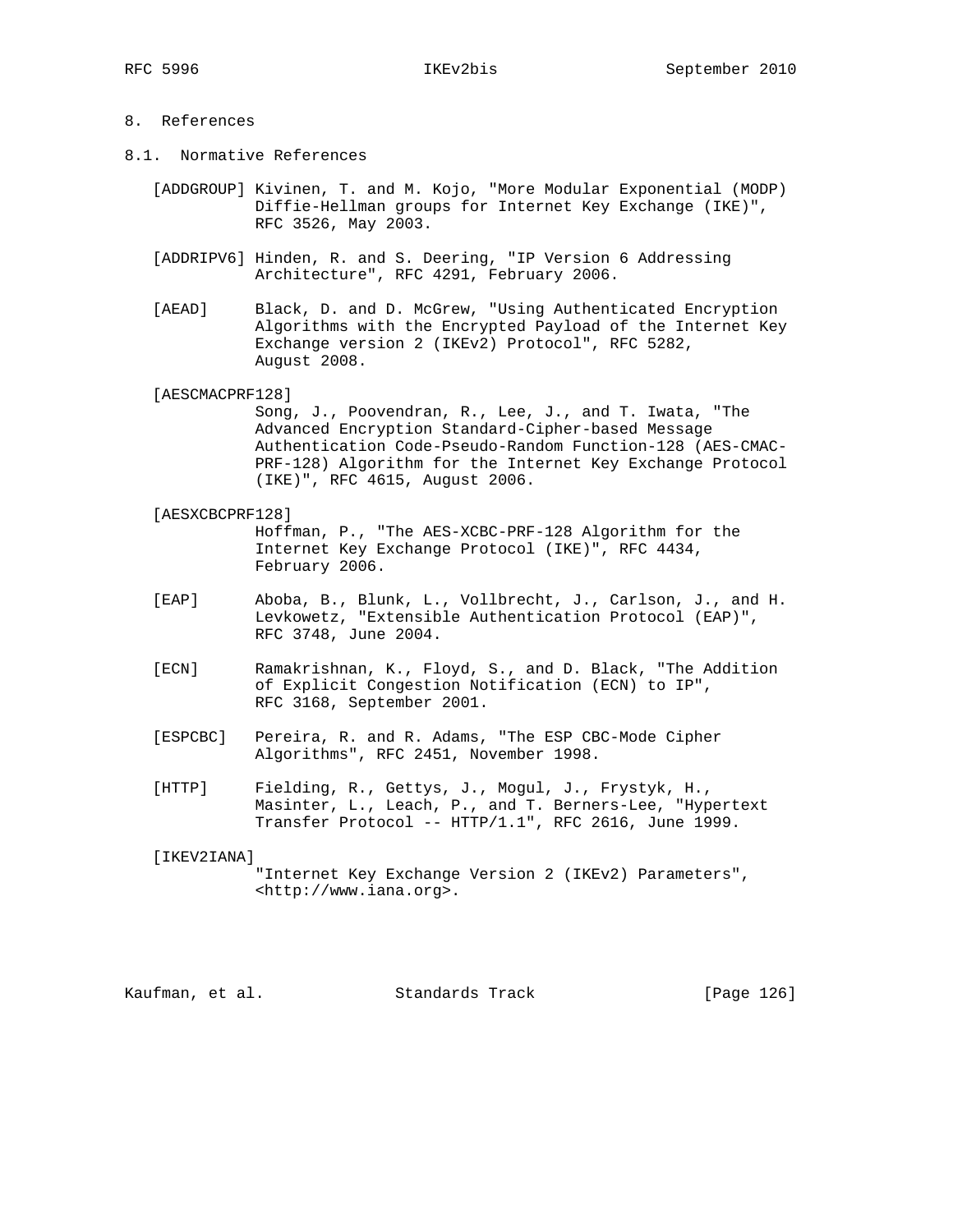## 8. References

### 8.1. Normative References

[ADDGROUP] Kivinen, T. and M. Kojo, "More Modular Exponential (MODP) Diffie-Hellman groups for Internet Key Exchange (IKE)", RFC 3526, May 2003.

[ADDRIPV6] Hinden, R. and S. Deering, "IP Version 6 Addressing Architecture", RFC 4291, February 2006.

[AEAD] Black, D. and D. McGrew, "Using Authenticated Encryption Algorithms with the Encrypted Payload of the Internet Key Exchange version 2 (IKEv2) Protocol", RFC 5282, August 2008.

[AESCMACPRF128] Song, J., Poovendran, R., Lee, J., and T. Iwata, "The Advanced Encryption Standard-Cipher-based Message Authentication Code-Pseudo-Random Function-128 (AES-CMAC-PRF-128) Algorithm for the Internet Key Exchange Protocol (IKE)", RFC 4615, August 2006.

[AESXCBCPRF128] Hoffman, P., "The AES-XCBC-PRF-128 Algorithm for the Internet Key Exchange Protocol (IKE)", RFC 4434, February 2006.

[EAP] Aboba, B., Blunk, L., Vollbrecht, J., Carlson, J., and H. Levkowetz, "Extensible Authentication Protocol (EAP)", RFC 3748, June 2004.

[ECN] Ramakrishnan, K., Floyd, S., and D. Black, "The Addition of Explicit Congestion Notification (ECN) to IP", RFC 3168, September 2001.

[ESPCBC] Pereira, R. and R. Adams, "The ESP CBC-Mode Cipher Algorithms", RFC 2451, November 1998.

[HTTP] Fielding, R., Gettys, J., Mogul, J., Frystyk, H., Masinter, L., Leach, P., and T. Berners-Lee, "Hypertext Transfer Protocol -- HTTP/1.1", RFC 2616, June 1999.

[IKEV2IANA] "Internet Key Exchange Version 2 (IKEv2) Parameters", <http://www.iana.org>.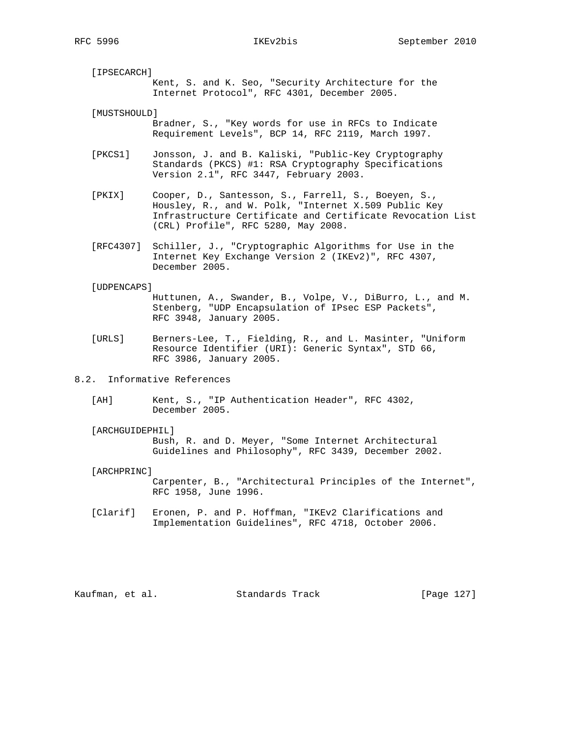[IPSECARCH]
Kent, S. and K. Seo, "Security Architecture for the Internet Protocol", RFC 4301, December 2005.

[MUSTSHOULD]
Bradner, S., "Key words for use in RFCs to Indicate Requirement Levels", BCP 14, RFC 2119, March 1997.

[PKCS1]
Jonsson, J. and B. Kaliski, "Public-Key Cryptography Standards (PKCS) #1: RSA Cryptography Specifications Version 2.1", RFC 3447, February 2003.

[PKIX]
Cooper, D., Santesson, S., Farrell, S., Boeyen, S., Housley, R., and W. Polk, "Internet X.509 Public Key Infrastructure Certificate and Certificate Revocation List (CRL) Profile", RFC 5280, May 2008.

[RFC4307]
Schiller, J., "Cryptographic Algorithms for Use in the Internet Key Exchange Version 2 (IKEv2)", RFC 4307, December 2005.

[UDPENCAPS]
Huttunen, A., Swander, B., Volpe, V., DiBurro, L., and M. Stenberg, "UDP Encapsulation of IPsec ESP Packets", RFC 3948, January 2005.

[URLS]
Berners-Lee, T., Fielding, R., and L. Masinter, "Uniform Resource Identifier (URI): Generic Syntax", STD 66, RFC 3986, January 2005.

## 8.2. Informative References

[AH]
Kent, S., "IP Authentication Header", RFC 4302, December 2005.

[ARCHGUIDEPHIL]
Bush, R. and D. Meyer, "Some Internet Architectural Guidelines and Philosophy", RFC 3439, December 2002.

[ARCHPRINC]
Carpenter, B., "Architectural Principles of the Internet", RFC 1958, June 1996.

[Clarif]
Eronen, P. and P. Hoffman, "IKEv2 Clarifications and Implementation Guidelines", RFC 4718, October 2006.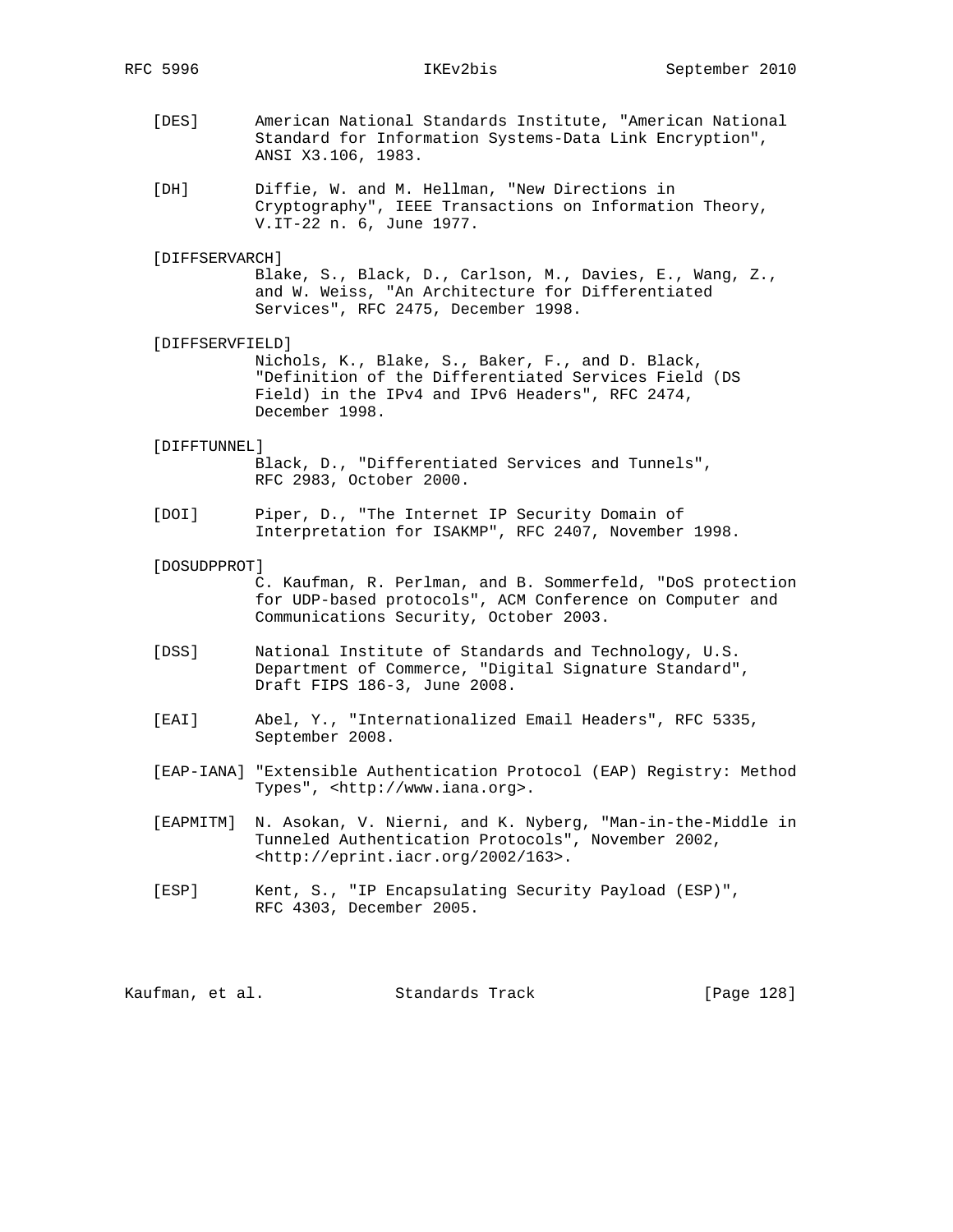[DES] American National Standards Institute, "American National Standard for Information Systems-Data Link Encryption", ANSI X3.106, 1983.

[DH] Diffie, W. and M. Hellman, "New Directions in Cryptography", IEEE Transactions on Information Theory, V.IT-22 n. 6, June 1977.

[DIFFSERVARCH] Blake, S., Black, D., Carlson, M., Davies, E., Wang, Z., and W. Weiss, "An Architecture for Differentiated Services", RFC 2475, December 1998.

[DIFFSERVFIELD] Nichols, K., Blake, S., Baker, F., and D. Black, "Definition of the Differentiated Services Field (DS Field) in the IPv4 and IPv6 Headers", RFC 2474, December 1998.

[DIFFTUNNEL] Black, D., "Differentiated Services and Tunnels", RFC 2983, October 2000.

[DOI] Piper, D., "The Internet IP Security Domain of Interpretation for ISAKMP", RFC 2407, November 1998.

[DOSUDPPROT] C. Kaufman, R. Perlman, and B. Sommerfeld, "DoS protection for UDP-based protocols", ACM Conference on Computer and Communications Security, October 2003.

[DSS] National Institute of Standards and Technology, U.S. Department of Commerce, "Digital Signature Standard", Draft FIPS 186-3, June 2008.

[EAI] Abel, Y., "Internationalized Email Headers", RFC 5335, September 2008.

[EAP-IANA] "Extensible Authentication Protocol (EAP) Registry: Method Types", <http://www.iana.org>.

[EAPMITM] N. Asokan, V. Nierni, and K. Nyberg, "Man-in-the-Middle in Tunneled Authentication Protocols", November 2002, <http://eprint.iacr.org/2002/163>.

[ESP] Kent, S., "IP Encapsulating Security Payload (ESP)", RFC 4303, December 2005.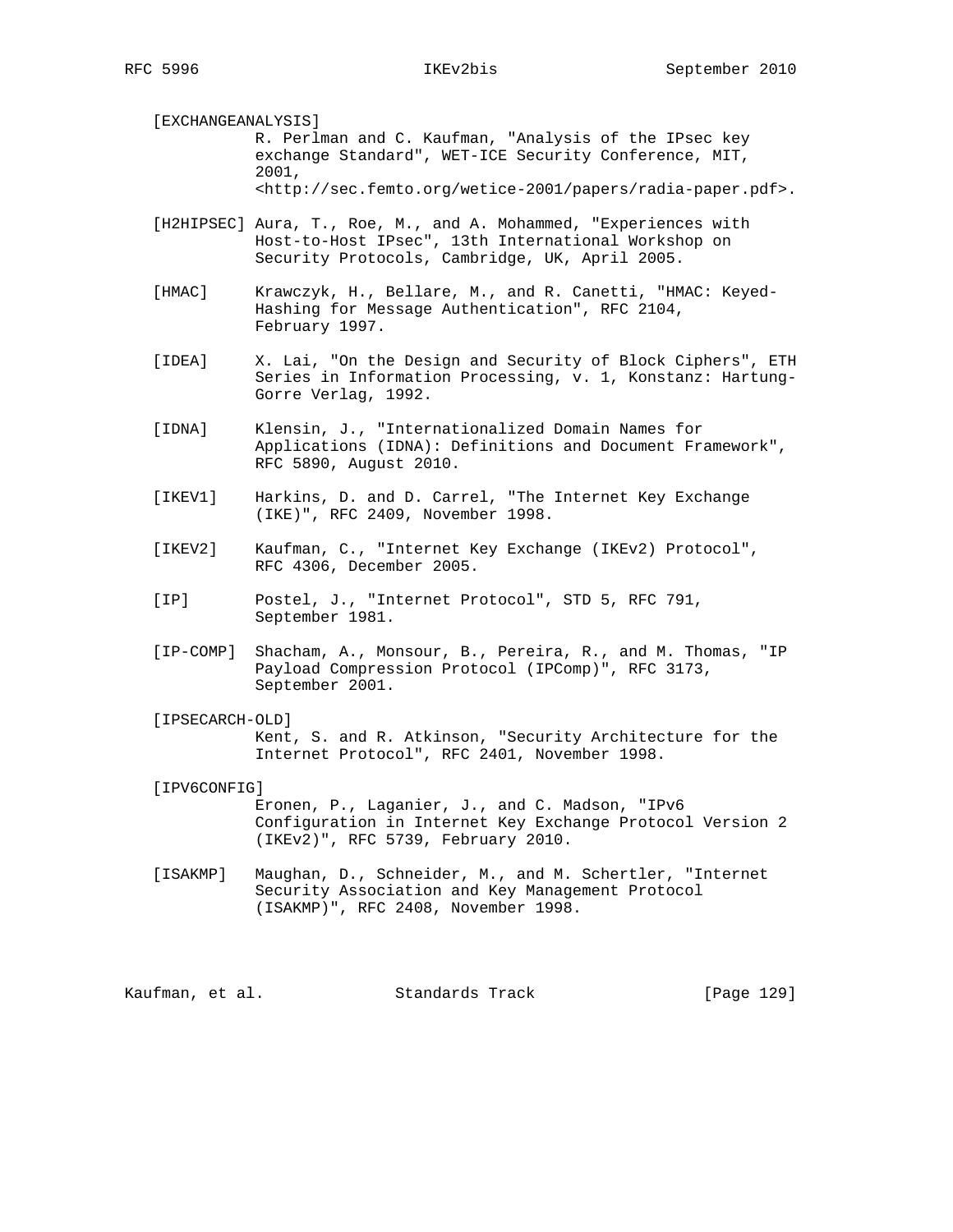[EXCHANGEANALYSIS]
R. Perlman and C. Kaufman, "Analysis of the IPsec key exchange Standard", WET-ICE Security Conference, MIT, 2001, <http://sec.femto.org/wetice-2001/papers/radia-paper.pdf>.

[H2HIPSEC] Aura, T., Roe, M., and A. Mohammed, "Experiences with Host-to-Host IPsec", 13th International Workshop on Security Protocols, Cambridge, UK, April 2005.

[HMAC] Krawczyk, H., Bellare, M., and R. Canetti, "HMAC: Keyed-Hashing for Message Authentication", RFC 2104, February 1997.

[IDEA] X. Lai, "On the Design and Security of Block Ciphers", ETH Series in Information Processing, v. 1, Konstanz: Hartung-Gorre Verlag, 1992.

[IDNA] Klensin, J., "Internationalized Domain Names for Applications (IDNA): Definitions and Document Framework", RFC 5890, August 2010.

[IKEV1] Harkins, D. and D. Carrel, "The Internet Key Exchange (IKE)", RFC 2409, November 1998.

[IKEV2] Kaufman, C., "Internet Key Exchange (IKEv2) Protocol", RFC 4306, December 2005.

[IP] Postel, J., "Internet Protocol", STD 5, RFC 791, September 1981.

[IP-COMP] Shacham, A., Monsour, B., Pereira, R., and M. Thomas, "IP Payload Compression Protocol (IPComp)", RFC 3173, September 2001.

[IPSECARCH-OLD]
Kent, S. and R. Atkinson, "Security Architecture for the Internet Protocol", RFC 2401, November 1998.

[IPV6CONFIG]
Eronen, P., Laganier, J., and C. Madson, "IPv6 Configuration in Internet Key Exchange Protocol Version 2 (IKEv2)", RFC 5739, February 2010.

[ISAKMP] Maughan, D., Schneider, M., and M. Schertler, "Internet Security Association and Key Management Protocol (ISAKMP)", RFC 2408, November 1998.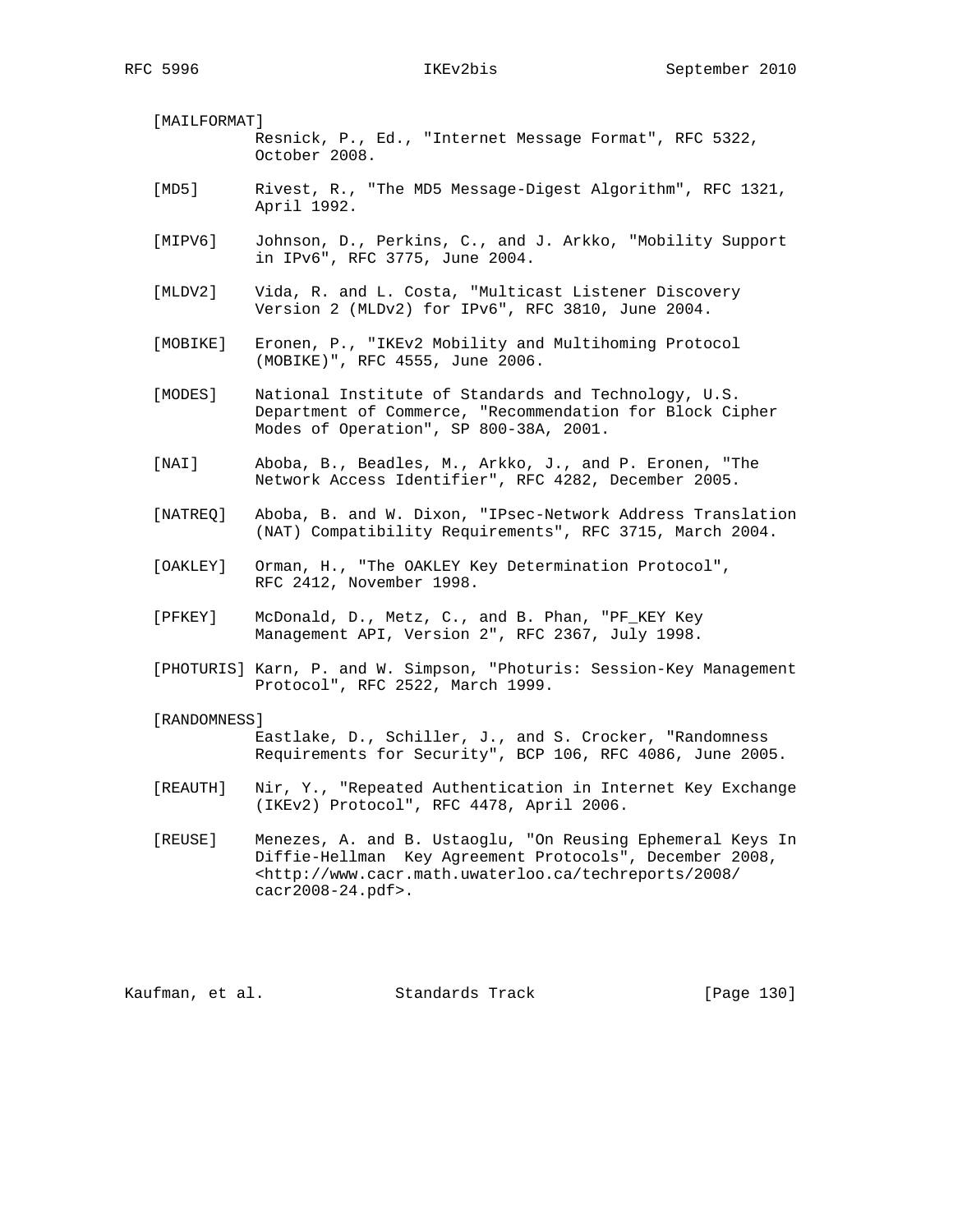[MAILFORMAT]
Resnick, P., Ed., "Internet Message Format", RFC 5322, October 2008.

[MD5] Rivest, R., "The MD5 Message-Digest Algorithm", RFC 1321, April 1992.

[MIPV6] Johnson, D., Perkins, C., and J. Arkko, "Mobility Support in IPv6", RFC 3775, June 2004.

[MLDV2] Vida, R. and L. Costa, "Multicast Listener Discovery Version 2 (MLDv2) for IPv6", RFC 3810, June 2004.

[MOBIKE] Eronen, P., "IKEv2 Mobility and Multihoming Protocol (MOBIKE)", RFC 4555, June 2006.

[MODES] National Institute of Standards and Technology, U.S. Department of Commerce, "Recommendation for Block Cipher Modes of Operation", SP 800-38A, 2001.

[NAI] Aboba, B., Beadles, M., Arkko, J., and P. Eronen, "The Network Access Identifier", RFC 4282, December 2005.

[NATREQ] Aboba, B. and W. Dixon, "IPsec-Network Address Translation (NAT) Compatibility Requirements", RFC 3715, March 2004.

[OAKLEY] Orman, H., "The OAKLEY Key Determination Protocol", RFC 2412, November 1998.

[PFKEY] McDonald, D., Metz, C., and B. Phan, "PF_KEY Key Management API, Version 2", RFC 2367, July 1998.

[PHOTURIS] Karn, P. and W. Simpson, "Photuris: Session-Key Management Protocol", RFC 2522, March 1999.

[RANDOMNESS]
Eastlake, D., Schiller, J., and S. Crocker, "Randomness Requirements for Security", BCP 106, RFC 4086, June 2005.

[REAUTH] Nir, Y., "Repeated Authentication in Internet Key Exchange (IKEv2) Protocol", RFC 4478, April 2006.

[REUSE] Menezes, A. and B. Ustaoglu, "On Reusing Ephemeral Keys In Diffie-Hellman Key Agreement Protocols", December 2008, <http://www.cacr.math.uwaterloo.ca/techreports/2008/cacr2008-24.pdf>.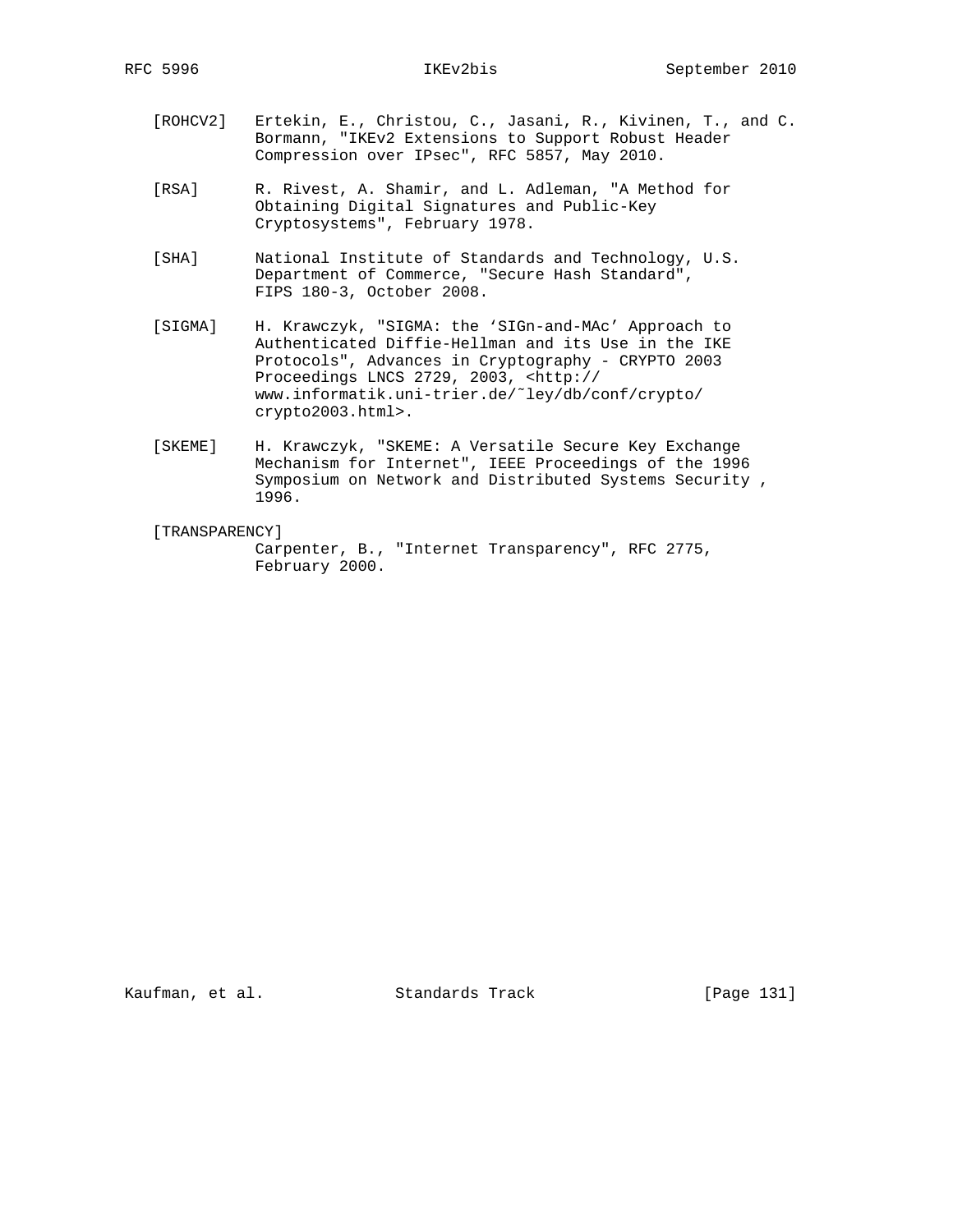[ROHCV2] Ertekin, E., Christou, C., Jasani, R., Kivinen, T., and C. Bormann, "IKEv2 Extensions to Support Robust Header Compression over IPsec", RFC 5857, May 2010.

[RSA] R. Rivest, A. Shamir, and L. Adleman, "A Method for Obtaining Digital Signatures and Public-Key Cryptosystems", February 1978.

[SHA] National Institute of Standards and Technology, U.S. Department of Commerce, "Secure Hash Standard", FIPS 180-3, October 2008.

[SIGMA] H. Krawczyk, "SIGMA: the 'SIGn-and-MAc' Approach to Authenticated Diffie-Hellman and its Use in the IKE Protocols", Advances in Cryptography - CRYPTO 2003 Proceedings LNCS 2729, 2003, <http://www.informatik.uni-trier.de/~ley/db/conf/crypto/crypto2003.html>.

[SKEME] H. Krawczyk, "SKEME: A Versatile Secure Key Exchange Mechanism for Internet", IEEE Proceedings of the 1996 Symposium on Network and Distributed Systems Security , 1996.

[TRANSPARENCY] Carpenter, B., "Internet Transparency", RFC 2775, February 2000.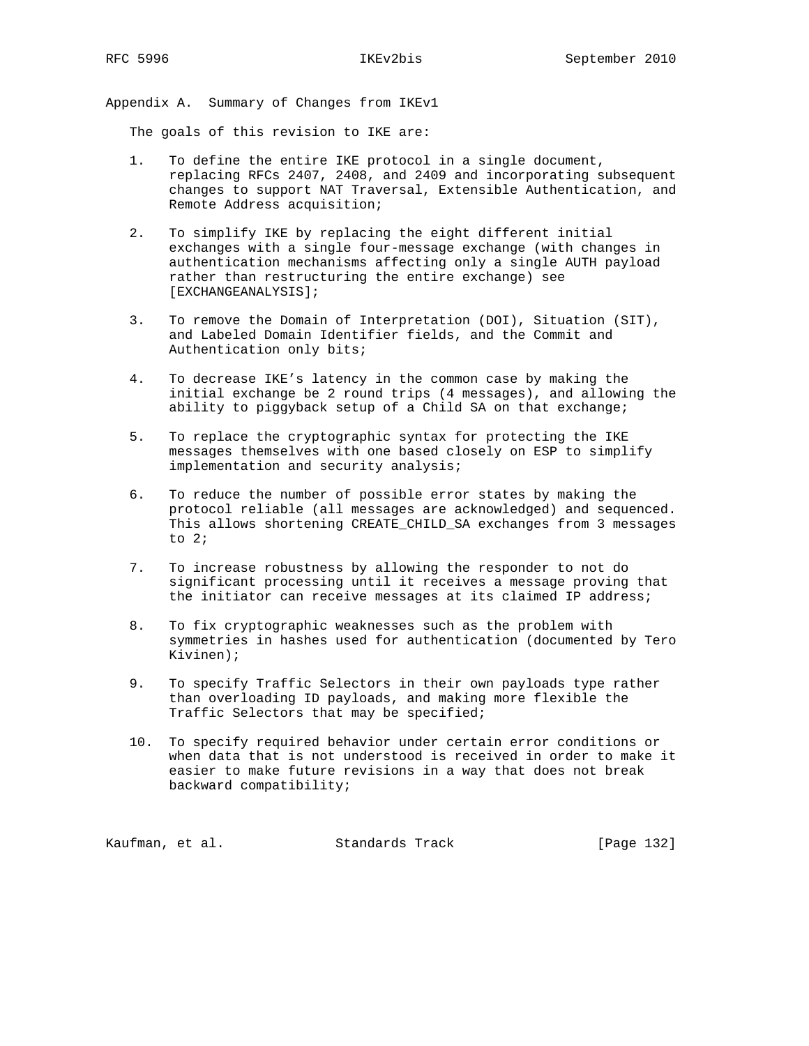## Appendix A. Summary of Changes from IKEv1

The goals of this revision to IKE are:

1. To define the entire IKE protocol in a single document, replacing RFCs 2407, 2408, and 2409 and incorporating subsequent changes to support NAT Traversal, Extensible Authentication, and Remote Address acquisition;

2. To simplify IKE by replacing the eight different initial exchanges with a single four-message exchange (with changes in authentication mechanisms affecting only a single AUTH payload rather than restructuring the entire exchange) see [EXCHANGEANALYSIS];

3. To remove the Domain of Interpretation (DOI), Situation (SIT), and Labeled Domain Identifier fields, and the Commit and Authentication only bits;

4. To decrease IKE's latency in the common case by making the initial exchange be 2 round trips (4 messages), and allowing the ability to piggyback setup of a Child SA on that exchange;

5. To replace the cryptographic syntax for protecting the IKE messages themselves with one based closely on ESP to simplify implementation and security analysis;

6. To reduce the number of possible error states by making the protocol reliable (all messages are acknowledged) and sequenced. This allows shortening CREATE_CHILD_SA exchanges from 3 messages to 2;

7. To increase robustness by allowing the responder to not do significant processing until it receives a message proving that the initiator can receive messages at its claimed IP address;

8. To fix cryptographic weaknesses such as the problem with symmetries in hashes used for authentication (documented by Tero Kivinen);

9. To specify Traffic Selectors in their own payloads type rather than overloading ID payloads, and making more flexible the Traffic Selectors that may be specified;

10. To specify required behavior under certain error conditions or when data that is not understood is received in order to make it easier to make future revisions in a way that does not break backward compatibility;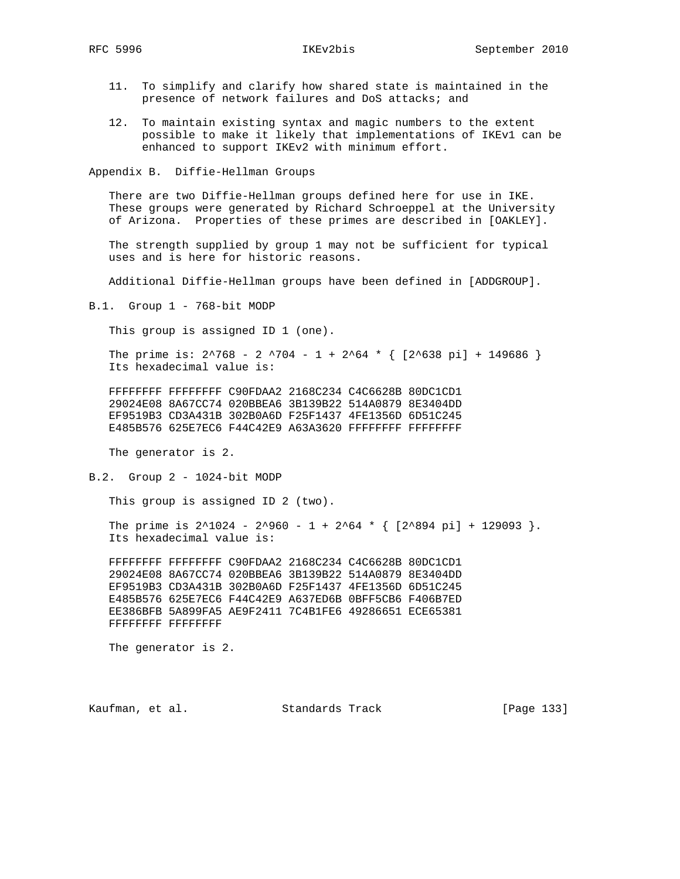11. To simplify and clarify how shared state is maintained in the presence of network failures and DoS attacks; and

12. To maintain existing syntax and magic numbers to the extent possible to make it likely that implementations of IKEv1 can be enhanced to support IKEv2 with minimum effort.

# Appendix B. Diffie-Hellman Groups

There are two Diffie-Hellman groups defined here for use in IKE. These groups were generated by Richard Schroeppel at the University of Arizona. Properties of these primes are described in [OAKLEY].

The strength supplied by group 1 may not be sufficient for typical uses and is here for historic reasons.

Additional Diffie-Hellman groups have been defined in [ADDGROUP].

## B.1. Group 1 - 768-bit MODP

This group is assigned ID 1 (one).

The prime is: $2^{768} - 2^{704} - 1 + 2^{64} * \{ [2^{638} \pi] + 149686 \}$
Its hexadecimal value is:

```
FFFFFFFF FFFFFFFF C90FDAA2 2168C234 C4C6628B 80DC1CD1
29024E08 8A67CC74 020BBEA6 3B139B22 514A0879 8E3404DD
EF9519B3 CD3A431B 302B0A6D F25F1437 4FE1356D 6D51C245
E485B576 625E7EC6 F44C42E9 A63A3620 FFFFFFFF FFFFFFFF
```

The generator is 2.

## B.2. Group 2 - 1024-bit MODP

This group is assigned ID 2 (two).

The prime is $2^{1024} - 2^{960} - 1 + 2^{64} * \{ [2^{894} \pi] + 129093 \}$.
Its hexadecimal value is:

```
FFFFFFFF FFFFFFFF C90FDAA2 2168C234 C4C6628B 80DC1CD1
29024E08 8A67CC74 020BBEA6 3B139B22 514A0879 8E3404DD
EF9519B3 CD3A431B 302B0A6D F25F1437 4FE1356D 6D51C245
E485B576 625E7EC6 F44C42E9 A637ED6B 0BFF5CB6 F406B7ED
EE386BFB 5A899FA5 AE9F2411 7C4B1FE6 49286651 ECE65381
FFFFFFFF FFFFFFFF
```

The generator is 2.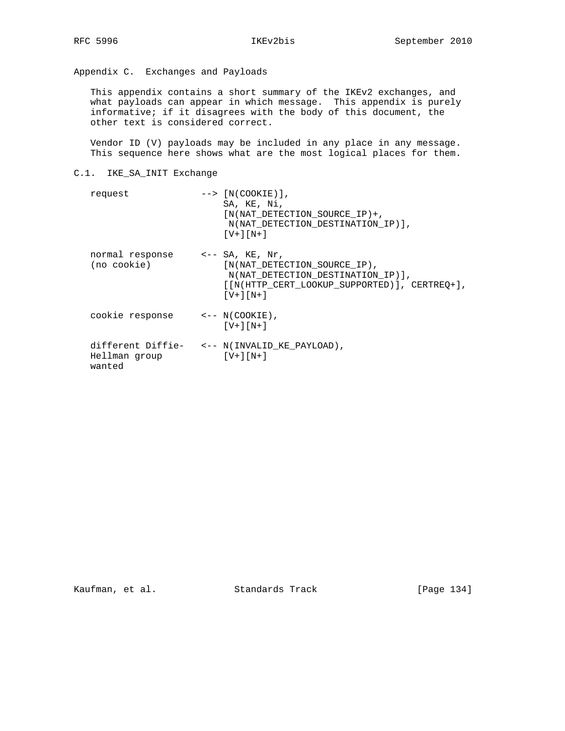# Appendix C. Exchanges and Payloads

This appendix contains a short summary of the IKEv2 exchanges, and what payloads can appear in which message. This appendix is purely informative; if it disagrees with the body of this document, the other text is considered correct.

Vendor ID (V) payloads may be included in any place in any message. This sequence here shows what are the most logical places for them.

## C.1. IKE_SA_INIT Exchange

```
request             --> [N(COOKIE)],
                        SA, KE, Ni,
                        [N(NAT_DETECTION_SOURCE_IP)+,
                         N(NAT_DETECTION_DESTINATION_IP)],
                        [V+][N+]

normal response     <-- SA, KE, Nr,
(no cookie)             [N(NAT_DETECTION_SOURCE_IP),
                         N(NAT_DETECTION_DESTINATION_IP)],
                        [[N(HTTP_CERT_LOOKUP_SUPPORTED)], CERTREQ+],
                        [V+][N+]

cookie response     <-- N(COOKIE),
                        [V+][N+]

different Diffie-   <-- N(INVALID_KE_PAYLOAD),
Hellman group           [V+][N+]
wanted
```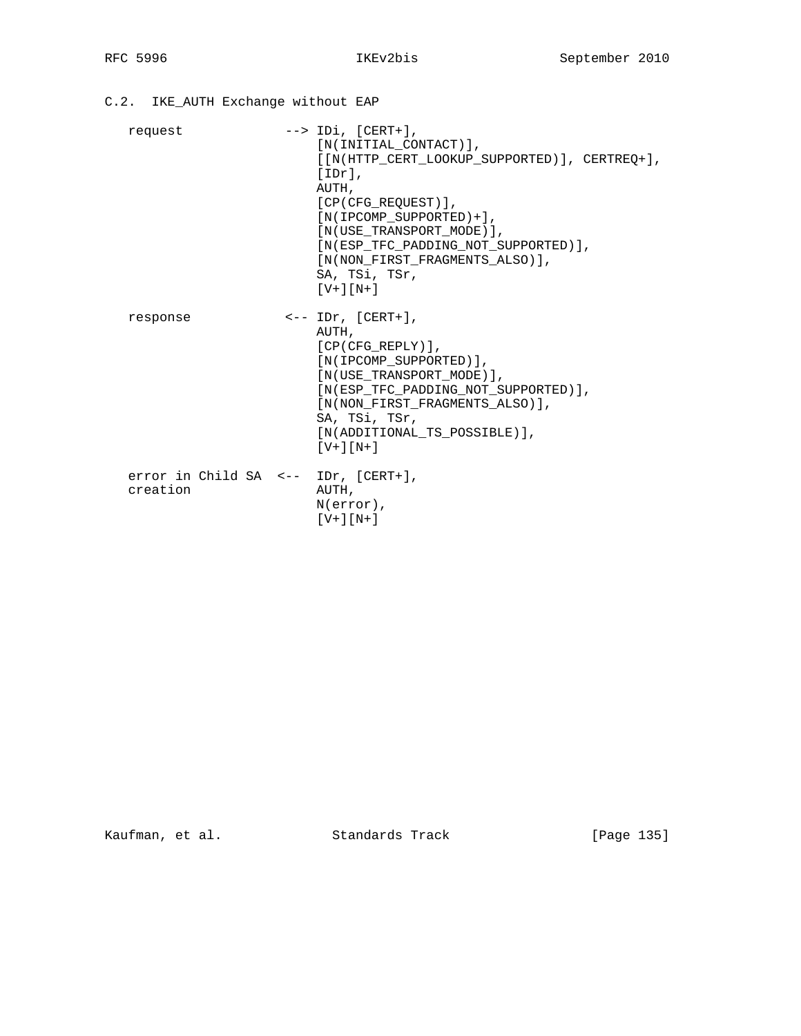## C.2. IKE_AUTH Exchange without EAP

```
   request             --> IDi, [CERT+],
                           [N(INITIAL_CONTACT)],
                           [[N(HTTP_CERT_LOOKUP_SUPPORTED)], CERTREQ+],
                           [IDr],
                           AUTH,
                           [CP(CFG_REQUEST)],
                           [N(IPCOMP_SUPPORTED)+],
                           [N(USE_TRANSPORT_MODE)],
                           [N(ESP_TFC_PADDING_NOT_SUPPORTED)],
                           [N(NON_FIRST_FRAGMENTS_ALSO)],
                           SA, TSi, TSr,
                           [V+][N+]

   response            <-- IDr, [CERT+],
                           AUTH,
                           [CP(CFG_REPLY)],
                           [N(IPCOMP_SUPPORTED)],
                           [N(USE_TRANSPORT_MODE)],
                           [N(ESP_TFC_PADDING_NOT_SUPPORTED)],
                           [N(NON_FIRST_FRAGMENTS_ALSO)],
                           SA, TSi, TSr,
                           [N(ADDITIONAL_TS_POSSIBLE)],
                           [V+][N+]

   error in Child SA  <--  IDr, [CERT+],
   creation                AUTH,
                           N(error),
                           [V+][N+]
```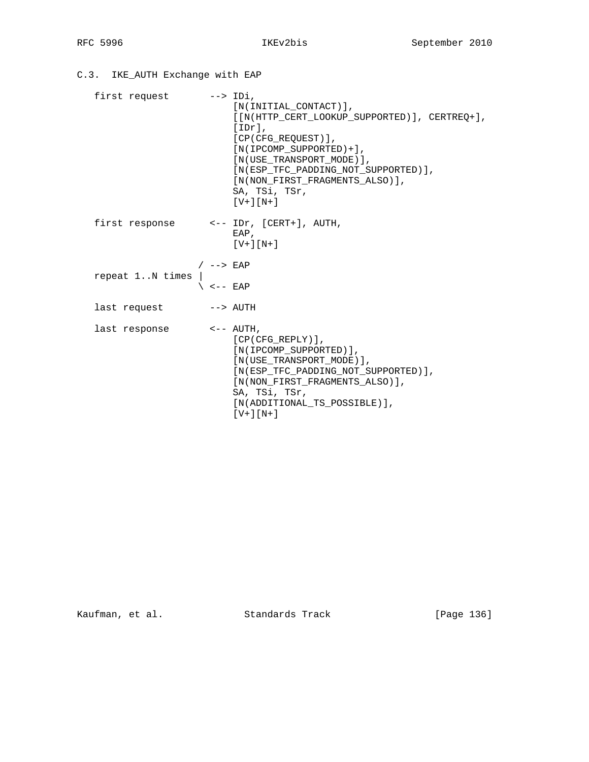## C.3. IKE_AUTH Exchange with EAP

```
   first request       --> IDi,
                           [N(INITIAL_CONTACT)],
                           [[N(HTTP_CERT_LOOKUP_SUPPORTED)], CERTREQ+],
                           [IDr],
                           [CP(CFG_REQUEST)],
                           [N(IPCOMP_SUPPORTED)+],
                           [N(USE_TRANSPORT_MODE)],
                           [N(ESP_TFC_PADDING_NOT_SUPPORTED)],
                           [N(NON_FIRST_FRAGMENTS_ALSO)],
                           SA, TSi, TSr,
                           [V+][N+]

   first response      <-- IDr, [CERT+], AUTH,
                           EAP,
                           [V+][N+]

                     / --> EAP
   repeat 1..N times |
                     \ <-- EAP

   last request        --> AUTH

   last response       <-- AUTH,
                           [CP(CFG_REPLY)],
                           [N(IPCOMP_SUPPORTED)],
                           [N(USE_TRANSPORT_MODE)],
                           [N(ESP_TFC_PADDING_NOT_SUPPORTED)],
                           [N(NON_FIRST_FRAGMENTS_ALSO)],
                           SA, TSi, TSr,
                           [N(ADDITIONAL_TS_POSSIBLE)],
                           [V+][N+]
```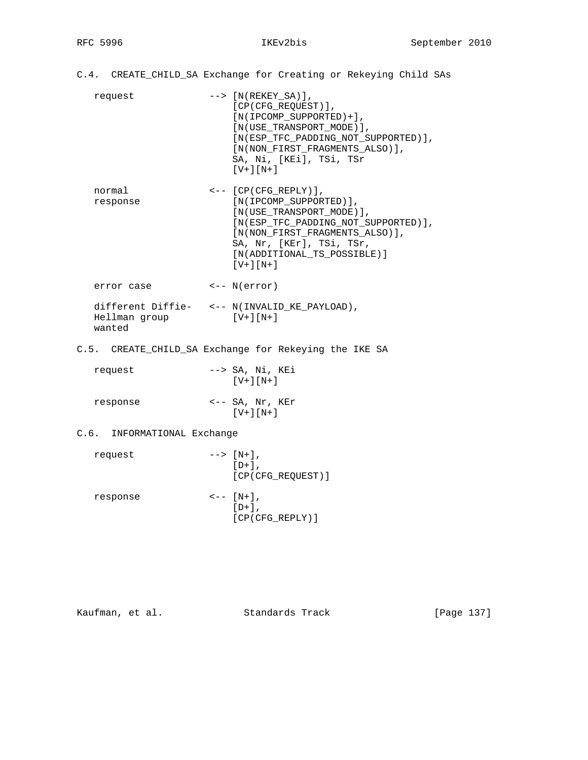### C.4. CREATE_CHILD_SA Exchange for Creating or Rekeying Child SAs

```
request             --> [N(REKEY_SA)],
                        [CP(CFG_REQUEST)],
                        [N(IPCOMP_SUPPORTED)+],
                        [N(USE_TRANSPORT_MODE)],
                        [N(ESP_TFC_PADDING_NOT_SUPPORTED)],
                        [N(NON_FIRST_FRAGMENTS_ALSO)],
                        SA, Ni, [KEi], TSi, TSr
                        [V+][N+]

normal              <-- [CP(CFG_REPLY)],
response                [N(IPCOMP_SUPPORTED)],
                        [N(USE_TRANSPORT_MODE)],
                        [N(ESP_TFC_PADDING_NOT_SUPPORTED)],
                        [N(NON_FIRST_FRAGMENTS_ALSO)],
                        SA, Nr, [KEr], TSi, TSr,
                        [N(ADDITIONAL_TS_POSSIBLE)]
                        [V+][N+]

error case          <-- N(error)

different Diffie-   <-- N(INVALID_KE_PAYLOAD),
Hellman group           [V+][N+]
wanted
```

### C.5. CREATE_CHILD_SA Exchange for Rekeying the IKE SA

```
request             --> SA, Ni, KEi
                        [V+][N+]

response            <-- SA, Nr, KEr
                        [V+][N+]
```

### C.6. INFORMATIONAL Exchange

```
request             --> [N+],
                        [D+],
                        [CP(CFG_REQUEST)]

response            <-- [N+],
                        [D+],
                        [CP(CFG_REPLY)]
```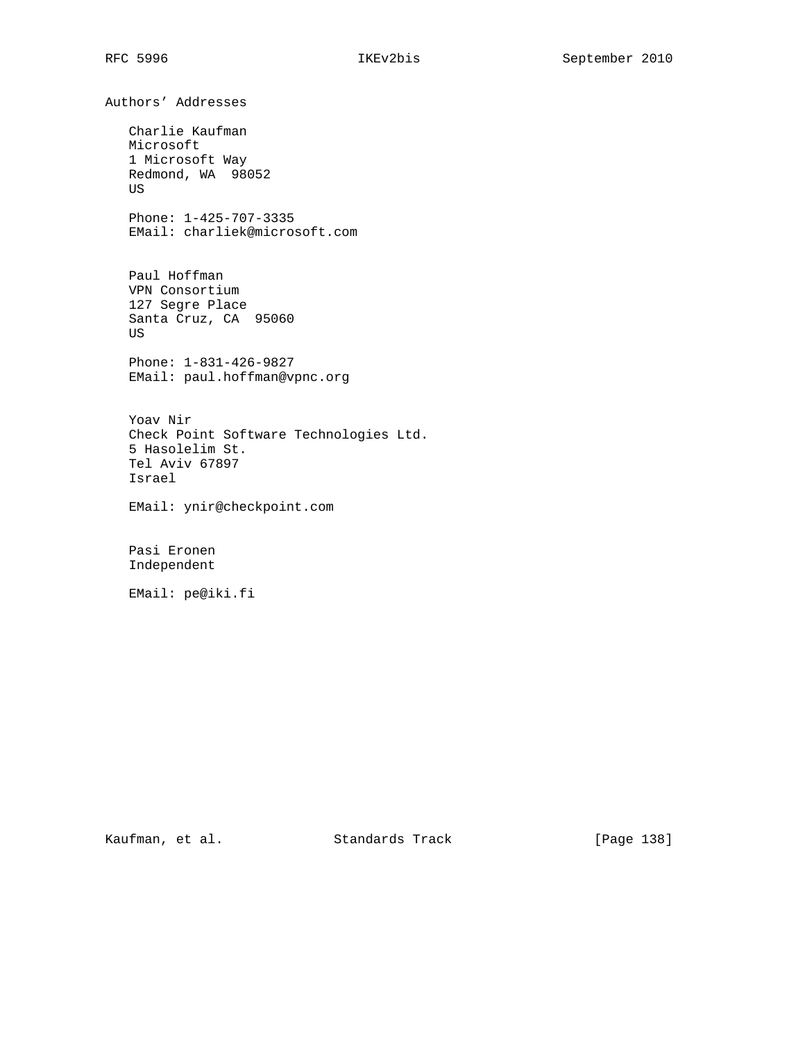## Authors' Addresses

Charlie Kaufman
Microsoft
1 Microsoft Way
Redmond, WA 98052
US

Phone: 1-425-707-3335
EMail: charliek@microsoft.com

Paul Hoffman
VPN Consortium
127 Segre Place
Santa Cruz, CA 95060
US

Phone: 1-831-426-9827
EMail: paul.hoffman@vpnc.org

Yoav Nir
Check Point Software Technologies Ltd.
5 Hasolelim St.
Tel Aviv 67897
Israel

EMail: ynir@checkpoint.com

Pasi Eronen
Independent

EMail: pe@iki.fi